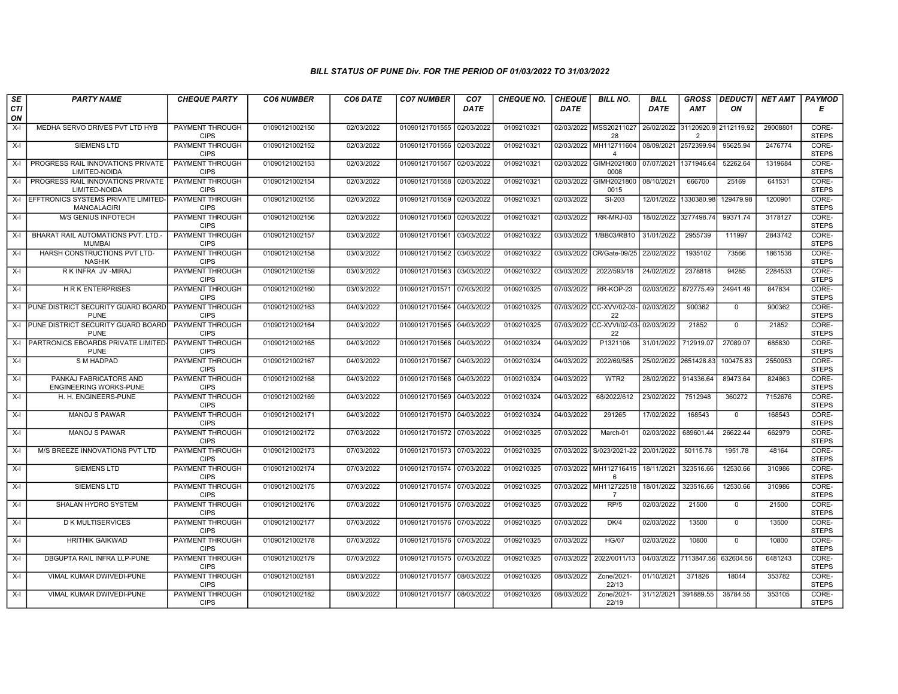*BILL STATUS OF PUNE Div. FOR THE PERIOD OF 01/03/2022 TO 31/03/2022*

| SECTION | PARTY NAME | CHEQUE PARTY | CO6 NUMBER | CO6 DATE | CO7 NUMBER | CO7 DATE | CHEQUE NO. | CHEQUE DATE | BILL NO. | BILL DATE | GROSS AMT | DEDUCTION | NET AMT | PAYMODE |
|---|---|---|---|---|---|---|---|---|---|---|---|---|---|---|
| X-I | MEDHA SERVO DRIVES PVT LTD HYB | PAYMENT THROUGH CIPS | 01090121002150 | 02/03/2022 | 01090121701555 | 02/03/2022 | 0109210321 | 02/03/2022 | MSS2021102728 | 26/02/2022 | 31120920.92 | 2112119.92 | 29008801 | CORE-STEPS |
| X-I | SIEMENS LTD | PAYMENT THROUGH CIPS | 01090121002152 | 02/03/2022 | 01090121701556 | 02/03/2022 | 0109210321 | 02/03/2022 | MH1127116044 | 08/09/2021 | 2572399.94 | 95625.94 | 2476774 | CORE-STEPS |
| X-I | PROGRESS RAIL INNOVATIONS PRIVATE LIMITED-NOIDA | PAYMENT THROUGH CIPS | 01090121002153 | 02/03/2022 | 01090121701557 | 02/03/2022 | 0109210321 | 02/03/2022 | GIMH20218000008 | 07/07/2021 | 1371946.64 | 52262.64 | 1319684 | CORE-STEPS |
| X-I | PROGRESS RAIL INNOVATIONS PRIVATE LIMITED-NOIDA | PAYMENT THROUGH CIPS | 01090121002154 | 02/03/2022 | 01090121701558 | 02/03/2022 | 0109210321 | 02/03/2022 | GIMH20218000015 | 08/10/2021 | 666700 | 25169 | 641531 | CORE-STEPS |
| X-I | EFFTRONICS SYSTEMS PRIVATE LIMITED-MANGALAGIRI | PAYMENT THROUGH CIPS | 01090121002155 | 02/03/2022 | 01090121701559 | 02/03/2022 | 0109210321 | 02/03/2022 | SI-203 | 12/01/2022 | 1330380.98 | 129479.98 | 1200901 | CORE-STEPS |
| X-I | M/S GENIUS INFOTECH | PAYMENT THROUGH CIPS | 01090121002156 | 02/03/2022 | 01090121701560 | 02/03/2022 | 0109210321 | 02/03/2022 | RR-MRJ-03 | 18/02/2022 | 3277498.74 | 99371.74 | 3178127 | CORE-STEPS |
| X-I | BHARAT RAIL AUTOMATIONS PVT. LTD.-MUMBAI | PAYMENT THROUGH CIPS | 01090121002157 | 03/03/2022 | 01090121701561 | 03/03/2022 | 0109210322 | 03/03/2022 | 1/BB03/RB10 | 31/01/2022 | 2955739 | 111997 | 2843742 | CORE-STEPS |
| X-I | HARSH CONSTRUCTIONS PVT LTD-NASHIK | PAYMENT THROUGH CIPS | 01090121002158 | 03/03/2022 | 01090121701562 | 03/03/2022 | 0109210322 | 03/03/2022 | CR/Gate-09/25 | 22/02/2022 | 1935102 | 73566 | 1861536 | CORE-STEPS |
| X-I | R K INFRA JV -MIRAJ | PAYMENT THROUGH CIPS | 01090121002159 | 03/03/2022 | 01090121701563 | 03/03/2022 | 0109210322 | 03/03/2022 | 2022/593/18 | 24/02/2022 | 2378818 | 94285 | 2284533 | CORE-STEPS |
| X-I | H R K ENTERPRISES | PAYMENT THROUGH CIPS | 01090121002160 | 03/03/2022 | 01090121701571 | 07/03/2022 | 0109210325 | 07/03/2022 | RR-KOP-23 | 02/03/2022 | 872775.49 | 24941.49 | 847834 | CORE-STEPS |
| X-I | PUNE DISTRICT SECURITY GUARD BOARD PUNE | PAYMENT THROUGH CIPS | 01090121002163 | 04/03/2022 | 01090121701564 | 04/03/2022 | 0109210325 | 07/03/2022 | CC-XVV/02-03-22 | 02/03/2022 | 900362 | 0 | 900362 | CORE-STEPS |
| X-I | PUNE DISTRICT SECURITY GUARD BOARD PUNE | PAYMENT THROUGH CIPS | 01090121002164 | 04/03/2022 | 01090121701565 | 04/03/2022 | 0109210325 | 07/03/2022 | CC-XVVI/02-03-22 | 02/03/2022 | 21852 | 0 | 21852 | CORE-STEPS |
| X-I | PARTRONICS EBOARDS PRIVATE LIMITED-PUNE | PAYMENT THROUGH CIPS | 01090121002165 | 04/03/2022 | 01090121701566 | 04/03/2022 | 0109210324 | 04/03/2022 | P1321106 | 31/01/2022 | 712919.07 | 27089.07 | 685830 | CORE-STEPS |
| X-I | S M HADPAD | PAYMENT THROUGH CIPS | 01090121002167 | 04/03/2022 | 01090121701567 | 04/03/2022 | 0109210324 | 04/03/2022 | 2022/69/585 | 25/02/2022 | 2651428.83 | 100475.83 | 2550953 | CORE-STEPS |
| X-I | PANKAJ FABRICATORS AND ENGINEERING WORKS-PUNE | PAYMENT THROUGH CIPS | 01090121002168 | 04/03/2022 | 01090121701568 | 04/03/2022 | 0109210324 | 04/03/2022 | WTR2 | 28/02/2022 | 914336.64 | 89473.64 | 824863 | CORE-STEPS |
| X-I | H. H. ENGINEERS-PUNE | PAYMENT THROUGH CIPS | 01090121002169 | 04/03/2022 | 01090121701569 | 04/03/2022 | 0109210324 | 04/03/2022 | 68/2022/612 | 23/02/2022 | 7512948 | 360272 | 7152676 | CORE-STEPS |
| X-I | MANOJ S PAWAR | PAYMENT THROUGH CIPS | 01090121002171 | 04/03/2022 | 01090121701570 | 04/03/2022 | 0109210324 | 04/03/2022 | 291265 | 17/02/2022 | 168543 | 0 | 168543 | CORE-STEPS |
| X-I | MANOJ S PAWAR | PAYMENT THROUGH CIPS | 01090121002172 | 07/03/2022 | 01090121701572 | 07/03/2022 | 0109210325 | 07/03/2022 | March-01 | 02/03/2022 | 689601.44 | 26622.44 | 662979 | CORE-STEPS |
| X-I | M/S BREEZE INNOVATIONS PVT LTD | PAYMENT THROUGH CIPS | 01090121002173 | 07/03/2022 | 01090121701573 | 07/03/2022 | 0109210325 | 07/03/2022 | S/023/2021-22 | 20/01/2022 | 50115.78 | 1951.78 | 48164 | CORE-STEPS |
| X-I | SIEMENS LTD | PAYMENT THROUGH CIPS | 01090121002174 | 07/03/2022 | 01090121701574 | 07/03/2022 | 0109210325 | 07/03/2022 | MH1127164156 | 18/11/2021 | 323516.66 | 12530.66 | 310986 | CORE-STEPS |
| X-I | SIEMENS LTD | PAYMENT THROUGH CIPS | 01090121002175 | 07/03/2022 | 01090121701574 | 07/03/2022 | 0109210325 | 07/03/2022 | MH1127225187 | 18/01/2022 | 323516.66 | 12530.66 | 310986 | CORE-STEPS |
| X-I | SHALAN HYDRO SYSTEM | PAYMENT THROUGH CIPS | 01090121002176 | 07/03/2022 | 01090121701576 | 07/03/2022 | 0109210325 | 07/03/2022 | RP/5 | 02/03/2022 | 21500 | 0 | 21500 | CORE-STEPS |
| X-I | D K MULTISERVICES | PAYMENT THROUGH CIPS | 01090121002177 | 07/03/2022 | 01090121701576 | 07/03/2022 | 0109210325 | 07/03/2022 | DK/4 | 02/03/2022 | 13500 | 0 | 13500 | CORE-STEPS |
| X-I | HRITHIK GAIKWAD | PAYMENT THROUGH CIPS | 01090121002178 | 07/03/2022 | 01090121701576 | 07/03/2022 | 0109210325 | 07/03/2022 | HG/07 | 02/03/2022 | 10800 | 0 | 10800 | CORE-STEPS |
| X-I | DBGUPTA RAIL INFRA LLP-PUNE | PAYMENT THROUGH CIPS | 01090121002179 | 07/03/2022 | 01090121701575 | 07/03/2022 | 0109210325 | 07/03/2022 | 2022/0011/13 | 04/03/2022 | 7113847.56 | 632604.56 | 6481243 | CORE-STEPS |
| X-I | VIMAL KUMAR DWIVEDI-PUNE | PAYMENT THROUGH CIPS | 01090121002181 | 08/03/2022 | 01090121701577 | 08/03/2022 | 0109210326 | 08/03/2022 | Zone/2021-22/13 | 01/10/2021 | 371826 | 18044 | 353782 | CORE-STEPS |
| X-I | VIMAL KUMAR DWIVEDI-PUNE | PAYMENT THROUGH CIPS | 01090121002182 | 08/03/2022 | 01090121701577 | 08/03/2022 | 0109210326 | 08/03/2022 | Zone/2021-22/19 | 31/12/2021 | 391889.55 | 38784.55 | 353105 | CORE-STEPS |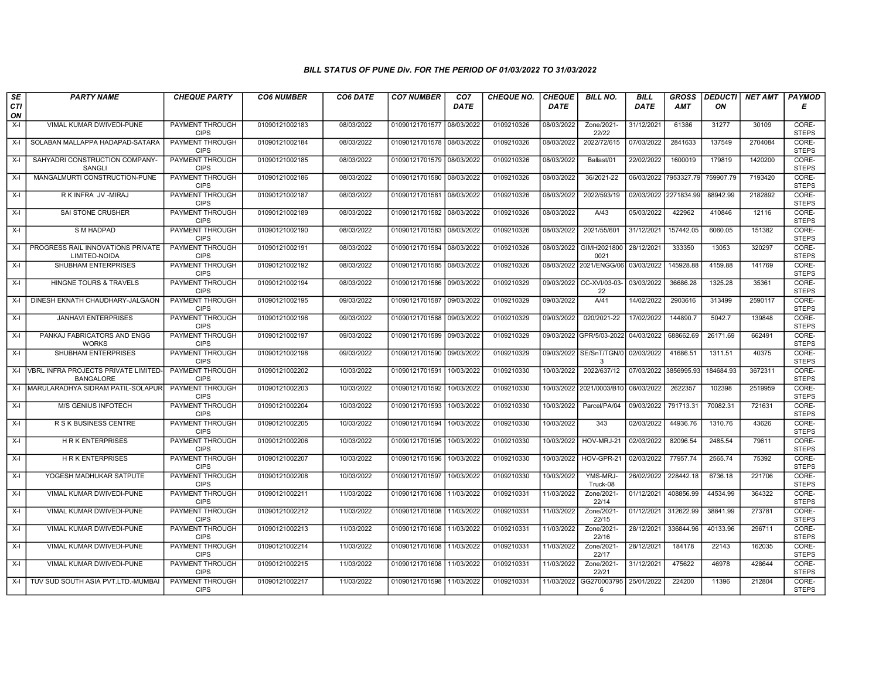### BILL STATUS OF PUNE Div. FOR THE PERIOD OF 01/03/2022 TO 31/03/2022

| SECTION | PARTY NAME | CHEQUE PARTY | CO6 NUMBER | CO6 DATE | CO7 NUMBER | CO7 DATE | CHEQUE NO. | CHEQUE DATE | BILL NO. | BILL DATE | GROSS AMT | DEDUCTION | NET AMT | PAYMODE |
|---|---|---|---|---|---|---|---|---|---|---|---|---|---|---|
| X-I | VIMAL KUMAR DWIVEDI-PUNE | PAYMENT THROUGH CIPS | 01090121002183 | 08/03/2022 | 01090121701577 | 08/03/2022 | 0109210326 | 08/03/2022 | Zone/2021-22/22 | 31/12/2021 | 61386 | 31277 | 30109 | CORE-STEPS |
| X-I | SOLABAN MALLAPPA HADAPAD-SATARA | PAYMENT THROUGH CIPS | 01090121002184 | 08/03/2022 | 01090121701578 | 08/03/2022 | 0109210326 | 08/03/2022 | 2022/72/615 | 07/03/2022 | 2841633 | 137549 | 2704084 | CORE-STEPS |
| X-I | SAHYADRI CONSTRUCTION COMPANY-SANGLI | PAYMENT THROUGH CIPS | 01090121002185 | 08/03/2022 | 01090121701579 | 08/03/2022 | 0109210326 | 08/03/2022 | Ballast/01 | 22/02/2022 | 1600019 | 179819 | 1420200 | CORE-STEPS |
| X-I | MANGALMURTI CONSTRUCTION-PUNE | PAYMENT THROUGH CIPS | 01090121002186 | 08/03/2022 | 01090121701580 | 08/03/2022 | 0109210326 | 08/03/2022 | 36/2021-22 | 06/03/2022 | 7953327.79 | 759907.79 | 7193420 | CORE-STEPS |
| X-I | R K INFRA JV -MIRAJ | PAYMENT THROUGH CIPS | 01090121002187 | 08/03/2022 | 01090121701581 | 08/03/2022 | 0109210326 | 08/03/2022 | 2022/593/19 | 02/03/2022 | 2271834.99 | 88942.99 | 2182892 | CORE-STEPS |
| X-I | SAI STONE CRUSHER | PAYMENT THROUGH CIPS | 01090121002189 | 08/03/2022 | 01090121701582 | 08/03/2022 | 0109210326 | 08/03/2022 | A/43 | 05/03/2022 | 422962 | 410846 | 12116 | CORE-STEPS |
| X-I | S M HADPAD | PAYMENT THROUGH CIPS | 01090121002190 | 08/03/2022 | 01090121701583 | 08/03/2022 | 0109210326 | 08/03/2022 | 2021/55/601 | 31/12/2021 | 157442.05 | 6060.05 | 151382 | CORE-STEPS |
| X-I | PROGRESS RAIL INNOVATIONS PRIVATE LIMITED-NOIDA | PAYMENT THROUGH CIPS | 01090121002191 | 08/03/2022 | 01090121701584 | 08/03/2022 | 0109210326 | 08/03/2022 | GIMH20218000021 | 28/12/2021 | 333350 | 13053 | 320297 | CORE-STEPS |
| X-I | SHUBHAM ENTERPRISES | PAYMENT THROUGH CIPS | 01090121002192 | 08/03/2022 | 01090121701585 | 08/03/2022 | 0109210326 | 08/03/2022 | 2021/ENGG/06 | 03/03/2022 | 145928.88 | 4159.88 | 141769 | CORE-STEPS |
| X-I | HINGNE TOURS & TRAVELS | PAYMENT THROUGH CIPS | 01090121002194 | 08/03/2022 | 01090121701586 | 09/03/2022 | 0109210329 | 09/03/2022 | CC-XVI/03-03-22 | 03/03/2022 | 36686.28 | 1325.28 | 35361 | CORE-STEPS |
| X-I | DINESH EKNATH CHAUDHARY-JALGAON | PAYMENT THROUGH CIPS | 01090121002195 | 09/03/2022 | 01090121701587 | 09/03/2022 | 0109210329 | 09/03/2022 | A/41 | 14/02/2022 | 2903616 | 313499 | 2590117 | CORE-STEPS |
| X-I | JANHAVI ENTERPRISES | PAYMENT THROUGH CIPS | 01090121002196 | 09/03/2022 | 01090121701588 | 09/03/2022 | 0109210329 | 09/03/2022 | 020/2021-22 | 17/02/2022 | 144890.7 | 5042.7 | 139848 | CORE-STEPS |
| X-I | PANKAJ FABRICATORS AND ENGG WORKS | PAYMENT THROUGH CIPS | 01090121002197 | 09/03/2022 | 01090121701589 | 09/03/2022 | 0109210329 | 09/03/2022 | GPR/5/03-2022 | 04/03/2022 | 688662.69 | 26171.69 | 662491 | CORE-STEPS |
| X-I | SHUBHAM ENTERPRISES | PAYMENT THROUGH CIPS | 01090121002198 | 09/03/2022 | 01090121701590 | 09/03/2022 | 0109210329 | 09/03/2022 | SE/SnT/TGN/03 | 02/03/2022 | 41686.51 | 1311.51 | 40375 | CORE-STEPS |
| X-I | VBRL INFRA PROJECTS PRIVATE LIMITED-BANGALORE | PAYMENT THROUGH CIPS | 01090121002202 | 10/03/2022 | 01090121701591 | 10/03/2022 | 0109210330 | 10/03/2022 | 2022/637/12 | 07/03/2022 | 3856995.93 | 184684.93 | 3672311 | CORE-STEPS |
| X-I | MARULARADHYA SIDRAM PATIL-SOLAPUR | PAYMENT THROUGH CIPS | 01090121002203 | 10/03/2022 | 01090121701592 | 10/03/2022 | 0109210330 | 10/03/2022 | 2021/0003/B10 | 08/03/2022 | 2622357 | 102398 | 2519959 | CORE-STEPS |
| X-I | M/S GENIUS INFOTECH | PAYMENT THROUGH CIPS | 01090121002204 | 10/03/2022 | 01090121701593 | 10/03/2022 | 0109210330 | 10/03/2022 | Parcel/PA/04 | 09/03/2022 | 791713.31 | 70082.31 | 721631 | CORE-STEPS |
| X-I | R S K BUSINESS CENTRE | PAYMENT THROUGH CIPS | 01090121002205 | 10/03/2022 | 01090121701594 | 10/03/2022 | 0109210330 | 10/03/2022 | 343 | 02/03/2022 | 44936.76 | 1310.76 | 43626 | CORE-STEPS |
| X-I | H R K ENTERPRISES | PAYMENT THROUGH CIPS | 01090121002206 | 10/03/2022 | 01090121701595 | 10/03/2022 | 0109210330 | 10/03/2022 | HOV-MRJ-21 | 02/03/2022 | 82096.54 | 2485.54 | 79611 | CORE-STEPS |
| X-I | H R K ENTERPRISES | PAYMENT THROUGH CIPS | 01090121002207 | 10/03/2022 | 01090121701596 | 10/03/2022 | 0109210330 | 10/03/2022 | HOV-GPR-21 | 02/03/2022 | 77957.74 | 2565.74 | 75392 | CORE-STEPS |
| X-I | YOGESH MADHUKAR SATPUTE | PAYMENT THROUGH CIPS | 01090121002208 | 10/03/2022 | 01090121701597 | 10/03/2022 | 0109210330 | 10/03/2022 | YMS-MRJ-Truck-08 | 26/02/2022 | 228442.18 | 6736.18 | 221706 | CORE-STEPS |
| X-I | VIMAL KUMAR DWIVEDI-PUNE | PAYMENT THROUGH CIPS | 01090121002211 | 11/03/2022 | 01090121701608 | 11/03/2022 | 0109210331 | 11/03/2022 | Zone/2021-22/14 | 01/12/2021 | 408856.99 | 44534.99 | 364322 | CORE-STEPS |
| X-I | VIMAL KUMAR DWIVEDI-PUNE | PAYMENT THROUGH CIPS | 01090121002212 | 11/03/2022 | 01090121701608 | 11/03/2022 | 0109210331 | 11/03/2022 | Zone/2021-22/15 | 01/12/2021 | 312622.99 | 38841.99 | 273781 | CORE-STEPS |
| X-I | VIMAL KUMAR DWIVEDI-PUNE | PAYMENT THROUGH CIPS | 01090121002213 | 11/03/2022 | 01090121701608 | 11/03/2022 | 0109210331 | 11/03/2022 | Zone/2021-22/16 | 28/12/2021 | 336844.96 | 40133.96 | 296711 | CORE-STEPS |
| X-I | VIMAL KUMAR DWIVEDI-PUNE | PAYMENT THROUGH CIPS | 01090121002214 | 11/03/2022 | 01090121701608 | 11/03/2022 | 0109210331 | 11/03/2022 | Zone/2021-22/17 | 28/12/2021 | 184178 | 22143 | 162035 | CORE-STEPS |
| X-I | VIMAL KUMAR DWIVEDI-PUNE | PAYMENT THROUGH CIPS | 01090121002215 | 11/03/2022 | 01090121701608 | 11/03/2022 | 0109210331 | 11/03/2022 | Zone/2021-22/21 | 31/12/2021 | 475622 | 46978 | 428644 | CORE-STEPS |
| X-I | TUV SUD SOUTH ASIA PVT.LTD.-MUMBAI | PAYMENT THROUGH CIPS | 01090121002217 | 11/03/2022 | 01090121701598 | 11/03/2022 | 0109210331 | 11/03/2022 | GG2700037956 | 25/01/2022 | 224200 | 11396 | 212804 | CORE-STEPS |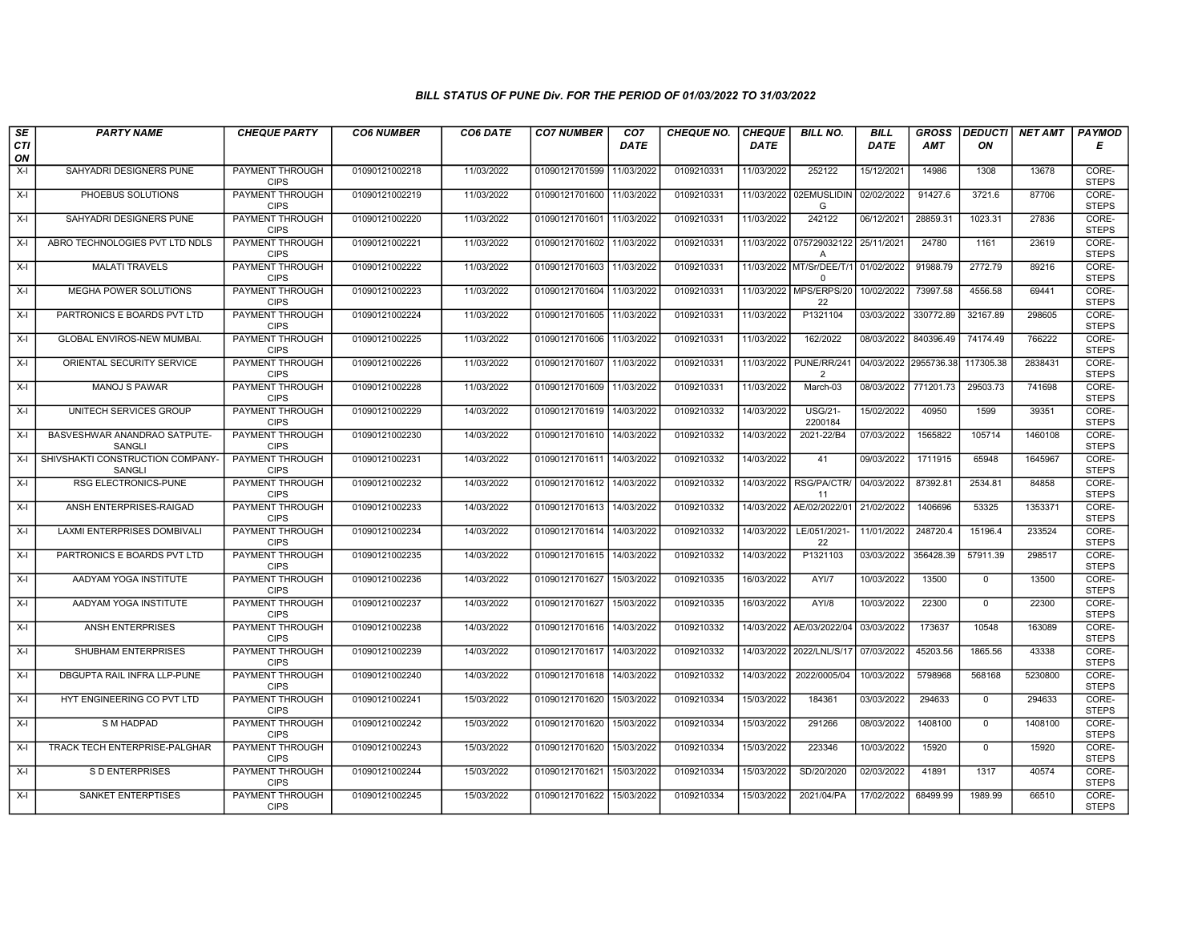## BILL STATUS OF PUNE Div. FOR THE PERIOD OF 01/03/2022 TO 31/03/2022

| SECTION | PARTY NAME | CHEQUE PARTY | CO6 NUMBER | CO6 DATE | CO7 NUMBER | CO7 DATE | CHEQUE NO. | CHEQUE DATE | BILL NO. | BILL DATE | GROSS AMT | DEDUCTION | NET AMT | PAYMODE |
|---|---|---|---|---|---|---|---|---|---|---|---|---|---|---|
| X-I | SAHYADRI DESIGNERS PUNE | PAYMENT THROUGH CIPS | 01090121002218 | 11/03/2022 | 01090121701599 | 11/03/2022 | 0109210331 | 11/03/2022 | 252122 | 15/12/2021 | 14986 | 1308 | 13678 | CORE-STEPS |
| X-I | PHOEBUS SOLUTIONS | PAYMENT THROUGH CIPS | 01090121002219 | 11/03/2022 | 01090121701600 | 11/03/2022 | 0109210331 | 11/03/2022 | 02EMUSLIDING | 02/02/2022 | 91427.6 | 3721.6 | 87706 | CORE-STEPS |
| X-I | SAHYADRI DESIGNERS PUNE | PAYMENT THROUGH CIPS | 01090121002220 | 11/03/2022 | 01090121701601 | 11/03/2022 | 0109210331 | 11/03/2022 | 242122 | 06/12/2021 | 28859.31 | 1023.31 | 27836 | CORE-STEPS |
| X-I | ABRO TECHNOLOGIES PVT LTD NDLS | PAYMENT THROUGH CIPS | 01090121002221 | 11/03/2022 | 01090121701602 | 11/03/2022 | 0109210331 | 11/03/2022 | 075729032122A | 25/11/2021 | 24780 | 1161 | 23619 | CORE-STEPS |
| X-I | MALATI TRAVELS | PAYMENT THROUGH CIPS | 01090121002222 | 11/03/2022 | 01090121701603 | 11/03/2022 | 0109210331 | 11/03/2022 | MT/Sr/DEE/T/10 | 01/02/2022 | 91988.79 | 2772.79 | 89216 | CORE-STEPS |
| X-I | MEGHA POWER SOLUTIONS | PAYMENT THROUGH CIPS | 01090121002223 | 11/03/2022 | 01090121701604 | 11/03/2022 | 0109210331 | 11/03/2022 | MPS/ERPS/2022 | 10/02/2022 | 73997.58 | 4556.58 | 69441 | CORE-STEPS |
| X-I | PARTRONICS E BOARDS PVT LTD | PAYMENT THROUGH CIPS | 01090121002224 | 11/03/2022 | 01090121701605 | 11/03/2022 | 0109210331 | 11/03/2022 | P1321104 | 03/03/2022 | 330772.89 | 32167.89 | 298605 | CORE-STEPS |
| X-I | GLOBAL ENVIROS-NEW MUMBAI. | PAYMENT THROUGH CIPS | 01090121002225 | 11/03/2022 | 01090121701606 | 11/03/2022 | 0109210331 | 11/03/2022 | 162/2022 | 08/03/2022 | 840396.49 | 74174.49 | 766222 | CORE-STEPS |
| X-I | ORIENTAL SECURITY SERVICE | PAYMENT THROUGH CIPS | 01090121002226 | 11/03/2022 | 01090121701607 | 11/03/2022 | 0109210331 | 11/03/2022 | PUNE/RR/2412 | 04/03/2022 | 2955736.38 | 117305.38 | 2838431 | CORE-STEPS |
| X-I | MANOJ S PAWAR | PAYMENT THROUGH CIPS | 01090121002228 | 11/03/2022 | 01090121701609 | 11/03/2022 | 0109210331 | 11/03/2022 | March-03 | 08/03/2022 | 771201.73 | 29503.73 | 741698 | CORE-STEPS |
| X-I | UNITECH SERVICES GROUP | PAYMENT THROUGH CIPS | 01090121002229 | 14/03/2022 | 01090121701619 | 14/03/2022 | 0109210332 | 14/03/2022 | USG/21-2200184 | 15/02/2022 | 40950 | 1599 | 39351 | CORE-STEPS |
| X-I | BASVESHWAR ANANDRAO SATPUTE-SANGLI | PAYMENT THROUGH CIPS | 01090121002230 | 14/03/2022 | 01090121701610 | 14/03/2022 | 0109210332 | 14/03/2022 | 2021-22/B4 | 07/03/2022 | 1565822 | 105714 | 1460108 | CORE-STEPS |
| X-I | SHIVSHAKTI CONSTRUCTION COMPANY-SANGLI | PAYMENT THROUGH CIPS | 01090121002231 | 14/03/2022 | 01090121701611 | 14/03/2022 | 0109210332 | 14/03/2022 | 41 | 09/03/2022 | 1711915 | 65948 | 1645967 | CORE-STEPS |
| X-I | RSG ELECTRONICS-PUNE | PAYMENT THROUGH CIPS | 01090121002232 | 14/03/2022 | 01090121701612 | 14/03/2022 | 0109210332 | 14/03/2022 | RSG/PA/CTR/11 | 04/03/2022 | 87392.81 | 2534.81 | 84858 | CORE-STEPS |
| X-I | ANSH ENTERPRISES-RAIGAD | PAYMENT THROUGH CIPS | 01090121002233 | 14/03/2022 | 01090121701613 | 14/03/2022 | 0109210332 | 14/03/2022 | AE/02/2022/01 | 21/02/2022 | 1406696 | 53325 | 1353371 | CORE-STEPS |
| X-I | LAXMI ENTERPRISES DOMBIVALI | PAYMENT THROUGH CIPS | 01090121002234 | 14/03/2022 | 01090121701614 | 14/03/2022 | 0109210332 | 14/03/2022 | LE/051/2021-22 | 11/01/2022 | 248720.4 | 15196.4 | 233524 | CORE-STEPS |
| X-I | PARTRONICS E BOARDS PVT LTD | PAYMENT THROUGH CIPS | 01090121002235 | 14/03/2022 | 01090121701615 | 14/03/2022 | 0109210332 | 14/03/2022 | P1321103 | 03/03/2022 | 356428.39 | 57911.39 | 298517 | CORE-STEPS |
| X-I | AADYAM YOGA INSTITUTE | PAYMENT THROUGH CIPS | 01090121002236 | 14/03/2022 | 01090121701627 | 15/03/2022 | 0109210335 | 16/03/2022 | AYI/7 | 10/03/2022 | 13500 | 0 | 13500 | CORE-STEPS |
| X-I | AADYAM YOGA INSTITUTE | PAYMENT THROUGH CIPS | 01090121002237 | 14/03/2022 | 01090121701627 | 15/03/2022 | 0109210335 | 16/03/2022 | AYI/8 | 10/03/2022 | 22300 | 0 | 22300 | CORE-STEPS |
| X-I | ANSH ENTERPRISES | PAYMENT THROUGH CIPS | 01090121002238 | 14/03/2022 | 01090121701616 | 14/03/2022 | 0109210332 | 14/03/2022 | AE/03/2022/04 | 03/03/2022 | 173637 | 10548 | 163089 | CORE-STEPS |
| X-I | SHUBHAM ENTERPRISES | PAYMENT THROUGH CIPS | 01090121002239 | 14/03/2022 | 01090121701617 | 14/03/2022 | 0109210332 | 14/03/2022 | 2022/LNL/S/17 | 07/03/2022 | 45203.56 | 1865.56 | 43338 | CORE-STEPS |
| X-I | DBGUPTA RAIL INFRA LLP-PUNE | PAYMENT THROUGH CIPS | 01090121002240 | 14/03/2022 | 01090121701618 | 14/03/2022 | 0109210332 | 14/03/2022 | 2022/0005/04 | 10/03/2022 | 5798968 | 568168 | 5230800 | CORE-STEPS |
| X-I | HYT ENGINEERING CO PVT LTD | PAYMENT THROUGH CIPS | 01090121002241 | 15/03/2022 | 01090121701620 | 15/03/2022 | 0109210334 | 15/03/2022 | 184361 | 03/03/2022 | 294633 | 0 | 294633 | CORE-STEPS |
| X-I | S M HADPAD | PAYMENT THROUGH CIPS | 01090121002242 | 15/03/2022 | 01090121701620 | 15/03/2022 | 0109210334 | 15/03/2022 | 291266 | 08/03/2022 | 1408100 | 0 | 1408100 | CORE-STEPS |
| X-I | TRACK TECH ENTERPRISE-PALGHAR | PAYMENT THROUGH CIPS | 01090121002243 | 15/03/2022 | 01090121701620 | 15/03/2022 | 0109210334 | 15/03/2022 | 223346 | 10/03/2022 | 15920 | 0 | 15920 | CORE-STEPS |
| X-I | S D ENTERPRISES | PAYMENT THROUGH CIPS | 01090121002244 | 15/03/2022 | 01090121701621 | 15/03/2022 | 0109210334 | 15/03/2022 | SD/20/2020 | 02/03/2022 | 41891 | 1317 | 40574 | CORE-STEPS |
| X-I | SANKET ENTERPTISES | PAYMENT THROUGH CIPS | 01090121002245 | 15/03/2022 | 01090121701622 | 15/03/2022 | 0109210334 | 15/03/2022 | 2021/04/PA | 17/02/2022 | 68499.99 | 1989.99 | 66510 | CORE-STEPS |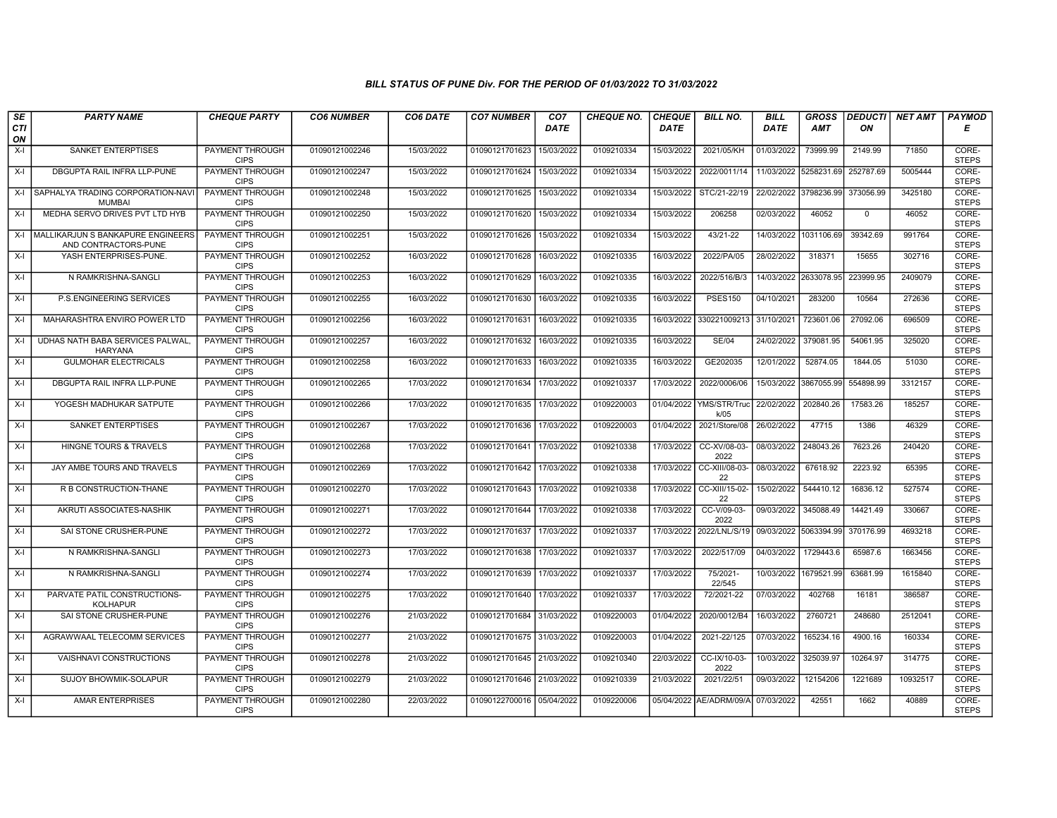## BILL STATUS OF PUNE Div. FOR THE PERIOD OF 01/03/2022 TO 31/03/2022

| SECTION | PARTY NAME | CHEQUE PARTY | CO6 NUMBER | CO6 DATE | CO7 NUMBER | CO7 DATE | CHEQUE NO. | CHEQUE DATE | BILL NO. | BILL DATE | GROSS AMT | DEDUCTION | NET AMT | PAYMODE |
|---|---|---|---|---|---|---|---|---|---|---|---|---|---|---|
| X-I | SANKET ENTERPTISES | PAYMENT THROUGH CIPS | 01090121002246 | 15/03/2022 | 01090121701623 | 15/03/2022 | 0109210334 | 15/03/2022 | 2021/05/KH | 01/03/2022 | 73999.99 | 2149.99 | 71850 | CORE-STEPS |
| X-I | DBGUPTA RAIL INFRA LLP-PUNE | PAYMENT THROUGH CIPS | 01090121002247 | 15/03/2022 | 01090121701624 | 15/03/2022 | 0109210334 | 15/03/2022 | 2022/0011/14 | 11/03/2022 | 5258231.69 | 252787.69 | 5005444 | CORE-STEPS |
| X-I | SAPHALYA TRADING CORPORATION-NAVI MUMBAI | PAYMENT THROUGH CIPS | 01090121002248 | 15/03/2022 | 01090121701625 | 15/03/2022 | 0109210334 | 15/03/2022 | STC/21-22/19 | 22/02/2022 | 3798236.99 | 373056.99 | 3425180 | CORE-STEPS |
| X-I | MEDHA SERVO DRIVES PVT LTD HYB | PAYMENT THROUGH CIPS | 01090121002250 | 15/03/2022 | 01090121701620 | 15/03/2022 | 0109210334 | 15/03/2022 | 206258 | 02/03/2022 | 46052 | 0 | 46052 | CORE-STEPS |
| X-I | MALLIKARJUN S BANKAPURE ENGINEERS AND CONTRACTORS-PUNE | PAYMENT THROUGH CIPS | 01090121002251 | 15/03/2022 | 01090121701626 | 15/03/2022 | 0109210334 | 15/03/2022 | 43/21-22 | 14/03/2022 | 1031106.69 | 39342.69 | 991764 | CORE-STEPS |
| X-I | YASH ENTERPRISES-PUNE. | PAYMENT THROUGH CIPS | 01090121002252 | 16/03/2022 | 01090121701628 | 16/03/2022 | 0109210335 | 16/03/2022 | 2022/PA/05 | 28/02/2022 | 318371 | 15655 | 302716 | CORE-STEPS |
| X-I | N RAMKRISHNA-SANGLI | PAYMENT THROUGH CIPS | 01090121002253 | 16/03/2022 | 01090121701629 | 16/03/2022 | 0109210335 | 16/03/2022 | 2022/516/B/3 | 14/03/2022 | 2633078.95 | 223999.95 | 2409079 | CORE-STEPS |
| X-I | P.S.ENGINEERING SERVICES | PAYMENT THROUGH CIPS | 01090121002255 | 16/03/2022 | 01090121701630 | 16/03/2022 | 0109210335 | 16/03/2022 | PSES150 | 04/10/2021 | 283200 | 10564 | 272636 | CORE-STEPS |
| X-I | MAHARASHTRA ENVIRO POWER LTD | PAYMENT THROUGH CIPS | 01090121002256 | 16/03/2022 | 01090121701631 | 16/03/2022 | 0109210335 | 16/03/2022 | 330221009213 | 31/10/2021 | 723601.06 | 27092.06 | 696509 | CORE-STEPS |
| X-I | UDHAS NATH BABA SERVICES PALWAL, HARYANA | PAYMENT THROUGH CIPS | 01090121002257 | 16/03/2022 | 01090121701632 | 16/03/2022 | 0109210335 | 16/03/2022 | SE/04 | 24/02/2022 | 379081.95 | 54061.95 | 325020 | CORE-STEPS |
| X-I | GULMOHAR ELECTRICALS | PAYMENT THROUGH CIPS | 01090121002258 | 16/03/2022 | 01090121701633 | 16/03/2022 | 0109210335 | 16/03/2022 | GE202035 | 12/01/2022 | 52874.05 | 1844.05 | 51030 | CORE-STEPS |
| X-I | DBGUPTA RAIL INFRA LLP-PUNE | PAYMENT THROUGH CIPS | 01090121002265 | 17/03/2022 | 01090121701634 | 17/03/2022 | 0109210337 | 17/03/2022 | 2022/0006/06 | 15/03/2022 | 3867055.99 | 554898.99 | 3312157 | CORE-STEPS |
| X-I | YOGESH MADHUKAR SATPUTE | PAYMENT THROUGH CIPS | 01090121002266 | 17/03/2022 | 01090121701635 | 17/03/2022 | 0109220003 | 01/04/2022 | YMS/STR/Truck/05 | 22/02/2022 | 202840.26 | 17583.26 | 185257 | CORE-STEPS |
| X-I | SANKET ENTERPTISES | PAYMENT THROUGH CIPS | 01090121002267 | 17/03/2022 | 01090121701636 | 17/03/2022 | 0109220003 | 01/04/2022 | 2021/Store/08 | 26/02/2022 | 47715 | 1386 | 46329 | CORE-STEPS |
| X-I | HINGNE TOURS & TRAVELS | PAYMENT THROUGH CIPS | 01090121002268 | 17/03/2022 | 01090121701641 | 17/03/2022 | 0109210338 | 17/03/2022 | CC-XV/08-03-2022 | 08/03/2022 | 248043.26 | 7623.26 | 240420 | CORE-STEPS |
| X-I | JAY AMBE TOURS AND TRAVELS | PAYMENT THROUGH CIPS | 01090121002269 | 17/03/2022 | 01090121701642 | 17/03/2022 | 0109210338 | 17/03/2022 | CC-XIII/08-03-22 | 08/03/2022 | 67618.92 | 2223.92 | 65395 | CORE-STEPS |
| X-I | R B CONSTRUCTION-THANE | PAYMENT THROUGH CIPS | 01090121002270 | 17/03/2022 | 01090121701643 | 17/03/2022 | 0109210338 | 17/03/2022 | CC-XIII/15-02-22 | 15/02/2022 | 544410.12 | 16836.12 | 527574 | CORE-STEPS |
| X-I | AKRUTI ASSOCIATES-NASHIK | PAYMENT THROUGH CIPS | 01090121002271 | 17/03/2022 | 01090121701644 | 17/03/2022 | 0109210338 | 17/03/2022 | CC-V/09-03-2022 | 09/03/2022 | 345088.49 | 14421.49 | 330667 | CORE-STEPS |
| X-I | SAI STONE CRUSHER-PUNE | PAYMENT THROUGH CIPS | 01090121002272 | 17/03/2022 | 01090121701637 | 17/03/2022 | 0109210337 | 17/03/2022 | 2022/LNL/S/19 | 09/03/2022 | 5063394.99 | 370176.99 | 4693218 | CORE-STEPS |
| X-I | N RAMKRISHNA-SANGLI | PAYMENT THROUGH CIPS | 01090121002273 | 17/03/2022 | 01090121701638 | 17/03/2022 | 0109210337 | 17/03/2022 | 2022/517/09 | 04/03/2022 | 1729443.6 | 65987.6 | 1663456 | CORE-STEPS |
| X-I | N RAMKRISHNA-SANGLI | PAYMENT THROUGH CIPS | 01090121002274 | 17/03/2022 | 01090121701639 | 17/03/2022 | 0109210337 | 17/03/2022 | 75/2021-22/545 | 10/03/2022 | 1679521.99 | 63681.99 | 1615840 | CORE-STEPS |
| X-I | PARVATE PATIL CONSTRUCTIONS-KOLHAPUR | PAYMENT THROUGH CIPS | 01090121002275 | 17/03/2022 | 01090121701640 | 17/03/2022 | 0109210337 | 17/03/2022 | 72/2021-22 | 07/03/2022 | 402768 | 16181 | 386587 | CORE-STEPS |
| X-I | SAI STONE CRUSHER-PUNE | PAYMENT THROUGH CIPS | 01090121002276 | 21/03/2022 | 01090121701684 | 31/03/2022 | 0109220003 | 01/04/2022 | 2020/0012/B4 | 16/03/2022 | 2760721 | 248680 | 2512041 | CORE-STEPS |
| X-I | AGRAWWAAL TELECOMM SERVICES | PAYMENT THROUGH CIPS | 01090121002277 | 21/03/2022 | 01090121701675 | 31/03/2022 | 0109220003 | 01/04/2022 | 2021-22/125 | 07/03/2022 | 165234.16 | 4900.16 | 160334 | CORE-STEPS |
| X-I | VAISHNAVI CONSTRUCTIONS | PAYMENT THROUGH CIPS | 01090121002278 | 21/03/2022 | 01090121701645 | 21/03/2022 | 0109210340 | 22/03/2022 | CC-IX/10-03-2022 | 10/03/2022 | 325039.97 | 10264.97 | 314775 | CORE-STEPS |
| X-I | SUJOY BHOWMIK-SOLAPUR | PAYMENT THROUGH CIPS | 01090121002279 | 21/03/2022 | 01090121701646 | 21/03/2022 | 0109210339 | 21/03/2022 | 2021/22/51 | 09/03/2022 | 12154206 | 1221689 | 10932517 | CORE-STEPS |
| X-I | AMAR ENTERPRISES | PAYMENT THROUGH CIPS | 01090121002280 | 22/03/2022 | 01090122700016 | 05/04/2022 | 0109220006 | 05/04/2022 | AE/ADRM/09/A | 07/03/2022 | 42551 | 1662 | 40889 | CORE-STEPS |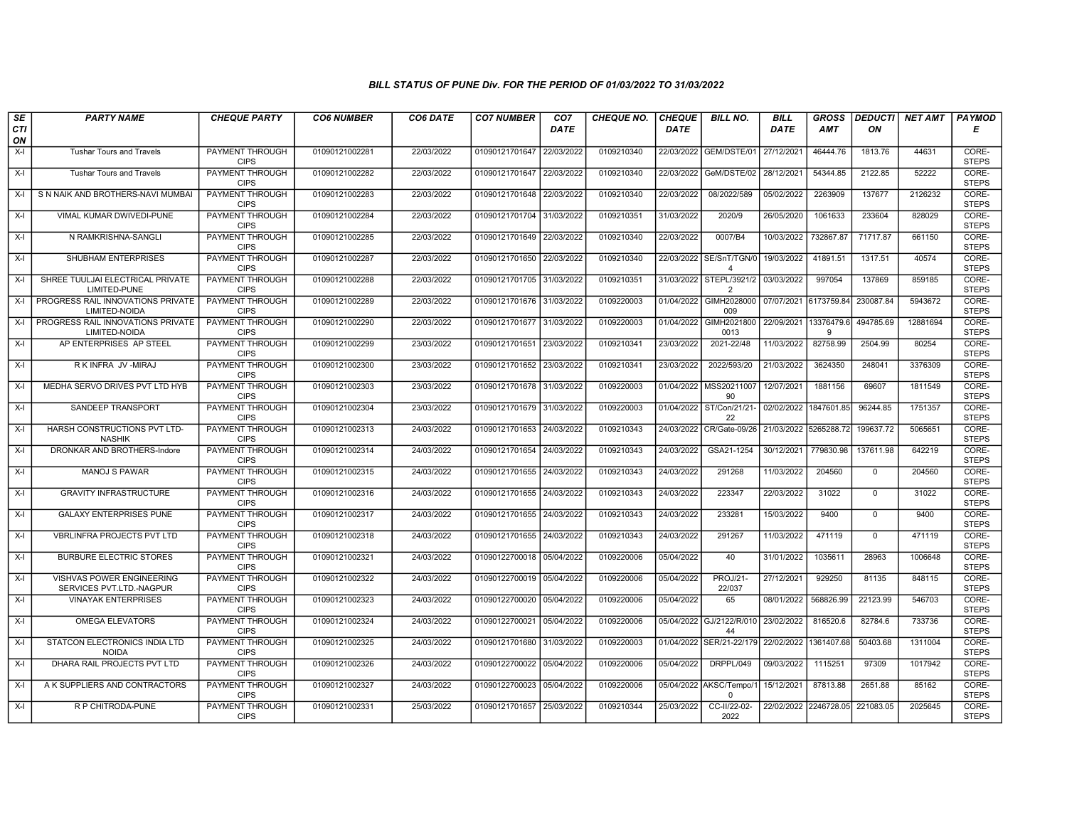*BILL STATUS OF PUNE Div. FOR THE PERIOD OF 01/03/2022 TO 31/03/2022*

| SECTION | PARTY NAME | CHEQUE PARTY | CO6 NUMBER | CO6 DATE | CO7 NUMBER | CO7 DATE | CHEQUE NO. | CHEQUE DATE | BILL NO. | BILL DATE | GROSS AMT | DEDUCTION | NET AMT | PAYMODE |
|---|---|---|---|---|---|---|---|---|---|---|---|---|---|---|
| X-I | Tushar Tours and Travels | PAYMENT THROUGH CIPS | 01090121002281 | 22/03/2022 | 01090121701647 | 22/03/2022 | 0109210340 | 22/03/2022 | GEM/DSTE/01 | 27/12/2021 | 46444.76 | 1813.76 | 44631 | CORE-STEPS |
| X-I | Tushar Tours and Travels | PAYMENT THROUGH CIPS | 01090121002282 | 22/03/2022 | 01090121701647 | 22/03/2022 | 0109210340 | 22/03/2022 | GeM/DSTE/02 | 28/12/2021 | 54344.85 | 2122.85 | 52222 | CORE-STEPS |
| X-I | S N NAIK AND BROTHERS-NAVI MUMBAI | PAYMENT THROUGH CIPS | 01090121002283 | 22/03/2022 | 01090121701648 | 22/03/2022 | 0109210340 | 22/03/2022 | 08/2022/589 | 05/02/2022 | 2263909 | 137677 | 2126232 | CORE-STEPS |
| X-I | VIMAL KUMAR DWIVEDI-PUNE | PAYMENT THROUGH CIPS | 01090121002284 | 22/03/2022 | 01090121701704 | 31/03/2022 | 0109210351 | 31/03/2022 | 2020/9 | 26/05/2020 | 1061633 | 233604 | 828029 | CORE-STEPS |
| X-I | N RAMKRISHNA-SANGLI | PAYMENT THROUGH CIPS | 01090121002285 | 22/03/2022 | 01090121701649 | 22/03/2022 | 0109210340 | 22/03/2022 | 0007/B4 | 10/03/2022 | 732867.87 | 71717.87 | 661150 | CORE-STEPS |
| X-I | SHUBHAM ENTERPRISES | PAYMENT THROUGH CIPS | 01090121002287 | 22/03/2022 | 01090121701650 | 22/03/2022 | 0109210340 | 22/03/2022 | SE/SnT/TGN/04 | 19/03/2022 | 41891.51 | 1317.51 | 40574 | CORE-STEPS |
| X-I | SHREE TUULJAI ELECTRICAL PRIVATE LIMITED-PUNE | PAYMENT THROUGH CIPS | 01090121002288 | 22/03/2022 | 01090121701705 | 31/03/2022 | 0109210351 | 31/03/2022 | STEPL/3921/22 | 03/03/2022 | 997054 | 137869 | 859185 | CORE-STEPS |
| X-I | PROGRESS RAIL INNOVATIONS PRIVATE LIMITED-NOIDA | PAYMENT THROUGH CIPS | 01090121002289 | 22/03/2022 | 01090121701676 | 31/03/2022 | 0109220003 | 01/04/2022 | GIMH2028000009 | 07/07/2021 | 6173759.84 | 230087.84 | 5943672 | CORE-STEPS |
| X-I | PROGRESS RAIL INNOVATIONS PRIVATE LIMITED-NOIDA | PAYMENT THROUGH CIPS | 01090121002290 | 22/03/2022 | 01090121701677 | 31/03/2022 | 0109220003 | 01/04/2022 | GIMH20218000013 | 22/09/2021 | 13376479.69 | 494785.69 | 12881694 | CORE-STEPS |
| X-I | AP ENTERPRISES AP STEEL | PAYMENT THROUGH CIPS | 01090121002299 | 23/03/2022 | 01090121701651 | 23/03/2022 | 0109210341 | 23/03/2022 | 2021-22/48 | 11/03/2022 | 82758.99 | 2504.99 | 80254 | CORE-STEPS |
| X-I | R K INFRA JV -MIRAJ | PAYMENT THROUGH CIPS | 01090121002300 | 23/03/2022 | 01090121701652 | 23/03/2022 | 0109210341 | 23/03/2022 | 2022/593/20 | 21/03/2022 | 3624350 | 248041 | 3376309 | CORE-STEPS |
| X-I | MEDHA SERVO DRIVES PVT LTD HYB | PAYMENT THROUGH CIPS | 01090121002303 | 23/03/2022 | 01090121701678 | 31/03/2022 | 0109220003 | 01/04/2022 | MSS2021100790 | 12/07/2021 | 1881156 | 69607 | 1811549 | CORE-STEPS |
| X-I | SANDEEP TRANSPORT | PAYMENT THROUGH CIPS | 01090121002304 | 23/03/2022 | 01090121701679 | 31/03/2022 | 0109220003 | 01/04/2022 | ST/Con/21/21-22 | 02/02/2022 | 1847601.85 | 96244.85 | 1751357 | CORE-STEPS |
| X-I | HARSH CONSTRUCTIONS PVT LTD-NASHIK | PAYMENT THROUGH CIPS | 01090121002313 | 24/03/2022 | 01090121701653 | 24/03/2022 | 0109210343 | 24/03/2022 | CR/Gate-09/26 | 21/03/2022 | 5265288.72 | 199637.72 | 5065651 | CORE-STEPS |
| X-I | DRONKAR AND BROTHERS-Indore | PAYMENT THROUGH CIPS | 01090121002314 | 24/03/2022 | 01090121701654 | 24/03/2022 | 0109210343 | 24/03/2022 | GSA21-1254 | 30/12/2021 | 779830.98 | 137611.98 | 642219 | CORE-STEPS |
| X-I | MANOJ S PAWAR | PAYMENT THROUGH CIPS | 01090121002315 | 24/03/2022 | 01090121701655 | 24/03/2022 | 0109210343 | 24/03/2022 | 291268 | 11/03/2022 | 204560 | 0 | 204560 | CORE-STEPS |
| X-I | GRAVITY INFRASTRUCTURE | PAYMENT THROUGH CIPS | 01090121002316 | 24/03/2022 | 01090121701655 | 24/03/2022 | 0109210343 | 24/03/2022 | 223347 | 22/03/2022 | 31022 | 0 | 31022 | CORE-STEPS |
| X-I | GALAXY ENTERPRISES PUNE | PAYMENT THROUGH CIPS | 01090121002317 | 24/03/2022 | 01090121701655 | 24/03/2022 | 0109210343 | 24/03/2022 | 233281 | 15/03/2022 | 9400 | 0 | 9400 | CORE-STEPS |
| X-I | VBRLINFRA PROJECTS PVT LTD | PAYMENT THROUGH CIPS | 01090121002318 | 24/03/2022 | 01090121701655 | 24/03/2022 | 0109210343 | 24/03/2022 | 291267 | 11/03/2022 | 471119 | 0 | 471119 | CORE-STEPS |
| X-I | BURBURE ELECTRIC STORES | PAYMENT THROUGH CIPS | 01090121002321 | 24/03/2022 | 01090122700018 | 05/04/2022 | 0109220006 | 05/04/2022 | 40 | 31/01/2022 | 1035611 | 28963 | 1006648 | CORE-STEPS |
| X-I | VISHVAS POWER ENGINEERING SERVICES PVT.LTD.-NAGPUR | PAYMENT THROUGH CIPS | 01090121002322 | 24/03/2022 | 01090122700019 | 05/04/2022 | 0109220006 | 05/04/2022 | PROJ/21-22/037 | 27/12/2021 | 929250 | 81135 | 848115 | CORE-STEPS |
| X-I | VINAYAK ENTERPRISES | PAYMENT THROUGH CIPS | 01090121002323 | 24/03/2022 | 01090122700020 | 05/04/2022 | 0109220006 | 05/04/2022 | 65 | 08/01/2022 | 568826.99 | 22123.99 | 546703 | CORE-STEPS |
| X-I | OMEGA ELEVATORS | PAYMENT THROUGH CIPS | 01090121002324 | 24/03/2022 | 01090122700021 | 05/04/2022 | 0109220006 | 05/04/2022 | GJ/2122/R/01044 | 23/02/2022 | 816520.6 | 82784.6 | 733736 | CORE-STEPS |
| X-I | STATCON ELECTRONICS INDIA LTD NOIDA | PAYMENT THROUGH CIPS | 01090121002325 | 24/03/2022 | 01090121701680 | 31/03/2022 | 0109220003 | 01/04/2022 | SER/21-22/179 | 22/02/2022 | 1361407.68 | 50403.68 | 1311004 | CORE-STEPS |
| X-I | DHARA RAIL PROJECTS PVT LTD | PAYMENT THROUGH CIPS | 01090121002326 | 24/03/2022 | 01090122700022 | 05/04/2022 | 0109220006 | 05/04/2022 | DRPPL/049 | 09/03/2022 | 1115251 | 97309 | 1017942 | CORE-STEPS |
| X-I | A K SUPPLIERS AND CONTRACTORS | PAYMENT THROUGH CIPS | 01090121002327 | 24/03/2022 | 01090122700023 | 05/04/2022 | 0109220006 | 05/04/2022 | AKSC/Tempo/10 | 15/12/2021 | 87813.88 | 2651.88 | 85162 | CORE-STEPS |
| X-I | R P CHITRODA-PUNE | PAYMENT THROUGH CIPS | 01090121002331 | 25/03/2022 | 01090121701657 | 25/03/2022 | 0109210344 | 25/03/2022 | CC-II/22-02-2022 | 22/02/2022 | 2246728.05 | 221083.05 | 2025645 | CORE-STEPS |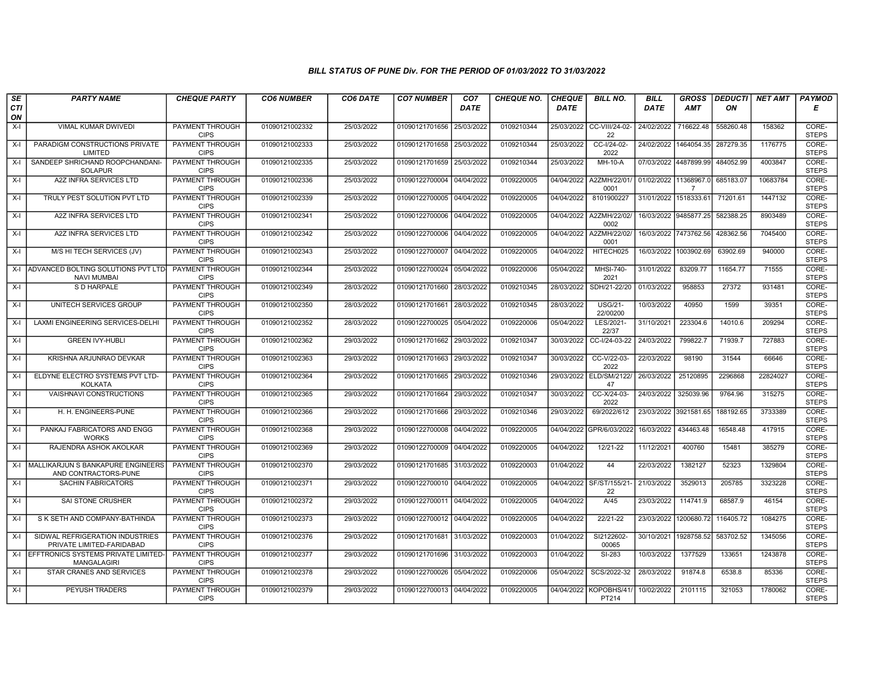### BILL STATUS OF PUNE Div. FOR THE PERIOD OF 01/03/2022 TO 31/03/2022

| SECTION | PARTY NAME | CHEQUE PARTY | CO6 NUMBER | CO6 DATE | CO7 NUMBER | CO7 DATE | CHEQUE NO. | CHEQUE DATE | BILL NO. | BILL DATE | GROSS AMT | DEDUCTION | NET AMT | PAYMODE |
|---|---|---|---|---|---|---|---|---|---|---|---|---|---|---|
| X-I | VIMAL KUMAR DWIVEDI | PAYMENT THROUGH CIPS | 01090121002332 | 25/03/2022 | 01090121701656 | 25/03/2022 | 0109210344 | 25/03/2022 | CC-VIII/24-02-22 | 24/02/2022 | 716622.48 | 558260.48 | 158362 | CORE-STEPS |
| X-I | PARADIGM CONSTRUCTIONS PRIVATE LIMITED | PAYMENT THROUGH CIPS | 01090121002333 | 25/03/2022 | 01090121701658 | 25/03/2022 | 0109210344 | 25/03/2022 | CC-I/24-02-2022 | 24/02/2022 | 1464054.35 | 287279.35 | 1176775 | CORE-STEPS |
| X-I | SANDEEP SHRICHAND ROOPCHANDANI-SOLAPUR | PAYMENT THROUGH CIPS | 01090121002335 | 25/03/2022 | 01090121701659 | 25/03/2022 | 0109210344 | 25/03/2022 | MH-10-A | 07/03/2022 | 4487899.99 | 484052.99 | 4003847 | CORE-STEPS |
| X-I | A2Z INFRA SERVICES LTD | PAYMENT THROUGH CIPS | 01090121002336 | 25/03/2022 | 01090122700004 | 04/04/2022 | 0109220005 | 04/04/2022 | A2ZMH/22/01/0001 | 01/02/2022 | 11368967.07 | 685183.07 | 10683784 | CORE-STEPS |
| X-I | TRULY PEST SOLUTION PVT LTD | PAYMENT THROUGH CIPS | 01090121002339 | 25/03/2022 | 01090122700005 | 04/04/2022 | 0109220005 | 04/04/2022 | 8101900227 | 31/01/2022 | 1518333.61 | 71201.61 | 1447132 | CORE-STEPS |
| X-I | A2Z INFRA SERVICES LTD | PAYMENT THROUGH CIPS | 01090121002341 | 25/03/2022 | 01090122700006 | 04/04/2022 | 0109220005 | 04/04/2022 | A2ZMH/22/02/0002 | 16/03/2022 | 9485877.25 | 582388.25 | 8903489 | CORE-STEPS |
| X-I | A2Z INFRA SERVICES LTD | PAYMENT THROUGH CIPS | 01090121002342 | 25/03/2022 | 01090122700006 | 04/04/2022 | 0109220005 | 04/04/2022 | A2ZMH/22/02/0001 | 16/03/2022 | 7473762.56 | 428362.56 | 7045400 | CORE-STEPS |
| X-I | M/S HI TECH SERVICES (JV) | PAYMENT THROUGH CIPS | 01090121002343 | 25/03/2022 | 01090122700007 | 04/04/2022 | 0109220005 | 04/04/2022 | HITECH025 | 16/03/2022 | 1003902.69 | 63902.69 | 940000 | CORE-STEPS |
| X-I | ADVANCED BOLTING SOLUTIONS PVT LTD-NAVI MUMBAI | PAYMENT THROUGH CIPS | 01090121002344 | 25/03/2022 | 01090122700024 | 05/04/2022 | 0109220006 | 05/04/2022 | MHSI-740-2021 | 31/01/2022 | 83209.77 | 11654.77 | 71555 | CORE-STEPS |
| X-I | S D HARPALE | PAYMENT THROUGH CIPS | 01090121002349 | 28/03/2022 | 01090121701660 | 28/03/2022 | 0109210345 | 28/03/2022 | SDH/21-22/20 | 01/03/2022 | 958853 | 27372 | 931481 | CORE-STEPS |
| X-I | UNITECH SERVICES GROUP | PAYMENT THROUGH CIPS | 01090121002350 | 28/03/2022 | 01090121701661 | 28/03/2022 | 0109210345 | 28/03/2022 | USG/21-22/00200 | 10/03/2022 | 40950 | 1599 | 39351 | CORE-STEPS |
| X-I | LAXMI ENGINEERING SERVICES-DELHI | PAYMENT THROUGH CIPS | 01090121002352 | 28/03/2022 | 01090122700025 | 05/04/2022 | 0109220006 | 05/04/2022 | LES/2021-22/37 | 31/10/2021 | 223304.6 | 14010.6 | 209294 | CORE-STEPS |
| X-I | GREEN IVY-HUBLI | PAYMENT THROUGH CIPS | 01090121002362 | 29/03/2022 | 01090121701662 | 29/03/2022 | 0109210347 | 30/03/2022 | CC-I/24-03-22 | 24/03/2022 | 799822.7 | 71939.7 | 727883 | CORE-STEPS |
| X-I | KRISHNA ARJUNRAO DEVKAR | PAYMENT THROUGH CIPS | 01090121002363 | 29/03/2022 | 01090121701663 | 29/03/2022 | 0109210347 | 30/03/2022 | CC-V/22-03-2022 | 22/03/2022 | 98190 | 31544 | 66646 | CORE-STEPS |
| X-I | ELDYNE ELECTRO SYSTEMS PVT LTD-KOLKATA | PAYMENT THROUGH CIPS | 01090121002364 | 29/03/2022 | 01090121701665 | 29/03/2022 | 0109210346 | 29/03/2022 | ELD/SM/2122/47 | 26/03/2022 | 25120895 | 2296868 | 22824027 | CORE-STEPS |
| X-I | VAISHNAVI CONSTRUCTIONS | PAYMENT THROUGH CIPS | 01090121002365 | 29/03/2022 | 01090121701664 | 29/03/2022 | 0109210347 | 30/03/2022 | CC-X/24-03-2022 | 24/03/2022 | 325039.96 | 9764.96 | 315275 | CORE-STEPS |
| X-I | H. H. ENGINEERS-PUNE | PAYMENT THROUGH CIPS | 01090121002366 | 29/03/2022 | 01090121701666 | 29/03/2022 | 0109210346 | 29/03/2022 | 69/2022/612 | 23/03/2022 | 3921581.65 | 188192.65 | 3733389 | CORE-STEPS |
| X-I | PANKAJ FABRICATORS AND ENGG WORKS | PAYMENT THROUGH CIPS | 01090121002368 | 29/03/2022 | 01090122700008 | 04/04/2022 | 0109220005 | 04/04/2022 | GPR/6/03/2022 | 16/03/2022 | 434463.48 | 16548.48 | 417915 | CORE-STEPS |
| X-I | RAJENDRA ASHOK AKOLKAR | PAYMENT THROUGH CIPS | 01090121002369 | 29/03/2022 | 01090122700009 | 04/04/2022 | 0109220005 | 04/04/2022 | 12/21-22 | 11/12/2021 | 400760 | 15481 | 385279 | CORE-STEPS |
| X-I | MALLIKARJUN S BANKAPURE ENGINEERS AND CONTRACTORS-PUNE | PAYMENT THROUGH CIPS | 01090121002370 | 29/03/2022 | 01090121701685 | 31/03/2022 | 0109220003 | 01/04/2022 | 44 | 22/03/2022 | 1382127 | 52323 | 1329804 | CORE-STEPS |
| X-I | SACHIN FABRICATORS | PAYMENT THROUGH CIPS | 01090121002371 | 29/03/2022 | 01090122700010 | 04/04/2022 | 0109220005 | 04/04/2022 | SF/ST/155/21-22 | 21/03/2022 | 3529013 | 205785 | 3323228 | CORE-STEPS |
| X-I | SAI STONE CRUSHER | PAYMENT THROUGH CIPS | 01090121002372 | 29/03/2022 | 01090122700011 | 04/04/2022 | 0109220005 | 04/04/2022 | A/45 | 23/03/2022 | 114741.9 | 68587.9 | 46154 | CORE-STEPS |
| X-I | S K SETH AND COMPANY-BATHINDA | PAYMENT THROUGH CIPS | 01090121002373 | 29/03/2022 | 01090122700012 | 04/04/2022 | 0109220005 | 04/04/2022 | 22/21-22 | 23/03/2022 | 1200680.72 | 116405.72 | 1084275 | CORE-STEPS |
| X-I | SIDWAL REFRIGERATION INDUSTRIES PRIVATE LIMITED-FARIDABAD | PAYMENT THROUGH CIPS | 01090121002376 | 29/03/2022 | 01090121701681 | 31/03/2022 | 0109220003 | 01/04/2022 | SI2122602-00065 | 30/10/2021 | 1928758.52 | 583702.52 | 1345056 | CORE-STEPS |
| X-I | EFFTRONICS SYSTEMS PRIVATE LIMITED-MANGALAGIRI | PAYMENT THROUGH CIPS | 01090121002377 | 29/03/2022 | 01090121701696 | 31/03/2022 | 0109220003 | 01/04/2022 | SI-283 | 10/03/2022 | 1377529 | 133651 | 1243878 | CORE-STEPS |
| X-I | STAR CRANES AND SERVICES | PAYMENT THROUGH CIPS | 01090121002378 | 29/03/2022 | 01090122700026 | 05/04/2022 | 0109220006 | 05/04/2022 | SCS/2022-32 | 28/03/2022 | 91874.8 | 6538.8 | 85336 | CORE-STEPS |
| X-I | PEYUSH TRADERS | PAYMENT THROUGH CIPS | 01090121002379 | 29/03/2022 | 01090122700013 | 04/04/2022 | 0109220005 | 04/04/2022 | KOPOBHS/41/PT214 | 10/02/2022 | 2101115 | 321053 | 1780062 | CORE-STEPS |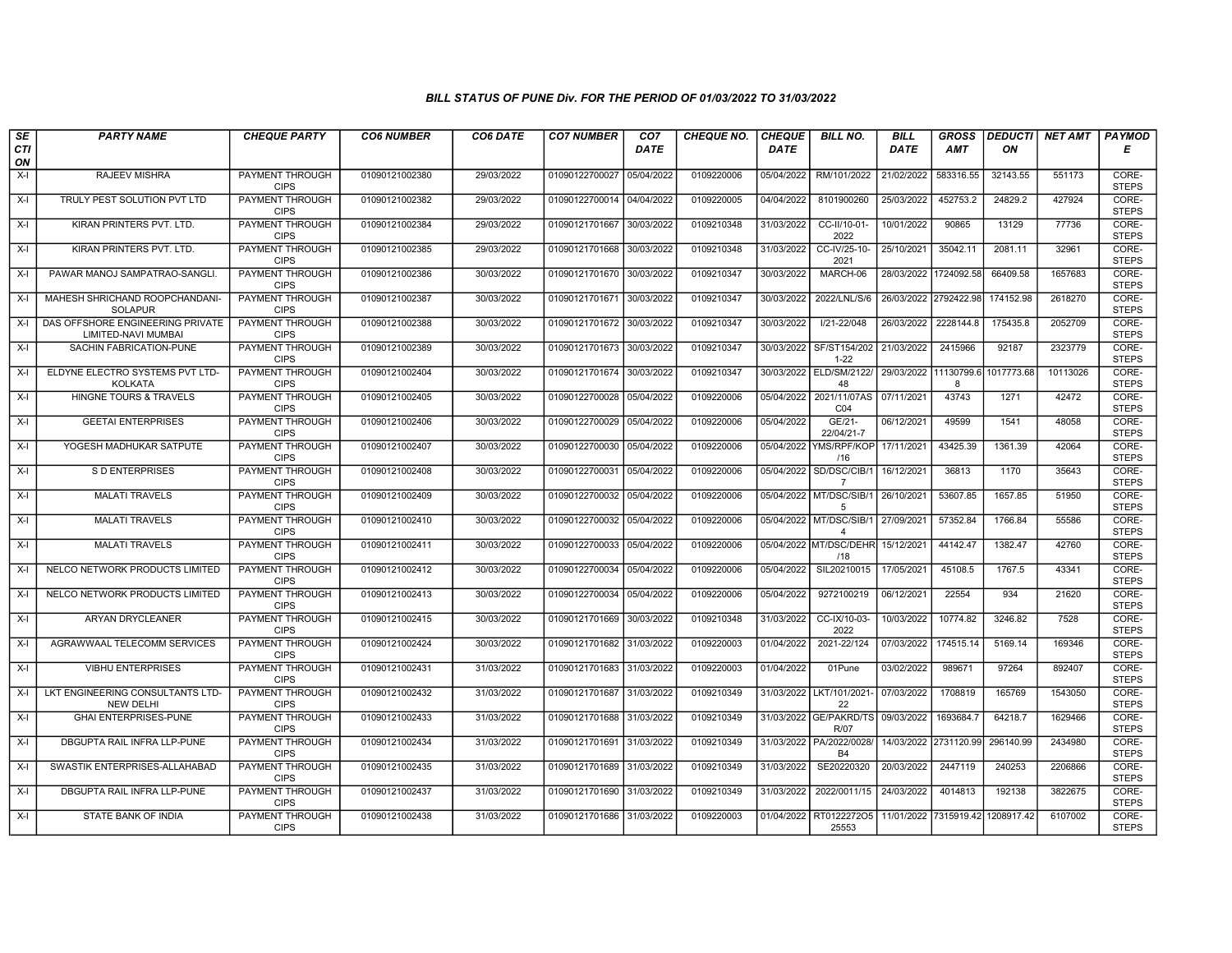# BILL STATUS OF PUNE Div. FOR THE PERIOD OF 01/03/2022 TO 31/03/2022

| SECTION | PARTY NAME | CHEQUE PARTY | CO6 NUMBER | CO6 DATE | CO7 NUMBER | CO7 DATE | CHEQUE NO. | CHEQUE DATE | BILL NO. | BILL DATE | GROSS AMT | DEDUCTION | NET AMT | PAYMODE |
|---|---|---|---|---|---|---|---|---|---|---|---|---|---|---|
| X-I | RAJEEV MISHRA | PAYMENT THROUGH CIPS | 01090121002380 | 29/03/2022 | 01090122700027 | 05/04/2022 | 0109220006 | 05/04/2022 | RM/101/2022 | 21/02/2022 | 583316.55 | 32143.55 | 551173 | CORE-STEPS |
| X-I | TRULY PEST SOLUTION PVT LTD | PAYMENT THROUGH CIPS | 01090121002382 | 29/03/2022 | 01090122700014 | 04/04/2022 | 0109220005 | 04/04/2022 | 8101900260 | 25/03/2022 | 452753.2 | 24829.2 | 427924 | CORE-STEPS |
| X-I | KIRAN PRINTERS PVT. LTD. | PAYMENT THROUGH CIPS | 01090121002384 | 29/03/2022 | 01090121701667 | 30/03/2022 | 0109210348 | 31/03/2022 | CC-II/10-01-2022 | 10/01/2022 | 90865 | 13129 | 77736 | CORE-STEPS |
| X-I | KIRAN PRINTERS PVT. LTD. | PAYMENT THROUGH CIPS | 01090121002385 | 29/03/2022 | 01090121701668 | 30/03/2022 | 0109210348 | 31/03/2022 | CC-IV/25-10-2021 | 25/10/2021 | 35042.11 | 2081.11 | 32961 | CORE-STEPS |
| X-I | PAWAR MANOJ SAMPATRAO-SANGLI. | PAYMENT THROUGH CIPS | 01090121002386 | 30/03/2022 | 01090121701670 | 30/03/2022 | 0109210347 | 30/03/2022 | MARCH-06 | 28/03/2022 | 1724092.58 | 66409.58 | 1657683 | CORE-STEPS |
| X-I | MAHESH SHRICHAND ROOPCHANDANI-SOLAPUR | PAYMENT THROUGH CIPS | 01090121002387 | 30/03/2022 | 01090121701671 | 30/03/2022 | 0109210347 | 30/03/2022 | 2022/LNL/S/6 | 26/03/2022 | 2792422.98 | 174152.98 | 2618270 | CORE-STEPS |
| X-I | DAS OFFSHORE ENGINEERING PRIVATE LIMITED-NAVI MUMBAI | PAYMENT THROUGH CIPS | 01090121002388 | 30/03/2022 | 01090121701672 | 30/03/2022 | 0109210347 | 30/03/2022 | I/21-22/048 | 26/03/2022 | 2228144.8 | 175435.8 | 2052709 | CORE-STEPS |
| X-I | SACHIN FABRICATION-PUNE | PAYMENT THROUGH CIPS | 01090121002389 | 30/03/2022 | 01090121701673 | 30/03/2022 | 0109210347 | 30/03/2022 | SF/ST154/2021-22 | 21/03/2022 | 2415966 | 92187 | 2323779 | CORE-STEPS |
| X-I | ELDYNE ELECTRO SYSTEMS PVT LTD-KOLKATA | PAYMENT THROUGH CIPS | 01090121002404 | 30/03/2022 | 01090121701674 | 30/03/2022 | 0109210347 | 30/03/2022 | ELD/SM/2122/48 | 29/03/2022 | 11130799.68 | 1017773.68 | 10113026 | CORE-STEPS |
| X-I | HINGNE TOURS & TRAVELS | PAYMENT THROUGH CIPS | 01090121002405 | 30/03/2022 | 01090122700028 | 05/04/2022 | 0109220006 | 05/04/2022 | 2021/11/07ASC04 | 07/11/2021 | 43743 | 1271 | 42472 | CORE-STEPS |
| X-I | GEETAI ENTERPRISES | PAYMENT THROUGH CIPS | 01090121002406 | 30/03/2022 | 01090122700029 | 05/04/2022 | 0109220006 | 05/04/2022 | GE/21-22/04/21-7 | 06/12/2021 | 49599 | 1541 | 48058 | CORE-STEPS |
| X-I | YOGESH MADHUKAR SATPUTE | PAYMENT THROUGH CIPS | 01090121002407 | 30/03/2022 | 01090122700030 | 05/04/2022 | 0109220006 | 05/04/2022 | YMS/RPF/KOP/16 | 17/11/2021 | 43425.39 | 1361.39 | 42064 | CORE-STEPS |
| X-I | S D ENTERPRISES | PAYMENT THROUGH CIPS | 01090121002408 | 30/03/2022 | 01090122700031 | 05/04/2022 | 0109220006 | 05/04/2022 | SD/DSC/CIB/17 | 16/12/2021 | 36813 | 1170 | 35643 | CORE-STEPS |
| X-I | MALATI TRAVELS | PAYMENT THROUGH CIPS | 01090121002409 | 30/03/2022 | 01090122700032 | 05/04/2022 | 0109220006 | 05/04/2022 | MT/DSC/SIB/15 | 26/10/2021 | 53607.85 | 1657.85 | 51950 | CORE-STEPS |
| X-I | MALATI TRAVELS | PAYMENT THROUGH CIPS | 01090121002410 | 30/03/2022 | 01090122700032 | 05/04/2022 | 0109220006 | 05/04/2022 | MT/DSC/SIB/14 | 27/09/2021 | 57352.84 | 1766.84 | 55586 | CORE-STEPS |
| X-I | MALATI TRAVELS | PAYMENT THROUGH CIPS | 01090121002411 | 30/03/2022 | 01090122700033 | 05/04/2022 | 0109220006 | 05/04/2022 | MT/DSC/DEHR/18 | 15/12/2021 | 44142.47 | 1382.47 | 42760 | CORE-STEPS |
| X-I | NELCO NETWORK PRODUCTS LIMITED | PAYMENT THROUGH CIPS | 01090121002412 | 30/03/2022 | 01090122700034 | 05/04/2022 | 0109220006 | 05/04/2022 | SIL20210015 | 17/05/2021 | 45108.5 | 1767.5 | 43341 | CORE-STEPS |
| X-I | NELCO NETWORK PRODUCTS LIMITED | PAYMENT THROUGH CIPS | 01090121002413 | 30/03/2022 | 01090122700034 | 05/04/2022 | 0109220006 | 05/04/2022 | 9272100219 | 06/12/2021 | 22554 | 934 | 21620 | CORE-STEPS |
| X-I | ARYAN DRYCLEANER | PAYMENT THROUGH CIPS | 01090121002415 | 30/03/2022 | 01090121701669 | 30/03/2022 | 0109210348 | 31/03/2022 | CC-IX/10-03-2022 | 10/03/2022 | 10774.82 | 3246.82 | 7528 | CORE-STEPS |
| X-I | AGRAWWAAL TELECOMM SERVICES | PAYMENT THROUGH CIPS | 01090121002424 | 30/03/2022 | 01090121701682 | 31/03/2022 | 0109220003 | 01/04/2022 | 2021-22/124 | 07/03/2022 | 174515.14 | 5169.14 | 169346 | CORE-STEPS |
| X-I | VIBHU ENTERPRISES | PAYMENT THROUGH CIPS | 01090121002431 | 31/03/2022 | 01090121701683 | 31/03/2022 | 0109220003 | 01/04/2022 | 01Pune | 03/02/2022 | 989671 | 97264 | 892407 | CORE-STEPS |
| X-I | LKT ENGINEERING CONSULTANTS LTD-NEW DELHI | PAYMENT THROUGH CIPS | 01090121002432 | 31/03/2022 | 01090121701687 | 31/03/2022 | 0109210349 | 31/03/2022 | LKT/101/2021-22 | 07/03/2022 | 1708819 | 165769 | 1543050 | CORE-STEPS |
| X-I | GHAI ENTERPRISES-PUNE | PAYMENT THROUGH CIPS | 01090121002433 | 31/03/2022 | 01090121701688 | 31/03/2022 | 0109210349 | 31/03/2022 | GE/PAKRD/TSR/07 | 09/03/2022 | 1693684.7 | 64218.7 | 1629466 | CORE-STEPS |
| X-I | DBGUPTA RAIL INFRA LLP-PUNE | PAYMENT THROUGH CIPS | 01090121002434 | 31/03/2022 | 01090121701691 | 31/03/2022 | 0109210349 | 31/03/2022 | PA/2022/0028/B4 | 14/03/2022 | 2731120.99 | 296140.99 | 2434980 | CORE-STEPS |
| X-I | SWASTIK ENTERPRISES-ALLAHABAD | PAYMENT THROUGH CIPS | 01090121002435 | 31/03/2022 | 01090121701689 | 31/03/2022 | 0109210349 | 31/03/2022 | SE20220320 | 20/03/2022 | 2447119 | 240253 | 2206866 | CORE-STEPS |
| X-I | DBGUPTA RAIL INFRA LLP-PUNE | PAYMENT THROUGH CIPS | 01090121002437 | 31/03/2022 | 01090121701690 | 31/03/2022 | 0109210349 | 31/03/2022 | 2022/0011/15 | 24/03/2022 | 4014813 | 192138 | 3822675 | CORE-STEPS |
| X-I | STATE BANK OF INDIA | PAYMENT THROUGH CIPS | 01090121002438 | 31/03/2022 | 01090121701686 | 31/03/2022 | 0109220003 | 01/04/2022 | RT0122272O525553 | 11/01/2022 | 7315919.42 | 1208917.42 | 6107002 | CORE-STEPS |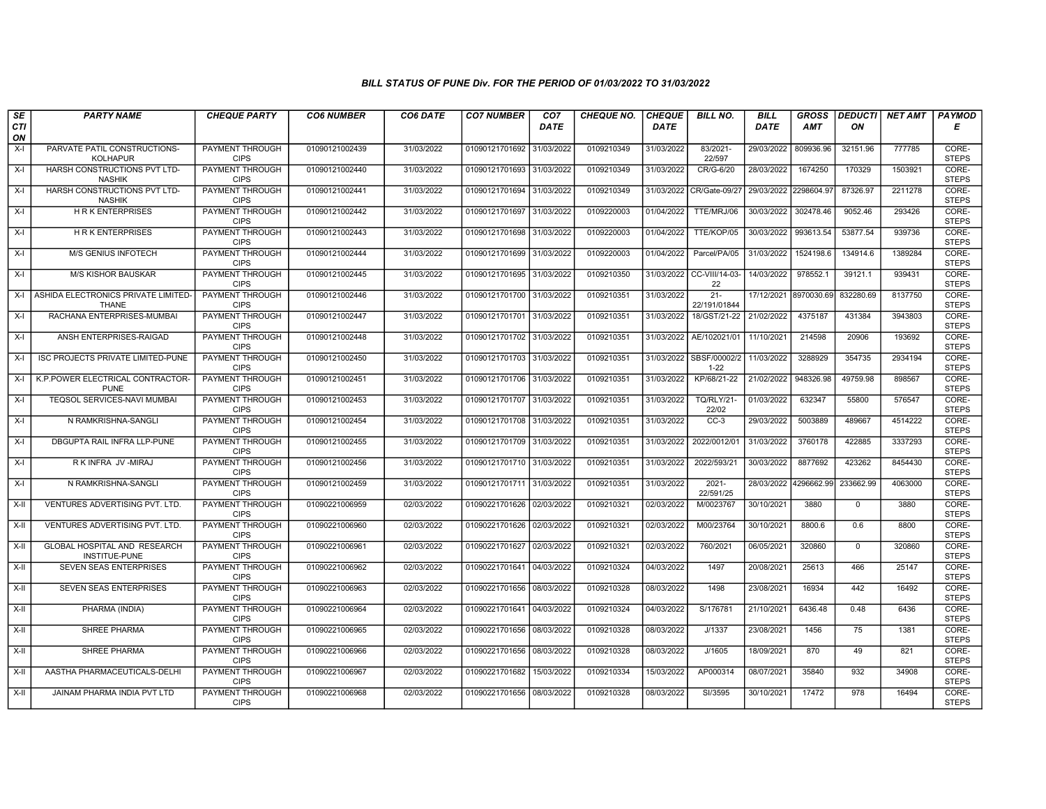# BILL STATUS OF PUNE Div. FOR THE PERIOD OF 01/03/2022 TO 31/03/2022

| SECTION | PARTY NAME | CHEQUE PARTY | CO6 NUMBER | CO6 DATE | CO7 NUMBER | CO7 DATE | CHEQUE NO. | CHEQUE DATE | BILL NO. | BILL DATE | GROSS AMT | DEDUCTION | NET AMT | PAYMODE |
|---|---|---|---|---|---|---|---|---|---|---|---|---|---|---|
| X-I | PARVATE PATIL CONSTRUCTIONS-KOLHAPUR | PAYMENT THROUGH CIPS | 01090121002439 | 31/03/2022 | 01090121701692 | 31/03/2022 | 0109210349 | 31/03/2022 | 83/2021-22/597 | 29/03/2022 | 809936.96 | 32151.96 | 777785 | CORE-STEPS |
| X-I | HARSH CONSTRUCTIONS PVT LTD-NASHIK | PAYMENT THROUGH CIPS | 01090121002440 | 31/03/2022 | 01090121701693 | 31/03/2022 | 0109210349 | 31/03/2022 | CR/G-6/20 | 28/03/2022 | 1674250 | 170329 | 1503921 | CORE-STEPS |
| X-I | HARSH CONSTRUCTIONS PVT LTD-NASHIK | PAYMENT THROUGH CIPS | 01090121002441 | 31/03/2022 | 01090121701694 | 31/03/2022 | 0109210349 | 31/03/2022 | CR/Gate-09/27 | 29/03/2022 | 2298604.97 | 87326.97 | 2211278 | CORE-STEPS |
| X-I | H R K ENTERPRISES | PAYMENT THROUGH CIPS | 01090121002442 | 31/03/2022 | 01090121701697 | 31/03/2022 | 0109220003 | 01/04/2022 | TTE/MRJ/06 | 30/03/2022 | 302478.46 | 9052.46 | 293426 | CORE-STEPS |
| X-I | H R K ENTERPRISES | PAYMENT THROUGH CIPS | 01090121002443 | 31/03/2022 | 01090121701698 | 31/03/2022 | 0109220003 | 01/04/2022 | TTE/KOP/05 | 30/03/2022 | 993613.54 | 53877.54 | 939736 | CORE-STEPS |
| X-I | M/S GENIUS INFOTECH | PAYMENT THROUGH CIPS | 01090121002444 | 31/03/2022 | 01090121701699 | 31/03/2022 | 0109220003 | 01/04/2022 | Parcel/PA/05 | 31/03/2022 | 1524198.6 | 134914.6 | 1389284 | CORE-STEPS |
| X-I | M/S KISHOR BAUSKAR | PAYMENT THROUGH CIPS | 01090121002445 | 31/03/2022 | 01090121701695 | 31/03/2022 | 0109210350 | 31/03/2022 | CC-VIII/14-03-22 | 14/03/2022 | 978552.1 | 39121.1 | 939431 | CORE-STEPS |
| X-I | ASHIDA ELECTRONICS PRIVATE LIMITED-THANE | PAYMENT THROUGH CIPS | 01090121002446 | 31/03/2022 | 01090121701700 | 31/03/2022 | 0109210351 | 31/03/2022 | 21-22/191/01844 | 17/12/2021 | 8970030.69 | 832280.69 | 8137750 | CORE-STEPS |
| X-I | RACHANA ENTERPRISES-MUMBAI | PAYMENT THROUGH CIPS | 01090121002447 | 31/03/2022 | 01090121701701 | 31/03/2022 | 0109210351 | 31/03/2022 | 18/GST/21-22 | 21/02/2022 | 4375187 | 431384 | 3943803 | CORE-STEPS |
| X-I | ANSH ENTERPRISES-RAIGAD | PAYMENT THROUGH CIPS | 01090121002448 | 31/03/2022 | 01090121701702 | 31/03/2022 | 0109210351 | 31/03/2022 | AE/102021/01 | 11/10/2021 | 214598 | 20906 | 193692 | CORE-STEPS |
| X-I | ISC PROJECTS PRIVATE LIMITED-PUNE | PAYMENT THROUGH CIPS | 01090121002450 | 31/03/2022 | 01090121701703 | 31/03/2022 | 0109210351 | 31/03/2022 | SBSF/00002/21-22 | 11/03/2022 | 3288929 | 354735 | 2934194 | CORE-STEPS |
| X-I | K.P.POWER ELECTRICAL CONTRACTOR-PUNE | PAYMENT THROUGH CIPS | 01090121002451 | 31/03/2022 | 01090121701706 | 31/03/2022 | 0109210351 | 31/03/2022 | KP/68/21-22 | 21/02/2022 | 948326.98 | 49759.98 | 898567 | CORE-STEPS |
| X-I | TEQSOL SERVICES-NAVI MUMBAI | PAYMENT THROUGH CIPS | 01090121002453 | 31/03/2022 | 01090121701707 | 31/03/2022 | 0109210351 | 31/03/2022 | TQ/RLY/21-22/02 | 01/03/2022 | 632347 | 55800 | 576547 | CORE-STEPS |
| X-I | N RAMKRISHNA-SANGLI | PAYMENT THROUGH CIPS | 01090121002454 | 31/03/2022 | 01090121701708 | 31/03/2022 | 0109210351 | 31/03/2022 | CC-3 | 29/03/2022 | 5003889 | 489667 | 4514222 | CORE-STEPS |
| X-I | DBGUPTA RAIL INFRA LLP-PUNE | PAYMENT THROUGH CIPS | 01090121002455 | 31/03/2022 | 01090121701709 | 31/03/2022 | 0109210351 | 31/03/2022 | 2022/0012/01 | 31/03/2022 | 3760178 | 422885 | 3337293 | CORE-STEPS |
| X-I | R K INFRA JV -MIRAJ | PAYMENT THROUGH CIPS | 01090121002456 | 31/03/2022 | 01090121701710 | 31/03/2022 | 0109210351 | 31/03/2022 | 2022/593/21 | 30/03/2022 | 8877692 | 423262 | 8454430 | CORE-STEPS |
| X-I | N RAMKRISHNA-SANGLI | PAYMENT THROUGH CIPS | 01090121002459 | 31/03/2022 | 01090121701711 | 31/03/2022 | 0109210351 | 31/03/2022 | 2021-22/591/25 | 28/03/2022 | 4296662.99 | 233662.99 | 4063000 | CORE-STEPS |
| X-II | VENTURES ADVERTISING PVT. LTD. | PAYMENT THROUGH CIPS | 01090221006959 | 02/03/2022 | 01090221701626 | 02/03/2022 | 0109210321 | 02/03/2022 | M/0023767 | 30/10/2021 | 3880 | 0 | 3880 | CORE-STEPS |
| X-II | VENTURES ADVERTISING PVT. LTD. | PAYMENT THROUGH CIPS | 01090221006960 | 02/03/2022 | 01090221701626 | 02/03/2022 | 0109210321 | 02/03/2022 | M00/23764 | 30/10/2021 | 8800.6 | 0.6 | 8800 | CORE-STEPS |
| X-II | GLOBAL HOSPITAL AND RESEARCH INSTITUE-PUNE | PAYMENT THROUGH CIPS | 01090221006961 | 02/03/2022 | 01090221701627 | 02/03/2022 | 0109210321 | 02/03/2022 | 760/2021 | 06/05/2021 | 320860 | 0 | 320860 | CORE-STEPS |
| X-II | SEVEN SEAS ENTERPRISES | PAYMENT THROUGH CIPS | 01090221006962 | 02/03/2022 | 01090221701641 | 04/03/2022 | 0109210324 | 04/03/2022 | 1497 | 20/08/2021 | 25613 | 466 | 25147 | CORE-STEPS |
| X-II | SEVEN SEAS ENTERPRISES | PAYMENT THROUGH CIPS | 01090221006963 | 02/03/2022 | 01090221701656 | 08/03/2022 | 0109210328 | 08/03/2022 | 1498 | 23/08/2021 | 16934 | 442 | 16492 | CORE-STEPS |
| X-II | PHARMA (INDIA) | PAYMENT THROUGH CIPS | 01090221006964 | 02/03/2022 | 01090221701641 | 04/03/2022 | 0109210324 | 04/03/2022 | S/176781 | 21/10/2021 | 6436.48 | 0.48 | 6436 | CORE-STEPS |
| X-II | SHREE PHARMA | PAYMENT THROUGH CIPS | 01090221006965 | 02/03/2022 | 01090221701656 | 08/03/2022 | 0109210328 | 08/03/2022 | J/1337 | 23/08/2021 | 1456 | 75 | 1381 | CORE-STEPS |
| X-II | SHREE PHARMA | PAYMENT THROUGH CIPS | 01090221006966 | 02/03/2022 | 01090221701656 | 08/03/2022 | 0109210328 | 08/03/2022 | J/1605 | 18/09/2021 | 870 | 49 | 821 | CORE-STEPS |
| X-II | AASTHA PHARMACEUTICALS-DELHI | PAYMENT THROUGH CIPS | 01090221006967 | 02/03/2022 | 01090221701682 | 15/03/2022 | 0109210334 | 15/03/2022 | AP000314 | 08/07/2021 | 35840 | 932 | 34908 | CORE-STEPS |
| X-II | JAINAM PHARMA INDIA PVT LTD | PAYMENT THROUGH CIPS | 01090221006968 | 02/03/2022 | 01090221701656 | 08/03/2022 | 0109210328 | 08/03/2022 | SI/3595 | 30/10/2021 | 17472 | 978 | 16494 | CORE-STEPS |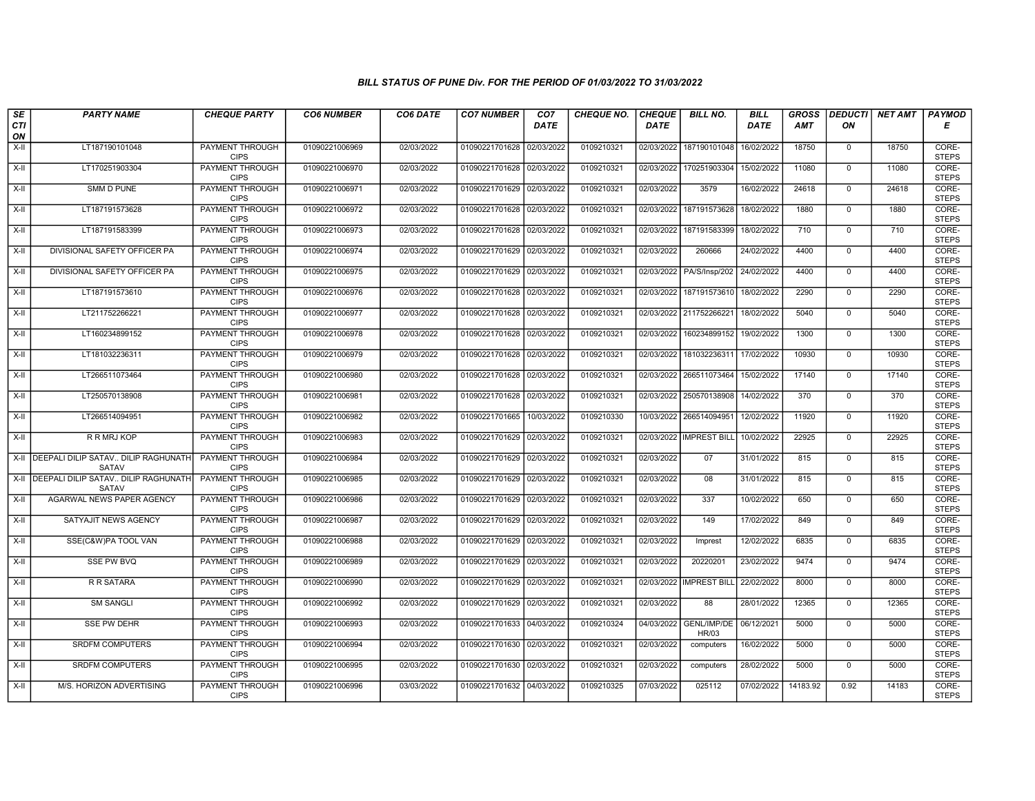### BILL STATUS OF PUNE Div. FOR THE PERIOD OF 01/03/2022 TO 31/03/2022

| SECTION | PARTY NAME | CHEQUE PARTY | CO6 NUMBER | CO6 DATE | CO7 NUMBER | CO7 DATE | CHEQUE NO. | CHEQUE DATE | BILL NO. | BILL DATE | GROSS AMT | DEDUCTION | NET AMT | PAYMODE |
|---|---|---|---|---|---|---|---|---|---|---|---|---|---|---|
| X-II | LT187190101048 | PAYMENT THROUGH CIPS | 01090221006969 | 02/03/2022 | 01090221701628 | 02/03/2022 | 0109210321 | 02/03/2022 | 187190101048 | 16/02/2022 | 18750 | 0 | 18750 | CORE-STEPS |
| X-II | LT170251903304 | PAYMENT THROUGH CIPS | 01090221006970 | 02/03/2022 | 01090221701628 | 02/03/2022 | 0109210321 | 02/03/2022 | 170251903304 | 15/02/2022 | 11080 | 0 | 11080 | CORE-STEPS |
| X-II | SMM D PUNE | PAYMENT THROUGH CIPS | 01090221006971 | 02/03/2022 | 01090221701629 | 02/03/2022 | 0109210321 | 02/03/2022 | 3579 | 16/02/2022 | 24618 | 0 | 24618 | CORE-STEPS |
| X-II | LT187191573628 | PAYMENT THROUGH CIPS | 01090221006972 | 02/03/2022 | 01090221701628 | 02/03/2022 | 0109210321 | 02/03/2022 | 187191573628 | 18/02/2022 | 1880 | 0 | 1880 | CORE-STEPS |
| X-II | LT187191583399 | PAYMENT THROUGH CIPS | 01090221006973 | 02/03/2022 | 01090221701628 | 02/03/2022 | 0109210321 | 02/03/2022 | 187191583399 | 18/02/2022 | 710 | 0 | 710 | CORE-STEPS |
| X-II | DIVISIONAL SAFETY OFFICER PA | PAYMENT THROUGH CIPS | 01090221006974 | 02/03/2022 | 01090221701629 | 02/03/2022 | 0109210321 | 02/03/2022 | 260666 | 24/02/2022 | 4400 | 0 | 4400 | CORE-STEPS |
| X-II | DIVISIONAL SAFETY OFFICER PA | PAYMENT THROUGH CIPS | 01090221006975 | 02/03/2022 | 01090221701629 | 02/03/2022 | 0109210321 | 02/03/2022 | PA/S/Insp/202 | 24/02/2022 | 4400 | 0 | 4400 | CORE-STEPS |
| X-II | LT187191573610 | PAYMENT THROUGH CIPS | 01090221006976 | 02/03/2022 | 01090221701628 | 02/03/2022 | 0109210321 | 02/03/2022 | 187191573610 | 18/02/2022 | 2290 | 0 | 2290 | CORE-STEPS |
| X-II | LT211752266221 | PAYMENT THROUGH CIPS | 01090221006977 | 02/03/2022 | 01090221701628 | 02/03/2022 | 0109210321 | 02/03/2022 | 211752266221 | 18/02/2022 | 5040 | 0 | 5040 | CORE-STEPS |
| X-II | LT160234899152 | PAYMENT THROUGH CIPS | 01090221006978 | 02/03/2022 | 01090221701628 | 02/03/2022 | 0109210321 | 02/03/2022 | 160234899152 | 19/02/2022 | 1300 | 0 | 1300 | CORE-STEPS |
| X-II | LT181032236311 | PAYMENT THROUGH CIPS | 01090221006979 | 02/03/2022 | 01090221701628 | 02/03/2022 | 0109210321 | 02/03/2022 | 181032236311 | 17/02/2022 | 10930 | 0 | 10930 | CORE-STEPS |
| X-II | LT266511073464 | PAYMENT THROUGH CIPS | 01090221006980 | 02/03/2022 | 01090221701628 | 02/03/2022 | 0109210321 | 02/03/2022 | 266511073464 | 15/02/2022 | 17140 | 0 | 17140 | CORE-STEPS |
| X-II | LT250570138908 | PAYMENT THROUGH CIPS | 01090221006981 | 02/03/2022 | 01090221701628 | 02/03/2022 | 0109210321 | 02/03/2022 | 250570138908 | 14/02/2022 | 370 | 0 | 370 | CORE-STEPS |
| X-II | LT266514094951 | PAYMENT THROUGH CIPS | 01090221006982 | 02/03/2022 | 01090221701665 | 10/03/2022 | 0109210330 | 10/03/2022 | 266514094951 | 12/02/2022 | 11920 | 0 | 11920 | CORE-STEPS |
| X-II | R R MRJ KOP | PAYMENT THROUGH CIPS | 01090221006983 | 02/03/2022 | 01090221701629 | 02/03/2022 | 0109210321 | 02/03/2022 | IMPREST BILL | 10/02/2022 | 22925 | 0 | 22925 | CORE-STEPS |
| X-II | DEEPALI DILIP SATAV.. DILIP RAGHUNATH SATAV | PAYMENT THROUGH CIPS | 01090221006984 | 02/03/2022 | 01090221701629 | 02/03/2022 | 0109210321 | 02/03/2022 | 07 | 31/01/2022 | 815 | 0 | 815 | CORE-STEPS |
| X-II | DEEPALI DILIP SATAV.. DILIP RAGHUNATH SATAV | PAYMENT THROUGH CIPS | 01090221006985 | 02/03/2022 | 01090221701629 | 02/03/2022 | 0109210321 | 02/03/2022 | 08 | 31/01/2022 | 815 | 0 | 815 | CORE-STEPS |
| X-II | AGARWAL NEWS PAPER AGENCY | PAYMENT THROUGH CIPS | 01090221006986 | 02/03/2022 | 01090221701629 | 02/03/2022 | 0109210321 | 02/03/2022 | 337 | 10/02/2022 | 650 | 0 | 650 | CORE-STEPS |
| X-II | SATYAJIT NEWS AGENCY | PAYMENT THROUGH CIPS | 01090221006987 | 02/03/2022 | 01090221701629 | 02/03/2022 | 0109210321 | 02/03/2022 | 149 | 17/02/2022 | 849 | 0 | 849 | CORE-STEPS |
| X-II | SSE(C&W)PA TOOL VAN | PAYMENT THROUGH CIPS | 01090221006988 | 02/03/2022 | 01090221701629 | 02/03/2022 | 0109210321 | 02/03/2022 | Imprest | 12/02/2022 | 6835 | 0 | 6835 | CORE-STEPS |
| X-II | SSE PW BVQ | PAYMENT THROUGH CIPS | 01090221006989 | 02/03/2022 | 01090221701629 | 02/03/2022 | 0109210321 | 02/03/2022 | 20220201 | 23/02/2022 | 9474 | 0 | 9474 | CORE-STEPS |
| X-II | R R SATARA | PAYMENT THROUGH CIPS | 01090221006990 | 02/03/2022 | 01090221701629 | 02/03/2022 | 0109210321 | 02/03/2022 | IMPREST BILL | 22/02/2022 | 8000 | 0 | 8000 | CORE-STEPS |
| X-II | SM SANGLI | PAYMENT THROUGH CIPS | 01090221006992 | 02/03/2022 | 01090221701629 | 02/03/2022 | 0109210321 | 02/03/2022 | 88 | 28/01/2022 | 12365 | 0 | 12365 | CORE-STEPS |
| X-II | SSE PW DEHR | PAYMENT THROUGH CIPS | 01090221006993 | 02/03/2022 | 01090221701633 | 04/03/2022 | 0109210324 | 04/03/2022 | GENL/IMP/DEHR/03 | 06/12/2021 | 5000 | 0 | 5000 | CORE-STEPS |
| X-II | SRDFM COMPUTERS | PAYMENT THROUGH CIPS | 01090221006994 | 02/03/2022 | 01090221701630 | 02/03/2022 | 0109210321 | 02/03/2022 | computers | 16/02/2022 | 5000 | 0 | 5000 | CORE-STEPS |
| X-II | SRDFM COMPUTERS | PAYMENT THROUGH CIPS | 01090221006995 | 02/03/2022 | 01090221701630 | 02/03/2022 | 0109210321 | 02/03/2022 | computers | 28/02/2022 | 5000 | 0 | 5000 | CORE-STEPS |
| X-II | M/S. HORIZON ADVERTISING | PAYMENT THROUGH CIPS | 01090221006996 | 03/03/2022 | 01090221701632 | 04/03/2022 | 0109210325 | 07/03/2022 | 025112 | 07/02/2022 | 14183.92 | 0.92 | 14183 | CORE-STEPS |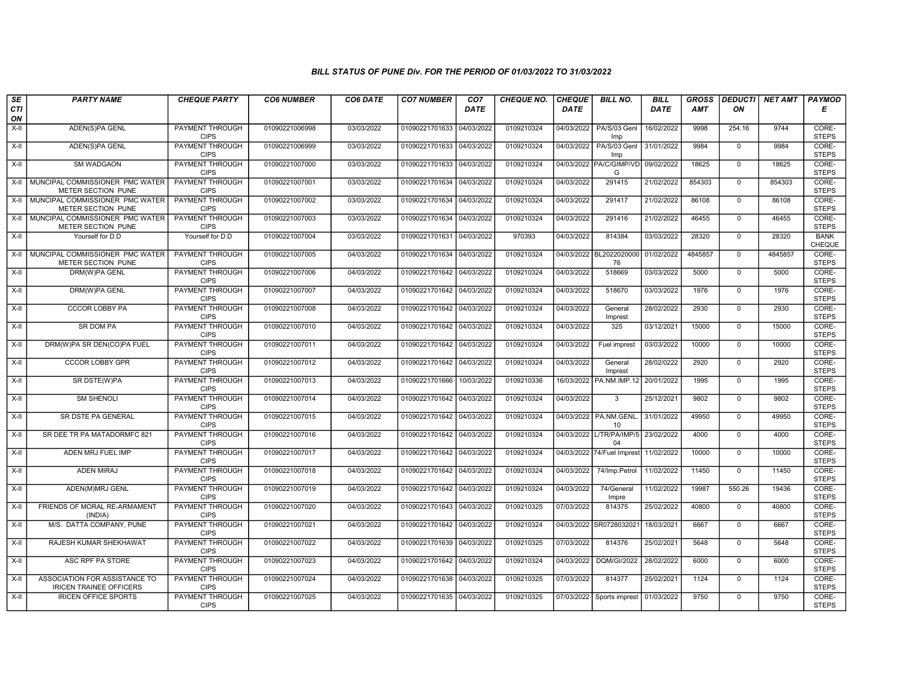### BILL STATUS OF PUNE Div. FOR THE PERIOD OF 01/03/2022 TO 31/03/2022

| SECTION | PARTY NAME | CHEQUE PARTY | CO6 NUMBER | CO6 DATE | CO7 NUMBER | CO7 DATE | CHEQUE NO. | CHEQUE DATE | BILL NO. | BILL DATE | GROSS AMT | DEDUCTION | NET AMT | PAYMODE |
|---|---|---|---|---|---|---|---|---|---|---|---|---|---|---|
| X-II | ADEN(S)PA GENL | PAYMENT THROUGH CIPS | 01090221006998 | 03/03/2022 | 01090221701633 | 04/03/2022 | 0109210324 | 04/03/2022 | PA/S/03 Genl Imp | 16/02/2022 | 9998 | 254.16 | 9744 | CORE-STEPS |
| X-II | ADEN(S)PA GENL | PAYMENT THROUGH CIPS | 01090221006999 | 03/03/2022 | 01090221701633 | 04/03/2022 | 0109210324 | 04/03/2022 | PA/S/03 Genl Imp | 31/01/2022 | 9984 | 0 | 9984 | CORE-STEPS |
| X-II | SM WADGAON | PAYMENT THROUGH CIPS | 01090221007000 | 03/03/2022 | 01090221701633 | 04/03/2022 | 0109210324 | 04/03/2022 | PA/C/GIMP/VDG | 09/02/2022 | 18625 | 0 | 18625 | CORE-STEPS |
| X-II | MUNCIPAL COMMISSIONER PMC WATER METER SECTION PUNE | PAYMENT THROUGH CIPS | 01090221007001 | 03/03/2022 | 01090221701634 | 04/03/2022 | 0109210324 | 04/03/2022 | 291415 | 21/02/2022 | 854303 | 0 | 854303 | CORE-STEPS |
| X-II | MUNCIPAL COMMISSIONER PMC WATER METER SECTION PUNE | PAYMENT THROUGH CIPS | 01090221007002 | 03/03/2022 | 01090221701634 | 04/03/2022 | 0109210324 | 04/03/2022 | 291417 | 21/02/2022 | 86108 | 0 | 86108 | CORE-STEPS |
| X-II | MUNCIPAL COMMISSIONER PMC WATER METER SECTION PUNE | PAYMENT THROUGH CIPS | 01090221007003 | 03/03/2022 | 01090221701634 | 04/03/2022 | 0109210324 | 04/03/2022 | 291416 | 21/02/2022 | 46455 | 0 | 46455 | CORE-STEPS |
| X-II | Yourself for D.D | Yourself for D.D | 01090221007004 | 03/03/2022 | 01090221701631 | 04/03/2022 | 970393 | 04/03/2022 | 814384 | 03/03/2022 | 28320 | 0 | 28320 | BANK CHEQUE |
| X-II | MUNCIPAL COMMISSIONER PMC WATER METER SECTION PUNE | PAYMENT THROUGH CIPS | 01090221007005 | 04/03/2022 | 01090221701634 | 04/03/2022 | 0109210324 | 04/03/2022 | BL202202000076 | 01/02/2022 | 4845857 | 0 | 4845857 | CORE-STEPS |
| X-II | DRM(W)PA GENL | PAYMENT THROUGH CIPS | 01090221007006 | 04/03/2022 | 01090221701642 | 04/03/2022 | 0109210324 | 04/03/2022 | 518669 | 03/03/2022 | 5000 | 0 | 5000 | CORE-STEPS |
| X-II | DRM(W)PA GENL | PAYMENT THROUGH CIPS | 01090221007007 | 04/03/2022 | 01090221701642 | 04/03/2022 | 0109210324 | 04/03/2022 | 518670 | 03/03/2022 | 1976 | 0 | 1976 | CORE-STEPS |
| X-II | CCCOR LOBBY PA | PAYMENT THROUGH CIPS | 01090221007008 | 04/03/2022 | 01090221701642 | 04/03/2022 | 0109210324 | 04/03/2022 | General Imprest | 28/02/2022 | 2930 | 0 | 2930 | CORE-STEPS |
| X-II | SR DOM PA | PAYMENT THROUGH CIPS | 01090221007010 | 04/03/2022 | 01090221701642 | 04/03/2022 | 0109210324 | 04/03/2022 | 325 | 03/12/2021 | 15000 | 0 | 15000 | CORE-STEPS |
| X-II | DRM(W)PA SR DEN(CO)PA FUEL | PAYMENT THROUGH CIPS | 01090221007011 | 04/03/2022 | 01090221701642 | 04/03/2022 | 0109210324 | 04/03/2022 | Fuel imprest | 03/03/2022 | 10000 | 0 | 10000 | CORE-STEPS |
| X-II | CCCOR LOBBY GPR | PAYMENT THROUGH CIPS | 01090221007012 | 04/03/2022 | 01090221701642 | 04/03/2022 | 0109210324 | 04/03/2022 | General Imprest | 28/02/0222 | 2920 | 0 | 2920 | CORE-STEPS |
| X-II | SR DSTE(W)PA | PAYMENT THROUGH CIPS | 01090221007013 | 04/03/2022 | 01090221701666 | 10/03/2022 | 0109210336 | 16/03/2022 | PA.NM.IMP.12 | 20/01/2022 | 1995 | 0 | 1995 | CORE-STEPS |
| X-II | SM SHENOLI | PAYMENT THROUGH CIPS | 01090221007014 | 04/03/2022 | 01090221701642 | 04/03/2022 | 0109210324 | 04/03/2022 | 3 | 25/12/2021 | 9802 | 0 | 9802 | CORE-STEPS |
| X-II | SR DSTE PA GENERAL | PAYMENT THROUGH CIPS | 01090221007015 | 04/03/2022 | 01090221701642 | 04/03/2022 | 0109210324 | 04/03/2022 | PA.NM.GENL.10 | 31/01/2022 | 49950 | 0 | 49950 | CORE-STEPS |
| X-II | SR DEE TR PA MATADORMFC 821 | PAYMENT THROUGH CIPS | 01090221007016 | 04/03/2022 | 01090221701642 | 04/03/2022 | 0109210324 | 04/03/2022 | L/TR/PA/IMP/504 | 23/02/2022 | 4000 | 0 | 4000 | CORE-STEPS |
| X-II | ADEN MRJ FUEL IMP | PAYMENT THROUGH CIPS | 01090221007017 | 04/03/2022 | 01090221701642 | 04/03/2022 | 0109210324 | 04/03/2022 | 74/Fuel Imprest | 11/02/2022 | 10000 | 0 | 10000 | CORE-STEPS |
| X-II | ADEN MIRAJ | PAYMENT THROUGH CIPS | 01090221007018 | 04/03/2022 | 01090221701642 | 04/03/2022 | 0109210324 | 04/03/2022 | 74/Imp.Petrol | 11/02/2022 | 11450 | 0 | 11450 | CORE-STEPS |
| X-II | ADEN(M)MRJ GENL | PAYMENT THROUGH CIPS | 01090221007019 | 04/03/2022 | 01090221701642 | 04/03/2022 | 0109210324 | 04/03/2022 | 74/General Impre | 11/02/2022 | 19987 | 550.26 | 19436 | CORE-STEPS |
| X-II | FRIENDS OF MORAL RE-ARMAMENT (INDIA) | PAYMENT THROUGH CIPS | 01090221007020 | 04/03/2022 | 01090221701643 | 04/03/2022 | 0109210325 | 07/03/2022 | 814375 | 25/02/2022 | 40800 | 0 | 40800 | CORE-STEPS |
| X-II | M/S. DATTA COMPANY, PUNE | PAYMENT THROUGH CIPS | 01090221007021 | 04/03/2022 | 01090221701642 | 04/03/2022 | 0109210324 | 04/03/2022 | SR0728032021 | 18/03/2021 | 6667 | 0 | 6667 | CORE-STEPS |
| X-II | RAJESH KUMAR SHEKHAWAT | PAYMENT THROUGH CIPS | 01090221007022 | 04/03/2022 | 01090221701639 | 04/03/2022 | 0109210325 | 07/03/2022 | 814376 | 25/02/2021 | 5648 | 0 | 5648 | CORE-STEPS |
| X-II | ASC RPF PA STORE | PAYMENT THROUGH CIPS | 01090221007023 | 04/03/2022 | 01090221701642 | 04/03/2022 | 0109210324 | 04/03/2022 | DQM/GI/2022 | 28/02/2022 | 6000 | 0 | 6000 | CORE-STEPS |
| X-II | ASSOCIATION FOR ASSISTANCE TO IRICEN TRAINEE OFFICERS | PAYMENT THROUGH CIPS | 01090221007024 | 04/03/2022 | 01090221701638 | 04/03/2022 | 0109210325 | 07/03/2022 | 814377 | 25/02/2021 | 1124 | 0 | 1124 | CORE-STEPS |
| X-II | IRICEN OFFICE SPORTS | PAYMENT THROUGH CIPS | 01090221007025 | 04/03/2022 | 01090221701635 | 04/03/2022 | 0109210325 | 07/03/2022 | Sports imprest | 01/03/2022 | 9750 | 0 | 9750 | CORE-STEPS |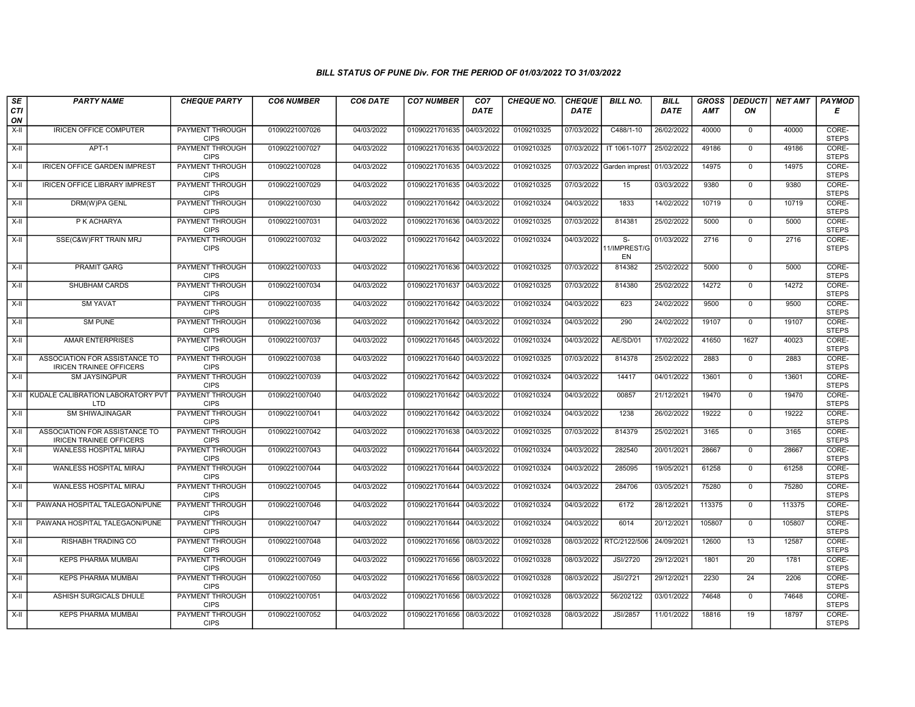### BILL STATUS OF PUNE Div. FOR THE PERIOD OF 01/03/2022 TO 31/03/2022

| SECTION | PARTY NAME | CHEQUE PARTY | CO6 NUMBER | CO6 DATE | CO7 NUMBER | CO7 DATE | CHEQUE NO. | CHEQUE DATE | BILL NO. | BILL DATE | GROSS AMT | DEDUCTION | NET AMT | PAYMODE |
|---|---|---|---|---|---|---|---|---|---|---|---|---|---|---|
| X-II | IRICEN OFFICE COMPUTER | PAYMENT THROUGH CIPS | 01090221007026 | 04/03/2022 | 01090221701635 | 04/03/2022 | 0109210325 | 07/03/2022 | C488/1-10 | 26/02/2022 | 40000 | 0 | 40000 | CORE-STEPS |
| X-II | APT-1 | PAYMENT THROUGH CIPS | 01090221007027 | 04/03/2022 | 01090221701635 | 04/03/2022 | 0109210325 | 07/03/2022 | IT 1061-1077 | 25/02/2022 | 49186 | 0 | 49186 | CORE-STEPS |
| X-II | IRICEN OFFICE GARDEN IMPREST | PAYMENT THROUGH CIPS | 01090221007028 | 04/03/2022 | 01090221701635 | 04/03/2022 | 0109210325 | 07/03/2022 | Garden imprest | 01/03/2022 | 14975 | 0 | 14975 | CORE-STEPS |
| X-II | IRICEN OFFICE LIBRARY IMPREST | PAYMENT THROUGH CIPS | 01090221007029 | 04/03/2022 | 01090221701635 | 04/03/2022 | 0109210325 | 07/03/2022 | 15 | 03/03/2022 | 9380 | 0 | 9380 | CORE-STEPS |
| X-II | DRM(W)PA GENL | PAYMENT THROUGH CIPS | 01090221007030 | 04/03/2022 | 01090221701642 | 04/03/2022 | 0109210324 | 04/03/2022 | 1833 | 14/02/2022 | 10719 | 0 | 10719 | CORE-STEPS |
| X-II | P K ACHARYA | PAYMENT THROUGH CIPS | 01090221007031 | 04/03/2022 | 01090221701636 | 04/03/2022 | 0109210325 | 07/03/2022 | 814381 | 25/02/2022 | 5000 | 0 | 5000 | CORE-STEPS |
| X-II | SSE(C&W)FRT TRAIN MRJ | PAYMENT THROUGH CIPS | 01090221007032 | 04/03/2022 | 01090221701642 | 04/03/2022 | 0109210324 | 04/03/2022 | S-11/IMPREST/GEN | 01/03/2022 | 2716 | 0 | 2716 | CORE-STEPS |
| X-II | PRAMIT GARG | PAYMENT THROUGH CIPS | 01090221007033 | 04/03/2022 | 01090221701636 | 04/03/2022 | 0109210325 | 07/03/2022 | 814382 | 25/02/2022 | 5000 | 0 | 5000 | CORE-STEPS |
| X-II | SHUBHAM CARDS | PAYMENT THROUGH CIPS | 01090221007034 | 04/03/2022 | 01090221701637 | 04/03/2022 | 0109210325 | 07/03/2022 | 814380 | 25/02/2022 | 14272 | 0 | 14272 | CORE-STEPS |
| X-II | SM YAVAT | PAYMENT THROUGH CIPS | 01090221007035 | 04/03/2022 | 01090221701642 | 04/03/2022 | 0109210324 | 04/03/2022 | 623 | 24/02/2022 | 9500 | 0 | 9500 | CORE-STEPS |
| X-II | SM PUNE | PAYMENT THROUGH CIPS | 01090221007036 | 04/03/2022 | 01090221701642 | 04/03/2022 | 0109210324 | 04/03/2022 | 290 | 24/02/2022 | 19107 | 0 | 19107 | CORE-STEPS |
| X-II | AMAR ENTERPRISES | PAYMENT THROUGH CIPS | 01090221007037 | 04/03/2022 | 01090221701645 | 04/03/2022 | 0109210324 | 04/03/2022 | AE/SD/01 | 17/02/2022 | 41650 | 1627 | 40023 | CORE-STEPS |
| X-II | ASSOCIATION FOR ASSISTANCE TO IRICEN TRAINEE OFFICERS | PAYMENT THROUGH CIPS | 01090221007038 | 04/03/2022 | 01090221701640 | 04/03/2022 | 0109210325 | 07/03/2022 | 814378 | 25/02/2022 | 2883 | 0 | 2883 | CORE-STEPS |
| X-II | SM JAYSINGPUR | PAYMENT THROUGH CIPS | 01090221007039 | 04/03/2022 | 01090221701642 | 04/03/2022 | 0109210324 | 04/03/2022 | 14417 | 04/01/2022 | 13601 | 0 | 13601 | CORE-STEPS |
| X-II | KUDALE CALIBRATION LABORATORY PVT LTD | PAYMENT THROUGH CIPS | 01090221007040 | 04/03/2022 | 01090221701642 | 04/03/2022 | 0109210324 | 04/03/2022 | 00857 | 21/12/2021 | 19470 | 0 | 19470 | CORE-STEPS |
| X-II | SM SHIWAJINAGAR | PAYMENT THROUGH CIPS | 01090221007041 | 04/03/2022 | 01090221701642 | 04/03/2022 | 0109210324 | 04/03/2022 | 1238 | 26/02/2022 | 19222 | 0 | 19222 | CORE-STEPS |
| X-II | ASSOCIATION FOR ASSISTANCE TO IRICEN TRAINEE OFFICERS | PAYMENT THROUGH CIPS | 01090221007042 | 04/03/2022 | 01090221701638 | 04/03/2022 | 0109210325 | 07/03/2022 | 814379 | 25/02/2021 | 3165 | 0 | 3165 | CORE-STEPS |
| X-II | WANLESS HOSPITAL MIRAJ | PAYMENT THROUGH CIPS | 01090221007043 | 04/03/2022 | 01090221701644 | 04/03/2022 | 0109210324 | 04/03/2022 | 282540 | 20/01/2021 | 28667 | 0 | 28667 | CORE-STEPS |
| X-II | WANLESS HOSPITAL MIRAJ | PAYMENT THROUGH CIPS | 01090221007044 | 04/03/2022 | 01090221701644 | 04/03/2022 | 0109210324 | 04/03/2022 | 285095 | 19/05/2021 | 61258 | 0 | 61258 | CORE-STEPS |
| X-II | WANLESS HOSPITAL MIRAJ | PAYMENT THROUGH CIPS | 01090221007045 | 04/03/2022 | 01090221701644 | 04/03/2022 | 0109210324 | 04/03/2022 | 284706 | 03/05/2021 | 75280 | 0 | 75280 | CORE-STEPS |
| X-II | PAWANA HOSPITAL TALEGAON/PUNE | PAYMENT THROUGH CIPS | 01090221007046 | 04/03/2022 | 01090221701644 | 04/03/2022 | 0109210324 | 04/03/2022 | 6172 | 28/12/2021 | 113375 | 0 | 113375 | CORE-STEPS |
| X-II | PAWANA HOSPITAL TALEGAON/PUNE | PAYMENT THROUGH CIPS | 01090221007047 | 04/03/2022 | 01090221701644 | 04/03/2022 | 0109210324 | 04/03/2022 | 6014 | 20/12/2021 | 105807 | 0 | 105807 | CORE-STEPS |
| X-II | RISHABH TRADING CO | PAYMENT THROUGH CIPS | 01090221007048 | 04/03/2022 | 01090221701656 | 08/03/2022 | 0109210328 | 08/03/2022 | RTC/2122/506 | 24/09/2021 | 12600 | 13 | 12587 | CORE-STEPS |
| X-II | KEPS PHARMA MUMBAI | PAYMENT THROUGH CIPS | 01090221007049 | 04/03/2022 | 01090221701656 | 08/03/2022 | 0109210328 | 08/03/2022 | JSI/2720 | 29/12/2021 | 1801 | 20 | 1781 | CORE-STEPS |
| X-II | KEPS PHARMA MUMBAI | PAYMENT THROUGH CIPS | 01090221007050 | 04/03/2022 | 01090221701656 | 08/03/2022 | 0109210328 | 08/03/2022 | JSI/2721 | 29/12/2021 | 2230 | 24 | 2206 | CORE-STEPS |
| X-II | ASHISH SURGICALS DHULE | PAYMENT THROUGH CIPS | 01090221007051 | 04/03/2022 | 01090221701656 | 08/03/2022 | 0109210328 | 08/03/2022 | 56/202122 | 03/01/2022 | 74648 | 0 | 74648 | CORE-STEPS |
| X-II | KEPS PHARMA MUMBAI | PAYMENT THROUGH CIPS | 01090221007052 | 04/03/2022 | 01090221701656 | 08/03/2022 | 0109210328 | 08/03/2022 | JSI/2857 | 11/01/2022 | 18816 | 19 | 18797 | CORE-STEPS |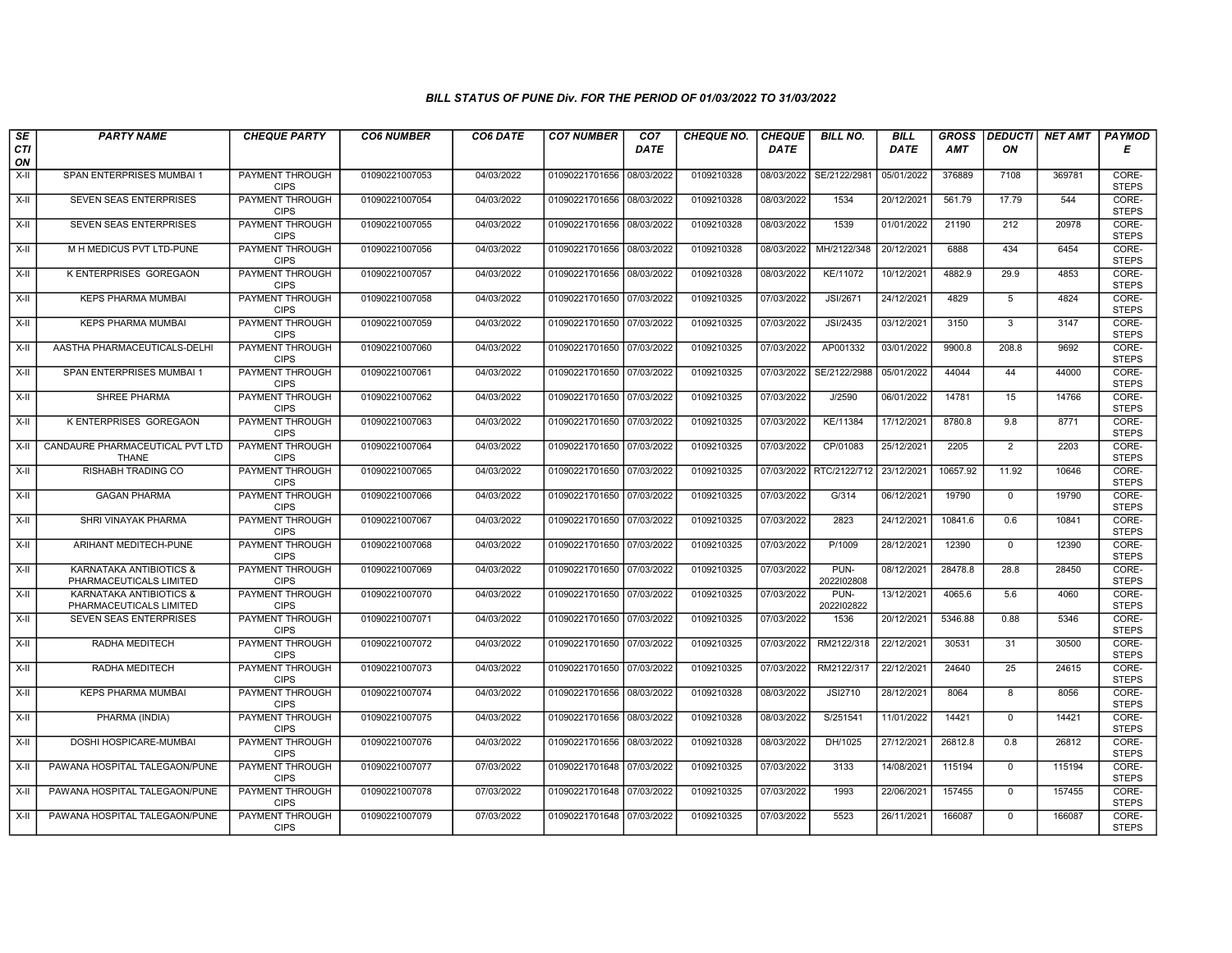### BILL STATUS OF PUNE Div. FOR THE PERIOD OF 01/03/2022 TO 31/03/2022

| SECTION | PARTY NAME | CHEQUE PARTY | CO6 NUMBER | CO6 DATE | CO7 NUMBER | CO7 DATE | CHEQUE NO. | CHEQUE DATE | BILL NO. | BILL DATE | GROSS AMT | DEDUCTION | NET AMT | PAYMODE |
|---|---|---|---|---|---|---|---|---|---|---|---|---|---|---|
| X-II | SPAN ENTERPRISES MUMBAI 1 | PAYMENT THROUGH CIPS | 01090221007053 | 04/03/2022 | 01090221701656 | 08/03/2022 | 0109210328 | 08/03/2022 | SE/2122/2981 | 05/01/2022 | 376889 | 7108 | 369781 | CORE-STEPS |
| X-II | SEVEN SEAS ENTERPRISES | PAYMENT THROUGH CIPS | 01090221007054 | 04/03/2022 | 01090221701656 | 08/03/2022 | 0109210328 | 08/03/2022 | 1534 | 20/12/2021 | 561.79 | 17.79 | 544 | CORE-STEPS |
| X-II | SEVEN SEAS ENTERPRISES | PAYMENT THROUGH CIPS | 01090221007055 | 04/03/2022 | 01090221701656 | 08/03/2022 | 0109210328 | 08/03/2022 | 1539 | 01/01/2022 | 21190 | 212 | 20978 | CORE-STEPS |
| X-II | M H MEDICUS PVT LTD-PUNE | PAYMENT THROUGH CIPS | 01090221007056 | 04/03/2022 | 01090221701656 | 08/03/2022 | 0109210328 | 08/03/2022 | MH/2122/348 | 20/12/2021 | 6888 | 434 | 6454 | CORE-STEPS |
| X-II | K ENTERPRISES GOREGAON | PAYMENT THROUGH CIPS | 01090221007057 | 04/03/2022 | 01090221701656 | 08/03/2022 | 0109210328 | 08/03/2022 | KE/11072 | 10/12/2021 | 4882.9 | 29.9 | 4853 | CORE-STEPS |
| X-II | KEPS PHARMA MUMBAI | PAYMENT THROUGH CIPS | 01090221007058 | 04/03/2022 | 01090221701650 | 07/03/2022 | 0109210325 | 07/03/2022 | JSI/2671 | 24/12/2021 | 4829 | 5 | 4824 | CORE-STEPS |
| X-II | KEPS PHARMA MUMBAI | PAYMENT THROUGH CIPS | 01090221007059 | 04/03/2022 | 01090221701650 | 07/03/2022 | 0109210325 | 07/03/2022 | JSI/2435 | 03/12/2021 | 3150 | 3 | 3147 | CORE-STEPS |
| X-II | AASTHA PHARMACEUTICALS-DELHI | PAYMENT THROUGH CIPS | 01090221007060 | 04/03/2022 | 01090221701650 | 07/03/2022 | 0109210325 | 07/03/2022 | AP001332 | 03/01/2022 | 9900.8 | 208.8 | 9692 | CORE-STEPS |
| X-II | SPAN ENTERPRISES MUMBAI 1 | PAYMENT THROUGH CIPS | 01090221007061 | 04/03/2022 | 01090221701650 | 07/03/2022 | 0109210325 | 07/03/2022 | SE/2122/2988 | 05/01/2022 | 44044 | 44 | 44000 | CORE-STEPS |
| X-II | SHREE PHARMA | PAYMENT THROUGH CIPS | 01090221007062 | 04/03/2022 | 01090221701650 | 07/03/2022 | 0109210325 | 07/03/2022 | J/2590 | 06/01/2022 | 14781 | 15 | 14766 | CORE-STEPS |
| X-II | K ENTERPRISES GOREGAON | PAYMENT THROUGH CIPS | 01090221007063 | 04/03/2022 | 01090221701650 | 07/03/2022 | 0109210325 | 07/03/2022 | KE/11384 | 17/12/2021 | 8780.8 | 9.8 | 8771 | CORE-STEPS |
| X-II | CANDAURE PHARMACEUTICAL PVT LTD THANE | PAYMENT THROUGH CIPS | 01090221007064 | 04/03/2022 | 01090221701650 | 07/03/2022 | 0109210325 | 07/03/2022 | CP/01083 | 25/12/2021 | 2205 | 2 | 2203 | CORE-STEPS |
| X-II | RISHABH TRADING CO | PAYMENT THROUGH CIPS | 01090221007065 | 04/03/2022 | 01090221701650 | 07/03/2022 | 0109210325 | 07/03/2022 | RTC/2122/712 | 23/12/2021 | 10657.92 | 11.92 | 10646 | CORE-STEPS |
| X-II | GAGAN PHARMA | PAYMENT THROUGH CIPS | 01090221007066 | 04/03/2022 | 01090221701650 | 07/03/2022 | 0109210325 | 07/03/2022 | G/314 | 06/12/2021 | 19790 | 0 | 19790 | CORE-STEPS |
| X-II | SHRI VINAYAK PHARMA | PAYMENT THROUGH CIPS | 01090221007067 | 04/03/2022 | 01090221701650 | 07/03/2022 | 0109210325 | 07/03/2022 | 2823 | 24/12/2021 | 10841.6 | 0.6 | 10841 | CORE-STEPS |
| X-II | ARIHANT MEDITECH-PUNE | PAYMENT THROUGH CIPS | 01090221007068 | 04/03/2022 | 01090221701650 | 07/03/2022 | 0109210325 | 07/03/2022 | P/1009 | 28/12/2021 | 12390 | 0 | 12390 | CORE-STEPS |
| X-II | KARNATAKA ANTIBIOTICS & PHARMACEUTICALS LIMITED | PAYMENT THROUGH CIPS | 01090221007069 | 04/03/2022 | 01090221701650 | 07/03/2022 | 0109210325 | 07/03/2022 | PUN-2022I02808 | 08/12/2021 | 28478.8 | 28.8 | 28450 | CORE-STEPS |
| X-II | KARNATAKA ANTIBIOTICS & PHARMACEUTICALS LIMITED | PAYMENT THROUGH CIPS | 01090221007070 | 04/03/2022 | 01090221701650 | 07/03/2022 | 0109210325 | 07/03/2022 | PUN-2022I02822 | 13/12/2021 | 4065.6 | 5.6 | 4060 | CORE-STEPS |
| X-II | SEVEN SEAS ENTERPRISES | PAYMENT THROUGH CIPS | 01090221007071 | 04/03/2022 | 01090221701650 | 07/03/2022 | 0109210325 | 07/03/2022 | 1536 | 20/12/2021 | 5346.88 | 0.88 | 5346 | CORE-STEPS |
| X-II | RADHA MEDITECH | PAYMENT THROUGH CIPS | 01090221007072 | 04/03/2022 | 01090221701650 | 07/03/2022 | 0109210325 | 07/03/2022 | RM2122/318 | 22/12/2021 | 30531 | 31 | 30500 | CORE-STEPS |
| X-II | RADHA MEDITECH | PAYMENT THROUGH CIPS | 01090221007073 | 04/03/2022 | 01090221701650 | 07/03/2022 | 0109210325 | 07/03/2022 | RM2122/317 | 22/12/2021 | 24640 | 25 | 24615 | CORE-STEPS |
| X-II | KEPS PHARMA MUMBAI | PAYMENT THROUGH CIPS | 01090221007074 | 04/03/2022 | 01090221701656 | 08/03/2022 | 0109210328 | 08/03/2022 | JSI2710 | 28/12/2021 | 8064 | 8 | 8056 | CORE-STEPS |
| X-II | PHARMA (INDIA) | PAYMENT THROUGH CIPS | 01090221007075 | 04/03/2022 | 01090221701656 | 08/03/2022 | 0109210328 | 08/03/2022 | S/251541 | 11/01/2022 | 14421 | 0 | 14421 | CORE-STEPS |
| X-II | DOSHI HOSPICARE-MUMBAI | PAYMENT THROUGH CIPS | 01090221007076 | 04/03/2022 | 01090221701656 | 08/03/2022 | 0109210328 | 08/03/2022 | DH/1025 | 27/12/2021 | 26812.8 | 0.8 | 26812 | CORE-STEPS |
| X-II | PAWANA HOSPITAL TALEGAON/PUNE | PAYMENT THROUGH CIPS | 01090221007077 | 07/03/2022 | 01090221701648 | 07/03/2022 | 0109210325 | 07/03/2022 | 3133 | 14/08/2021 | 115194 | 0 | 115194 | CORE-STEPS |
| X-II | PAWANA HOSPITAL TALEGAON/PUNE | PAYMENT THROUGH CIPS | 01090221007078 | 07/03/2022 | 01090221701648 | 07/03/2022 | 0109210325 | 07/03/2022 | 1993 | 22/06/2021 | 157455 | 0 | 157455 | CORE-STEPS |
| X-II | PAWANA HOSPITAL TALEGAON/PUNE | PAYMENT THROUGH CIPS | 01090221007079 | 07/03/2022 | 01090221701648 | 07/03/2022 | 0109210325 | 07/03/2022 | 5523 | 26/11/2021 | 166087 | 0 | 166087 | CORE-STEPS |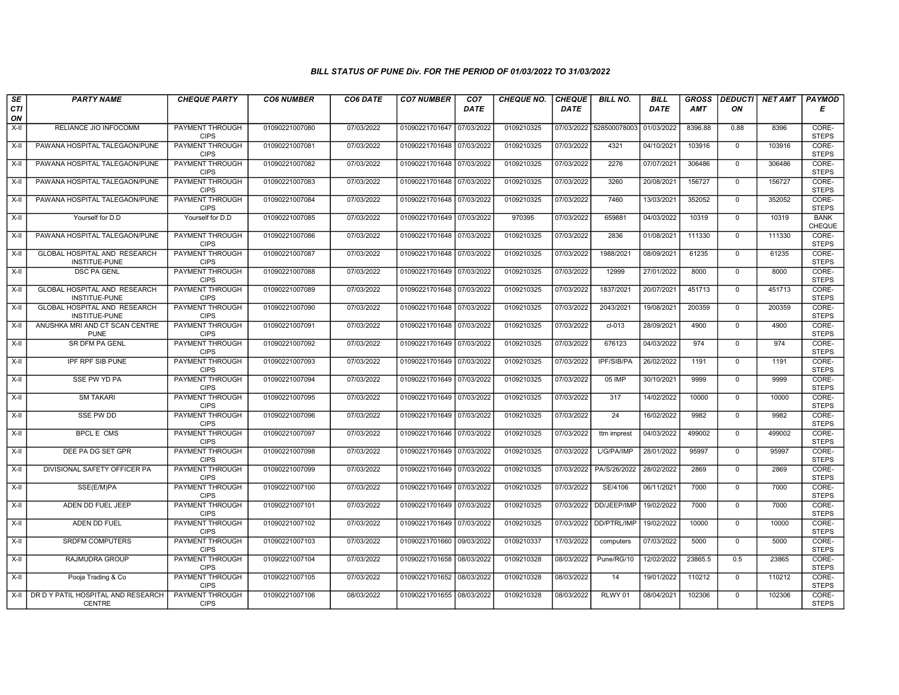# BILL STATUS OF PUNE Div. FOR THE PERIOD OF 01/03/2022 TO 31/03/2022

| SECTION | PARTY NAME | CHEQUE PARTY | CO6 NUMBER | CO6 DATE | CO7 NUMBER | CO7 DATE | CHEQUE NO. | CHEQUE DATE | BILL NO. | BILL DATE | GROSS AMT | DEDUCTION | NET AMT | PAYMODE |
|---|---|---|---|---|---|---|---|---|---|---|---|---|---|---|
| X-II | RELIANCE JIO INFOCOMM | PAYMENT THROUGH CIPS | 01090221007080 | 07/03/2022 | 01090221701647 | 07/03/2022 | 0109210325 | 07/03/2022 | 528500078003 | 01/03/2022 | 8396.88 | 0.88 | 8396 | CORE-STEPS |
| X-II | PAWANA HOSPITAL TALEGAON/PUNE | PAYMENT THROUGH CIPS | 01090221007081 | 07/03/2022 | 01090221701648 | 07/03/2022 | 0109210325 | 07/03/2022 | 4321 | 04/10/2021 | 103916 | 0 | 103916 | CORE-STEPS |
| X-II | PAWANA HOSPITAL TALEGAON/PUNE | PAYMENT THROUGH CIPS | 01090221007082 | 07/03/2022 | 01090221701648 | 07/03/2022 | 0109210325 | 07/03/2022 | 2276 | 07/07/2021 | 306486 | 0 | 306486 | CORE-STEPS |
| X-II | PAWANA HOSPITAL TALEGAON/PUNE | PAYMENT THROUGH CIPS | 01090221007083 | 07/03/2022 | 01090221701648 | 07/03/2022 | 0109210325 | 07/03/2022 | 3260 | 20/08/2021 | 156727 | 0 | 156727 | CORE-STEPS |
| X-II | PAWANA HOSPITAL TALEGAON/PUNE | PAYMENT THROUGH CIPS | 01090221007084 | 07/03/2022 | 01090221701648 | 07/03/2022 | 0109210325 | 07/03/2022 | 7460 | 13/03/2021 | 352052 | 0 | 352052 | CORE-STEPS |
| X-II | Yourself for D.D | Yourself for D.D | 01090221007085 | 07/03/2022 | 01090221701649 | 07/03/2022 | 970395 | 07/03/2022 | 659881 | 04/03/2022 | 10319 | 0 | 10319 | BANK CHEQUE |
| X-II | PAWANA HOSPITAL TALEGAON/PUNE | PAYMENT THROUGH CIPS | 01090221007086 | 07/03/2022 | 01090221701648 | 07/03/2022 | 0109210325 | 07/03/2022 | 2836 | 01/08/2021 | 111330 | 0 | 111330 | CORE-STEPS |
| X-II | GLOBAL HOSPITAL AND RESEARCH INSTITUE-PUNE | PAYMENT THROUGH CIPS | 01090221007087 | 07/03/2022 | 01090221701648 | 07/03/2022 | 0109210325 | 07/03/2022 | 1988/2021 | 08/09/2021 | 61235 | 0 | 61235 | CORE-STEPS |
| X-II | DSC PA GENL | PAYMENT THROUGH CIPS | 01090221007088 | 07/03/2022 | 01090221701649 | 07/03/2022 | 0109210325 | 07/03/2022 | 12999 | 27/01/2022 | 8000 | 0 | 8000 | CORE-STEPS |
| X-II | GLOBAL HOSPITAL AND RESEARCH INSTITUE-PUNE | PAYMENT THROUGH CIPS | 01090221007089 | 07/03/2022 | 01090221701648 | 07/03/2022 | 0109210325 | 07/03/2022 | 1837/2021 | 20/07/2021 | 451713 | 0 | 451713 | CORE-STEPS |
| X-II | GLOBAL HOSPITAL AND RESEARCH INSTITUE-PUNE | PAYMENT THROUGH CIPS | 01090221007090 | 07/03/2022 | 01090221701648 | 07/03/2022 | 0109210325 | 07/03/2022 | 2043/2021 | 19/08/2021 | 200359 | 0 | 200359 | CORE-STEPS |
| X-II | ANUSHKA MRI AND CT SCAN CENTRE PUNE | PAYMENT THROUGH CIPS | 01090221007091 | 07/03/2022 | 01090221701648 | 07/03/2022 | 0109210325 | 07/03/2022 | cl-013 | 28/09/2021 | 4900 | 0 | 4900 | CORE-STEPS |
| X-II | SR DFM PA GENL | PAYMENT THROUGH CIPS | 01090221007092 | 07/03/2022 | 01090221701649 | 07/03/2022 | 0109210325 | 07/03/2022 | 676123 | 04/03/2022 | 974 | 0 | 974 | CORE-STEPS |
| X-II | IPF RPF SIB PUNE | PAYMENT THROUGH CIPS | 01090221007093 | 07/03/2022 | 01090221701649 | 07/03/2022 | 0109210325 | 07/03/2022 | IPF/SIB/PA | 26/02/2022 | 1191 | 0 | 1191 | CORE-STEPS |
| X-II | SSE PW YD PA | PAYMENT THROUGH CIPS | 01090221007094 | 07/03/2022 | 01090221701649 | 07/03/2022 | 0109210325 | 07/03/2022 | 05 IMP | 30/10/2021 | 9999 | 0 | 9999 | CORE-STEPS |
| X-II | SM TAKARI | PAYMENT THROUGH CIPS | 01090221007095 | 07/03/2022 | 01090221701649 | 07/03/2022 | 0109210325 | 07/03/2022 | 317 | 14/02/2022 | 10000 | 0 | 10000 | CORE-STEPS |
| X-II | SSE PW DD | PAYMENT THROUGH CIPS | 01090221007096 | 07/03/2022 | 01090221701649 | 07/03/2022 | 0109210325 | 07/03/2022 | 24 | 16/02/2022 | 9982 | 0 | 9982 | CORE-STEPS |
| X-II | BPCL E CMS | PAYMENT THROUGH CIPS | 01090221007097 | 07/03/2022 | 01090221701646 | 07/03/2022 | 0109210325 | 07/03/2022 | ttm imprest | 04/03/2022 | 499002 | 0 | 499002 | CORE-STEPS |
| X-II | DEE PA DG SET GPR | PAYMENT THROUGH CIPS | 01090221007098 | 07/03/2022 | 01090221701649 | 07/03/2022 | 0109210325 | 07/03/2022 | L/G/PA/IMP | 28/01/2022 | 95997 | 0 | 95997 | CORE-STEPS |
| X-II | DIVISIONAL SAFETY OFFICER PA | PAYMENT THROUGH CIPS | 01090221007099 | 07/03/2022 | 01090221701649 | 07/03/2022 | 0109210325 | 07/03/2022 | PA/S/26/2022 | 28/02/2022 | 2869 | 0 | 2869 | CORE-STEPS |
| X-II | SSE(E/M)PA | PAYMENT THROUGH CIPS | 01090221007100 | 07/03/2022 | 01090221701649 | 07/03/2022 | 0109210325 | 07/03/2022 | SE/4106 | 06/11/2021 | 7000 | 0 | 7000 | CORE-STEPS |
| X-II | ADEN DD FUEL JEEP | PAYMENT THROUGH CIPS | 01090221007101 | 07/03/2022 | 01090221701649 | 07/03/2022 | 0109210325 | 07/03/2022 | DD/JEEP/IMP | 19/02/2022 | 7000 | 0 | 7000 | CORE-STEPS |
| X-II | ADEN DD FUEL | PAYMENT THROUGH CIPS | 01090221007102 | 07/03/2022 | 01090221701649 | 07/03/2022 | 0109210325 | 07/03/2022 | DD/PTRL/IMP | 19/02/2022 | 10000 | 0 | 10000 | CORE-STEPS |
| X-II | SRDFM COMPUTERS | PAYMENT THROUGH CIPS | 01090221007103 | 07/03/2022 | 01090221701660 | 09/03/2022 | 0109210337 | 17/03/2022 | computers | 07/03/2022 | 5000 | 0 | 5000 | CORE-STEPS |
| X-II | RAJMUDRA GROUP | PAYMENT THROUGH CIPS | 01090221007104 | 07/03/2022 | 01090221701658 | 08/03/2022 | 0109210328 | 08/03/2022 | Pune/RG/10 | 12/02/2022 | 23865.5 | 0.5 | 23865 | CORE-STEPS |
| X-II | Pooja Trading & Co | PAYMENT THROUGH CIPS | 01090221007105 | 07/03/2022 | 01090221701652 | 08/03/2022 | 0109210328 | 08/03/2022 | 14 | 19/01/2022 | 110212 | 0 | 110212 | CORE-STEPS |
| X-II | DR D Y PATIL HOSPITAL AND RESEARCH CENTRE | PAYMENT THROUGH CIPS | 01090221007106 | 08/03/2022 | 01090221701655 | 08/03/2022 | 0109210328 | 08/03/2022 | RLWY 01 | 08/04/2021 | 102306 | 0 | 102306 | CORE-STEPS |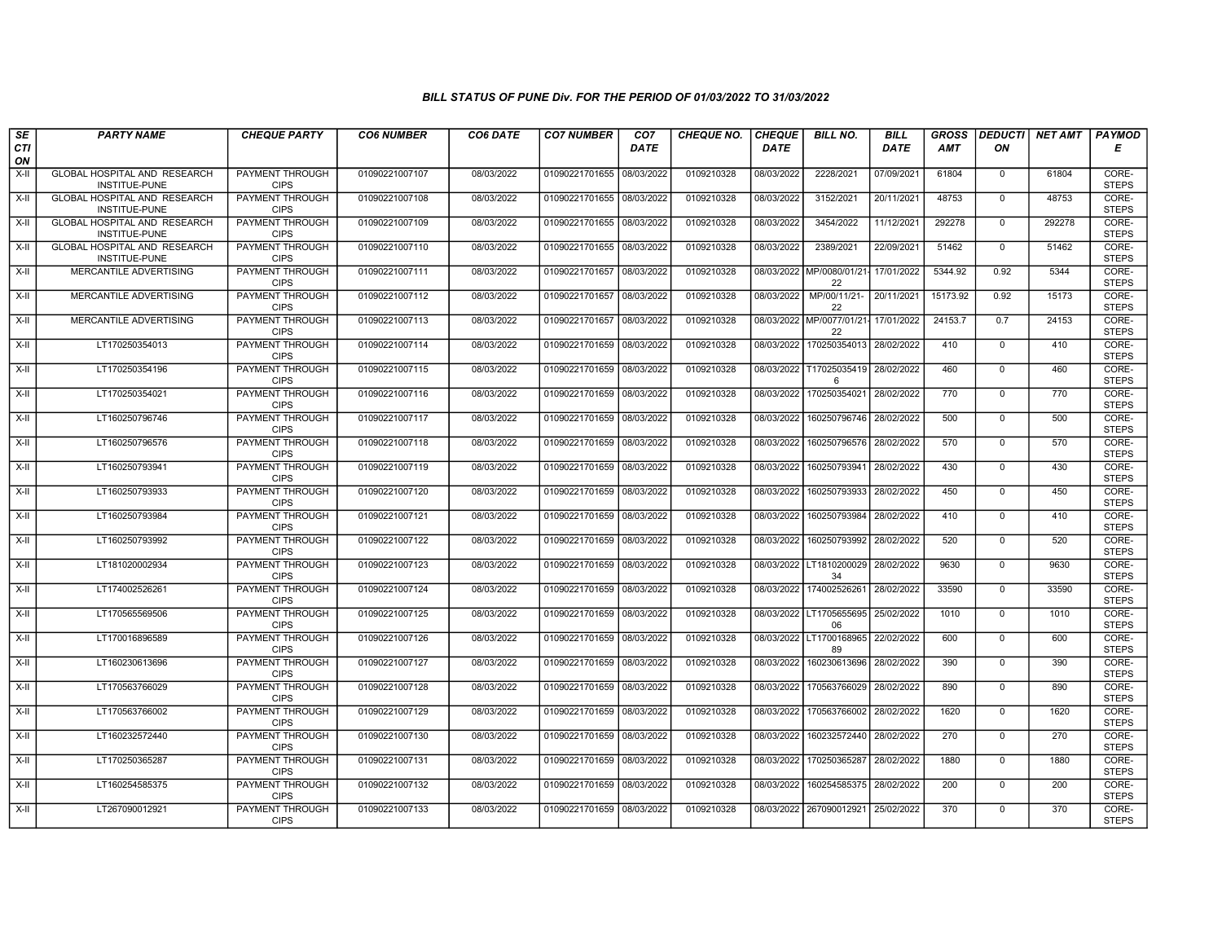## BILL STATUS OF PUNE Div. FOR THE PERIOD OF 01/03/2022 TO 31/03/2022

| SECTION | PARTY NAME | CHEQUE PARTY | CO6 NUMBER | CO6 DATE | CO7 NUMBER | CO7 DATE | CHEQUE NO. | CHEQUE DATE | BILL NO. | BILL DATE | GROSS AMT | DEDUCTION | NET AMT | PAYMODE |
|---|---|---|---|---|---|---|---|---|---|---|---|---|---|---|
| X-II | GLOBAL HOSPITAL AND RESEARCH INSTITUE-PUNE | PAYMENT THROUGH CIPS | 01090221007107 | 08/03/2022 | 01090221701655 | 08/03/2022 | 0109210328 | 08/03/2022 | 2228/2021 | 07/09/2021 | 61804 | 0 | 61804 | CORE-STEPS |
| X-II | GLOBAL HOSPITAL AND RESEARCH INSTITUE-PUNE | PAYMENT THROUGH CIPS | 01090221007108 | 08/03/2022 | 01090221701655 | 08/03/2022 | 0109210328 | 08/03/2022 | 3152/2021 | 20/11/2021 | 48753 | 0 | 48753 | CORE-STEPS |
| X-II | GLOBAL HOSPITAL AND RESEARCH INSTITUE-PUNE | PAYMENT THROUGH CIPS | 01090221007109 | 08/03/2022 | 01090221701655 | 08/03/2022 | 0109210328 | 08/03/2022 | 3454/2022 | 11/12/2021 | 292278 | 0 | 292278 | CORE-STEPS |
| X-II | GLOBAL HOSPITAL AND RESEARCH INSTITUE-PUNE | PAYMENT THROUGH CIPS | 01090221007110 | 08/03/2022 | 01090221701655 | 08/03/2022 | 0109210328 | 08/03/2022 | 2389/2021 | 22/09/2021 | 51462 | 0 | 51462 | CORE-STEPS |
| X-II | MERCANTILE ADVERTISING | PAYMENT THROUGH CIPS | 01090221007111 | 08/03/2022 | 01090221701657 | 08/03/2022 | 0109210328 | 08/03/2022 | MP/0080/01/21-22 | 17/01/2022 | 5344.92 | 0.92 | 5344 | CORE-STEPS |
| X-II | MERCANTILE ADVERTISING | PAYMENT THROUGH CIPS | 01090221007112 | 08/03/2022 | 01090221701657 | 08/03/2022 | 0109210328 | 08/03/2022 | MP/00/11/21-22 | 20/11/2021 | 15173.92 | 0.92 | 15173 | CORE-STEPS |
| X-II | MERCANTILE ADVERTISING | PAYMENT THROUGH CIPS | 01090221007113 | 08/03/2022 | 01090221701657 | 08/03/2022 | 0109210328 | 08/03/2022 | MP/0077/01/21-22 | 17/01/2022 | 24153.7 | 0.7 | 24153 | CORE-STEPS |
| X-II | LT170250354013 | PAYMENT THROUGH CIPS | 01090221007114 | 08/03/2022 | 01090221701659 | 08/03/2022 | 0109210328 | 08/03/2022 | 170250354013 | 28/02/2022 | 410 | 0 | 410 | CORE-STEPS |
| X-II | LT170250354196 | PAYMENT THROUGH CIPS | 01090221007115 | 08/03/2022 | 01090221701659 | 08/03/2022 | 0109210328 | 08/03/2022 | T170250354196 | 28/02/2022 | 460 | 0 | 460 | CORE-STEPS |
| X-II | LT170250354021 | PAYMENT THROUGH CIPS | 01090221007116 | 08/03/2022 | 01090221701659 | 08/03/2022 | 0109210328 | 08/03/2022 | 170250354021 | 28/02/2022 | 770 | 0 | 770 | CORE-STEPS |
| X-II | LT160250796746 | PAYMENT THROUGH CIPS | 01090221007117 | 08/03/2022 | 01090221701659 | 08/03/2022 | 0109210328 | 08/03/2022 | 160250796746 | 28/02/2022 | 500 | 0 | 500 | CORE-STEPS |
| X-II | LT160250796576 | PAYMENT THROUGH CIPS | 01090221007118 | 08/03/2022 | 01090221701659 | 08/03/2022 | 0109210328 | 08/03/2022 | 160250796576 | 28/02/2022 | 570 | 0 | 570 | CORE-STEPS |
| X-II | LT160250793941 | PAYMENT THROUGH CIPS | 01090221007119 | 08/03/2022 | 01090221701659 | 08/03/2022 | 0109210328 | 08/03/2022 | 160250793941 | 28/02/2022 | 430 | 0 | 430 | CORE-STEPS |
| X-II | LT160250793933 | PAYMENT THROUGH CIPS | 01090221007120 | 08/03/2022 | 01090221701659 | 08/03/2022 | 0109210328 | 08/03/2022 | 160250793933 | 28/02/2022 | 450 | 0 | 450 | CORE-STEPS |
| X-II | LT160250793984 | PAYMENT THROUGH CIPS | 01090221007121 | 08/03/2022 | 01090221701659 | 08/03/2022 | 0109210328 | 08/03/2022 | 160250793984 | 28/02/2022 | 410 | 0 | 410 | CORE-STEPS |
| X-II | LT160250793992 | PAYMENT THROUGH CIPS | 01090221007122 | 08/03/2022 | 01090221701659 | 08/03/2022 | 0109210328 | 08/03/2022 | 160250793992 | 28/02/2022 | 520 | 0 | 520 | CORE-STEPS |
| X-II | LT181020002934 | PAYMENT THROUGH CIPS | 01090221007123 | 08/03/2022 | 01090221701659 | 08/03/2022 | 0109210328 | 08/03/2022 | LT181020002934 | 28/02/2022 | 9630 | 0 | 9630 | CORE-STEPS |
| X-II | LT174002526261 | PAYMENT THROUGH CIPS | 01090221007124 | 08/03/2022 | 01090221701659 | 08/03/2022 | 0109210328 | 08/03/2022 | 174002526261 | 28/02/2022 | 33590 | 0 | 33590 | CORE-STEPS |
| X-II | LT170565569506 | PAYMENT THROUGH CIPS | 01090221007125 | 08/03/2022 | 01090221701659 | 08/03/2022 | 0109210328 | 08/03/2022 | LT170565569506 | 25/02/2022 | 1010 | 0 | 1010 | CORE-STEPS |
| X-II | LT170016896589 | PAYMENT THROUGH CIPS | 01090221007126 | 08/03/2022 | 01090221701659 | 08/03/2022 | 0109210328 | 08/03/2022 | LT170016896589 | 22/02/2022 | 600 | 0 | 600 | CORE-STEPS |
| X-II | LT160230613696 | PAYMENT THROUGH CIPS | 01090221007127 | 08/03/2022 | 01090221701659 | 08/03/2022 | 0109210328 | 08/03/2022 | 160230613696 | 28/02/2022 | 390 | 0 | 390 | CORE-STEPS |
| X-II | LT170563766029 | PAYMENT THROUGH CIPS | 01090221007128 | 08/03/2022 | 01090221701659 | 08/03/2022 | 0109210328 | 08/03/2022 | 170563766029 | 28/02/2022 | 890 | 0 | 890 | CORE-STEPS |
| X-II | LT170563766002 | PAYMENT THROUGH CIPS | 01090221007129 | 08/03/2022 | 01090221701659 | 08/03/2022 | 0109210328 | 08/03/2022 | 170563766002 | 28/02/2022 | 1620 | 0 | 1620 | CORE-STEPS |
| X-II | LT160232572440 | PAYMENT THROUGH CIPS | 01090221007130 | 08/03/2022 | 01090221701659 | 08/03/2022 | 0109210328 | 08/03/2022 | 160232572440 | 28/02/2022 | 270 | 0 | 270 | CORE-STEPS |
| X-II | LT170250365287 | PAYMENT THROUGH CIPS | 01090221007131 | 08/03/2022 | 01090221701659 | 08/03/2022 | 0109210328 | 08/03/2022 | 170250365287 | 28/02/2022 | 1880 | 0 | 1880 | CORE-STEPS |
| X-II | LT160254585375 | PAYMENT THROUGH CIPS | 01090221007132 | 08/03/2022 | 01090221701659 | 08/03/2022 | 0109210328 | 08/03/2022 | 160254585375 | 28/02/2022 | 200 | 0 | 200 | CORE-STEPS |
| X-II | LT267090012921 | PAYMENT THROUGH CIPS | 01090221007133 | 08/03/2022 | 01090221701659 | 08/03/2022 | 0109210328 | 08/03/2022 | 267090012921 | 25/02/2022 | 370 | 0 | 370 | CORE-STEPS |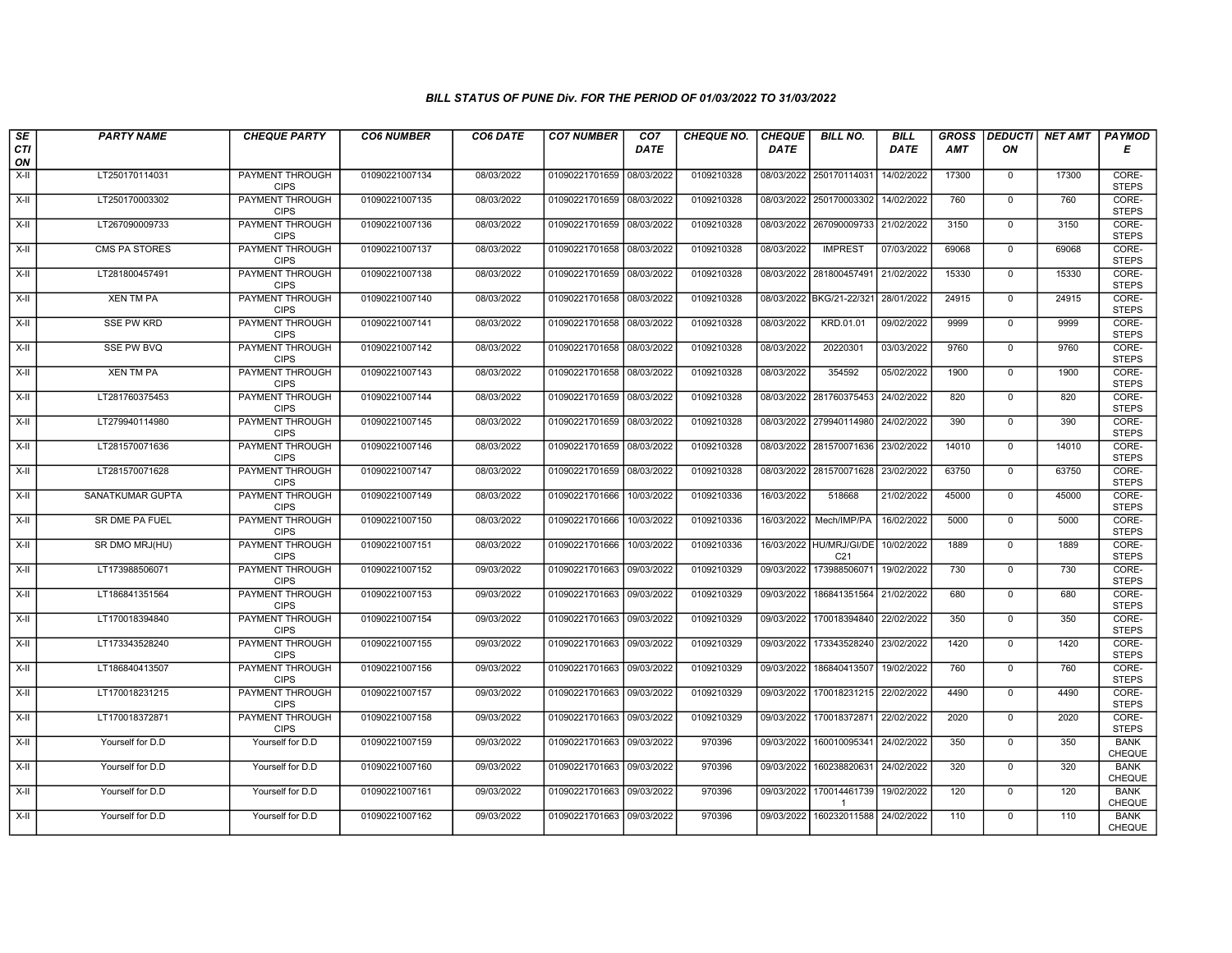# BILL STATUS OF PUNE Div. FOR THE PERIOD OF 01/03/2022 TO 31/03/2022

| SECTION | PARTY NAME | CHEQUE PARTY | CO6 NUMBER | CO6 DATE | CO7 NUMBER | CO7 DATE | CHEQUE NO. | CHEQUE DATE | BILL NO. | BILL DATE | GROSS AMT | DEDUCTION | NET AMT | PAYMODE |
|---|---|---|---|---|---|---|---|---|---|---|---|---|---|---|
| X-II | LT250170114031 | PAYMENT THROUGH CIPS | 01090221007134 | 08/03/2022 | 01090221701659 | 08/03/2022 | 0109210328 | 08/03/2022 | 250170114031 | 14/02/2022 | 17300 | 0 | 17300 | CORE-STEPS |
| X-II | LT250170003302 | PAYMENT THROUGH CIPS | 01090221007135 | 08/03/2022 | 01090221701659 | 08/03/2022 | 0109210328 | 08/03/2022 | 250170003302 | 14/02/2022 | 760 | 0 | 760 | CORE-STEPS |
| X-II | LT267090009733 | PAYMENT THROUGH CIPS | 01090221007136 | 08/03/2022 | 01090221701659 | 08/03/2022 | 0109210328 | 08/03/2022 | 267090009733 | 21/02/2022 | 3150 | 0 | 3150 | CORE-STEPS |
| X-II | CMS PA STORES | PAYMENT THROUGH CIPS | 01090221007137 | 08/03/2022 | 01090221701658 | 08/03/2022 | 0109210328 | 08/03/2022 | IMPREST | 07/03/2022 | 69068 | 0 | 69068 | CORE-STEPS |
| X-II | LT281800457491 | PAYMENT THROUGH CIPS | 01090221007138 | 08/03/2022 | 01090221701659 | 08/03/2022 | 0109210328 | 08/03/2022 | 281800457491 | 21/02/2022 | 15330 | 0 | 15330 | CORE-STEPS |
| X-II | XEN TM PA | PAYMENT THROUGH CIPS | 01090221007140 | 08/03/2022 | 01090221701658 | 08/03/2022 | 0109210328 | 08/03/2022 | BKG/21-22/321 | 28/01/2022 | 24915 | 0 | 24915 | CORE-STEPS |
| X-II | SSE PW KRD | PAYMENT THROUGH CIPS | 01090221007141 | 08/03/2022 | 01090221701658 | 08/03/2022 | 0109210328 | 08/03/2022 | KRD.01.01 | 09/02/2022 | 9999 | 0 | 9999 | CORE-STEPS |
| X-II | SSE PW BVQ | PAYMENT THROUGH CIPS | 01090221007142 | 08/03/2022 | 01090221701658 | 08/03/2022 | 0109210328 | 08/03/2022 | 20220301 | 03/03/2022 | 9760 | 0 | 9760 | CORE-STEPS |
| X-II | XEN TM PA | PAYMENT THROUGH CIPS | 01090221007143 | 08/03/2022 | 01090221701658 | 08/03/2022 | 0109210328 | 08/03/2022 | 354592 | 05/02/2022 | 1900 | 0 | 1900 | CORE-STEPS |
| X-II | LT281760375453 | PAYMENT THROUGH CIPS | 01090221007144 | 08/03/2022 | 01090221701659 | 08/03/2022 | 0109210328 | 08/03/2022 | 281760375453 | 24/02/2022 | 820 | 0 | 820 | CORE-STEPS |
| X-II | LT279940114980 | PAYMENT THROUGH CIPS | 01090221007145 | 08/03/2022 | 01090221701659 | 08/03/2022 | 0109210328 | 08/03/2022 | 279940114980 | 24/02/2022 | 390 | 0 | 390 | CORE-STEPS |
| X-II | LT281570071636 | PAYMENT THROUGH CIPS | 01090221007146 | 08/03/2022 | 01090221701659 | 08/03/2022 | 0109210328 | 08/03/2022 | 281570071636 | 23/02/2022 | 14010 | 0 | 14010 | CORE-STEPS |
| X-II | LT281570071628 | PAYMENT THROUGH CIPS | 01090221007147 | 08/03/2022 | 01090221701659 | 08/03/2022 | 0109210328 | 08/03/2022 | 281570071628 | 23/02/2022 | 63750 | 0 | 63750 | CORE-STEPS |
| X-II | SANATKUMAR GUPTA | PAYMENT THROUGH CIPS | 01090221007149 | 08/03/2022 | 01090221701666 | 10/03/2022 | 0109210336 | 16/03/2022 | 518668 | 21/02/2022 | 45000 | 0 | 45000 | CORE-STEPS |
| X-II | SR DME PA FUEL | PAYMENT THROUGH CIPS | 01090221007150 | 08/03/2022 | 01090221701666 | 10/03/2022 | 0109210336 | 16/03/2022 | Mech/IMP/PA | 16/02/2022 | 5000 | 0 | 5000 | CORE-STEPS |
| X-II | SR DMO MRJ(HU) | PAYMENT THROUGH CIPS | 01090221007151 | 08/03/2022 | 01090221701666 | 10/03/2022 | 0109210336 | 16/03/2022 | HU/MRJ/GI/DEC21 | 10/02/2022 | 1889 | 0 | 1889 | CORE-STEPS |
| X-II | LT173988506071 | PAYMENT THROUGH CIPS | 01090221007152 | 09/03/2022 | 01090221701663 | 09/03/2022 | 0109210329 | 09/03/2022 | 173988506071 | 19/02/2022 | 730 | 0 | 730 | CORE-STEPS |
| X-II | LT186841351564 | PAYMENT THROUGH CIPS | 01090221007153 | 09/03/2022 | 01090221701663 | 09/03/2022 | 0109210329 | 09/03/2022 | 186841351564 | 21/02/2022 | 680 | 0 | 680 | CORE-STEPS |
| X-II | LT170018394840 | PAYMENT THROUGH CIPS | 01090221007154 | 09/03/2022 | 01090221701663 | 09/03/2022 | 0109210329 | 09/03/2022 | 170018394840 | 22/02/2022 | 350 | 0 | 350 | CORE-STEPS |
| X-II | LT173343528240 | PAYMENT THROUGH CIPS | 01090221007155 | 09/03/2022 | 01090221701663 | 09/03/2022 | 0109210329 | 09/03/2022 | 173343528240 | 23/02/2022 | 1420 | 0 | 1420 | CORE-STEPS |
| X-II | LT186840413507 | PAYMENT THROUGH CIPS | 01090221007156 | 09/03/2022 | 01090221701663 | 09/03/2022 | 0109210329 | 09/03/2022 | 186840413507 | 19/02/2022 | 760 | 0 | 760 | CORE-STEPS |
| X-II | LT170018231215 | PAYMENT THROUGH CIPS | 01090221007157 | 09/03/2022 | 01090221701663 | 09/03/2022 | 0109210329 | 09/03/2022 | 170018231215 | 22/02/2022 | 4490 | 0 | 4490 | CORE-STEPS |
| X-II | LT170018372871 | PAYMENT THROUGH CIPS | 01090221007158 | 09/03/2022 | 01090221701663 | 09/03/2022 | 0109210329 | 09/03/2022 | 170018372871 | 22/02/2022 | 2020 | 0 | 2020 | CORE-STEPS |
| X-II | Yourself for D.D | Yourself for D.D | 01090221007159 | 09/03/2022 | 01090221701663 | 09/03/2022 | 970396 | 09/03/2022 | 160010095341 | 24/02/2022 | 350 | 0 | 350 | BANK CHEQUE |
| X-II | Yourself for D.D | Yourself for D.D | 01090221007160 | 09/03/2022 | 01090221701663 | 09/03/2022 | 970396 | 09/03/2022 | 160238820631 | 24/02/2022 | 320 | 0 | 320 | BANK CHEQUE |
| X-II | Yourself for D.D | Yourself for D.D | 01090221007161 | 09/03/2022 | 01090221701663 | 09/03/2022 | 970396 | 09/03/2022 | 1700144617391 | 19/02/2022 | 120 | 0 | 120 | BANK CHEQUE |
| X-II | Yourself for D.D | Yourself for D.D | 01090221007162 | 09/03/2022 | 01090221701663 | 09/03/2022 | 970396 | 09/03/2022 | 160232011588 | 24/02/2022 | 110 | 0 | 110 | BANK CHEQUE |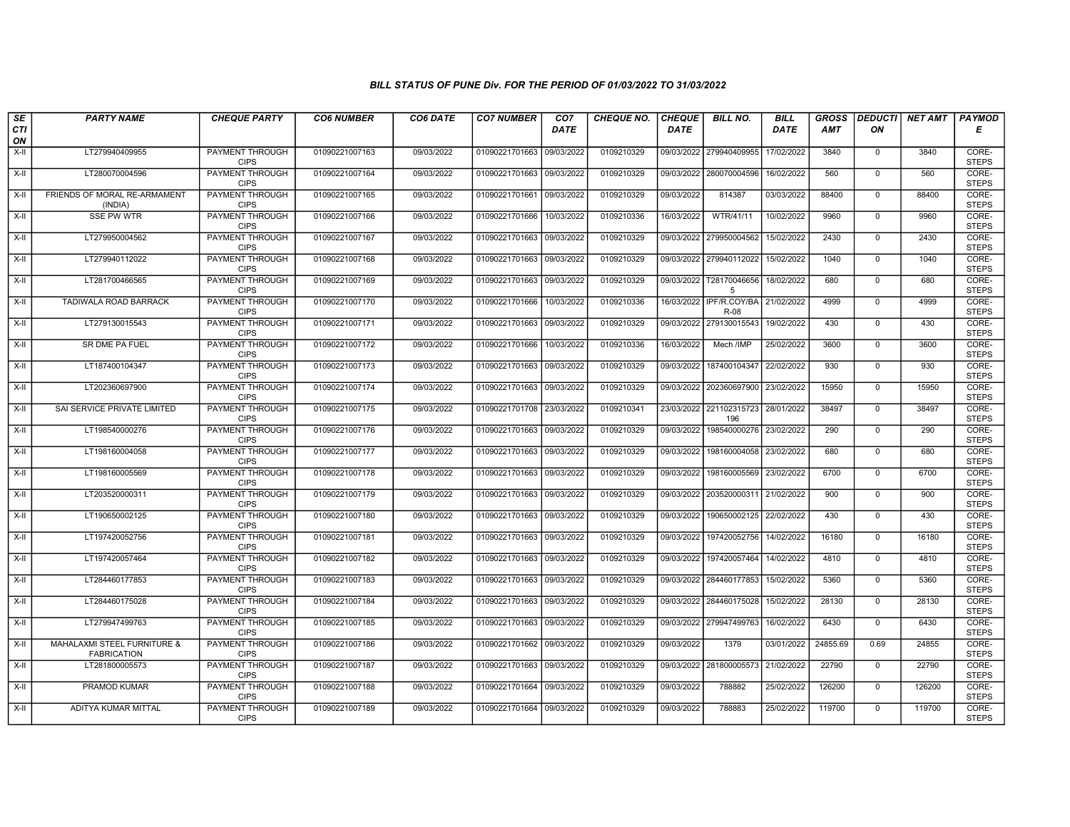### BILL STATUS OF PUNE Div. FOR THE PERIOD OF 01/03/2022 TO 31/03/2022

| SECTION | PARTY NAME | CHEQUE PARTY | CO6 NUMBER | CO6 DATE | CO7 NUMBER | CO7 DATE | CHEQUE NO. | CHEQUE DATE | BILL NO. | BILL DATE | GROSS AMT | DEDUCTION | NET AMT | PAYMODE |
|---|---|---|---|---|---|---|---|---|---|---|---|---|---|---|
| X-II | LT279940409955 | PAYMENT THROUGH CIPS | 01090221007163 | 09/03/2022 | 01090221701663 | 09/03/2022 | 0109210329 | 09/03/2022 | 279940409955 | 17/02/2022 | 3840 | 0 | 3840 | CORE-STEPS |
| X-II | LT280070004596 | PAYMENT THROUGH CIPS | 01090221007164 | 09/03/2022 | 01090221701663 | 09/03/2022 | 0109210329 | 09/03/2022 | 280070004596 | 16/02/2022 | 560 | 0 | 560 | CORE-STEPS |
| X-II | FRIENDS OF MORAL RE-ARMAMENT (INDIA) | PAYMENT THROUGH CIPS | 01090221007165 | 09/03/2022 | 01090221701661 | 09/03/2022 | 0109210329 | 09/03/2022 | 814387 | 03/03/2022 | 88400 | 0 | 88400 | CORE-STEPS |
| X-II | SSE PW WTR | PAYMENT THROUGH CIPS | 01090221007166 | 09/03/2022 | 01090221701666 | 10/03/2022 | 0109210336 | 16/03/2022 | WTR/41/11 | 10/02/2022 | 9960 | 0 | 9960 | CORE-STEPS |
| X-II | LT279950004562 | PAYMENT THROUGH CIPS | 01090221007167 | 09/03/2022 | 01090221701663 | 09/03/2022 | 0109210329 | 09/03/2022 | 279950004562 | 15/02/2022 | 2430 | 0 | 2430 | CORE-STEPS |
| X-II | LT279940112022 | PAYMENT THROUGH CIPS | 01090221007168 | 09/03/2022 | 01090221701663 | 09/03/2022 | 0109210329 | 09/03/2022 | 279940112022 | 15/02/2022 | 1040 | 0 | 1040 | CORE-STEPS |
| X-II | LT281700466565 | PAYMENT THROUGH CIPS | 01090221007169 | 09/03/2022 | 01090221701663 | 09/03/2022 | 0109210329 | 09/03/2022 | T281700466565 | 18/02/2022 | 680 | 0 | 680 | CORE-STEPS |
| X-II | TADIWALA ROAD BARRACK | PAYMENT THROUGH CIPS | 01090221007170 | 09/03/2022 | 01090221701666 | 10/03/2022 | 0109210336 | 16/03/2022 | IPF/R.COY/BAR-08 | 21/02/2022 | 4999 | 0 | 4999 | CORE-STEPS |
| X-II | LT279130015543 | PAYMENT THROUGH CIPS | 01090221007171 | 09/03/2022 | 01090221701663 | 09/03/2022 | 0109210329 | 09/03/2022 | 279130015543 | 19/02/2022 | 430 | 0 | 430 | CORE-STEPS |
| X-II | SR DME PA FUEL | PAYMENT THROUGH CIPS | 01090221007172 | 09/03/2022 | 01090221701666 | 10/03/2022 | 0109210336 | 16/03/2022 | Mech /IMP | 25/02/2022 | 3600 | 0 | 3600 | CORE-STEPS |
| X-II | LT187400104347 | PAYMENT THROUGH CIPS | 01090221007173 | 09/03/2022 | 01090221701663 | 09/03/2022 | 0109210329 | 09/03/2022 | 187400104347 | 22/02/2022 | 930 | 0 | 930 | CORE-STEPS |
| X-II | LT202360697900 | PAYMENT THROUGH CIPS | 01090221007174 | 09/03/2022 | 01090221701663 | 09/03/2022 | 0109210329 | 09/03/2022 | 202360697900 | 23/02/2022 | 15950 | 0 | 15950 | CORE-STEPS |
| X-II | SAI SERVICE PRIVATE LIMITED | PAYMENT THROUGH CIPS | 01090221007175 | 09/03/2022 | 01090221701708 | 23/03/2022 | 0109210341 | 23/03/2022 | 221102315723196 | 28/01/2022 | 38497 | 0 | 38497 | CORE-STEPS |
| X-II | LT198540000276 | PAYMENT THROUGH CIPS | 01090221007176 | 09/03/2022 | 01090221701663 | 09/03/2022 | 0109210329 | 09/03/2022 | 198540000276 | 23/02/2022 | 290 | 0 | 290 | CORE-STEPS |
| X-II | LT198160004058 | PAYMENT THROUGH CIPS | 01090221007177 | 09/03/2022 | 01090221701663 | 09/03/2022 | 0109210329 | 09/03/2022 | 198160004058 | 23/02/2022 | 680 | 0 | 680 | CORE-STEPS |
| X-II | LT198160005569 | PAYMENT THROUGH CIPS | 01090221007178 | 09/03/2022 | 01090221701663 | 09/03/2022 | 0109210329 | 09/03/2022 | 198160005569 | 23/02/2022 | 6700 | 0 | 6700 | CORE-STEPS |
| X-II | LT203520000311 | PAYMENT THROUGH CIPS | 01090221007179 | 09/03/2022 | 01090221701663 | 09/03/2022 | 0109210329 | 09/03/2022 | 203520000311 | 21/02/2022 | 900 | 0 | 900 | CORE-STEPS |
| X-II | LT190650002125 | PAYMENT THROUGH CIPS | 01090221007180 | 09/03/2022 | 01090221701663 | 09/03/2022 | 0109210329 | 09/03/2022 | 190650002125 | 22/02/2022 | 430 | 0 | 430 | CORE-STEPS |
| X-II | LT197420052756 | PAYMENT THROUGH CIPS | 01090221007181 | 09/03/2022 | 01090221701663 | 09/03/2022 | 0109210329 | 09/03/2022 | 197420052756 | 14/02/2022 | 16180 | 0 | 16180 | CORE-STEPS |
| X-II | LT197420057464 | PAYMENT THROUGH CIPS | 01090221007182 | 09/03/2022 | 01090221701663 | 09/03/2022 | 0109210329 | 09/03/2022 | 197420057464 | 14/02/2022 | 4810 | 0 | 4810 | CORE-STEPS |
| X-II | LT284460177853 | PAYMENT THROUGH CIPS | 01090221007183 | 09/03/2022 | 01090221701663 | 09/03/2022 | 0109210329 | 09/03/2022 | 284460177853 | 15/02/2022 | 5360 | 0 | 5360 | CORE-STEPS |
| X-II | LT284460175028 | PAYMENT THROUGH CIPS | 01090221007184 | 09/03/2022 | 01090221701663 | 09/03/2022 | 0109210329 | 09/03/2022 | 284460175028 | 15/02/2022 | 28130 | 0 | 28130 | CORE-STEPS |
| X-II | LT279947499763 | PAYMENT THROUGH CIPS | 01090221007185 | 09/03/2022 | 01090221701663 | 09/03/2022 | 0109210329 | 09/03/2022 | 279947499763 | 16/02/2022 | 6430 | 0 | 6430 | CORE-STEPS |
| X-II | MAHALAXMI STEEL FURNITURE & FABRICATION | PAYMENT THROUGH CIPS | 01090221007186 | 09/03/2022 | 01090221701662 | 09/03/2022 | 0109210329 | 09/03/2022 | 1379 | 03/01/2022 | 24855.69 | 0.69 | 24855 | CORE-STEPS |
| X-II | LT281800005573 | PAYMENT THROUGH CIPS | 01090221007187 | 09/03/2022 | 01090221701663 | 09/03/2022 | 0109210329 | 09/03/2022 | 281800005573 | 21/02/2022 | 22790 | 0 | 22790 | CORE-STEPS |
| X-II | PRAMOD KUMAR | PAYMENT THROUGH CIPS | 01090221007188 | 09/03/2022 | 01090221701664 | 09/03/2022 | 0109210329 | 09/03/2022 | 788882 | 25/02/2022 | 126200 | 0 | 126200 | CORE-STEPS |
| X-II | ADITYA KUMAR MITTAL | PAYMENT THROUGH CIPS | 01090221007189 | 09/03/2022 | 01090221701664 | 09/03/2022 | 0109210329 | 09/03/2022 | 788883 | 25/02/2022 | 119700 | 0 | 119700 | CORE-STEPS |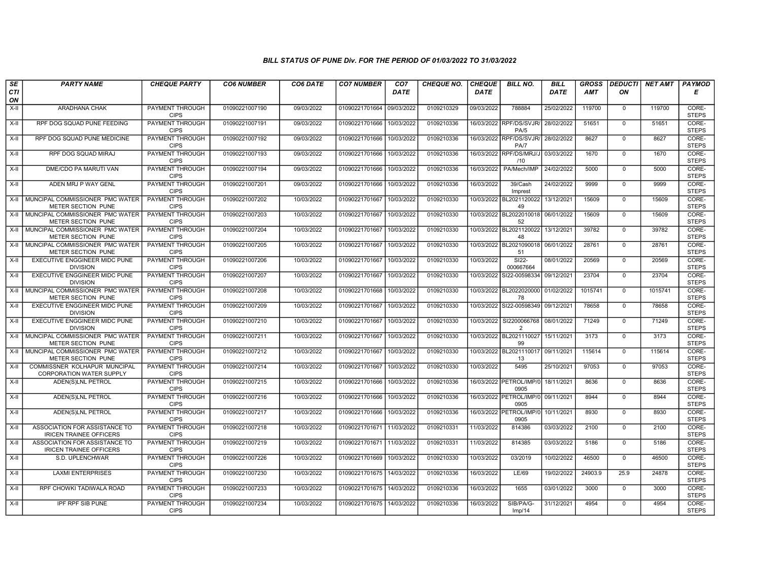## BILL STATUS OF PUNE Div. FOR THE PERIOD OF 01/03/2022 TO 31/03/2022

| SECTION | PARTY NAME | CHEQUE PARTY | CO6 NUMBER | CO6 DATE | CO7 NUMBER | CO7 DATE | CHEQUE NO. | CHEQUE DATE | BILL NO. | BILL DATE | GROSS AMT | DEDUCTION | NET AMT | PAYMODE |
|---|---|---|---|---|---|---|---|---|---|---|---|---|---|---|
| X-II | ARADHANA CHAK | PAYMENT THROUGH CIPS | 01090221007190 | 09/03/2022 | 01090221701664 | 09/03/2022 | 0109210329 | 09/03/2022 | 788884 | 25/02/2022 | 119700 | 0 | 119700 | CORE-STEPS |
| X-II | RPF DOG SQUAD PUNE FEEDING | PAYMENT THROUGH CIPS | 01090221007191 | 09/03/2022 | 01090221701666 | 10/03/2022 | 0109210336 | 16/03/2022 | RPF/DS/SVJR/PA/5 | 28/02/2022 | 51651 | 0 | 51651 | CORE-STEPS |
| X-II | RPF DOG SQUAD PUNE MEDICINE | PAYMENT THROUGH CIPS | 01090221007192 | 09/03/2022 | 01090221701666 | 10/03/2022 | 0109210336 | 16/03/2022 | RPF/DS/SVJR/PA/7 | 28/02/2022 | 8627 | 0 | 8627 | CORE-STEPS |
| X-II | RPF DOG SQUAD MIRAJ | PAYMENT THROUGH CIPS | 01090221007193 | 09/03/2022 | 01090221701666 | 10/03/2022 | 0109210336 | 16/03/2022 | RPF/DS/MRJ/J/10 | 03/03/2022 | 1670 | 0 | 1670 | CORE-STEPS |
| X-II | DME/CDO PA MARUTI VAN | PAYMENT THROUGH CIPS | 01090221007194 | 09/03/2022 | 01090221701666 | 10/03/2022 | 0109210336 | 16/03/2022 | PA/Mech/IMP | 24/02/2022 | 5000 | 0 | 5000 | CORE-STEPS |
| X-II | ADEN MRJ P WAY GENL | PAYMENT THROUGH CIPS | 01090221007201 | 09/03/2022 | 01090221701666 | 10/03/2022 | 0109210336 | 16/03/2022 | 39/Cash Imprest | 24/02/2022 | 9999 | 0 | 9999 | CORE-STEPS |
| X-II | MUNCIPAL COMMISSIONER PMC WATER METER SECTION PUNE | PAYMENT THROUGH CIPS | 01090221007202 | 10/03/2022 | 01090221701667 | 10/03/2022 | 0109210330 | 10/03/2022 | BL202112002249 | 13/12/2021 | 15609 | 0 | 15609 | CORE-STEPS |
| X-II | MUNCIPAL COMMISSIONER PMC WATER METER SECTION PUNE | PAYMENT THROUGH CIPS | 01090221007203 | 10/03/2022 | 01090221701667 | 10/03/2022 | 0109210330 | 10/03/2022 | BL202201001852 | 06/01/2022 | 15609 | 0 | 15609 | CORE-STEPS |
| X-II | MUNCIPAL COMMISSIONER PMC WATER METER SECTION PUNE | PAYMENT THROUGH CIPS | 01090221007204 | 10/03/2022 | 01090221701667 | 10/03/2022 | 0109210330 | 10/03/2022 | BL202112002248 | 13/12/2021 | 39782 | 0 | 39782 | CORE-STEPS |
| X-II | MUNCIPAL COMMISSIONER PMC WATER METER SECTION PUNE | PAYMENT THROUGH CIPS | 01090221007205 | 10/03/2022 | 01090221701667 | 10/03/2022 | 0109210330 | 10/03/2022 | BL202109001851 | 06/01/2022 | 28761 | 0 | 28761 | CORE-STEPS |
| X-II | EXECUTIVE ENGGINEER MIDC PUNE DIVISION | PAYMENT THROUGH CIPS | 01090221007206 | 10/03/2022 | 01090221701667 | 10/03/2022 | 0109210330 | 10/03/2022 | SI22-000667664 | 08/01/2022 | 20569 | 0 | 20569 | CORE-STEPS |
| X-II | EXECUTIVE ENGGINEER MIDC PUNE DIVISION | PAYMENT THROUGH CIPS | 01090221007207 | 10/03/2022 | 01090221701667 | 10/03/2022 | 0109210330 | 10/03/2022 | SI22-00598334 | 09/12/2021 | 23704 | 0 | 23704 | CORE-STEPS |
| X-II | MUNCIPAL COMMISSIONER PMC WATER METER SECTION PUNE | PAYMENT THROUGH CIPS | 01090221007208 | 10/03/2022 | 01090221701668 | 10/03/2022 | 0109210330 | 10/03/2022 | BL202202000078 | 01/02/2022 | 1015741 | 0 | 1015741 | CORE-STEPS |
| X-II | EXECUTIVE ENGGINEER MIDC PUNE DIVISION | PAYMENT THROUGH CIPS | 01090221007209 | 10/03/2022 | 01090221701667 | 10/03/2022 | 0109210330 | 10/03/2022 | SI22-00598349 | 09/12/2021 | 78658 | 0 | 78658 | CORE-STEPS |
| X-II | EXECUTIVE ENGGINEER MIDC PUNE DIVISION | PAYMENT THROUGH CIPS | 01090221007210 | 10/03/2022 | 01090221701667 | 10/03/2022 | 0109210330 | 10/03/2022 | SI22000667682 | 08/01/2022 | 71249 | 0 | 71249 | CORE-STEPS |
| X-II | MUNCIPAL COMMISSIONER PMC WATER METER SECTION PUNE | PAYMENT THROUGH CIPS | 01090221007211 | 10/03/2022 | 01090221701667 | 10/03/2022 | 0109210330 | 10/03/2022 | BL202111002799 | 15/11/2021 | 3173 | 0 | 3173 | CORE-STEPS |
| X-II | MUNCIPAL COMMISSIONER PMC WATER METER SECTION PUNE | PAYMENT THROUGH CIPS | 01090221007212 | 10/03/2022 | 01090221701667 | 10/03/2022 | 0109210330 | 10/03/2022 | BL202111001713 | 09/11/2021 | 115614 | 0 | 115614 | CORE-STEPS |
| X-II | COMMISSNER KOLHAPUR MUNCIPAL CORPORATION WATER SUPPLY | PAYMENT THROUGH CIPS | 01090221007214 | 10/03/2022 | 01090221701667 | 10/03/2022 | 0109210330 | 10/03/2022 | 5495 | 25/10/2021 | 97053 | 0 | 97053 | CORE-STEPS |
| X-II | ADEN(S)LNL PETROL | PAYMENT THROUGH CIPS | 01090221007215 | 10/03/2022 | 01090221701666 | 10/03/2022 | 0109210336 | 16/03/2022 | PETROL/IMP/00905 | 18/11/2021 | 8636 | 0 | 8636 | CORE-STEPS |
| X-II | ADEN(S)LNL PETROL | PAYMENT THROUGH CIPS | 01090221007216 | 10/03/2022 | 01090221701666 | 10/03/2022 | 0109210336 | 16/03/2022 | PETROL/IMP/00905 | 09/11/2021 | 8944 | 0 | 8944 | CORE-STEPS |
| X-II | ADEN(S)LNL PETROL | PAYMENT THROUGH CIPS | 01090221007217 | 10/03/2022 | 01090221701666 | 10/03/2022 | 0109210336 | 16/03/2022 | PETROL/IMP/00905 | 10/11/2021 | 8930 | 0 | 8930 | CORE-STEPS |
| X-II | ASSOCIATION FOR ASSISTANCE TO IRICEN TRAINEE OFFICERS | PAYMENT THROUGH CIPS | 01090221007218 | 10/03/2022 | 01090221701671 | 11/03/2022 | 0109210331 | 11/03/2022 | 814386 | 03/03/2022 | 2100 | 0 | 2100 | CORE-STEPS |
| X-II | ASSOCIATION FOR ASSISTANCE TO IRICEN TRAINEE OFFICERS | PAYMENT THROUGH CIPS | 01090221007219 | 10/03/2022 | 01090221701671 | 11/03/2022 | 0109210331 | 11/03/2022 | 814385 | 03/03/2022 | 5186 | 0 | 5186 | CORE-STEPS |
| X-II | S.D. UPLENCHWAR | PAYMENT THROUGH CIPS | 01090221007226 | 10/03/2022 | 01090221701669 | 10/03/2022 | 0109210330 | 10/03/2022 | 03/2019 | 10/02/2022 | 46500 | 0 | 46500 | CORE-STEPS |
| X-II | LAXMI ENTERPRISES | PAYMENT THROUGH CIPS | 01090221007230 | 10/03/2022 | 01090221701675 | 14/03/2022 | 0109210336 | 16/03/2022 | LE/69 | 19/02/2022 | 24903.9 | 25.9 | 24878 | CORE-STEPS |
| X-II | RPF CHOWKI TADIWALA ROAD | PAYMENT THROUGH CIPS | 01090221007233 | 10/03/2022 | 01090221701675 | 14/03/2022 | 0109210336 | 16/03/2022 | 1655 | 03/01/2022 | 3000 | 0 | 3000 | CORE-STEPS |
| X-II | IPF RPF SIB PUNE | PAYMENT THROUGH CIPS | 01090221007234 | 10/03/2022 | 01090221701675 | 14/03/2022 | 0109210336 | 16/03/2022 | SIB/PA/G-Imp/14 | 31/12/2021 | 4954 | 0 | 4954 | CORE-STEPS |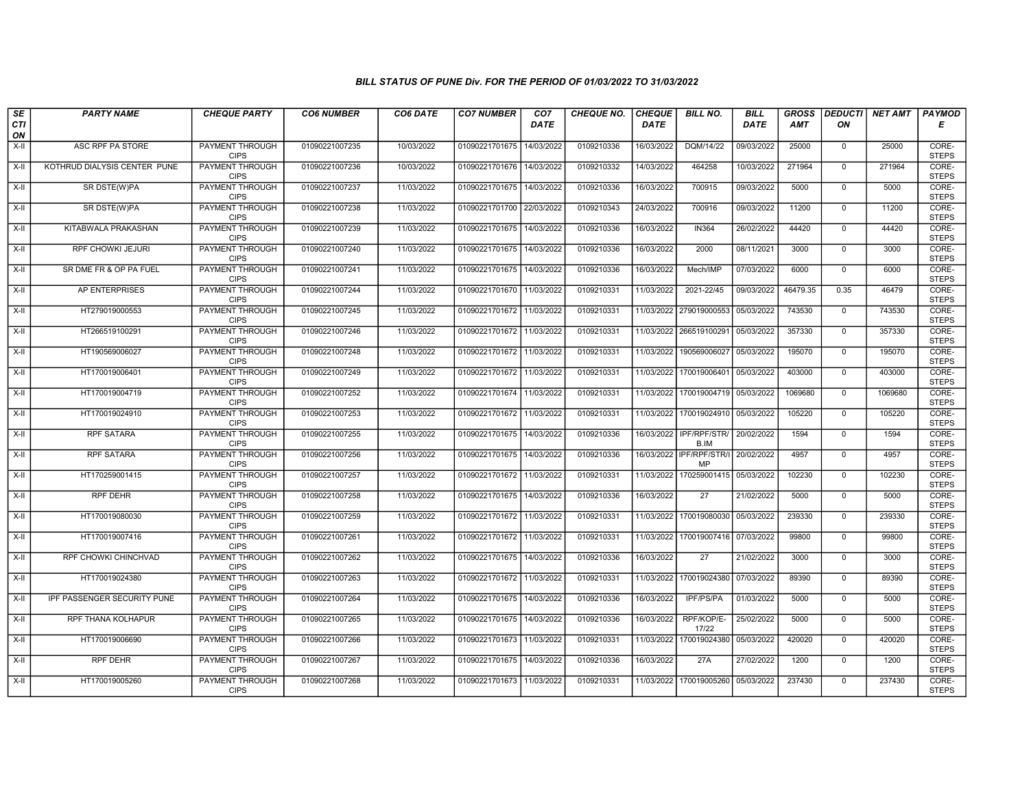### BILL STATUS OF PUNE Div. FOR THE PERIOD OF 01/03/2022 TO 31/03/2022

| SECTION | PARTY NAME | CHEQUE PARTY | CO6 NUMBER | CO6 DATE | CO7 NUMBER | CO7 DATE | CHEQUE NO. | CHEQUE DATE | BILL NO. | BILL DATE | GROSS AMT | DEDUCTION | NET AMT | PAYMODE |
|---|---|---|---|---|---|---|---|---|---|---|---|---|---|---|
| X-II | ASC RPF PA STORE | PAYMENT THROUGH CIPS | 01090221007235 | 10/03/2022 | 01090221701675 | 14/03/2022 | 0109210336 | 16/03/2022 | DQM/14/22 | 09/03/2022 | 25000 | 0 | 25000 | CORE-STEPS |
| X-II | KOTHRUD DIALYSIS CENTER PUNE | PAYMENT THROUGH CIPS | 01090221007236 | 10/03/2022 | 01090221701676 | 14/03/2022 | 0109210332 | 14/03/2022 | 464258 | 10/03/2022 | 271964 | 0 | 271964 | CORE-STEPS |
| X-II | SR DSTE(W)PA | PAYMENT THROUGH CIPS | 01090221007237 | 11/03/2022 | 01090221701675 | 14/03/2022 | 0109210336 | 16/03/2022 | 700915 | 09/03/2022 | 5000 | 0 | 5000 | CORE-STEPS |
| X-II | SR DSTE(W)PA | PAYMENT THROUGH CIPS | 01090221007238 | 11/03/2022 | 01090221701700 | 22/03/2022 | 0109210343 | 24/03/2022 | 700916 | 09/03/2022 | 11200 | 0 | 11200 | CORE-STEPS |
| X-II | KITABWALA PRAKASHAN | PAYMENT THROUGH CIPS | 01090221007239 | 11/03/2022 | 01090221701675 | 14/03/2022 | 0109210336 | 16/03/2022 | IN364 | 26/02/2022 | 44420 | 0 | 44420 | CORE-STEPS |
| X-II | RPF CHOWKI JEJURI | PAYMENT THROUGH CIPS | 01090221007240 | 11/03/2022 | 01090221701675 | 14/03/2022 | 0109210336 | 16/03/2022 | 2000 | 08/11/2021 | 3000 | 0 | 3000 | CORE-STEPS |
| X-II | SR DME FR & OP PA FUEL | PAYMENT THROUGH CIPS | 01090221007241 | 11/03/2022 | 01090221701675 | 14/03/2022 | 0109210336 | 16/03/2022 | Mech/IMP | 07/03/2022 | 6000 | 0 | 6000 | CORE-STEPS |
| X-II | AP ENTERPRISES | PAYMENT THROUGH CIPS | 01090221007244 | 11/03/2022 | 01090221701670 | 11/03/2022 | 0109210331 | 11/03/2022 | 2021-22/45 | 09/03/2022 | 46479.35 | 0.35 | 46479 | CORE-STEPS |
| X-II | HT279019000553 | PAYMENT THROUGH CIPS | 01090221007245 | 11/03/2022 | 01090221701672 | 11/03/2022 | 0109210331 | 11/03/2022 | 279019000553 | 05/03/2022 | 743530 | 0 | 743530 | CORE-STEPS |
| X-II | HT266519100291 | PAYMENT THROUGH CIPS | 01090221007246 | 11/03/2022 | 01090221701672 | 11/03/2022 | 0109210331 | 11/03/2022 | 266519100291 | 05/03/2022 | 357330 | 0 | 357330 | CORE-STEPS |
| X-II | HT190569006027 | PAYMENT THROUGH CIPS | 01090221007248 | 11/03/2022 | 01090221701672 | 11/03/2022 | 0109210331 | 11/03/2022 | 190569006027 | 05/03/2022 | 195070 | 0 | 195070 | CORE-STEPS |
| X-II | HT170019006401 | PAYMENT THROUGH CIPS | 01090221007249 | 11/03/2022 | 01090221701672 | 11/03/2022 | 0109210331 | 11/03/2022 | 170019006401 | 05/03/2022 | 403000 | 0 | 403000 | CORE-STEPS |
| X-II | HT170019004719 | PAYMENT THROUGH CIPS | 01090221007252 | 11/03/2022 | 01090221701674 | 11/03/2022 | 0109210331 | 11/03/2022 | 170019004719 | 05/03/2022 | 1069680 | 0 | 1069680 | CORE-STEPS |
| X-II | HT170019024910 | PAYMENT THROUGH CIPS | 01090221007253 | 11/03/2022 | 01090221701672 | 11/03/2022 | 0109210331 | 11/03/2022 | 170019024910 | 05/03/2022 | 105220 | 0 | 105220 | CORE-STEPS |
| X-II | RPF SATARA | PAYMENT THROUGH CIPS | 01090221007255 | 11/03/2022 | 01090221701675 | 14/03/2022 | 0109210336 | 16/03/2022 | IPF/RPF/STR/B.IM | 20/02/2022 | 1594 | 0 | 1594 | CORE-STEPS |
| X-II | RPF SATARA | PAYMENT THROUGH CIPS | 01090221007256 | 11/03/2022 | 01090221701675 | 14/03/2022 | 0109210336 | 16/03/2022 | IPF/RPF/STR/IMP | 20/02/2022 | 4957 | 0 | 4957 | CORE-STEPS |
| X-II | HT170259001415 | PAYMENT THROUGH CIPS | 01090221007257 | 11/03/2022 | 01090221701672 | 11/03/2022 | 0109210331 | 11/03/2022 | 170259001415 | 05/03/2022 | 102230 | 0 | 102230 | CORE-STEPS |
| X-II | RPF DEHR | PAYMENT THROUGH CIPS | 01090221007258 | 11/03/2022 | 01090221701675 | 14/03/2022 | 0109210336 | 16/03/2022 | 27 | 21/02/2022 | 5000 | 0 | 5000 | CORE-STEPS |
| X-II | HT170019080030 | PAYMENT THROUGH CIPS | 01090221007259 | 11/03/2022 | 01090221701672 | 11/03/2022 | 0109210331 | 11/03/2022 | 170019080030 | 05/03/2022 | 239330 | 0 | 239330 | CORE-STEPS |
| X-II | HT170019007416 | PAYMENT THROUGH CIPS | 01090221007261 | 11/03/2022 | 01090221701672 | 11/03/2022 | 0109210331 | 11/03/2022 | 170019007416 | 07/03/2022 | 99800 | 0 | 99800 | CORE-STEPS |
| X-II | RPF CHOWKI CHINCHVAD | PAYMENT THROUGH CIPS | 01090221007262 | 11/03/2022 | 01090221701675 | 14/03/2022 | 0109210336 | 16/03/2022 | 27 | 21/02/2022 | 3000 | 0 | 3000 | CORE-STEPS |
| X-II | HT170019024380 | PAYMENT THROUGH CIPS | 01090221007263 | 11/03/2022 | 01090221701672 | 11/03/2022 | 0109210331 | 11/03/2022 | 170019024380 | 07/03/2022 | 89390 | 0 | 89390 | CORE-STEPS |
| X-II | IPF PASSENGER SECURITY PUNE | PAYMENT THROUGH CIPS | 01090221007264 | 11/03/2022 | 01090221701675 | 14/03/2022 | 0109210336 | 16/03/2022 | IPF/PS/PA | 01/03/2022 | 5000 | 0 | 5000 | CORE-STEPS |
| X-II | RPF THANA KOLHAPUR | PAYMENT THROUGH CIPS | 01090221007265 | 11/03/2022 | 01090221701675 | 14/03/2022 | 0109210336 | 16/03/2022 | RPF/KOP/E-17/22 | 25/02/2022 | 5000 | 0 | 5000 | CORE-STEPS |
| X-II | HT170019006690 | PAYMENT THROUGH CIPS | 01090221007266 | 11/03/2022 | 01090221701673 | 11/03/2022 | 0109210331 | 11/03/2022 | 170019024380 | 05/03/2022 | 420020 | 0 | 420020 | CORE-STEPS |
| X-II | RPF DEHR | PAYMENT THROUGH CIPS | 01090221007267 | 11/03/2022 | 01090221701675 | 14/03/2022 | 0109210336 | 16/03/2022 | 27A | 27/02/2022 | 1200 | 0 | 1200 | CORE-STEPS |
| X-II | HT170019005260 | PAYMENT THROUGH CIPS | 01090221007268 | 11/03/2022 | 01090221701673 | 11/03/2022 | 0109210331 | 11/03/2022 | 170019005260 | 05/03/2022 | 237430 | 0 | 237430 | CORE-STEPS |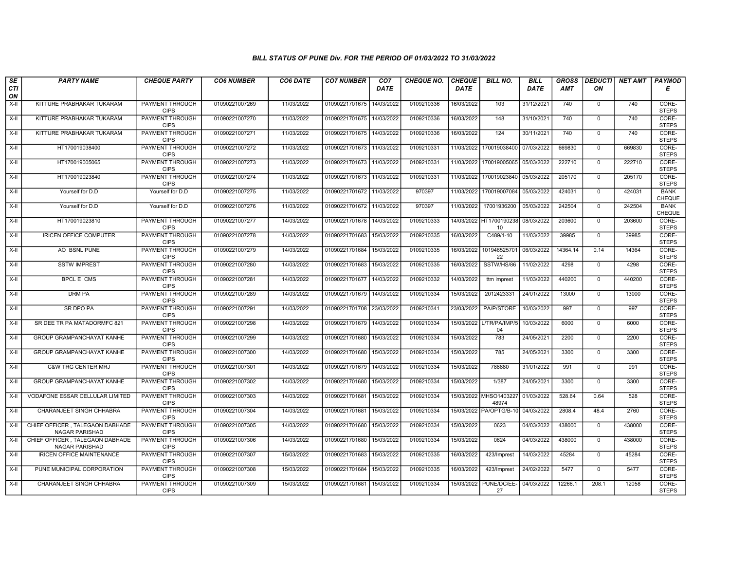# BILL STATUS OF PUNE Div. FOR THE PERIOD OF 01/03/2022 TO 31/03/2022

| SECTION | PARTY NAME | CHEQUE PARTY | CO6 NUMBER | CO6 DATE | CO7 NUMBER | CO7 DATE | CHEQUE NO. | CHEQUE DATE | BILL NO. | BILL DATE | GROSS AMT | DEDUCTION | NET AMT | PAYMODE |
|---|---|---|---|---|---|---|---|---|---|---|---|---|---|---|
| X-II | KITTURE PRABHAKAR TUKARAM | PAYMENT THROUGH CIPS | 01090221007269 | 11/03/2022 | 01090221701675 | 14/03/2022 | 0109210336 | 16/03/2022 | 103 | 31/12/2021 | 740 | 0 | 740 | CORE-STEPS |
| X-II | KITTURE PRABHAKAR TUKARAM | PAYMENT THROUGH CIPS | 01090221007270 | 11/03/2022 | 01090221701675 | 14/03/2022 | 0109210336 | 16/03/2022 | 148 | 31/10/2021 | 740 | 0 | 740 | CORE-STEPS |
| X-II | KITTURE PRABHAKAR TUKARAM | PAYMENT THROUGH CIPS | 01090221007271 | 11/03/2022 | 01090221701675 | 14/03/2022 | 0109210336 | 16/03/2022 | 124 | 30/11/2021 | 740 | 0 | 740 | CORE-STEPS |
| X-II | HT170019038400 | PAYMENT THROUGH CIPS | 01090221007272 | 11/03/2022 | 01090221701673 | 11/03/2022 | 0109210331 | 11/03/2022 | 170019038400 | 07/03/2022 | 669830 | 0 | 669830 | CORE-STEPS |
| X-II | HT170019005065 | PAYMENT THROUGH CIPS | 01090221007273 | 11/03/2022 | 01090221701673 | 11/03/2022 | 0109210331 | 11/03/2022 | 170019005065 | 05/03/2022 | 222710 | 0 | 222710 | CORE-STEPS |
| X-II | HT170019023840 | PAYMENT THROUGH CIPS | 01090221007274 | 11/03/2022 | 01090221701673 | 11/03/2022 | 0109210331 | 11/03/2022 | 170019023840 | 05/03/2022 | 205170 | 0 | 205170 | CORE-STEPS |
| X-II | Yourself for D.D | Yourself for D.D | 01090221007275 | 11/03/2022 | 01090221701672 | 11/03/2022 | 970397 | 11/03/2022 | 170019007084 | 05/03/2022 | 424031 | 0 | 424031 | BANK CHEQUE |
| X-II | Yourself for D.D | Yourself for D.D | 01090221007276 | 11/03/2022 | 01090221701672 | 11/03/2022 | 970397 | 11/03/2022 | 17001936200 | 05/03/2022 | 242504 | 0 | 242504 | BANK CHEQUE |
| X-II | HT170019023810 | PAYMENT THROUGH CIPS | 01090221007277 | 14/03/2022 | 01090221701678 | 14/03/2022 | 0109210333 | 14/03/2022 | HT170019023810 | 08/03/2022 | 203600 | 0 | 203600 | CORE-STEPS |
| X-II | IRICEN OFFICE COMPUTER | PAYMENT THROUGH CIPS | 01090221007278 | 14/03/2022 | 01090221701683 | 15/03/2022 | 0109210335 | 16/03/2022 | C489/1-10 | 11/03/2022 | 39985 | 0 | 39985 | CORE-STEPS |
| X-II | AO BSNL PUNE | PAYMENT THROUGH CIPS | 01090221007279 | 14/03/2022 | 01090221701684 | 15/03/2022 | 0109210335 | 16/03/2022 | 10194652570122 | 06/03/2022 | 14364.14 | 0.14 | 14364 | CORE-STEPS |
| X-II | SSTW IMPREST | PAYMENT THROUGH CIPS | 01090221007280 | 14/03/2022 | 01090221701683 | 15/03/2022 | 0109210335 | 16/03/2022 | SSTW/HS/86 | 11/02/2022 | 4298 | 0 | 4298 | CORE-STEPS |
| X-II | BPCL E CMS | PAYMENT THROUGH CIPS | 01090221007281 | 14/03/2022 | 01090221701677 | 14/03/2022 | 0109210332 | 14/03/2022 | ttm imprest | 11/03/2022 | 440200 | 0 | 440200 | CORE-STEPS |
| X-II | DRM PA | PAYMENT THROUGH CIPS | 01090221007289 | 14/03/2022 | 01090221701679 | 14/03/2022 | 0109210334 | 15/03/2022 | 2012423331 | 24/01/2022 | 13000 | 0 | 13000 | CORE-STEPS |
| X-II | SR DPO PA | PAYMENT THROUGH CIPS | 01090221007291 | 14/03/2022 | 01090221701708 | 23/03/2022 | 0109210341 | 23/03/2022 | PA/P/STORE | 10/03/2022 | 997 | 0 | 997 | CORE-STEPS |
| X-II | SR DEE TR PA MATADORMFC 821 | PAYMENT THROUGH CIPS | 01090221007298 | 14/03/2022 | 01090221701679 | 14/03/2022 | 0109210334 | 15/03/2022 | L/TR/PA/IMP/504 | 10/03/2022 | 6000 | 0 | 6000 | CORE-STEPS |
| X-II | GROUP GRAMPANCHAYAT KANHE | PAYMENT THROUGH CIPS | 01090221007299 | 14/03/2022 | 01090221701680 | 15/03/2022 | 0109210334 | 15/03/2022 | 783 | 24/05/2021 | 2200 | 0 | 2200 | CORE-STEPS |
| X-II | GROUP GRAMPANCHAYAT KANHE | PAYMENT THROUGH CIPS | 01090221007300 | 14/03/2022 | 01090221701680 | 15/03/2022 | 0109210334 | 15/03/2022 | 785 | 24/05/2021 | 3300 | 0 | 3300 | CORE-STEPS |
| X-II | C&W TRG CENTER MRJ | PAYMENT THROUGH CIPS | 01090221007301 | 14/03/2022 | 01090221701679 | 14/03/2022 | 0109210334 | 15/03/2022 | 788880 | 31/01/2022 | 991 | 0 | 991 | CORE-STEPS |
| X-II | GROUP GRAMPANCHAYAT KANHE | PAYMENT THROUGH CIPS | 01090221007302 | 14/03/2022 | 01090221701680 | 15/03/2022 | 0109210334 | 15/03/2022 | 1/387 | 24/05/2021 | 3300 | 0 | 3300 | CORE-STEPS |
| X-II | VODAFONE ESSAR CELLULAR LIMITED | PAYMENT THROUGH CIPS | 01090221007303 | 14/03/2022 | 01090221701681 | 15/03/2022 | 0109210334 | 15/03/2022 | MHSO140322748974 | 01/03/2022 | 528.64 | 0.64 | 528 | CORE-STEPS |
| X-II | CHARANJEET SINGH CHHABRA | PAYMENT THROUGH CIPS | 01090221007304 | 14/03/2022 | 01090221701681 | 15/03/2022 | 0109210334 | 15/03/2022 | PA/OPTG/B-10 | 04/03/2022 | 2808.4 | 48.4 | 2760 | CORE-STEPS |
| X-II | CHIEF OFFICER , TALEGAON DABHADE NAGAR PARISHAD | PAYMENT THROUGH CIPS | 01090221007305 | 14/03/2022 | 01090221701680 | 15/03/2022 | 0109210334 | 15/03/2022 | 0623 | 04/03/2022 | 438000 | 0 | 438000 | CORE-STEPS |
| X-II | CHIEF OFFICER , TALEGAON DABHADE NAGAR PARISHAD | PAYMENT THROUGH CIPS | 01090221007306 | 14/03/2022 | 01090221701680 | 15/03/2022 | 0109210334 | 15/03/2022 | 0624 | 04/03/2022 | 438000 | 0 | 438000 | CORE-STEPS |
| X-II | IRICEN OFFICE MAINTENANCE | PAYMENT THROUGH CIPS | 01090221007307 | 15/03/2022 | 01090221701683 | 15/03/2022 | 0109210335 | 16/03/2022 | 423/Imprest | 14/03/2022 | 45284 | 0 | 45284 | CORE-STEPS |
| X-II | PUNE MUNICIPAL CORPORATION | PAYMENT THROUGH CIPS | 01090221007308 | 15/03/2022 | 01090221701684 | 15/03/2022 | 0109210335 | 16/03/2022 | 423/Imprest | 24/02/2022 | 5477 | 0 | 5477 | CORE-STEPS |
| X-II | CHARANJEET SINGH CHHABRA | PAYMENT THROUGH CIPS | 01090221007309 | 15/03/2022 | 01090221701681 | 15/03/2022 | 0109210334 | 15/03/2022 | PUNE/DC/EE-27 | 04/03/2022 | 12266.1 | 208.1 | 12058 | CORE-STEPS |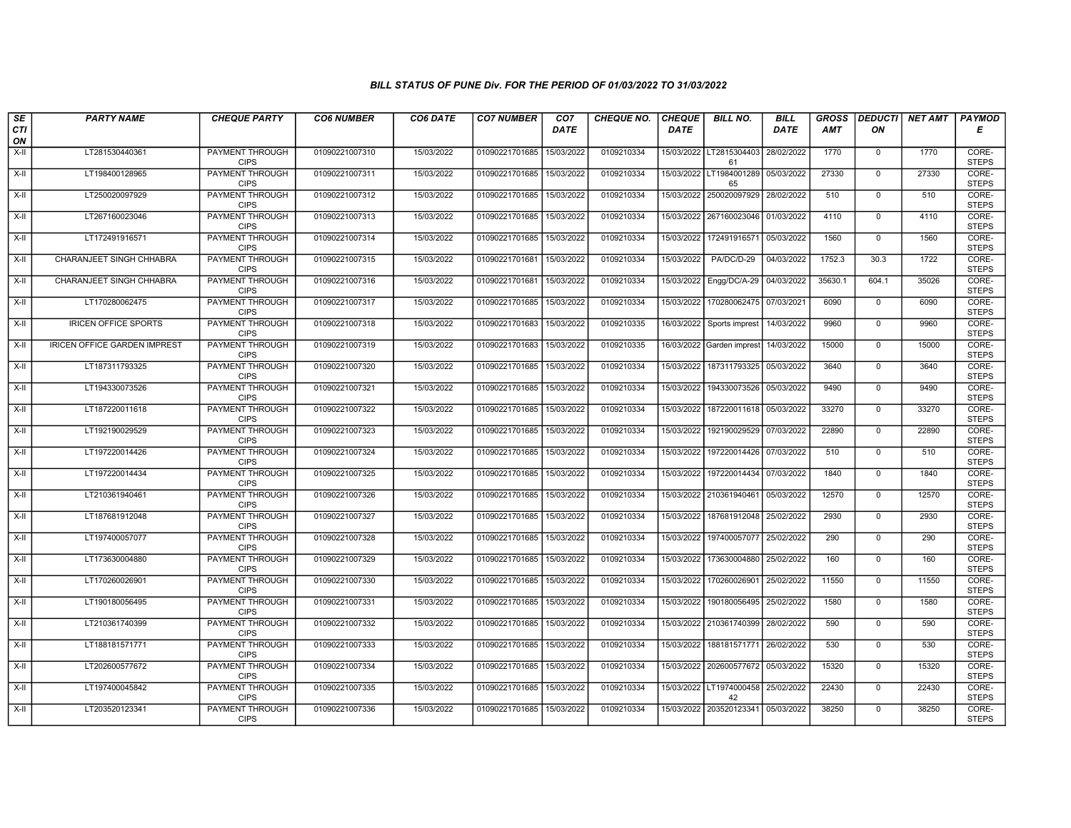### BILL STATUS OF PUNE Div. FOR THE PERIOD OF 01/03/2022 TO 31/03/2022

| SECTION | PARTY NAME | CHEQUE PARTY | CO6 NUMBER | CO6 DATE | CO7 NUMBER | CO7 DATE | CHEQUE NO. | CHEQUE DATE | BILL NO. | BILL DATE | GROSS AMT | DEDUCTION | NET AMT | PAYMODE |
|---|---|---|---|---|---|---|---|---|---|---|---|---|---|---|
| X-II | LT281530440361 | PAYMENT THROUGH CIPS | 01090221007310 | 15/03/2022 | 01090221701685 | 15/03/2022 | 0109210334 | 15/03/2022 | LT281530440361 | 28/02/2022 | 1770 | 0 | 1770 | CORE-STEPS |
| X-II | LT198400128965 | PAYMENT THROUGH CIPS | 01090221007311 | 15/03/2022 | 01090221701685 | 15/03/2022 | 0109210334 | 15/03/2022 | LT198400128965 | 05/03/2022 | 27330 | 0 | 27330 | CORE-STEPS |
| X-II | LT250020097929 | PAYMENT THROUGH CIPS | 01090221007312 | 15/03/2022 | 01090221701685 | 15/03/2022 | 0109210334 | 15/03/2022 | 250020097929 | 28/02/2022 | 510 | 0 | 510 | CORE-STEPS |
| X-II | LT267160023046 | PAYMENT THROUGH CIPS | 01090221007313 | 15/03/2022 | 01090221701685 | 15/03/2022 | 0109210334 | 15/03/2022 | 267160023046 | 01/03/2022 | 4110 | 0 | 4110 | CORE-STEPS |
| X-II | LT172491916571 | PAYMENT THROUGH CIPS | 01090221007314 | 15/03/2022 | 01090221701685 | 15/03/2022 | 0109210334 | 15/03/2022 | 172491916571 | 05/03/2022 | 1560 | 0 | 1560 | CORE-STEPS |
| X-II | CHARANJEET SINGH CHHABRA | PAYMENT THROUGH CIPS | 01090221007315 | 15/03/2022 | 01090221701681 | 15/03/2022 | 0109210334 | 15/03/2022 | PA/DC/D-29 | 04/03/2022 | 1752.3 | 30.3 | 1722 | CORE-STEPS |
| X-II | CHARANJEET SINGH CHHABRA | PAYMENT THROUGH CIPS | 01090221007316 | 15/03/2022 | 01090221701681 | 15/03/2022 | 0109210334 | 15/03/2022 | Engg/DC/A-29 | 04/03/2022 | 35630.1 | 604.1 | 35026 | CORE-STEPS |
| X-II | LT170280062475 | PAYMENT THROUGH CIPS | 01090221007317 | 15/03/2022 | 01090221701685 | 15/03/2022 | 0109210334 | 15/03/2022 | 170280062475 | 07/03/2021 | 6090 | 0 | 6090 | CORE-STEPS |
| X-II | IRICEN OFFICE SPORTS | PAYMENT THROUGH CIPS | 01090221007318 | 15/03/2022 | 01090221701683 | 15/03/2022 | 0109210335 | 16/03/2022 | Sports imprest | 14/03/2022 | 9960 | 0 | 9960 | CORE-STEPS |
| X-II | IRICEN OFFICE GARDEN IMPREST | PAYMENT THROUGH CIPS | 01090221007319 | 15/03/2022 | 01090221701683 | 15/03/2022 | 0109210335 | 16/03/2022 | Garden imprest | 14/03/2022 | 15000 | 0 | 15000 | CORE-STEPS |
| X-II | LT187311793325 | PAYMENT THROUGH CIPS | 01090221007320 | 15/03/2022 | 01090221701685 | 15/03/2022 | 0109210334 | 15/03/2022 | 187311793325 | 05/03/2022 | 3640 | 0 | 3640 | CORE-STEPS |
| X-II | LT194330073526 | PAYMENT THROUGH CIPS | 01090221007321 | 15/03/2022 | 01090221701685 | 15/03/2022 | 0109210334 | 15/03/2022 | 194330073526 | 05/03/2022 | 9490 | 0 | 9490 | CORE-STEPS |
| X-II | LT187220011618 | PAYMENT THROUGH CIPS | 01090221007322 | 15/03/2022 | 01090221701685 | 15/03/2022 | 0109210334 | 15/03/2022 | 187220011618 | 05/03/2022 | 33270 | 0 | 33270 | CORE-STEPS |
| X-II | LT192190029529 | PAYMENT THROUGH CIPS | 01090221007323 | 15/03/2022 | 01090221701685 | 15/03/2022 | 0109210334 | 15/03/2022 | 192190029529 | 07/03/2022 | 22890 | 0 | 22890 | CORE-STEPS |
| X-II | LT197220014426 | PAYMENT THROUGH CIPS | 01090221007324 | 15/03/2022 | 01090221701685 | 15/03/2022 | 0109210334 | 15/03/2022 | 197220014426 | 07/03/2022 | 510 | 0 | 510 | CORE-STEPS |
| X-II | LT197220014434 | PAYMENT THROUGH CIPS | 01090221007325 | 15/03/2022 | 01090221701685 | 15/03/2022 | 0109210334 | 15/03/2022 | 197220014434 | 07/03/2022 | 1840 | 0 | 1840 | CORE-STEPS |
| X-II | LT210361940461 | PAYMENT THROUGH CIPS | 01090221007326 | 15/03/2022 | 01090221701685 | 15/03/2022 | 0109210334 | 15/03/2022 | 210361940461 | 05/03/2022 | 12570 | 0 | 12570 | CORE-STEPS |
| X-II | LT187681912048 | PAYMENT THROUGH CIPS | 01090221007327 | 15/03/2022 | 01090221701685 | 15/03/2022 | 0109210334 | 15/03/2022 | 187681912048 | 25/02/2022 | 2930 | 0 | 2930 | CORE-STEPS |
| X-II | LT197400057077 | PAYMENT THROUGH CIPS | 01090221007328 | 15/03/2022 | 01090221701685 | 15/03/2022 | 0109210334 | 15/03/2022 | 197400057077 | 25/02/2022 | 290 | 0 | 290 | CORE-STEPS |
| X-II | LT173630004880 | PAYMENT THROUGH CIPS | 01090221007329 | 15/03/2022 | 01090221701685 | 15/03/2022 | 0109210334 | 15/03/2022 | 173630004880 | 25/02/2022 | 160 | 0 | 160 | CORE-STEPS |
| X-II | LT170260026901 | PAYMENT THROUGH CIPS | 01090221007330 | 15/03/2022 | 01090221701685 | 15/03/2022 | 0109210334 | 15/03/2022 | 170260026901 | 25/02/2022 | 11550 | 0 | 11550 | CORE-STEPS |
| X-II | LT190180056495 | PAYMENT THROUGH CIPS | 01090221007331 | 15/03/2022 | 01090221701685 | 15/03/2022 | 0109210334 | 15/03/2022 | 190180056495 | 25/02/2022 | 1580 | 0 | 1580 | CORE-STEPS |
| X-II | LT210361740399 | PAYMENT THROUGH CIPS | 01090221007332 | 15/03/2022 | 01090221701685 | 15/03/2022 | 0109210334 | 15/03/2022 | 210361740399 | 28/02/2022 | 590 | 0 | 590 | CORE-STEPS |
| X-II | LT188181571771 | PAYMENT THROUGH CIPS | 01090221007333 | 15/03/2022 | 01090221701685 | 15/03/2022 | 0109210334 | 15/03/2022 | 188181571771 | 26/02/2022 | 530 | 0 | 530 | CORE-STEPS |
| X-II | LT202600577672 | PAYMENT THROUGH CIPS | 01090221007334 | 15/03/2022 | 01090221701685 | 15/03/2022 | 0109210334 | 15/03/2022 | 202600577672 | 05/03/2022 | 15320 | 0 | 15320 | CORE-STEPS |
| X-II | LT197400045842 | PAYMENT THROUGH CIPS | 01090221007335 | 15/03/2022 | 01090221701685 | 15/03/2022 | 0109210334 | 15/03/2022 | LT197400045842 | 25/02/2022 | 22430 | 0 | 22430 | CORE-STEPS |
| X-II | LT203520123341 | PAYMENT THROUGH CIPS | 01090221007336 | 15/03/2022 | 01090221701685 | 15/03/2022 | 0109210334 | 15/03/2022 | 203520123341 | 05/03/2022 | 38250 | 0 | 38250 | CORE-STEPS |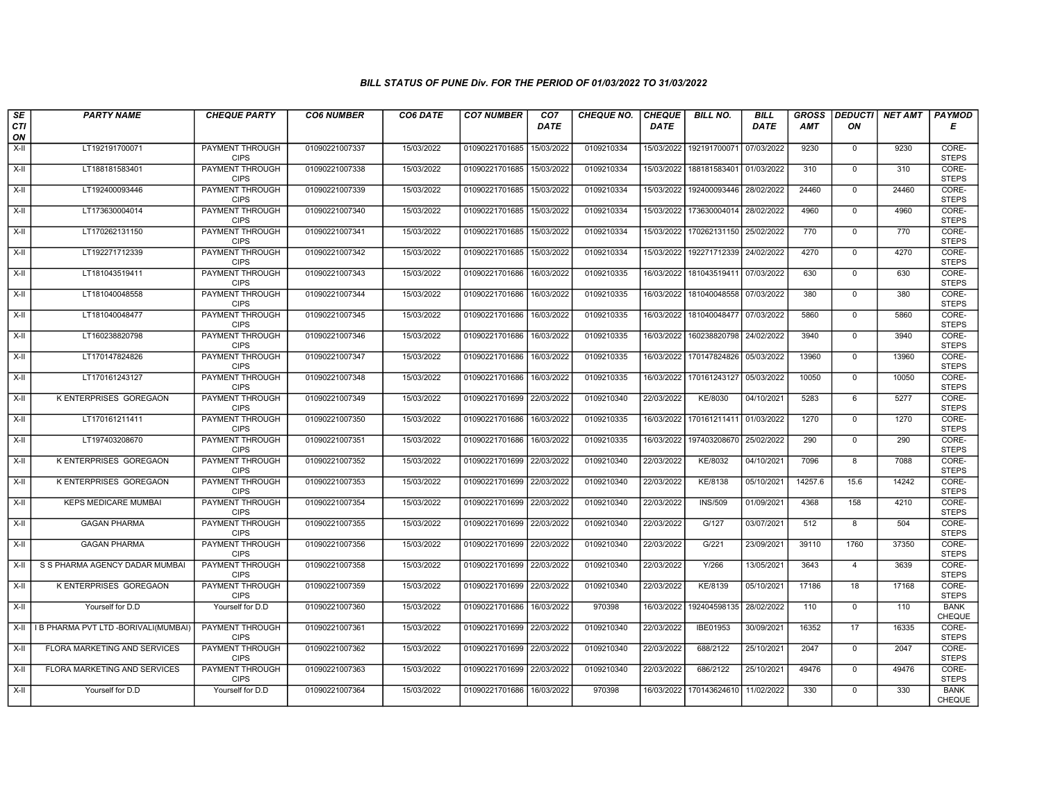### BILL STATUS OF PUNE Div. FOR THE PERIOD OF 01/03/2022 TO 31/03/2022

| SECTION | PARTY NAME | CHEQUE PARTY | CO6 NUMBER | CO6 DATE | CO7 NUMBER | CO7 DATE | CHEQUE NO. | CHEQUE DATE | BILL NO. | BILL DATE | GROSS AMT | DEDUCTION | NET AMT | PAYMODE |
|---|---|---|---|---|---|---|---|---|---|---|---|---|---|---|
| X-II | LT192191700071 | PAYMENT THROUGH CIPS | 01090221007337 | 15/03/2022 | 01090221701685 | 15/03/2022 | 0109210334 | 15/03/2022 | 192191700071 | 07/03/2022 | 9230 | 0 | 9230 | CORE-STEPS |
| X-II | LT188181583401 | PAYMENT THROUGH CIPS | 01090221007338 | 15/03/2022 | 01090221701685 | 15/03/2022 | 0109210334 | 15/03/2022 | 188181583401 | 01/03/2022 | 310 | 0 | 310 | CORE-STEPS |
| X-II | LT192400093446 | PAYMENT THROUGH CIPS | 01090221007339 | 15/03/2022 | 01090221701685 | 15/03/2022 | 0109210334 | 15/03/2022 | 192400093446 | 28/02/2022 | 24460 | 0 | 24460 | CORE-STEPS |
| X-II | LT173630004014 | PAYMENT THROUGH CIPS | 01090221007340 | 15/03/2022 | 01090221701685 | 15/03/2022 | 0109210334 | 15/03/2022 | 173630004014 | 28/02/2022 | 4960 | 0 | 4960 | CORE-STEPS |
| X-II | LT170262131150 | PAYMENT THROUGH CIPS | 01090221007341 | 15/03/2022 | 01090221701685 | 15/03/2022 | 0109210334 | 15/03/2022 | 170262131150 | 25/02/2022 | 770 | 0 | 770 | CORE-STEPS |
| X-II | LT192271712339 | PAYMENT THROUGH CIPS | 01090221007342 | 15/03/2022 | 01090221701685 | 15/03/2022 | 0109210334 | 15/03/2022 | 192271712339 | 24/02/2022 | 4270 | 0 | 4270 | CORE-STEPS |
| X-II | LT181043519411 | PAYMENT THROUGH CIPS | 01090221007343 | 15/03/2022 | 01090221701686 | 16/03/2022 | 0109210335 | 16/03/2022 | 181043519411 | 07/03/2022 | 630 | 0 | 630 | CORE-STEPS |
| X-II | LT181040048558 | PAYMENT THROUGH CIPS | 01090221007344 | 15/03/2022 | 01090221701686 | 16/03/2022 | 0109210335 | 16/03/2022 | 181040048558 | 07/03/2022 | 380 | 0 | 380 | CORE-STEPS |
| X-II | LT181040048477 | PAYMENT THROUGH CIPS | 01090221007345 | 15/03/2022 | 01090221701686 | 16/03/2022 | 0109210335 | 16/03/2022 | 181040048477 | 07/03/2022 | 5860 | 0 | 5860 | CORE-STEPS |
| X-II | LT160238820798 | PAYMENT THROUGH CIPS | 01090221007346 | 15/03/2022 | 01090221701686 | 16/03/2022 | 0109210335 | 16/03/2022 | 160238820798 | 24/02/2022 | 3940 | 0 | 3940 | CORE-STEPS |
| X-II | LT170147824826 | PAYMENT THROUGH CIPS | 01090221007347 | 15/03/2022 | 01090221701686 | 16/03/2022 | 0109210335 | 16/03/2022 | 170147824826 | 05/03/2022 | 13960 | 0 | 13960 | CORE-STEPS |
| X-II | LT170161243127 | PAYMENT THROUGH CIPS | 01090221007348 | 15/03/2022 | 01090221701686 | 16/03/2022 | 0109210335 | 16/03/2022 | 170161243127 | 05/03/2022 | 10050 | 0 | 10050 | CORE-STEPS |
| X-II | K ENTERPRISES GOREGAON | PAYMENT THROUGH CIPS | 01090221007349 | 15/03/2022 | 01090221701699 | 22/03/2022 | 0109210340 | 22/03/2022 | KE/8030 | 04/10/2021 | 5283 | 6 | 5277 | CORE-STEPS |
| X-II | LT170161211411 | PAYMENT THROUGH CIPS | 01090221007350 | 15/03/2022 | 01090221701686 | 16/03/2022 | 0109210335 | 16/03/2022 | 170161211411 | 01/03/2022 | 1270 | 0 | 1270 | CORE-STEPS |
| X-II | LT197403208670 | PAYMENT THROUGH CIPS | 01090221007351 | 15/03/2022 | 01090221701686 | 16/03/2022 | 0109210335 | 16/03/2022 | 197403208670 | 25/02/2022 | 290 | 0 | 290 | CORE-STEPS |
| X-II | K ENTERPRISES GOREGAON | PAYMENT THROUGH CIPS | 01090221007352 | 15/03/2022 | 01090221701699 | 22/03/2022 | 0109210340 | 22/03/2022 | KE/8032 | 04/10/2021 | 7096 | 8 | 7088 | CORE-STEPS |
| X-II | K ENTERPRISES GOREGAON | PAYMENT THROUGH CIPS | 01090221007353 | 15/03/2022 | 01090221701699 | 22/03/2022 | 0109210340 | 22/03/2022 | KE/8138 | 05/10/2021 | 14257.6 | 15.6 | 14242 | CORE-STEPS |
| X-II | KEPS MEDICARE MUMBAI | PAYMENT THROUGH CIPS | 01090221007354 | 15/03/2022 | 01090221701699 | 22/03/2022 | 0109210340 | 22/03/2022 | INS/509 | 01/09/2021 | 4368 | 158 | 4210 | CORE-STEPS |
| X-II | GAGAN PHARMA | PAYMENT THROUGH CIPS | 01090221007355 | 15/03/2022 | 01090221701699 | 22/03/2022 | 0109210340 | 22/03/2022 | G/127 | 03/07/2021 | 512 | 8 | 504 | CORE-STEPS |
| X-II | GAGAN PHARMA | PAYMENT THROUGH CIPS | 01090221007356 | 15/03/2022 | 01090221701699 | 22/03/2022 | 0109210340 | 22/03/2022 | G/221 | 23/09/2021 | 39110 | 1760 | 37350 | CORE-STEPS |
| X-II | S S PHARMA AGENCY DADAR MUMBAI | PAYMENT THROUGH CIPS | 01090221007358 | 15/03/2022 | 01090221701699 | 22/03/2022 | 0109210340 | 22/03/2022 | Y/266 | 13/05/2021 | 3643 | 4 | 3639 | CORE-STEPS |
| X-II | K ENTERPRISES GOREGAON | PAYMENT THROUGH CIPS | 01090221007359 | 15/03/2022 | 01090221701699 | 22/03/2022 | 0109210340 | 22/03/2022 | KE/8139 | 05/10/2021 | 17186 | 18 | 17168 | CORE-STEPS |
| X-II | Yourself for D.D | Yourself for D.D | 01090221007360 | 15/03/2022 | 01090221701686 | 16/03/2022 | 970398 | 16/03/2022 | 192404598135 | 28/02/2022 | 110 | 0 | 110 | BANK CHEQUE |
| X-II | I B PHARMA PVT LTD -BORIVALI(MUMBAI) | PAYMENT THROUGH CIPS | 01090221007361 | 15/03/2022 | 01090221701699 | 22/03/2022 | 0109210340 | 22/03/2022 | IBE01953 | 30/09/2021 | 16352 | 17 | 16335 | CORE-STEPS |
| X-II | FLORA MARKETING AND SERVICES | PAYMENT THROUGH CIPS | 01090221007362 | 15/03/2022 | 01090221701699 | 22/03/2022 | 0109210340 | 22/03/2022 | 688/2122 | 25/10/2021 | 2047 | 0 | 2047 | CORE-STEPS |
| X-II | FLORA MARKETING AND SERVICES | PAYMENT THROUGH CIPS | 01090221007363 | 15/03/2022 | 01090221701699 | 22/03/2022 | 0109210340 | 22/03/2022 | 686/2122 | 25/10/2021 | 49476 | 0 | 49476 | CORE-STEPS |
| X-II | Yourself for D.D | Yourself for D.D | 01090221007364 | 15/03/2022 | 01090221701686 | 16/03/2022 | 970398 | 16/03/2022 | 170143624610 | 11/02/2022 | 330 | 0 | 330 | BANK CHEQUE |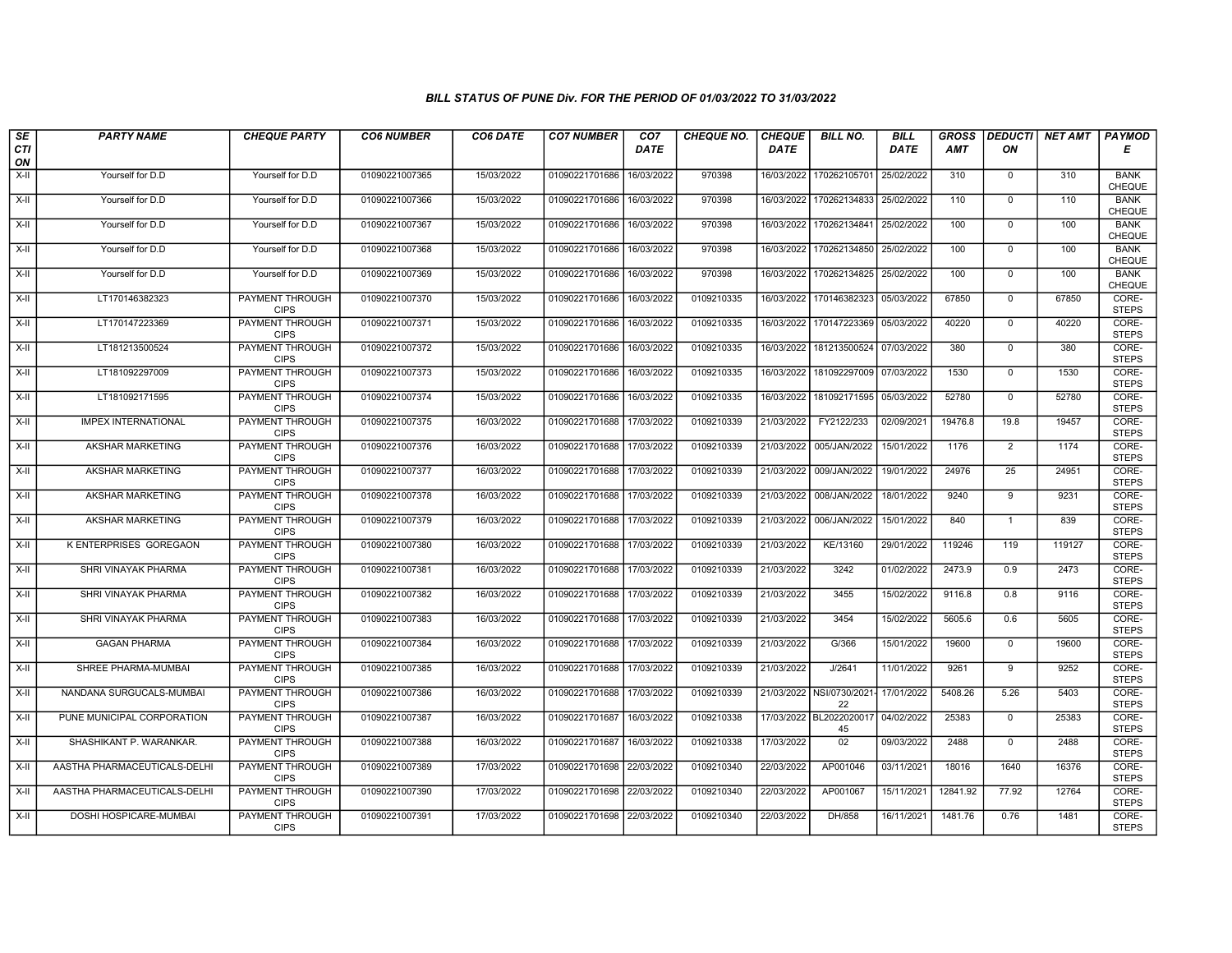### BILL STATUS OF PUNE Div. FOR THE PERIOD OF 01/03/2022 TO 31/03/2022

| SECTION | PARTY NAME | CHEQUE PARTY | CO6 NUMBER | CO6 DATE | CO7 NUMBER | CO7 DATE | CHEQUE NO. | CHEQUE DATE | BILL NO. | BILL DATE | GROSS AMT | DEDUCTION | NET AMT | PAYMODE |
|---|---|---|---|---|---|---|---|---|---|---|---|---|---|---|
| X-II | Yourself for D.D | Yourself for D.D | 01090221007365 | 15/03/2022 | 01090221701686 | 16/03/2022 | 970398 | 16/03/2022 | 170262105701 | 25/02/2022 | 310 | 0 | 310 | BANK CHEQUE |
| X-II | Yourself for D.D | Yourself for D.D | 01090221007366 | 15/03/2022 | 01090221701686 | 16/03/2022 | 970398 | 16/03/2022 | 170262134833 | 25/02/2022 | 110 | 0 | 110 | BANK CHEQUE |
| X-II | Yourself for D.D | Yourself for D.D | 01090221007367 | 15/03/2022 | 01090221701686 | 16/03/2022 | 970398 | 16/03/2022 | 170262134841 | 25/02/2022 | 100 | 0 | 100 | BANK CHEQUE |
| X-II | Yourself for D.D | Yourself for D.D | 01090221007368 | 15/03/2022 | 01090221701686 | 16/03/2022 | 970398 | 16/03/2022 | 170262134850 | 25/02/2022 | 100 | 0 | 100 | BANK CHEQUE |
| X-II | Yourself for D.D | Yourself for D.D | 01090221007369 | 15/03/2022 | 01090221701686 | 16/03/2022 | 970398 | 16/03/2022 | 170262134825 | 25/02/2022 | 100 | 0 | 100 | BANK CHEQUE |
| X-II | LT170146382323 | PAYMENT THROUGH CIPS | 01090221007370 | 15/03/2022 | 01090221701686 | 16/03/2022 | 0109210335 | 16/03/2022 | 170146382323 | 05/03/2022 | 67850 | 0 | 67850 | CORE-STEPS |
| X-II | LT170147223369 | PAYMENT THROUGH CIPS | 01090221007371 | 15/03/2022 | 01090221701686 | 16/03/2022 | 0109210335 | 16/03/2022 | 170147223369 | 05/03/2022 | 40220 | 0 | 40220 | CORE-STEPS |
| X-II | LT181213500524 | PAYMENT THROUGH CIPS | 01090221007372 | 15/03/2022 | 01090221701686 | 16/03/2022 | 0109210335 | 16/03/2022 | 181213500524 | 07/03/2022 | 380 | 0 | 380 | CORE-STEPS |
| X-II | LT181092297009 | PAYMENT THROUGH CIPS | 01090221007373 | 15/03/2022 | 01090221701686 | 16/03/2022 | 0109210335 | 16/03/2022 | 181092297009 | 07/03/2022 | 1530 | 0 | 1530 | CORE-STEPS |
| X-II | LT181092171595 | PAYMENT THROUGH CIPS | 01090221007374 | 15/03/2022 | 01090221701686 | 16/03/2022 | 0109210335 | 16/03/2022 | 181092171595 | 05/03/2022 | 52780 | 0 | 52780 | CORE-STEPS |
| X-II | IMPEX INTERNATIONAL | PAYMENT THROUGH CIPS | 01090221007375 | 16/03/2022 | 01090221701688 | 17/03/2022 | 0109210339 | 21/03/2022 | FY2122/233 | 02/09/2021 | 19476.8 | 19.8 | 19457 | CORE-STEPS |
| X-II | AKSHAR MARKETING | PAYMENT THROUGH CIPS | 01090221007376 | 16/03/2022 | 01090221701688 | 17/03/2022 | 0109210339 | 21/03/2022 | 005/JAN/2022 | 15/01/2022 | 1176 | 2 | 1174 | CORE-STEPS |
| X-II | AKSHAR MARKETING | PAYMENT THROUGH CIPS | 01090221007377 | 16/03/2022 | 01090221701688 | 17/03/2022 | 0109210339 | 21/03/2022 | 009/JAN/2022 | 19/01/2022 | 24976 | 25 | 24951 | CORE-STEPS |
| X-II | AKSHAR MARKETING | PAYMENT THROUGH CIPS | 01090221007378 | 16/03/2022 | 01090221701688 | 17/03/2022 | 0109210339 | 21/03/2022 | 008/JAN/2022 | 18/01/2022 | 9240 | 9 | 9231 | CORE-STEPS |
| X-II | AKSHAR MARKETING | PAYMENT THROUGH CIPS | 01090221007379 | 16/03/2022 | 01090221701688 | 17/03/2022 | 0109210339 | 21/03/2022 | 006/JAN/2022 | 15/01/2022 | 840 | 1 | 839 | CORE-STEPS |
| X-II | K ENTERPRISES GOREGAON | PAYMENT THROUGH CIPS | 01090221007380 | 16/03/2022 | 01090221701688 | 17/03/2022 | 0109210339 | 21/03/2022 | KE/13160 | 29/01/2022 | 119246 | 119 | 119127 | CORE-STEPS |
| X-II | SHRI VINAYAK PHARMA | PAYMENT THROUGH CIPS | 01090221007381 | 16/03/2022 | 01090221701688 | 17/03/2022 | 0109210339 | 21/03/2022 | 3242 | 01/02/2022 | 2473.9 | 0.9 | 2473 | CORE-STEPS |
| X-II | SHRI VINAYAK PHARMA | PAYMENT THROUGH CIPS | 01090221007382 | 16/03/2022 | 01090221701688 | 17/03/2022 | 0109210339 | 21/03/2022 | 3455 | 15/02/2022 | 9116.8 | 0.8 | 9116 | CORE-STEPS |
| X-II | SHRI VINAYAK PHARMA | PAYMENT THROUGH CIPS | 01090221007383 | 16/03/2022 | 01090221701688 | 17/03/2022 | 0109210339 | 21/03/2022 | 3454 | 15/02/2022 | 5605.6 | 0.6 | 5605 | CORE-STEPS |
| X-II | GAGAN PHARMA | PAYMENT THROUGH CIPS | 01090221007384 | 16/03/2022 | 01090221701688 | 17/03/2022 | 0109210339 | 21/03/2022 | G/366 | 15/01/2022 | 19600 | 0 | 19600 | CORE-STEPS |
| X-II | SHREE PHARMA-MUMBAI | PAYMENT THROUGH CIPS | 01090221007385 | 16/03/2022 | 01090221701688 | 17/03/2022 | 0109210339 | 21/03/2022 | J/2641 | 11/01/2022 | 9261 | 9 | 9252 | CORE-STEPS |
| X-II | NANDANA SURGUCALS-MUMBAI | PAYMENT THROUGH CIPS | 01090221007386 | 16/03/2022 | 01090221701688 | 17/03/2022 | 0109210339 | 21/03/2022 | NSI/0730/2021-22 | 17/01/2022 | 5408.26 | 5.26 | 5403 | CORE-STEPS |
| X-II | PUNE MUNICIPAL CORPORATION | PAYMENT THROUGH CIPS | 01090221007387 | 16/03/2022 | 01090221701687 | 16/03/2022 | 0109210338 | 17/03/2022 | BL202202001745 | 04/02/2022 | 25383 | 0 | 25383 | CORE-STEPS |
| X-II | SHASHIKANT P. WARANKAR. | PAYMENT THROUGH CIPS | 01090221007388 | 16/03/2022 | 01090221701687 | 16/03/2022 | 0109210338 | 17/03/2022 | 02 | 09/03/2022 | 2488 | 0 | 2488 | CORE-STEPS |
| X-II | AASTHA PHARMACEUTICALS-DELHI | PAYMENT THROUGH CIPS | 01090221007389 | 17/03/2022 | 01090221701698 | 22/03/2022 | 0109210340 | 22/03/2022 | AP001046 | 03/11/2021 | 18016 | 1640 | 16376 | CORE-STEPS |
| X-II | AASTHA PHARMACEUTICALS-DELHI | PAYMENT THROUGH CIPS | 01090221007390 | 17/03/2022 | 01090221701698 | 22/03/2022 | 0109210340 | 22/03/2022 | AP001067 | 15/11/2021 | 12841.92 | 77.92 | 12764 | CORE-STEPS |
| X-II | DOSHI HOSPICARE-MUMBAI | PAYMENT THROUGH CIPS | 01090221007391 | 17/03/2022 | 01090221701698 | 22/03/2022 | 0109210340 | 22/03/2022 | DH/858 | 16/11/2021 | 1481.76 | 0.76 | 1481 | CORE-STEPS |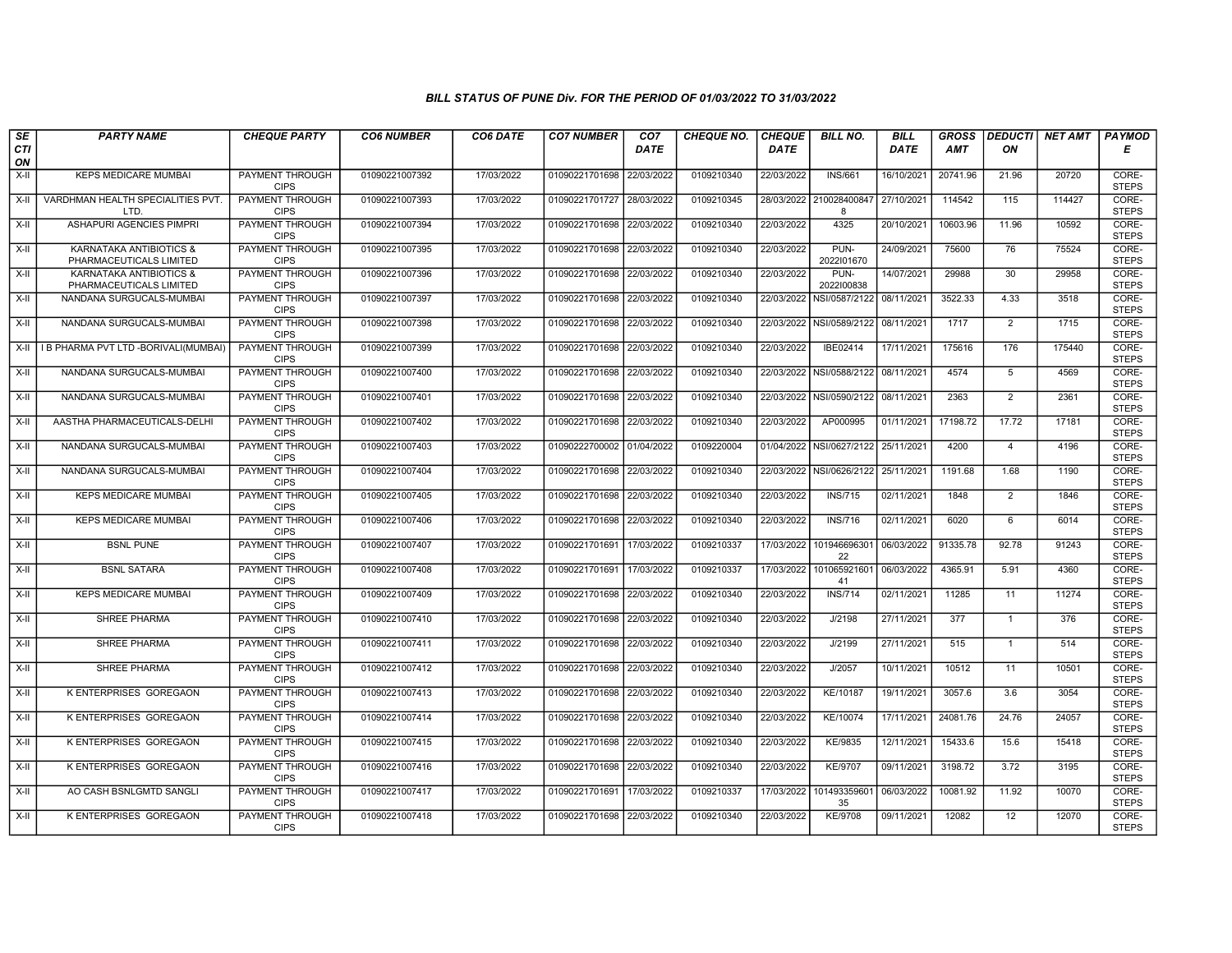### BILL STATUS OF PUNE Div. FOR THE PERIOD OF 01/03/2022 TO 31/03/2022

| SECTION | PARTY NAME | CHEQUE PARTY | CO6 NUMBER | CO6 DATE | CO7 NUMBER | CO7 DATE | CHEQUE NO. | CHEQUE DATE | BILL NO. | BILL DATE | GROSS AMT | DEDUCTION | NET AMT | PAYMODE |
|---|---|---|---|---|---|---|---|---|---|---|---|---|---|---|
| X-II | KEPS MEDICARE MUMBAI | PAYMENT THROUGH CIPS | 01090221007392 | 17/03/2022 | 01090221701698 | 22/03/2022 | 0109210340 | 22/03/2022 | INS/661 | 16/10/2021 | 20741.96 | 21.96 | 20720 | CORE-STEPS |
| X-II | VARDHMAN HEALTH SPECIALITIES PVT. LTD. | PAYMENT THROUGH CIPS | 01090221007393 | 17/03/2022 | 01090221701727 | 28/03/2022 | 0109210345 | 28/03/2022 | 2100284008478 | 27/10/2021 | 114542 | 115 | 114427 | CORE-STEPS |
| X-II | ASHAPURI AGENCIES PIMPRI | PAYMENT THROUGH CIPS | 01090221007394 | 17/03/2022 | 01090221701698 | 22/03/2022 | 0109210340 | 22/03/2022 | 4325 | 20/10/2021 | 10603.96 | 11.96 | 10592 | CORE-STEPS |
| X-II | KARNATAKA ANTIBIOTICS & PHARMACEUTICALS LIMITED | PAYMENT THROUGH CIPS | 01090221007395 | 17/03/2022 | 01090221701698 | 22/03/2022 | 0109210340 | 22/03/2022 | PUN-2022I01670 | 24/09/2021 | 75600 | 76 | 75524 | CORE-STEPS |
| X-II | KARNATAKA ANTIBIOTICS & PHARMACEUTICALS LIMITED | PAYMENT THROUGH CIPS | 01090221007396 | 17/03/2022 | 01090221701698 | 22/03/2022 | 0109210340 | 22/03/2022 | PUN-2022I00838 | 14/07/2021 | 29988 | 30 | 29958 | CORE-STEPS |
| X-II | NANDANA SURGUCALS-MUMBAI | PAYMENT THROUGH CIPS | 01090221007397 | 17/03/2022 | 01090221701698 | 22/03/2022 | 0109210340 | 22/03/2022 | NSI/0587/2122 | 08/11/2021 | 3522.33 | 4.33 | 3518 | CORE-STEPS |
| X-II | NANDANA SURGUCALS-MUMBAI | PAYMENT THROUGH CIPS | 01090221007398 | 17/03/2022 | 01090221701698 | 22/03/2022 | 0109210340 | 22/03/2022 | NSI/0589/2122 | 08/11/2021 | 1717 | 2 | 1715 | CORE-STEPS |
| X-II | I B PHARMA PVT LTD -BORIVALI(MUMBAI) | PAYMENT THROUGH CIPS | 01090221007399 | 17/03/2022 | 01090221701698 | 22/03/2022 | 0109210340 | 22/03/2022 | IBE02414 | 17/11/2021 | 175616 | 176 | 175440 | CORE-STEPS |
| X-II | NANDANA SURGUCALS-MUMBAI | PAYMENT THROUGH CIPS | 01090221007400 | 17/03/2022 | 01090221701698 | 22/03/2022 | 0109210340 | 22/03/2022 | NSI/0588/2122 | 08/11/2021 | 4574 | 5 | 4569 | CORE-STEPS |
| X-II | NANDANA SURGUCALS-MUMBAI | PAYMENT THROUGH CIPS | 01090221007401 | 17/03/2022 | 01090221701698 | 22/03/2022 | 0109210340 | 22/03/2022 | NSI/0590/2122 | 08/11/2021 | 2363 | 2 | 2361 | CORE-STEPS |
| X-II | AASTHA PHARMACEUTICALS-DELHI | PAYMENT THROUGH CIPS | 01090221007402 | 17/03/2022 | 01090221701698 | 22/03/2022 | 0109210340 | 22/03/2022 | AP000995 | 01/11/2021 | 17198.72 | 17.72 | 17181 | CORE-STEPS |
| X-II | NANDANA SURGUCALS-MUMBAI | PAYMENT THROUGH CIPS | 01090221007403 | 17/03/2022 | 01090222700002 | 01/04/2022 | 0109220004 | 01/04/2022 | NSI/0627/2122 | 25/11/2021 | 4200 | 4 | 4196 | CORE-STEPS |
| X-II | NANDANA SURGUCALS-MUMBAI | PAYMENT THROUGH CIPS | 01090221007404 | 17/03/2022 | 01090221701698 | 22/03/2022 | 0109210340 | 22/03/2022 | NSI/0626/2122 | 25/11/2021 | 1191.68 | 1.68 | 1190 | CORE-STEPS |
| X-II | KEPS MEDICARE MUMBAI | PAYMENT THROUGH CIPS | 01090221007405 | 17/03/2022 | 01090221701698 | 22/03/2022 | 0109210340 | 22/03/2022 | INS/715 | 02/11/2021 | 1848 | 2 | 1846 | CORE-STEPS |
| X-II | KEPS MEDICARE MUMBAI | PAYMENT THROUGH CIPS | 01090221007406 | 17/03/2022 | 01090221701698 | 22/03/2022 | 0109210340 | 22/03/2022 | INS/716 | 02/11/2021 | 6020 | 6 | 6014 | CORE-STEPS |
| X-II | BSNL PUNE | PAYMENT THROUGH CIPS | 01090221007407 | 17/03/2022 | 01090221701691 | 17/03/2022 | 0109210337 | 17/03/2022 | 10194669630122 | 06/03/2022 | 91335.78 | 92.78 | 91243 | CORE-STEPS |
| X-II | BSNL SATARA | PAYMENT THROUGH CIPS | 01090221007408 | 17/03/2022 | 01090221701691 | 17/03/2022 | 0109210337 | 17/03/2022 | 10106592160141 | 06/03/2022 | 4365.91 | 5.91 | 4360 | CORE-STEPS |
| X-II | KEPS MEDICARE MUMBAI | PAYMENT THROUGH CIPS | 01090221007409 | 17/03/2022 | 01090221701698 | 22/03/2022 | 0109210340 | 22/03/2022 | INS/714 | 02/11/2021 | 11285 | 11 | 11274 | CORE-STEPS |
| X-II | SHREE PHARMA | PAYMENT THROUGH CIPS | 01090221007410 | 17/03/2022 | 01090221701698 | 22/03/2022 | 0109210340 | 22/03/2022 | J/2198 | 27/11/2021 | 377 | 1 | 376 | CORE-STEPS |
| X-II | SHREE PHARMA | PAYMENT THROUGH CIPS | 01090221007411 | 17/03/2022 | 01090221701698 | 22/03/2022 | 0109210340 | 22/03/2022 | J/2199 | 27/11/2021 | 515 | 1 | 514 | CORE-STEPS |
| X-II | SHREE PHARMA | PAYMENT THROUGH CIPS | 01090221007412 | 17/03/2022 | 01090221701698 | 22/03/2022 | 0109210340 | 22/03/2022 | J/2057 | 10/11/2021 | 10512 | 11 | 10501 | CORE-STEPS |
| X-II | K ENTERPRISES GOREGAON | PAYMENT THROUGH CIPS | 01090221007413 | 17/03/2022 | 01090221701698 | 22/03/2022 | 0109210340 | 22/03/2022 | KE/10187 | 19/11/2021 | 3057.6 | 3.6 | 3054 | CORE-STEPS |
| X-II | K ENTERPRISES GOREGAON | PAYMENT THROUGH CIPS | 01090221007414 | 17/03/2022 | 01090221701698 | 22/03/2022 | 0109210340 | 22/03/2022 | KE/10074 | 17/11/2021 | 24081.76 | 24.76 | 24057 | CORE-STEPS |
| X-II | K ENTERPRISES GOREGAON | PAYMENT THROUGH CIPS | 01090221007415 | 17/03/2022 | 01090221701698 | 22/03/2022 | 0109210340 | 22/03/2022 | KE/9835 | 12/11/2021 | 15433.6 | 15.6 | 15418 | CORE-STEPS |
| X-II | K ENTERPRISES GOREGAON | PAYMENT THROUGH CIPS | 01090221007416 | 17/03/2022 | 01090221701698 | 22/03/2022 | 0109210340 | 22/03/2022 | KE/9707 | 09/11/2021 | 3198.72 | 3.72 | 3195 | CORE-STEPS |
| X-II | AO CASH BSNLGMTD SANGLI | PAYMENT THROUGH CIPS | 01090221007417 | 17/03/2022 | 01090221701691 | 17/03/2022 | 0109210337 | 17/03/2022 | 10149335960135 | 06/03/2022 | 10081.92 | 11.92 | 10070 | CORE-STEPS |
| X-II | K ENTERPRISES GOREGAON | PAYMENT THROUGH CIPS | 01090221007418 | 17/03/2022 | 01090221701698 | 22/03/2022 | 0109210340 | 22/03/2022 | KE/9708 | 09/11/2021 | 12082 | 12 | 12070 | CORE-STEPS |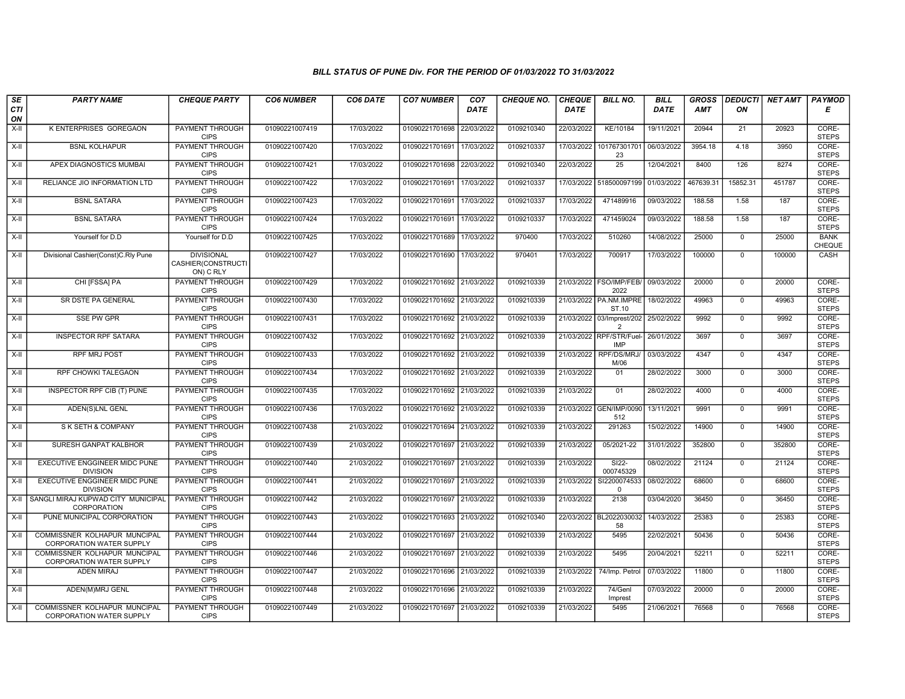### BILL STATUS OF PUNE Div. FOR THE PERIOD OF 01/03/2022 TO 31/03/2022

| SECTION | PARTY NAME | CHEQUE PARTY | CO6 NUMBER | CO6 DATE | CO7 NUMBER | CO7 DATE | CHEQUE NO. | CHEQUE DATE | BILL NO. | BILL DATE | GROSS AMT | DEDUCTION | NET AMT | PAYMODE |
|---|---|---|---|---|---|---|---|---|---|---|---|---|---|---|
| X-II | K ENTERPRISES GOREGAON | PAYMENT THROUGH CIPS | 01090221007419 | 17/03/2022 | 01090221701698 | 22/03/2022 | 0109210340 | 22/03/2022 | KE/10184 | 19/11/2021 | 20944 | 21 | 20923 | CORE-STEPS |
| X-II | BSNL KOLHAPUR | PAYMENT THROUGH CIPS | 01090221007420 | 17/03/2022 | 01090221701691 | 17/03/2022 | 0109210337 | 17/03/2022 | 10176730170123 | 06/03/2022 | 3954.18 | 4.18 | 3950 | CORE-STEPS |
| X-II | APEX DIAGNOSTICS MUMBAI | PAYMENT THROUGH CIPS | 01090221007421 | 17/03/2022 | 01090221701698 | 22/03/2022 | 0109210340 | 22/03/2022 | 25 | 12/04/2021 | 8400 | 126 | 8274 | CORE-STEPS |
| X-II | RELIANCE JIO INFORMATION LTD | PAYMENT THROUGH CIPS | 01090221007422 | 17/03/2022 | 01090221701691 | 17/03/2022 | 0109210337 | 17/03/2022 | 518500097199 | 01/03/2022 | 467639.31 | 15852.31 | 451787 | CORE-STEPS |
| X-II | BSNL SATARA | PAYMENT THROUGH CIPS | 01090221007423 | 17/03/2022 | 01090221701691 | 17/03/2022 | 0109210337 | 17/03/2022 | 471489916 | 09/03/2022 | 188.58 | 1.58 | 187 | CORE-STEPS |
| X-II | BSNL SATARA | PAYMENT THROUGH CIPS | 01090221007424 | 17/03/2022 | 01090221701691 | 17/03/2022 | 0109210337 | 17/03/2022 | 471459024 | 09/03/2022 | 188.58 | 1.58 | 187 | CORE-STEPS |
| X-II | Yourself for D.D | Yourself for D.D | 01090221007425 | 17/03/2022 | 01090221701689 | 17/03/2022 | 970400 | 17/03/2022 | 510260 | 14/08/2022 | 25000 | 0 | 25000 | BANK CHEQUE |
| X-II | Divisional Cashier(Const)C.Rly Pune | DIVISIONAL CASHIER(CONSTRUCTION) C RLY | 01090221007427 | 17/03/2022 | 01090221701690 | 17/03/2022 | 970401 | 17/03/2022 | 700917 | 17/03/2022 | 100000 | 0 | 100000 | CASH |
| X-II | CHI [FSSA] PA | PAYMENT THROUGH CIPS | 01090221007429 | 17/03/2022 | 01090221701692 | 21/03/2022 | 0109210339 | 21/03/2022 | FSO/IMP/FEB/2022 | 09/03/2022 | 20000 | 0 | 20000 | CORE-STEPS |
| X-II | SR DSTE PA GENERAL | PAYMENT THROUGH CIPS | 01090221007430 | 17/03/2022 | 01090221701692 | 21/03/2022 | 0109210339 | 21/03/2022 | PA.NM.IMPREST.10 | 18/02/2022 | 49963 | 0 | 49963 | CORE-STEPS |
| X-II | SSE PW GPR | PAYMENT THROUGH CIPS | 01090221007431 | 17/03/2022 | 01090221701692 | 21/03/2022 | 0109210339 | 21/03/2022 | 03/Imprest/2022 | 25/02/2022 | 9992 | 0 | 9992 | CORE-STEPS |
| X-II | INSPECTOR RPF SATARA | PAYMENT THROUGH CIPS | 01090221007432 | 17/03/2022 | 01090221701692 | 21/03/2022 | 0109210339 | 21/03/2022 | RPF/STR/Fuel-IMP | 26/01/2022 | 3697 | 0 | 3697 | CORE-STEPS |
| X-II | RPF MRJ POST | PAYMENT THROUGH CIPS | 01090221007433 | 17/03/2022 | 01090221701692 | 21/03/2022 | 0109210339 | 21/03/2022 | RPF/DS/MRJ/M/06 | 03/03/2022 | 4347 | 0 | 4347 | CORE-STEPS |
| X-II | RPF CHOWKI TALEGAON | PAYMENT THROUGH CIPS | 01090221007434 | 17/03/2022 | 01090221701692 | 21/03/2022 | 0109210339 | 21/03/2022 | 01 | 28/02/2022 | 3000 | 0 | 3000 | CORE-STEPS |
| X-II | INSPECTOR RPF CIB (T) PUNE | PAYMENT THROUGH CIPS | 01090221007435 | 17/03/2022 | 01090221701692 | 21/03/2022 | 0109210339 | 21/03/2022 | 01 | 28/02/2022 | 4000 | 0 | 4000 | CORE-STEPS |
| X-II | ADEN(S)LNL GENL | PAYMENT THROUGH CIPS | 01090221007436 | 17/03/2022 | 01090221701692 | 21/03/2022 | 0109210339 | 21/03/2022 | GEN/IMP/0090512 | 13/11/2021 | 9991 | 0 | 9991 | CORE-STEPS |
| X-II | S K SETH & COMPANY | PAYMENT THROUGH CIPS | 01090221007438 | 21/03/2022 | 01090221701694 | 21/03/2022 | 0109210339 | 21/03/2022 | 291263 | 15/02/2022 | 14900 | 0 | 14900 | CORE-STEPS |
| X-II | SURESH GANPAT KALBHOR | PAYMENT THROUGH CIPS | 01090221007439 | 21/03/2022 | 01090221701697 | 21/03/2022 | 0109210339 | 21/03/2022 | 05/2021-22 | 31/01/2022 | 352800 | 0 | 352800 | CORE-STEPS |
| X-II | EXECUTIVE ENGGINEER MIDC PUNE DIVISION | PAYMENT THROUGH CIPS | 01090221007440 | 21/03/2022 | 01090221701697 | 21/03/2022 | 0109210339 | 21/03/2022 | SI22-000745329 | 08/02/2022 | 21124 | 0 | 21124 | CORE-STEPS |
| X-II | EXECUTIVE ENGGINEER MIDC PUNE DIVISION | PAYMENT THROUGH CIPS | 01090221007441 | 21/03/2022 | 01090221701697 | 21/03/2022 | 0109210339 | 21/03/2022 | SI22000745330 | 08/02/2022 | 68600 | 0 | 68600 | CORE-STEPS |
| X-II | SANGLI MIRAJ KUPWAD CITY MUNICIPAL CORPORATION | PAYMENT THROUGH CIPS | 01090221007442 | 21/03/2022 | 01090221701697 | 21/03/2022 | 0109210339 | 21/03/2022 | 2138 | 03/04/2020 | 36450 | 0 | 36450 | CORE-STEPS |
| X-II | PUNE MUNICIPAL CORPORATION | PAYMENT THROUGH CIPS | 01090221007443 | 21/03/2022 | 01090221701693 | 21/03/2022 | 0109210340 | 22/03/2022 | BL202203003258 | 14/03/2022 | 25383 | 0 | 25383 | CORE-STEPS |
| X-II | COMMISSNER KOLHAPUR MUNCIPAL CORPORATION WATER SUPPLY | PAYMENT THROUGH CIPS | 01090221007444 | 21/03/2022 | 01090221701697 | 21/03/2022 | 0109210339 | 21/03/2022 | 5495 | 22/02/2021 | 50436 | 0 | 50436 | CORE-STEPS |
| X-II | COMMISSNER KOLHAPUR MUNCIPAL CORPORATION WATER SUPPLY | PAYMENT THROUGH CIPS | 01090221007446 | 21/03/2022 | 01090221701697 | 21/03/2022 | 0109210339 | 21/03/2022 | 5495 | 20/04/2021 | 52211 | 0 | 52211 | CORE-STEPS |
| X-II | ADEN MIRAJ | PAYMENT THROUGH CIPS | 01090221007447 | 21/03/2022 | 01090221701696 | 21/03/2022 | 0109210339 | 21/03/2022 | 74/Imp. Petrol | 07/03/2022 | 11800 | 0 | 11800 | CORE-STEPS |
| X-II | ADEN(M)MRJ GENL | PAYMENT THROUGH CIPS | 01090221007448 | 21/03/2022 | 01090221701696 | 21/03/2022 | 0109210339 | 21/03/2022 | 74/Genl Imprest | 07/03/2022 | 20000 | 0 | 20000 | CORE-STEPS |
| X-II | COMMISSNER KOLHAPUR MUNCIPAL CORPORATION WATER SUPPLY | PAYMENT THROUGH CIPS | 01090221007449 | 21/03/2022 | 01090221701697 | 21/03/2022 | 0109210339 | 21/03/2022 | 5495 | 21/06/2021 | 76568 | 0 | 76568 | CORE-STEPS |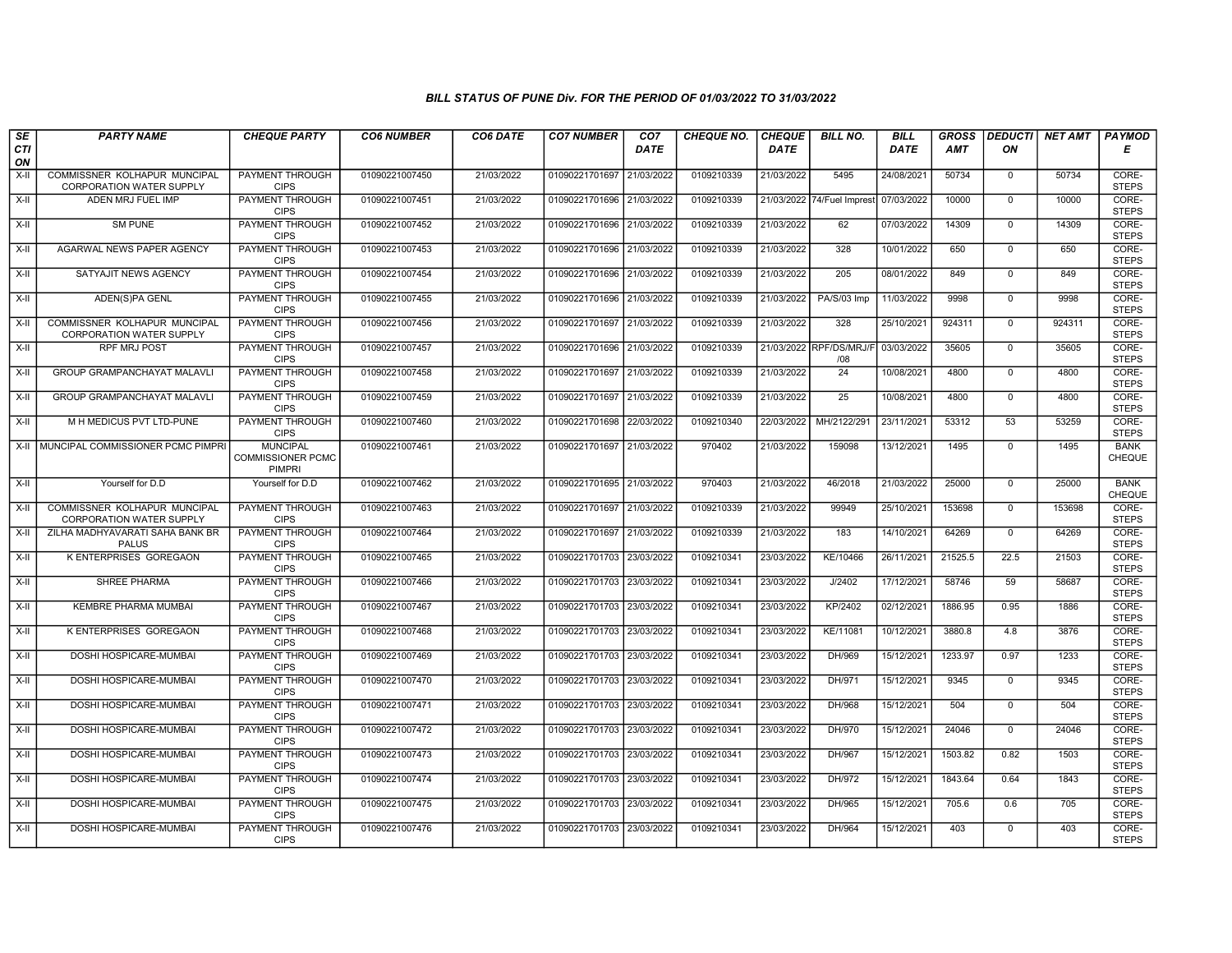### BILL STATUS OF PUNE Div. FOR THE PERIOD OF 01/03/2022 TO 31/03/2022

| SECTION | PARTY NAME | CHEQUE PARTY | CO6 NUMBER | CO6 DATE | CO7 NUMBER | CO7 DATE | CHEQUE NO. | CHEQUE DATE | BILL NO. | BILL DATE | GROSS AMT | DEDUCTION | NET AMT | PAYMODE |
|---|---|---|---|---|---|---|---|---|---|---|---|---|---|---|
| X-II | COMMISSNER KOLHAPUR MUNCIPAL CORPORATION WATER SUPPLY | PAYMENT THROUGH CIPS | 01090221007450 | 21/03/2022 | 01090221701697 | 21/03/2022 | 0109210339 | 21/03/2022 | 5495 | 24/08/2021 | 50734 | 0 | 50734 | CORE-STEPS |
| X-II | ADEN MRJ FUEL IMP | PAYMENT THROUGH CIPS | 01090221007451 | 21/03/2022 | 01090221701696 | 21/03/2022 | 0109210339 | 21/03/2022 | 74/Fuel Imprest | 07/03/2022 | 10000 | 0 | 10000 | CORE-STEPS |
| X-II | SM PUNE | PAYMENT THROUGH CIPS | 01090221007452 | 21/03/2022 | 01090221701696 | 21/03/2022 | 0109210339 | 21/03/2022 | 62 | 07/03/2022 | 14309 | 0 | 14309 | CORE-STEPS |
| X-II | AGARWAL NEWS PAPER AGENCY | PAYMENT THROUGH CIPS | 01090221007453 | 21/03/2022 | 01090221701696 | 21/03/2022 | 0109210339 | 21/03/2022 | 328 | 10/01/2022 | 650 | 0 | 650 | CORE-STEPS |
| X-II | SATYAJIT NEWS AGENCY | PAYMENT THROUGH CIPS | 01090221007454 | 21/03/2022 | 01090221701696 | 21/03/2022 | 0109210339 | 21/03/2022 | 205 | 08/01/2022 | 849 | 0 | 849 | CORE-STEPS |
| X-II | ADEN(S)PA GENL | PAYMENT THROUGH CIPS | 01090221007455 | 21/03/2022 | 01090221701696 | 21/03/2022 | 0109210339 | 21/03/2022 | PA/S/03 Imp | 11/03/2022 | 9998 | 0 | 9998 | CORE-STEPS |
| X-II | COMMISSNER KOLHAPUR MUNCIPAL CORPORATION WATER SUPPLY | PAYMENT THROUGH CIPS | 01090221007456 | 21/03/2022 | 01090221701697 | 21/03/2022 | 0109210339 | 21/03/2022 | 328 | 25/10/2021 | 924311 | 0 | 924311 | CORE-STEPS |
| X-II | RPF MRJ POST | PAYMENT THROUGH CIPS | 01090221007457 | 21/03/2022 | 01090221701696 | 21/03/2022 | 0109210339 | 21/03/2022 | RPF/DS/MRJ/F /08 | 03/03/2022 | 35605 | 0 | 35605 | CORE-STEPS |
| X-II | GROUP GRAMPANCHAYAT MALAVLI | PAYMENT THROUGH CIPS | 01090221007458 | 21/03/2022 | 01090221701697 | 21/03/2022 | 0109210339 | 21/03/2022 | 24 | 10/08/2021 | 4800 | 0 | 4800 | CORE-STEPS |
| X-II | GROUP GRAMPANCHAYAT MALAVLI | PAYMENT THROUGH CIPS | 01090221007459 | 21/03/2022 | 01090221701697 | 21/03/2022 | 0109210339 | 21/03/2022 | 25 | 10/08/2021 | 4800 | 0 | 4800 | CORE-STEPS |
| X-II | M H MEDICUS PVT LTD-PUNE | PAYMENT THROUGH CIPS | 01090221007460 | 21/03/2022 | 01090221701698 | 22/03/2022 | 0109210340 | 22/03/2022 | MH/2122/291 | 23/11/2021 | 53312 | 53 | 53259 | CORE-STEPS |
| X-II | MUNCIPAL COMMISSIONER PCMC PIMPRI | MUNCIPAL COMMISSIONER PCMC PIMPRI | 01090221007461 | 21/03/2022 | 01090221701697 | 21/03/2022 | 970402 | 21/03/2022 | 159098 | 13/12/2021 | 1495 | 0 | 1495 | BANK CHEQUE |
| X-II | Yourself for D.D | Yourself for D.D | 01090221007462 | 21/03/2022 | 01090221701695 | 21/03/2022 | 970403 | 21/03/2022 | 46/2018 | 21/03/2022 | 25000 | 0 | 25000 | BANK CHEQUE |
| X-II | COMMISSNER KOLHAPUR MUNCIPAL CORPORATION WATER SUPPLY | PAYMENT THROUGH CIPS | 01090221007463 | 21/03/2022 | 01090221701697 | 21/03/2022 | 0109210339 | 21/03/2022 | 99949 | 25/10/2021 | 153698 | 0 | 153698 | CORE-STEPS |
| X-II | ZILHA MADHYAVARATI SAHA BANK BR PALUS | PAYMENT THROUGH CIPS | 01090221007464 | 21/03/2022 | 01090221701697 | 21/03/2022 | 0109210339 | 21/03/2022 | 183 | 14/10/2021 | 64269 | 0 | 64269 | CORE-STEPS |
| X-II | K ENTERPRISES GOREGAON | PAYMENT THROUGH CIPS | 01090221007465 | 21/03/2022 | 01090221701703 | 23/03/2022 | 0109210341 | 23/03/2022 | KE/10466 | 26/11/2021 | 21525.5 | 22.5 | 21503 | CORE-STEPS |
| X-II | SHREE PHARMA | PAYMENT THROUGH CIPS | 01090221007466 | 21/03/2022 | 01090221701703 | 23/03/2022 | 0109210341 | 23/03/2022 | J/2402 | 17/12/2021 | 58746 | 59 | 58687 | CORE-STEPS |
| X-II | KEMBRE PHARMA MUMBAI | PAYMENT THROUGH CIPS | 01090221007467 | 21/03/2022 | 01090221701703 | 23/03/2022 | 0109210341 | 23/03/2022 | KP/2402 | 02/12/2021 | 1886.95 | 0.95 | 1886 | CORE-STEPS |
| X-II | K ENTERPRISES GOREGAON | PAYMENT THROUGH CIPS | 01090221007468 | 21/03/2022 | 01090221701703 | 23/03/2022 | 0109210341 | 23/03/2022 | KE/11081 | 10/12/2021 | 3880.8 | 4.8 | 3876 | CORE-STEPS |
| X-II | DOSHI HOSPICARE-MUMBAI | PAYMENT THROUGH CIPS | 01090221007469 | 21/03/2022 | 01090221701703 | 23/03/2022 | 0109210341 | 23/03/2022 | DH/969 | 15/12/2021 | 1233.97 | 0.97 | 1233 | CORE-STEPS |
| X-II | DOSHI HOSPICARE-MUMBAI | PAYMENT THROUGH CIPS | 01090221007470 | 21/03/2022 | 01090221701703 | 23/03/2022 | 0109210341 | 23/03/2022 | DH/971 | 15/12/2021 | 9345 | 0 | 9345 | CORE-STEPS |
| X-II | DOSHI HOSPICARE-MUMBAI | PAYMENT THROUGH CIPS | 01090221007471 | 21/03/2022 | 01090221701703 | 23/03/2022 | 0109210341 | 23/03/2022 | DH/968 | 15/12/2021 | 504 | 0 | 504 | CORE-STEPS |
| X-II | DOSHI HOSPICARE-MUMBAI | PAYMENT THROUGH CIPS | 01090221007472 | 21/03/2022 | 01090221701703 | 23/03/2022 | 0109210341 | 23/03/2022 | DH/970 | 15/12/2021 | 24046 | 0 | 24046 | CORE-STEPS |
| X-II | DOSHI HOSPICARE-MUMBAI | PAYMENT THROUGH CIPS | 01090221007473 | 21/03/2022 | 01090221701703 | 23/03/2022 | 0109210341 | 23/03/2022 | DH/967 | 15/12/2021 | 1503.82 | 0.82 | 1503 | CORE-STEPS |
| X-II | DOSHI HOSPICARE-MUMBAI | PAYMENT THROUGH CIPS | 01090221007474 | 21/03/2022 | 01090221701703 | 23/03/2022 | 0109210341 | 23/03/2022 | DH/972 | 15/12/2021 | 1843.64 | 0.64 | 1843 | CORE-STEPS |
| X-II | DOSHI HOSPICARE-MUMBAI | PAYMENT THROUGH CIPS | 01090221007475 | 21/03/2022 | 01090221701703 | 23/03/2022 | 0109210341 | 23/03/2022 | DH/965 | 15/12/2021 | 705.6 | 0.6 | 705 | CORE-STEPS |
| X-II | DOSHI HOSPICARE-MUMBAI | PAYMENT THROUGH CIPS | 01090221007476 | 21/03/2022 | 01090221701703 | 23/03/2022 | 0109210341 | 23/03/2022 | DH/964 | 15/12/2021 | 403 | 0 | 403 | CORE-STEPS |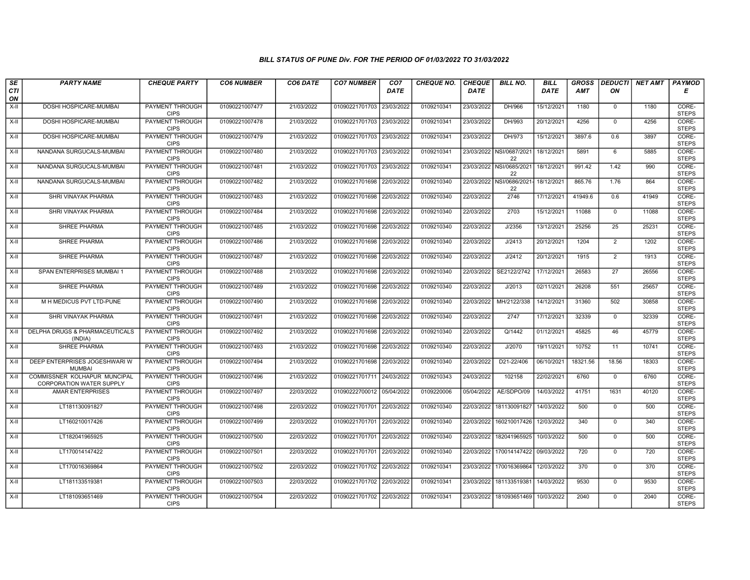# BILL STATUS OF PUNE Div. FOR THE PERIOD OF 01/03/2022 TO 31/03/2022

| SECTION | PARTY NAME | CHEQUE PARTY | CO6 NUMBER | CO6 DATE | CO7 NUMBER | CO7 DATE | CHEQUE NO. | CHEQUE DATE | BILL NO. | BILL DATE | GROSS AMT | DEDUCTION | NET AMT | PAYMODE |
|---|---|---|---|---|---|---|---|---|---|---|---|---|---|---|
| X-II | DOSHI HOSPICARE-MUMBAI | PAYMENT THROUGH CIPS | 01090221007477 | 21/03/2022 | 01090221701703 | 23/03/2022 | 0109210341 | 23/03/2022 | DH/966 | 15/12/2021 | 1180 | 0 | 1180 | CORE-STEPS |
| X-II | DOSHI HOSPICARE-MUMBAI | PAYMENT THROUGH CIPS | 01090221007478 | 21/03/2022 | 01090221701703 | 23/03/2022 | 0109210341 | 23/03/2022 | DH/993 | 20/12/2021 | 4256 | 0 | 4256 | CORE-STEPS |
| X-II | DOSHI HOSPICARE-MUMBAI | PAYMENT THROUGH CIPS | 01090221007479 | 21/03/2022 | 01090221701703 | 23/03/2022 | 0109210341 | 23/03/2022 | DH/973 | 15/12/2021 | 3897.6 | 0.6 | 3897 | CORE-STEPS |
| X-II | NANDANA SURGUCALS-MUMBAI | PAYMENT THROUGH CIPS | 01090221007480 | 21/03/2022 | 01090221701703 | 23/03/2022 | 0109210341 | 23/03/2022 | NSI/0687/2021 22 | 18/12/2021 | 5891 | 6 | 5885 | CORE-STEPS |
| X-II | NANDANA SURGUCALS-MUMBAI | PAYMENT THROUGH CIPS | 01090221007481 | 21/03/2022 | 01090221701703 | 23/03/2022 | 0109210341 | 23/03/2022 | NSI/0685/2021 22 | 18/12/2021 | 991.42 | 1.42 | 990 | CORE-STEPS |
| X-II | NANDANA SURGUCALS-MUMBAI | PAYMENT THROUGH CIPS | 01090221007482 | 21/03/2022 | 01090221701698 | 22/03/2022 | 0109210340 | 22/03/2022 | NSI/0686/2021-22 | 18/12/2021 | 865.76 | 1.76 | 864 | CORE-STEPS |
| X-II | SHRI VINAYAK PHARMA | PAYMENT THROUGH CIPS | 01090221007483 | 21/03/2022 | 01090221701698 | 22/03/2022 | 0109210340 | 22/03/2022 | 2746 | 17/12/2021 | 41949.6 | 0.6 | 41949 | CORE-STEPS |
| X-II | SHRI VINAYAK PHARMA | PAYMENT THROUGH CIPS | 01090221007484 | 21/03/2022 | 01090221701698 | 22/03/2022 | 0109210340 | 22/03/2022 | 2703 | 15/12/2021 | 11088 | 0 | 11088 | CORE-STEPS |
| X-II | SHREE PHARMA | PAYMENT THROUGH CIPS | 01090221007485 | 21/03/2022 | 01090221701698 | 22/03/2022 | 0109210340 | 22/03/2022 | J/2356 | 13/12/2021 | 25256 | 25 | 25231 | CORE-STEPS |
| X-II | SHREE PHARMA | PAYMENT THROUGH CIPS | 01090221007486 | 21/03/2022 | 01090221701698 | 22/03/2022 | 0109210340 | 22/03/2022 | J/2413 | 20/12/2021 | 1204 | 2 | 1202 | CORE-STEPS |
| X-II | SHREE PHARMA | PAYMENT THROUGH CIPS | 01090221007487 | 21/03/2022 | 01090221701698 | 22/03/2022 | 0109210340 | 22/03/2022 | J/2412 | 20/12/2021 | 1915 | 2 | 1913 | CORE-STEPS |
| X-II | SPAN ENTERPRISES MUMBAI 1 | PAYMENT THROUGH CIPS | 01090221007488 | 21/03/2022 | 01090221701698 | 22/03/2022 | 0109210340 | 22/03/2022 | SE2122/2742 | 17/12/2021 | 26583 | 27 | 26556 | CORE-STEPS |
| X-II | SHREE PHARMA | PAYMENT THROUGH CIPS | 01090221007489 | 21/03/2022 | 01090221701698 | 22/03/2022 | 0109210340 | 22/03/2022 | J/2013 | 02/11/2021 | 26208 | 551 | 25657 | CORE-STEPS |
| X-II | M H MEDICUS PVT LTD-PUNE | PAYMENT THROUGH CIPS | 01090221007490 | 21/03/2022 | 01090221701698 | 22/03/2022 | 0109210340 | 22/03/2022 | MH/2122/338 | 14/12/2021 | 31360 | 502 | 30858 | CORE-STEPS |
| X-II | SHRI VINAYAK PHARMA | PAYMENT THROUGH CIPS | 01090221007491 | 21/03/2022 | 01090221701698 | 22/03/2022 | 0109210340 | 22/03/2022 | 2747 | 17/12/2021 | 32339 | 0 | 32339 | CORE-STEPS |
| X-II | DELPHA DRUGS & PHARMACEUTICALS (INDIA) | PAYMENT THROUGH CIPS | 01090221007492 | 21/03/2022 | 01090221701698 | 22/03/2022 | 0109210340 | 22/03/2022 | Q/1442 | 01/12/2021 | 45825 | 46 | 45779 | CORE-STEPS |
| X-II | SHREE PHARMA | PAYMENT THROUGH CIPS | 01090221007493 | 21/03/2022 | 01090221701698 | 22/03/2022 | 0109210340 | 22/03/2022 | J/2070 | 19/11/2021 | 10752 | 11 | 10741 | CORE-STEPS |
| X-II | DEEP ENTERPRISES JOGESHWARI W MUMBAI | PAYMENT THROUGH CIPS | 01090221007494 | 21/03/2022 | 01090221701698 | 22/03/2022 | 0109210340 | 22/03/2022 | D21-22/406 | 06/10/2021 | 18321.56 | 18.56 | 18303 | CORE-STEPS |
| X-II | COMMISSNER KOLHAPUR MUNCIPAL CORPORATION WATER SUPPLY | PAYMENT THROUGH CIPS | 01090221007496 | 21/03/2022 | 01090221701711 | 24/03/2022 | 0109210343 | 24/03/2022 | 102158 | 22/02/2021 | 6760 | 0 | 6760 | CORE-STEPS |
| X-II | AMAR ENTERPRISES | PAYMENT THROUGH CIPS | 01090221007497 | 22/03/2022 | 01090222700012 | 05/04/2022 | 0109220006 | 05/04/2022 | AE/SDPO/09 | 14/03/2022 | 41751 | 1631 | 40120 | CORE-STEPS |
| X-II | LT181130091827 | PAYMENT THROUGH CIPS | 01090221007498 | 22/03/2022 | 01090221701701 | 22/03/2022 | 0109210340 | 22/03/2022 | 181130091827 | 14/03/2022 | 500 | 0 | 500 | CORE-STEPS |
| X-II | LT160210017426 | PAYMENT THROUGH CIPS | 01090221007499 | 22/03/2022 | 01090221701701 | 22/03/2022 | 0109210340 | 22/03/2022 | 160210017426 | 12/03/2022 | 340 | 0 | 340 | CORE-STEPS |
| X-II | LT182041965925 | PAYMENT THROUGH CIPS | 01090221007500 | 22/03/2022 | 01090221701701 | 22/03/2022 | 0109210340 | 22/03/2022 | 182041965925 | 10/03/2022 | 500 | 0 | 500 | CORE-STEPS |
| X-II | LT170014147422 | PAYMENT THROUGH CIPS | 01090221007501 | 22/03/2022 | 01090221701701 | 22/03/2022 | 0109210340 | 22/03/2022 | 170014147422 | 09/03/2022 | 720 | 0 | 720 | CORE-STEPS |
| X-II | LT170016369864 | PAYMENT THROUGH CIPS | 01090221007502 | 22/03/2022 | 01090221701702 | 22/03/2022 | 0109210341 | 23/03/2022 | 170016369864 | 12/03/2022 | 370 | 0 | 370 | CORE-STEPS |
| X-II | LT181133519381 | PAYMENT THROUGH CIPS | 01090221007503 | 22/03/2022 | 01090221701702 | 22/03/2022 | 0109210341 | 23/03/2022 | 181133519381 | 14/03/2022 | 9530 | 0 | 9530 | CORE-STEPS |
| X-II | LT181093651469 | PAYMENT THROUGH CIPS | 01090221007504 | 22/03/2022 | 01090221701702 | 22/03/2022 | 0109210341 | 23/03/2022 | 181093651469 | 10/03/2022 | 2040 | 0 | 2040 | CORE-STEPS |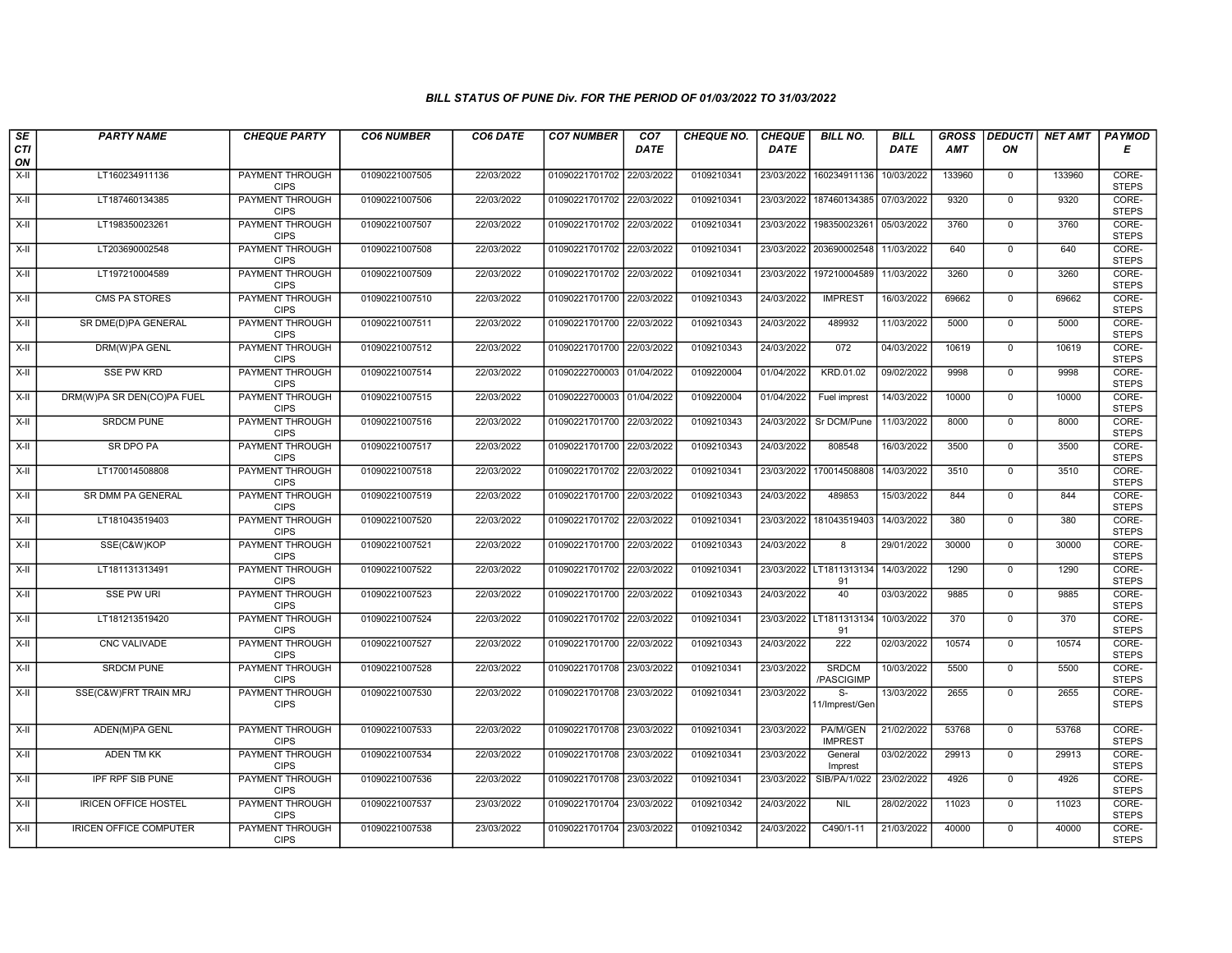### BILL STATUS OF PUNE Div. FOR THE PERIOD OF 01/03/2022 TO 31/03/2022

| SECTION | PARTY NAME | CHEQUE PARTY | CO6 NUMBER | CO6 DATE | CO7 NUMBER | CO7 DATE | CHEQUE NO. | CHEQUE DATE | BILL NO. | BILL DATE | GROSS AMT | DEDUCTION | NET AMT | PAYMODE |
|---|---|---|---|---|---|---|---|---|---|---|---|---|---|---|
| X-II | LT160234911136 | PAYMENT THROUGH CIPS | 01090221007505 | 22/03/2022 | 01090221701702 | 22/03/2022 | 0109210341 | 23/03/2022 | 160234911136 | 10/03/2022 | 133960 | 0 | 133960 | CORE-STEPS |
| X-II | LT187460134385 | PAYMENT THROUGH CIPS | 01090221007506 | 22/03/2022 | 01090221701702 | 22/03/2022 | 0109210341 | 23/03/2022 | 187460134385 | 07/03/2022 | 9320 | 0 | 9320 | CORE-STEPS |
| X-II | LT198350023261 | PAYMENT THROUGH CIPS | 01090221007507 | 22/03/2022 | 01090221701702 | 22/03/2022 | 0109210341 | 23/03/2022 | 198350023261 | 05/03/2022 | 3760 | 0 | 3760 | CORE-STEPS |
| X-II | LT203690002548 | PAYMENT THROUGH CIPS | 01090221007508 | 22/03/2022 | 01090221701702 | 22/03/2022 | 0109210341 | 23/03/2022 | 203690002548 | 11/03/2022 | 640 | 0 | 640 | CORE-STEPS |
| X-II | LT197210004589 | PAYMENT THROUGH CIPS | 01090221007509 | 22/03/2022 | 01090221701702 | 22/03/2022 | 0109210341 | 23/03/2022 | 197210004589 | 11/03/2022 | 3260 | 0 | 3260 | CORE-STEPS |
| X-II | CMS PA STORES | PAYMENT THROUGH CIPS | 01090221007510 | 22/03/2022 | 01090221701700 | 22/03/2022 | 0109210343 | 24/03/2022 | IMPREST | 16/03/2022 | 69662 | 0 | 69662 | CORE-STEPS |
| X-II | SR DME(D)PA GENERAL | PAYMENT THROUGH CIPS | 01090221007511 | 22/03/2022 | 01090221701700 | 22/03/2022 | 0109210343 | 24/03/2022 | 489932 | 11/03/2022 | 5000 | 0 | 5000 | CORE-STEPS |
| X-II | DRM(W)PA GENL | PAYMENT THROUGH CIPS | 01090221007512 | 22/03/2022 | 01090221701700 | 22/03/2022 | 0109210343 | 24/03/2022 | 072 | 04/03/2022 | 10619 | 0 | 10619 | CORE-STEPS |
| X-II | SSE PW KRD | PAYMENT THROUGH CIPS | 01090221007514 | 22/03/2022 | 01090222700003 | 01/04/2022 | 0109220004 | 01/04/2022 | KRD.01.02 | 09/02/2022 | 9998 | 0 | 9998 | CORE-STEPS |
| X-II | DRM(W)PA SR DEN(CO)PA FUEL | PAYMENT THROUGH CIPS | 01090221007515 | 22/03/2022 | 01090222700003 | 01/04/2022 | 0109220004 | 01/04/2022 | Fuel imprest | 14/03/2022 | 10000 | 0 | 10000 | CORE-STEPS |
| X-II | SRDCM PUNE | PAYMENT THROUGH CIPS | 01090221007516 | 22/03/2022 | 01090221701700 | 22/03/2022 | 0109210343 | 24/03/2022 | Sr DCM/Pune | 11/03/2022 | 8000 | 0 | 8000 | CORE-STEPS |
| X-II | SR DPO PA | PAYMENT THROUGH CIPS | 01090221007517 | 22/03/2022 | 01090221701700 | 22/03/2022 | 0109210343 | 24/03/2022 | 808548 | 16/03/2022 | 3500 | 0 | 3500 | CORE-STEPS |
| X-II | LT170014508808 | PAYMENT THROUGH CIPS | 01090221007518 | 22/03/2022 | 01090221701702 | 22/03/2022 | 0109210341 | 23/03/2022 | 170014508808 | 14/03/2022 | 3510 | 0 | 3510 | CORE-STEPS |
| X-II | SR DMM PA GENERAL | PAYMENT THROUGH CIPS | 01090221007519 | 22/03/2022 | 01090221701700 | 22/03/2022 | 0109210343 | 24/03/2022 | 489853 | 15/03/2022 | 844 | 0 | 844 | CORE-STEPS |
| X-II | LT181043519403 | PAYMENT THROUGH CIPS | 01090221007520 | 22/03/2022 | 01090221701702 | 22/03/2022 | 0109210341 | 23/03/2022 | 181043519403 | 14/03/2022 | 380 | 0 | 380 | CORE-STEPS |
| X-II | SSE(C&W)KOP | PAYMENT THROUGH CIPS | 01090221007521 | 22/03/2022 | 01090221701700 | 22/03/2022 | 0109210343 | 24/03/2022 | 8 | 29/01/2022 | 30000 | 0 | 30000 | CORE-STEPS |
| X-II | LT181131313491 | PAYMENT THROUGH CIPS | 01090221007522 | 22/03/2022 | 01090221701702 | 22/03/2022 | 0109210341 | 23/03/2022 | LT181131313491 | 14/03/2022 | 1290 | 0 | 1290 | CORE-STEPS |
| X-II | SSE PW URI | PAYMENT THROUGH CIPS | 01090221007523 | 22/03/2022 | 01090221701700 | 22/03/2022 | 0109210343 | 24/03/2022 | 40 | 03/03/2022 | 9885 | 0 | 9885 | CORE-STEPS |
| X-II | LT181213519420 | PAYMENT THROUGH CIPS | 01090221007524 | 22/03/2022 | 01090221701702 | 22/03/2022 | 0109210341 | 23/03/2022 | LT181131313491 | 10/03/2022 | 370 | 0 | 370 | CORE-STEPS |
| X-II | CNC VALIVADE | PAYMENT THROUGH CIPS | 01090221007527 | 22/03/2022 | 01090221701700 | 22/03/2022 | 0109210343 | 24/03/2022 | 222 | 02/03/2022 | 10574 | 0 | 10574 | CORE-STEPS |
| X-II | SRDCM PUNE | PAYMENT THROUGH CIPS | 01090221007528 | 22/03/2022 | 01090221701708 | 23/03/2022 | 0109210341 | 23/03/2022 | SRDCM /PASCIGIMP | 10/03/2022 | 5500 | 0 | 5500 | CORE-STEPS |
| X-II | SSE(C&W)FRT TRAIN MRJ | PAYMENT THROUGH CIPS | 01090221007530 | 22/03/2022 | 01090221701708 | 23/03/2022 | 0109210341 | 23/03/2022 | S-11/Imprest/Gen | 13/03/2022 | 2655 | 0 | 2655 | CORE-STEPS |
| X-II | ADEN(M)PA GENL | PAYMENT THROUGH CIPS | 01090221007533 | 22/03/2022 | 01090221701708 | 23/03/2022 | 0109210341 | 23/03/2022 | PA/M/GEN IMPREST | 21/02/2022 | 53768 | 0 | 53768 | CORE-STEPS |
| X-II | ADEN TM KK | PAYMENT THROUGH CIPS | 01090221007534 | 22/03/2022 | 01090221701708 | 23/03/2022 | 0109210341 | 23/03/2022 | General Imprest | 03/02/2022 | 29913 | 0 | 29913 | CORE-STEPS |
| X-II | IPF RPF SIB PUNE | PAYMENT THROUGH CIPS | 01090221007536 | 22/03/2022 | 01090221701708 | 23/03/2022 | 0109210341 | 23/03/2022 | SIB/PA/1/022 | 23/02/2022 | 4926 | 0 | 4926 | CORE-STEPS |
| X-II | IRICEN OFFICE HOSTEL | PAYMENT THROUGH CIPS | 01090221007537 | 23/03/2022 | 01090221701704 | 23/03/2022 | 0109210342 | 24/03/2022 | NIL | 28/02/2022 | 11023 | 0 | 11023 | CORE-STEPS |
| X-II | IRICEN OFFICE COMPUTER | PAYMENT THROUGH CIPS | 01090221007538 | 23/03/2022 | 01090221701704 | 23/03/2022 | 0109210342 | 24/03/2022 | C490/1-11 | 21/03/2022 | 40000 | 0 | 40000 | CORE-STEPS |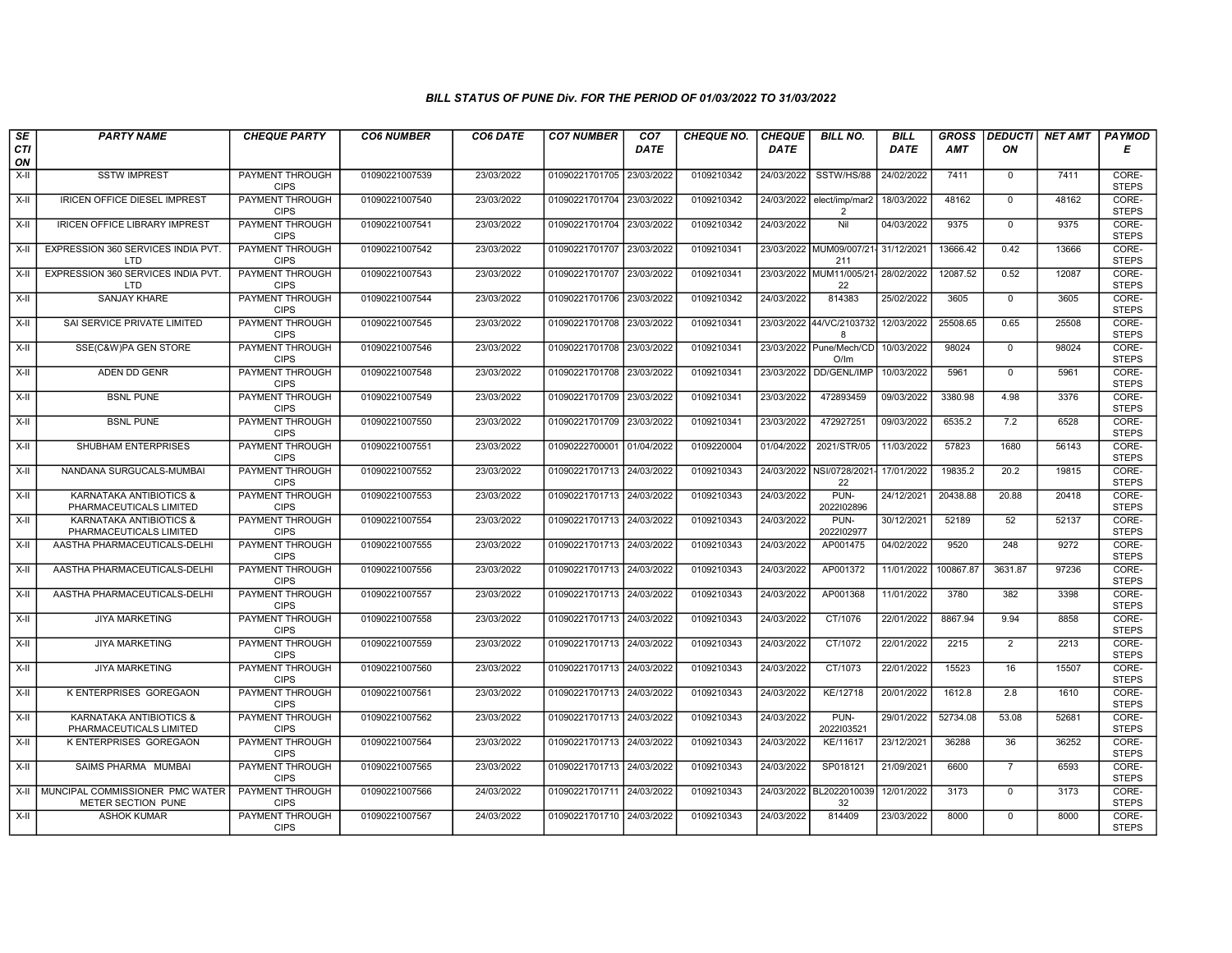### BILL STATUS OF PUNE Div. FOR THE PERIOD OF 01/03/2022 TO 31/03/2022

| SECTION | PARTY NAME | CHEQUE PARTY | CO6 NUMBER | CO6 DATE | CO7 NUMBER | CO7 DATE | CHEQUE NO. | CHEQUE DATE | BILL NO. | BILL DATE | GROSS AMT | DEDUCTION | NET AMT | PAYMODE |
|---|---|---|---|---|---|---|---|---|---|---|---|---|---|---|
| X-II | SSTW IMPREST | PAYMENT THROUGH CIPS | 01090221007539 | 23/03/2022 | 01090221701705 | 23/03/2022 | 0109210342 | 24/03/2022 | SSTW/HS/88 | 24/02/2022 | 7411 | 0 | 7411 | CORE-STEPS |
| X-II | IRICEN OFFICE DIESEL IMPREST | PAYMENT THROUGH CIPS | 01090221007540 | 23/03/2022 | 01090221701704 | 23/03/2022 | 0109210342 | 24/03/2022 | elect/imp/mar2 2 | 18/03/2022 | 48162 | 0 | 48162 | CORE-STEPS |
| X-II | IRICEN OFFICE LIBRARY IMPREST | PAYMENT THROUGH CIPS | 01090221007541 | 23/03/2022 | 01090221701704 | 23/03/2022 | 0109210342 | 24/03/2022 | Nil | 04/03/2022 | 9375 | 0 | 9375 | CORE-STEPS |
| X-II | EXPRESSION 360 SERVICES INDIA PVT. LTD | PAYMENT THROUGH CIPS | 01090221007542 | 23/03/2022 | 01090221701707 | 23/03/2022 | 0109210341 | 23/03/2022 | MUM09/007/21-211 | 31/12/2021 | 13666.42 | 0.42 | 13666 | CORE-STEPS |
| X-II | EXPRESSION 360 SERVICES INDIA PVT. LTD | PAYMENT THROUGH CIPS | 01090221007543 | 23/03/2022 | 01090221701707 | 23/03/2022 | 0109210341 | 23/03/2022 | MUM11/005/21-22 | 28/02/2022 | 12087.52 | 0.52 | 12087 | CORE-STEPS |
| X-II | SANJAY KHARE | PAYMENT THROUGH CIPS | 01090221007544 | 23/03/2022 | 01090221701706 | 23/03/2022 | 0109210342 | 24/03/2022 | 814383 | 25/02/2022 | 3605 | 0 | 3605 | CORE-STEPS |
| X-II | SAI SERVICE PRIVATE LIMITED | PAYMENT THROUGH CIPS | 01090221007545 | 23/03/2022 | 01090221701708 | 23/03/2022 | 0109210341 | 23/03/2022 | 44/VC/2103732 8 | 12/03/2022 | 25508.65 | 0.65 | 25508 | CORE-STEPS |
| X-II | SSE(C&W)PA GEN STORE | PAYMENT THROUGH CIPS | 01090221007546 | 23/03/2022 | 01090221701708 | 23/03/2022 | 0109210341 | 23/03/2022 | Pune/Mech/CD O/Im | 10/03/2022 | 98024 | 0 | 98024 | CORE-STEPS |
| X-II | ADEN DD GENR | PAYMENT THROUGH CIPS | 01090221007548 | 23/03/2022 | 01090221701708 | 23/03/2022 | 0109210341 | 23/03/2022 | DD/GENL/IMP | 10/03/2022 | 5961 | 0 | 5961 | CORE-STEPS |
| X-II | BSNL PUNE | PAYMENT THROUGH CIPS | 01090221007549 | 23/03/2022 | 01090221701709 | 23/03/2022 | 0109210341 | 23/03/2022 | 472893459 | 09/03/2022 | 3380.98 | 4.98 | 3376 | CORE-STEPS |
| X-II | BSNL PUNE | PAYMENT THROUGH CIPS | 01090221007550 | 23/03/2022 | 01090221701709 | 23/03/2022 | 0109210341 | 23/03/2022 | 472927251 | 09/03/2022 | 6535.2 | 7.2 | 6528 | CORE-STEPS |
| X-II | SHUBHAM ENTERPRISES | PAYMENT THROUGH CIPS | 01090221007551 | 23/03/2022 | 01090222700001 | 01/04/2022 | 0109220004 | 01/04/2022 | 2021/STR/05 | 11/03/2022 | 57823 | 1680 | 56143 | CORE-STEPS |
| X-II | NANDANA SURGUCALS-MUMBAI | PAYMENT THROUGH CIPS | 01090221007552 | 23/03/2022 | 01090221701713 | 24/03/2022 | 0109210343 | 24/03/2022 | NSI/0728/2021-22 | 17/01/2022 | 19835.2 | 20.2 | 19815 | CORE-STEPS |
| X-II | KARNATAKA ANTIBIOTICS & PHARMACEUTICALS LIMITED | PAYMENT THROUGH CIPS | 01090221007553 | 23/03/2022 | 01090221701713 | 24/03/2022 | 0109210343 | 24/03/2022 | PUN-2022I02896 | 24/12/2021 | 20438.88 | 20.88 | 20418 | CORE-STEPS |
| X-II | KARNATAKA ANTIBIOTICS & PHARMACEUTICALS LIMITED | PAYMENT THROUGH CIPS | 01090221007554 | 23/03/2022 | 01090221701713 | 24/03/2022 | 0109210343 | 24/03/2022 | PUN-2022I02977 | 30/12/2021 | 52189 | 52 | 52137 | CORE-STEPS |
| X-II | AASTHA PHARMACEUTICALS-DELHI | PAYMENT THROUGH CIPS | 01090221007555 | 23/03/2022 | 01090221701713 | 24/03/2022 | 0109210343 | 24/03/2022 | AP001475 | 04/02/2022 | 9520 | 248 | 9272 | CORE-STEPS |
| X-II | AASTHA PHARMACEUTICALS-DELHI | PAYMENT THROUGH CIPS | 01090221007556 | 23/03/2022 | 01090221701713 | 24/03/2022 | 0109210343 | 24/03/2022 | AP001372 | 11/01/2022 | 100867.87 | 3631.87 | 97236 | CORE-STEPS |
| X-II | AASTHA PHARMACEUTICALS-DELHI | PAYMENT THROUGH CIPS | 01090221007557 | 23/03/2022 | 01090221701713 | 24/03/2022 | 0109210343 | 24/03/2022 | AP001368 | 11/01/2022 | 3780 | 382 | 3398 | CORE-STEPS |
| X-II | JIYA MARKETING | PAYMENT THROUGH CIPS | 01090221007558 | 23/03/2022 | 01090221701713 | 24/03/2022 | 0109210343 | 24/03/2022 | CT/1076 | 22/01/2022 | 8867.94 | 9.94 | 8858 | CORE-STEPS |
| X-II | JIYA MARKETING | PAYMENT THROUGH CIPS | 01090221007559 | 23/03/2022 | 01090221701713 | 24/03/2022 | 0109210343 | 24/03/2022 | CT/1072 | 22/01/2022 | 2215 | 2 | 2213 | CORE-STEPS |
| X-II | JIYA MARKETING | PAYMENT THROUGH CIPS | 01090221007560 | 23/03/2022 | 01090221701713 | 24/03/2022 | 0109210343 | 24/03/2022 | CT/1073 | 22/01/2022 | 15523 | 16 | 15507 | CORE-STEPS |
| X-II | K ENTERPRISES GOREGAON | PAYMENT THROUGH CIPS | 01090221007561 | 23/03/2022 | 01090221701713 | 24/03/2022 | 0109210343 | 24/03/2022 | KE/12718 | 20/01/2022 | 1612.8 | 2.8 | 1610 | CORE-STEPS |
| X-II | KARNATAKA ANTIBIOTICS & PHARMACEUTICALS LIMITED | PAYMENT THROUGH CIPS | 01090221007562 | 23/03/2022 | 01090221701713 | 24/03/2022 | 0109210343 | 24/03/2022 | PUN-2022I03521 | 29/01/2022 | 52734.08 | 53.08 | 52681 | CORE-STEPS |
| X-II | K ENTERPRISES GOREGAON | PAYMENT THROUGH CIPS | 01090221007564 | 23/03/2022 | 01090221701713 | 24/03/2022 | 0109210343 | 24/03/2022 | KE/11617 | 23/12/2021 | 36288 | 36 | 36252 | CORE-STEPS |
| X-II | SAIMS PHARMA MUMBAI | PAYMENT THROUGH CIPS | 01090221007565 | 23/03/2022 | 01090221701713 | 24/03/2022 | 0109210343 | 24/03/2022 | SP018121 | 21/09/2021 | 6600 | 7 | 6593 | CORE-STEPS |
| X-II | MUNCIPAL COMMISSIONER PMC WATER METER SECTION PUNE | PAYMENT THROUGH CIPS | 01090221007566 | 24/03/2022 | 01090221701711 | 24/03/2022 | 0109210343 | 24/03/2022 | BL2022010039 32 | 12/01/2022 | 3173 | 0 | 3173 | CORE-STEPS |
| X-II | ASHOK KUMAR | PAYMENT THROUGH CIPS | 01090221007567 | 24/03/2022 | 01090221701710 | 24/03/2022 | 0109210343 | 24/03/2022 | 814409 | 23/03/2022 | 8000 | 0 | 8000 | CORE-STEPS |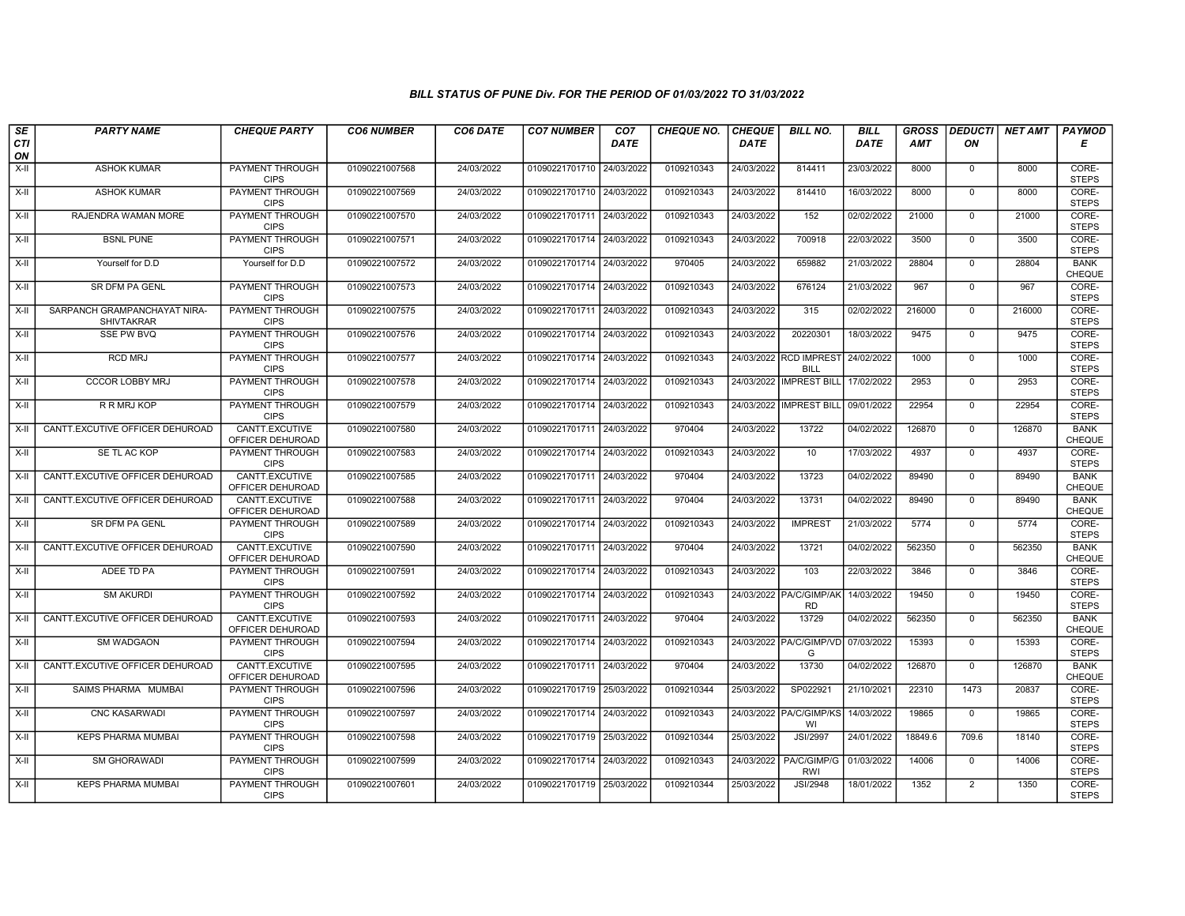# BILL STATUS OF PUNE Div. FOR THE PERIOD OF 01/03/2022 TO 31/03/2022

| SECTION | PARTY NAME | CHEQUE PARTY | CO6 NUMBER | CO6 DATE | CO7 NUMBER | CO7 DATE | CHEQUE NO. | CHEQUE DATE | BILL NO. | BILL DATE | GROSS AMT | DEDUCTION | NET AMT | PAYMODE |
|---|---|---|---|---|---|---|---|---|---|---|---|---|---|---|
| X-II | ASHOK KUMAR | PAYMENT THROUGH CIPS | 01090221007568 | 24/03/2022 | 01090221701710 | 24/03/2022 | 0109210343 | 24/03/2022 | 814411 | 23/03/2022 | 8000 | 0 | 8000 | CORE-STEPS |
| X-II | ASHOK KUMAR | PAYMENT THROUGH CIPS | 01090221007569 | 24/03/2022 | 01090221701710 | 24/03/2022 | 0109210343 | 24/03/2022 | 814410 | 16/03/2022 | 8000 | 0 | 8000 | CORE-STEPS |
| X-II | RAJENDRA WAMAN MORE | PAYMENT THROUGH CIPS | 01090221007570 | 24/03/2022 | 01090221701711 | 24/03/2022 | 0109210343 | 24/03/2022 | 152 | 02/02/2022 | 21000 | 0 | 21000 | CORE-STEPS |
| X-II | BSNL PUNE | PAYMENT THROUGH CIPS | 01090221007571 | 24/03/2022 | 01090221701714 | 24/03/2022 | 0109210343 | 24/03/2022 | 700918 | 22/03/2022 | 3500 | 0 | 3500 | CORE-STEPS |
| X-II | Yourself for D.D | Yourself for D.D | 01090221007572 | 24/03/2022 | 01090221701714 | 24/03/2022 | 970405 | 24/03/2022 | 659882 | 21/03/2022 | 28804 | 0 | 28804 | BANK CHEQUE |
| X-II | SR DFM PA GENL | PAYMENT THROUGH CIPS | 01090221007573 | 24/03/2022 | 01090221701714 | 24/03/2022 | 0109210343 | 24/03/2022 | 676124 | 21/03/2022 | 967 | 0 | 967 | CORE-STEPS |
| X-II | SARPANCH GRAMPANCHAYAT NIRA-SHIVTAKRAR | PAYMENT THROUGH CIPS | 01090221007575 | 24/03/2022 | 01090221701711 | 24/03/2022 | 0109210343 | 24/03/2022 | 315 | 02/02/2022 | 216000 | 0 | 216000 | CORE-STEPS |
| X-II | SSE PW BVQ | PAYMENT THROUGH CIPS | 01090221007576 | 24/03/2022 | 01090221701714 | 24/03/2022 | 0109210343 | 24/03/2022 | 20220301 | 18/03/2022 | 9475 | 0 | 9475 | CORE-STEPS |
| X-II | RCD MRJ | PAYMENT THROUGH CIPS | 01090221007577 | 24/03/2022 | 01090221701714 | 24/03/2022 | 0109210343 | 24/03/2022 | RCD IMPREST BILL | 24/02/2022 | 1000 | 0 | 1000 | CORE-STEPS |
| X-II | CCCOR LOBBY MRJ | PAYMENT THROUGH CIPS | 01090221007578 | 24/03/2022 | 01090221701714 | 24/03/2022 | 0109210343 | 24/03/2022 | IMPREST BILL | 17/02/2022 | 2953 | 0 | 2953 | CORE-STEPS |
| X-II | R R MRJ KOP | PAYMENT THROUGH CIPS | 01090221007579 | 24/03/2022 | 01090221701714 | 24/03/2022 | 0109210343 | 24/03/2022 | IMPREST BILL | 09/01/2022 | 22954 | 0 | 22954 | CORE-STEPS |
| X-II | CANTT.EXCUTIVE OFFICER DEHUROAD | CANTT.EXCUTIVE OFFICER DEHUROAD | 01090221007580 | 24/03/2022 | 01090221701711 | 24/03/2022 | 970404 | 24/03/2022 | 13722 | 04/02/2022 | 126870 | 0 | 126870 | BANK CHEQUE |
| X-II | SE TL AC KOP | PAYMENT THROUGH CIPS | 01090221007583 | 24/03/2022 | 01090221701714 | 24/03/2022 | 0109210343 | 24/03/2022 | 10 | 17/03/2022 | 4937 | 0 | 4937 | CORE-STEPS |
| X-II | CANTT.EXCUTIVE OFFICER DEHUROAD | CANTT.EXCUTIVE OFFICER DEHUROAD | 01090221007585 | 24/03/2022 | 01090221701711 | 24/03/2022 | 970404 | 24/03/2022 | 13723 | 04/02/2022 | 89490 | 0 | 89490 | BANK CHEQUE |
| X-II | CANTT.EXCUTIVE OFFICER DEHUROAD | CANTT.EXCUTIVE OFFICER DEHUROAD | 01090221007588 | 24/03/2022 | 01090221701711 | 24/03/2022 | 970404 | 24/03/2022 | 13731 | 04/02/2022 | 89490 | 0 | 89490 | BANK CHEQUE |
| X-II | SR DFM PA GENL | PAYMENT THROUGH CIPS | 01090221007589 | 24/03/2022 | 01090221701714 | 24/03/2022 | 0109210343 | 24/03/2022 | IMPREST | 21/03/2022 | 5774 | 0 | 5774 | CORE-STEPS |
| X-II | CANTT.EXCUTIVE OFFICER DEHUROAD | CANTT.EXCUTIVE OFFICER DEHUROAD | 01090221007590 | 24/03/2022 | 01090221701711 | 24/03/2022 | 970404 | 24/03/2022 | 13721 | 04/02/2022 | 562350 | 0 | 562350 | BANK CHEQUE |
| X-II | ADEE TD PA | PAYMENT THROUGH CIPS | 01090221007591 | 24/03/2022 | 01090221701714 | 24/03/2022 | 0109210343 | 24/03/2022 | 103 | 22/03/2022 | 3846 | 0 | 3846 | CORE-STEPS |
| X-II | SM AKURDI | PAYMENT THROUGH CIPS | 01090221007592 | 24/03/2022 | 01090221701714 | 24/03/2022 | 0109210343 | 24/03/2022 | PA/C/GIMP/AKRD | 14/03/2022 | 19450 | 0 | 19450 | CORE-STEPS |
| X-II | CANTT.EXCUTIVE OFFICER DEHUROAD | CANTT.EXCUTIVE OFFICER DEHUROAD | 01090221007593 | 24/03/2022 | 01090221701711 | 24/03/2022 | 970404 | 24/03/2022 | 13729 | 04/02/2022 | 562350 | 0 | 562350 | BANK CHEQUE |
| X-II | SM WADGAON | PAYMENT THROUGH CIPS | 01090221007594 | 24/03/2022 | 01090221701714 | 24/03/2022 | 0109210343 | 24/03/2022 | PA/C/GIMP/VDG | 07/03/2022 | 15393 | 0 | 15393 | CORE-STEPS |
| X-II | CANTT.EXCUTIVE OFFICER DEHUROAD | CANTT.EXCUTIVE OFFICER DEHUROAD | 01090221007595 | 24/03/2022 | 01090221701711 | 24/03/2022 | 970404 | 24/03/2022 | 13730 | 04/02/2022 | 126870 | 0 | 126870 | BANK CHEQUE |
| X-II | SAIMS PHARMA MUMBAI | PAYMENT THROUGH CIPS | 01090221007596 | 24/03/2022 | 01090221701719 | 25/03/2022 | 0109210344 | 25/03/2022 | SP022921 | 21/10/2021 | 22310 | 1473 | 20837 | CORE-STEPS |
| X-II | CNC KASARWADI | PAYMENT THROUGH CIPS | 01090221007597 | 24/03/2022 | 01090221701714 | 24/03/2022 | 0109210343 | 24/03/2022 | PA/C/GIMP/KSWI | 14/03/2022 | 19865 | 0 | 19865 | CORE-STEPS |
| X-II | KEPS PHARMA MUMBAI | PAYMENT THROUGH CIPS | 01090221007598 | 24/03/2022 | 01090221701719 | 25/03/2022 | 0109210344 | 25/03/2022 | JSI/2997 | 24/01/2022 | 18849.6 | 709.6 | 18140 | CORE-STEPS |
| X-II | SM GHORAWADI | PAYMENT THROUGH CIPS | 01090221007599 | 24/03/2022 | 01090221701714 | 24/03/2022 | 0109210343 | 24/03/2022 | PA/C/GIMP/GRWI | 01/03/2022 | 14006 | 0 | 14006 | CORE-STEPS |
| X-II | KEPS PHARMA MUMBAI | PAYMENT THROUGH CIPS | 01090221007601 | 24/03/2022 | 01090221701719 | 25/03/2022 | 0109210344 | 25/03/2022 | JSI/2948 | 18/01/2022 | 1352 | 2 | 1350 | CORE-STEPS |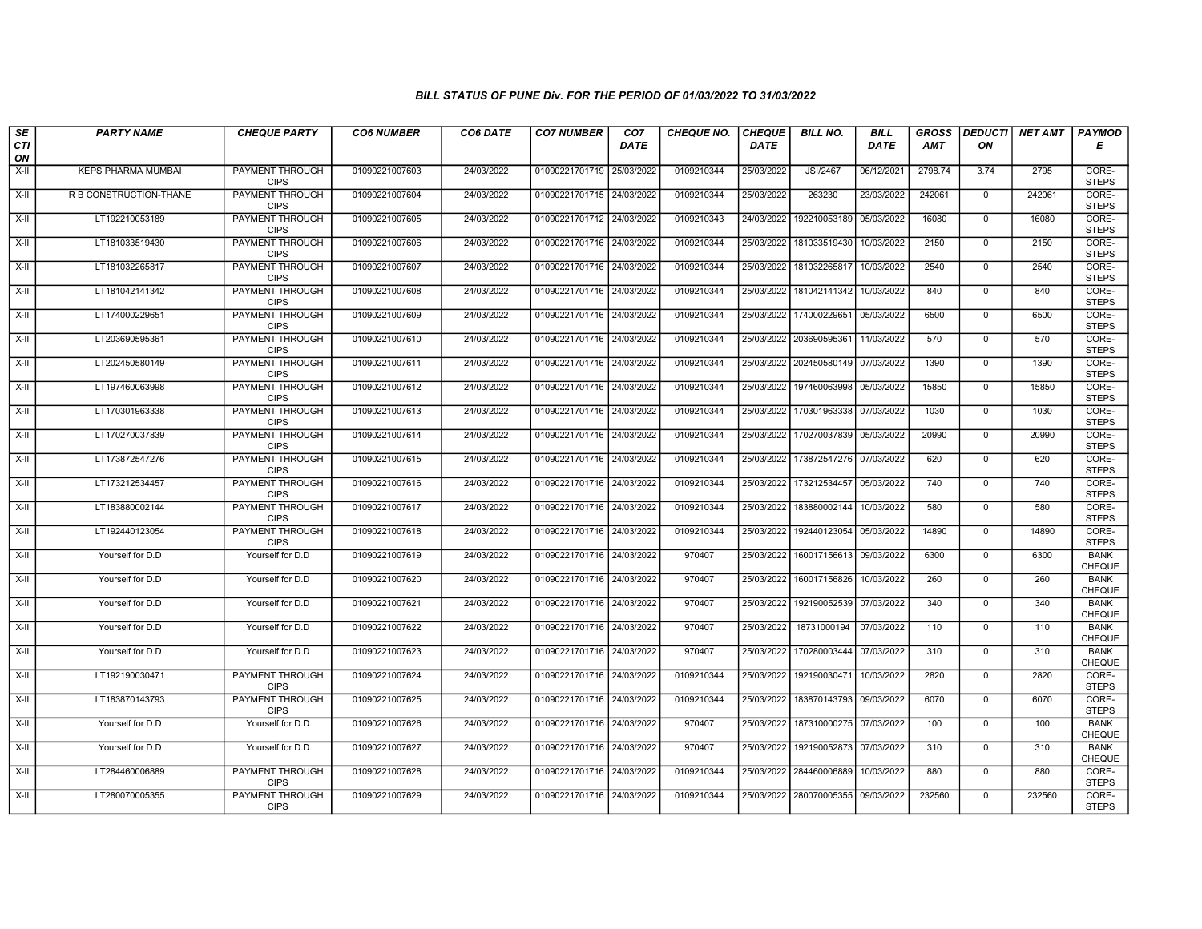# BILL STATUS OF PUNE Div. FOR THE PERIOD OF 01/03/2022 TO 31/03/2022

| SECTION | PARTY NAME | CHEQUE PARTY | CO6 NUMBER | CO6 DATE | CO7 NUMBER | CO7 DATE | CHEQUE NO. | CHEQUE DATE | BILL NO. | BILL DATE | GROSS AMT | DEDUCTION | NET AMT | PAYMODE |
|---|---|---|---|---|---|---|---|---|---|---|---|---|---|---|
| X-II | KEPS PHARMA MUMBAI | PAYMENT THROUGH CIPS | 01090221007603 | 24/03/2022 | 01090221701719 | 25/03/2022 | 0109210344 | 25/03/2022 | JSI/2467 | 06/12/2021 | 2798.74 | 3.74 | 2795 | CORE-STEPS |
| X-II | R B CONSTRUCTION-THANE | PAYMENT THROUGH CIPS | 01090221007604 | 24/03/2022 | 01090221701715 | 24/03/2022 | 0109210344 | 25/03/2022 | 263230 | 23/03/2022 | 242061 | 0 | 242061 | CORE-STEPS |
| X-II | LT192210053189 | PAYMENT THROUGH CIPS | 01090221007605 | 24/03/2022 | 01090221701712 | 24/03/2022 | 0109210343 | 24/03/2022 | 192210053189 | 05/03/2022 | 16080 | 0 | 16080 | CORE-STEPS |
| X-II | LT181033519430 | PAYMENT THROUGH CIPS | 01090221007606 | 24/03/2022 | 01090221701716 | 24/03/2022 | 0109210344 | 25/03/2022 | 181033519430 | 10/03/2022 | 2150 | 0 | 2150 | CORE-STEPS |
| X-II | LT181032265817 | PAYMENT THROUGH CIPS | 01090221007607 | 24/03/2022 | 01090221701716 | 24/03/2022 | 0109210344 | 25/03/2022 | 181032265817 | 10/03/2022 | 2540 | 0 | 2540 | CORE-STEPS |
| X-II | LT181042141342 | PAYMENT THROUGH CIPS | 01090221007608 | 24/03/2022 | 01090221701716 | 24/03/2022 | 0109210344 | 25/03/2022 | 181042141342 | 10/03/2022 | 840 | 0 | 840 | CORE-STEPS |
| X-II | LT174000229651 | PAYMENT THROUGH CIPS | 01090221007609 | 24/03/2022 | 01090221701716 | 24/03/2022 | 0109210344 | 25/03/2022 | 174000229651 | 05/03/2022 | 6500 | 0 | 6500 | CORE-STEPS |
| X-II | LT203690595361 | PAYMENT THROUGH CIPS | 01090221007610 | 24/03/2022 | 01090221701716 | 24/03/2022 | 0109210344 | 25/03/2022 | 203690595361 | 11/03/2022 | 570 | 0 | 570 | CORE-STEPS |
| X-II | LT202450580149 | PAYMENT THROUGH CIPS | 01090221007611 | 24/03/2022 | 01090221701716 | 24/03/2022 | 0109210344 | 25/03/2022 | 202450580149 | 07/03/2022 | 1390 | 0 | 1390 | CORE-STEPS |
| X-II | LT197460063998 | PAYMENT THROUGH CIPS | 01090221007612 | 24/03/2022 | 01090221701716 | 24/03/2022 | 0109210344 | 25/03/2022 | 197460063998 | 05/03/2022 | 15850 | 0 | 15850 | CORE-STEPS |
| X-II | LT170301963338 | PAYMENT THROUGH CIPS | 01090221007613 | 24/03/2022 | 01090221701716 | 24/03/2022 | 0109210344 | 25/03/2022 | 170301963338 | 07/03/2022 | 1030 | 0 | 1030 | CORE-STEPS |
| X-II | LT170270037839 | PAYMENT THROUGH CIPS | 01090221007614 | 24/03/2022 | 01090221701716 | 24/03/2022 | 0109210344 | 25/03/2022 | 170270037839 | 05/03/2022 | 20990 | 0 | 20990 | CORE-STEPS |
| X-II | LT173872547276 | PAYMENT THROUGH CIPS | 01090221007615 | 24/03/2022 | 01090221701716 | 24/03/2022 | 0109210344 | 25/03/2022 | 173872547276 | 07/03/2022 | 620 | 0 | 620 | CORE-STEPS |
| X-II | LT173212534457 | PAYMENT THROUGH CIPS | 01090221007616 | 24/03/2022 | 01090221701716 | 24/03/2022 | 0109210344 | 25/03/2022 | 173212534457 | 05/03/2022 | 740 | 0 | 740 | CORE-STEPS |
| X-II | LT183880002144 | PAYMENT THROUGH CIPS | 01090221007617 | 24/03/2022 | 01090221701716 | 24/03/2022 | 0109210344 | 25/03/2022 | 183880002144 | 10/03/2022 | 580 | 0 | 580 | CORE-STEPS |
| X-II | LT192440123054 | PAYMENT THROUGH CIPS | 01090221007618 | 24/03/2022 | 01090221701716 | 24/03/2022 | 0109210344 | 25/03/2022 | 192440123054 | 05/03/2022 | 14890 | 0 | 14890 | CORE-STEPS |
| X-II | Yourself for D.D | Yourself for D.D | 01090221007619 | 24/03/2022 | 01090221701716 | 24/03/2022 | 970407 | 25/03/2022 | 160017156613 | 09/03/2022 | 6300 | 0 | 6300 | BANK CHEQUE |
| X-II | Yourself for D.D | Yourself for D.D | 01090221007620 | 24/03/2022 | 01090221701716 | 24/03/2022 | 970407 | 25/03/2022 | 160017156826 | 10/03/2022 | 260 | 0 | 260 | BANK CHEQUE |
| X-II | Yourself for D.D | Yourself for D.D | 01090221007621 | 24/03/2022 | 01090221701716 | 24/03/2022 | 970407 | 25/03/2022 | 192190052539 | 07/03/2022 | 340 | 0 | 340 | BANK CHEQUE |
| X-II | Yourself for D.D | Yourself for D.D | 01090221007622 | 24/03/2022 | 01090221701716 | 24/03/2022 | 970407 | 25/03/2022 | 18731000194 | 07/03/2022 | 110 | 0 | 110 | BANK CHEQUE |
| X-II | Yourself for D.D | Yourself for D.D | 01090221007623 | 24/03/2022 | 01090221701716 | 24/03/2022 | 970407 | 25/03/2022 | 170280003444 | 07/03/2022 | 310 | 0 | 310 | BANK CHEQUE |
| X-II | LT192190030471 | PAYMENT THROUGH CIPS | 01090221007624 | 24/03/2022 | 01090221701716 | 24/03/2022 | 0109210344 | 25/03/2022 | 192190030471 | 10/03/2022 | 2820 | 0 | 2820 | CORE-STEPS |
| X-II | LT183870143793 | PAYMENT THROUGH CIPS | 01090221007625 | 24/03/2022 | 01090221701716 | 24/03/2022 | 0109210344 | 25/03/2022 | 183870143793 | 09/03/2022 | 6070 | 0 | 6070 | CORE-STEPS |
| X-II | Yourself for D.D | Yourself for D.D | 01090221007626 | 24/03/2022 | 01090221701716 | 24/03/2022 | 970407 | 25/03/2022 | 187310000275 | 07/03/2022 | 100 | 0 | 100 | BANK CHEQUE |
| X-II | Yourself for D.D | Yourself for D.D | 01090221007627 | 24/03/2022 | 01090221701716 | 24/03/2022 | 970407 | 25/03/2022 | 192190052873 | 07/03/2022 | 310 | 0 | 310 | BANK CHEQUE |
| X-II | LT284460006889 | PAYMENT THROUGH CIPS | 01090221007628 | 24/03/2022 | 01090221701716 | 24/03/2022 | 0109210344 | 25/03/2022 | 284460006889 | 10/03/2022 | 880 | 0 | 880 | CORE-STEPS |
| X-II | LT280070005355 | PAYMENT THROUGH CIPS | 01090221007629 | 24/03/2022 | 01090221701716 | 24/03/2022 | 0109210344 | 25/03/2022 | 280070005355 | 09/03/2022 | 232560 | 0 | 232560 | CORE-STEPS |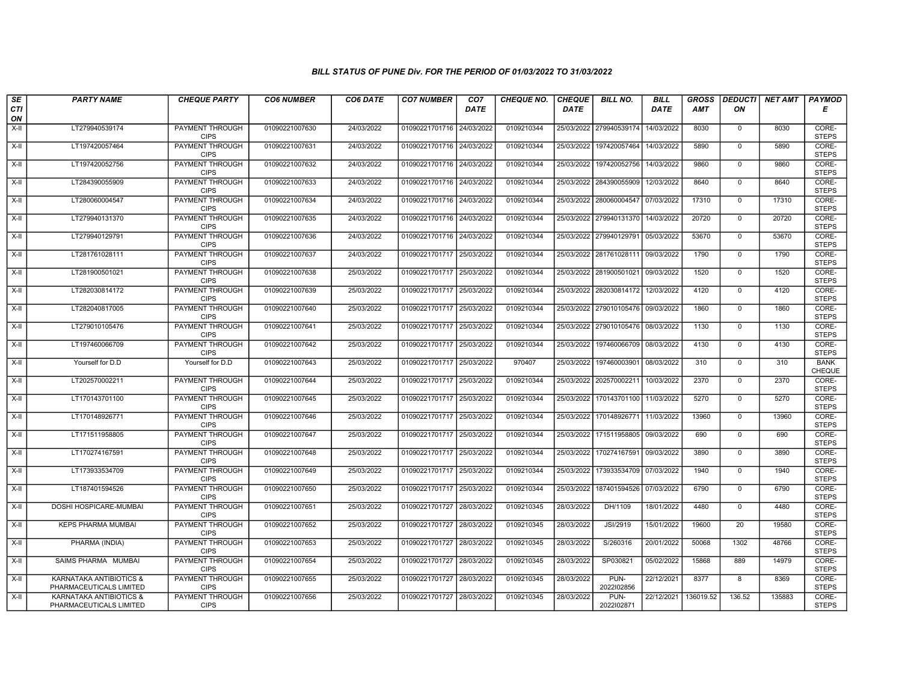### BILL STATUS OF PUNE Div. FOR THE PERIOD OF 01/03/2022 TO 31/03/2022

| SECTION | PARTY NAME | CHEQUE PARTY | CO6 NUMBER | CO6 DATE | CO7 NUMBER | CO7 DATE | CHEQUE NO. | CHEQUE DATE | BILL NO. | BILL DATE | GROSS AMT | DEDUCTION | NET AMT | PAYMODE |
|---|---|---|---|---|---|---|---|---|---|---|---|---|---|---|
| X-II | LT279940539174 | PAYMENT THROUGH CIPS | 01090221007630 | 24/03/2022 | 01090221701716 | 24/03/2022 | 0109210344 | 25/03/2022 | 279940539174 | 14/03/2022 | 8030 | 0 | 8030 | CORE-STEPS |
| X-II | LT197420057464 | PAYMENT THROUGH CIPS | 01090221007631 | 24/03/2022 | 01090221701716 | 24/03/2022 | 0109210344 | 25/03/2022 | 197420057464 | 14/03/2022 | 5890 | 0 | 5890 | CORE-STEPS |
| X-II | LT197420052756 | PAYMENT THROUGH CIPS | 01090221007632 | 24/03/2022 | 01090221701716 | 24/03/2022 | 0109210344 | 25/03/2022 | 197420052756 | 14/03/2022 | 9860 | 0 | 9860 | CORE-STEPS |
| X-II | LT284390055909 | PAYMENT THROUGH CIPS | 01090221007633 | 24/03/2022 | 01090221701716 | 24/03/2022 | 0109210344 | 25/03/2022 | 284390055909 | 12/03/2022 | 8640 | 0 | 8640 | CORE-STEPS |
| X-II | LT280060004547 | PAYMENT THROUGH CIPS | 01090221007634 | 24/03/2022 | 01090221701716 | 24/03/2022 | 0109210344 | 25/03/2022 | 280060004547 | 07/03/2022 | 17310 | 0 | 17310 | CORE-STEPS |
| X-II | LT279940131370 | PAYMENT THROUGH CIPS | 01090221007635 | 24/03/2022 | 01090221701716 | 24/03/2022 | 0109210344 | 25/03/2022 | 279940131370 | 14/03/2022 | 20720 | 0 | 20720 | CORE-STEPS |
| X-II | LT279940129791 | PAYMENT THROUGH CIPS | 01090221007636 | 24/03/2022 | 01090221701716 | 24/03/2022 | 0109210344 | 25/03/2022 | 279940129791 | 05/03/2022 | 53670 | 0 | 53670 | CORE-STEPS |
| X-II | LT281761028111 | PAYMENT THROUGH CIPS | 01090221007637 | 24/03/2022 | 01090221701717 | 25/03/2022 | 0109210344 | 25/03/2022 | 281761028111 | 09/03/2022 | 1790 | 0 | 1790 | CORE-STEPS |
| X-II | LT281900501021 | PAYMENT THROUGH CIPS | 01090221007638 | 25/03/2022 | 01090221701717 | 25/03/2022 | 0109210344 | 25/03/2022 | 281900501021 | 09/03/2022 | 1520 | 0 | 1520 | CORE-STEPS |
| X-II | LT282030814172 | PAYMENT THROUGH CIPS | 01090221007639 | 25/03/2022 | 01090221701717 | 25/03/2022 | 0109210344 | 25/03/2022 | 282030814172 | 12/03/2022 | 4120 | 0 | 4120 | CORE-STEPS |
| X-II | LT282040817005 | PAYMENT THROUGH CIPS | 01090221007640 | 25/03/2022 | 01090221701717 | 25/03/2022 | 0109210344 | 25/03/2022 | 279010105476 | 09/03/2022 | 1860 | 0 | 1860 | CORE-STEPS |
| X-II | LT279010105476 | PAYMENT THROUGH CIPS | 01090221007641 | 25/03/2022 | 01090221701717 | 25/03/2022 | 0109210344 | 25/03/2022 | 279010105476 | 08/03/2022 | 1130 | 0 | 1130 | CORE-STEPS |
| X-II | LT197460066709 | PAYMENT THROUGH CIPS | 01090221007642 | 25/03/2022 | 01090221701717 | 25/03/2022 | 0109210344 | 25/03/2022 | 197460066709 | 08/03/2022 | 4130 | 0 | 4130 | CORE-STEPS |
| X-II | Yourself for D.D | Yourself for D.D | 01090221007643 | 25/03/2022 | 01090221701717 | 25/03/2022 | 970407 | 25/03/2022 | 197460003901 | 08/03/2022 | 310 | 0 | 310 | BANK CHEQUE |
| X-II | LT202570002211 | PAYMENT THROUGH CIPS | 01090221007644 | 25/03/2022 | 01090221701717 | 25/03/2022 | 0109210344 | 25/03/2022 | 202570002211 | 10/03/2022 | 2370 | 0 | 2370 | CORE-STEPS |
| X-II | LT170143701100 | PAYMENT THROUGH CIPS | 01090221007645 | 25/03/2022 | 01090221701717 | 25/03/2022 | 0109210344 | 25/03/2022 | 170143701100 | 11/03/2022 | 5270 | 0 | 5270 | CORE-STEPS |
| X-II | LT170148926771 | PAYMENT THROUGH CIPS | 01090221007646 | 25/03/2022 | 01090221701717 | 25/03/2022 | 0109210344 | 25/03/2022 | 170148926771 | 11/03/2022 | 13960 | 0 | 13960 | CORE-STEPS |
| X-II | LT171511958805 | PAYMENT THROUGH CIPS | 01090221007647 | 25/03/2022 | 01090221701717 | 25/03/2022 | 0109210344 | 25/03/2022 | 171511958805 | 09/03/2022 | 690 | 0 | 690 | CORE-STEPS |
| X-II | LT170274167591 | PAYMENT THROUGH CIPS | 01090221007648 | 25/03/2022 | 01090221701717 | 25/03/2022 | 0109210344 | 25/03/2022 | 170274167591 | 09/03/2022 | 3890 | 0 | 3890 | CORE-STEPS |
| X-II | LT173933534709 | PAYMENT THROUGH CIPS | 01090221007649 | 25/03/2022 | 01090221701717 | 25/03/2022 | 0109210344 | 25/03/2022 | 173933534709 | 07/03/2022 | 1940 | 0 | 1940 | CORE-STEPS |
| X-II | LT187401594526 | PAYMENT THROUGH CIPS | 01090221007650 | 25/03/2022 | 01090221701717 | 25/03/2022 | 0109210344 | 25/03/2022 | 187401594526 | 07/03/2022 | 6790 | 0 | 6790 | CORE-STEPS |
| X-II | DOSHI HOSPICARE-MUMBAI | PAYMENT THROUGH CIPS | 01090221007651 | 25/03/2022 | 01090221701727 | 28/03/2022 | 0109210345 | 28/03/2022 | DH/1109 | 18/01/2022 | 4480 | 0 | 4480 | CORE-STEPS |
| X-II | KEPS PHARMA MUMBAI | PAYMENT THROUGH CIPS | 01090221007652 | 25/03/2022 | 01090221701727 | 28/03/2022 | 0109210345 | 28/03/2022 | JSI/2919 | 15/01/2022 | 19600 | 20 | 19580 | CORE-STEPS |
| X-II | PHARMA (INDIA) | PAYMENT THROUGH CIPS | 01090221007653 | 25/03/2022 | 01090221701727 | 28/03/2022 | 0109210345 | 28/03/2022 | S/260316 | 20/01/2022 | 50068 | 1302 | 48766 | CORE-STEPS |
| X-II | SAIMS PHARMA MUMBAI | PAYMENT THROUGH CIPS | 01090221007654 | 25/03/2022 | 01090221701727 | 28/03/2022 | 0109210345 | 28/03/2022 | SP030821 | 05/02/2022 | 15868 | 889 | 14979 | CORE-STEPS |
| X-II | KARNATAKA ANTIBIOTICS & PHARMACEUTICALS LIMITED | PAYMENT THROUGH CIPS | 01090221007655 | 25/03/2022 | 01090221701727 | 28/03/2022 | 0109210345 | 28/03/2022 | PUN-2022I02856 | 22/12/2021 | 8377 | 8 | 8369 | CORE-STEPS |
| X-II | KARNATAKA ANTIBIOTICS & PHARMACEUTICALS LIMITED | PAYMENT THROUGH CIPS | 01090221007656 | 25/03/2022 | 01090221701727 | 28/03/2022 | 0109210345 | 28/03/2022 | PUN-2022I02871 | 22/12/2021 | 136019.52 | 136.52 | 135883 | CORE-STEPS |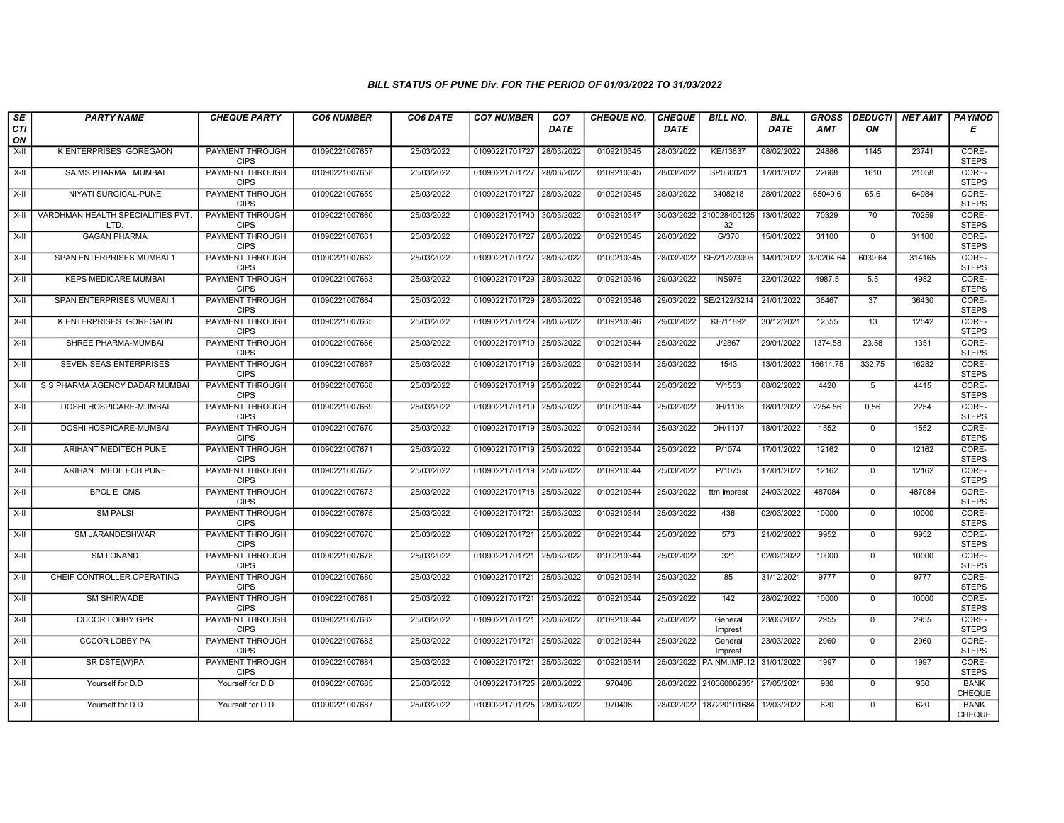### BILL STATUS OF PUNE Div. FOR THE PERIOD OF 01/03/2022 TO 31/03/2022

| SECTION | PARTY NAME | CHEQUE PARTY | CO6 NUMBER | CO6 DATE | CO7 NUMBER | CO7 DATE | CHEQUE NO. | CHEQUE DATE | BILL NO. | BILL DATE | GROSS AMT | DEDUCTION | NET AMT | PAYMODE |
|---|---|---|---|---|---|---|---|---|---|---|---|---|---|---|
| X-II | K ENTERPRISES GOREGAON | PAYMENT THROUGH CIPS | 01090221007657 | 25/03/2022 | 01090221701727 | 28/03/2022 | 0109210345 | 28/03/2022 | KE/13637 | 08/02/2022 | 24886 | 1145 | 23741 | CORE-STEPS |
| X-II | SAIMS PHARMA MUMBAI | PAYMENT THROUGH CIPS | 01090221007658 | 25/03/2022 | 01090221701727 | 28/03/2022 | 0109210345 | 28/03/2022 | SP030021 | 17/01/2022 | 22668 | 1610 | 21058 | CORE-STEPS |
| X-II | NIYATI SURGICAL-PUNE | PAYMENT THROUGH CIPS | 01090221007659 | 25/03/2022 | 01090221701727 | 28/03/2022 | 0109210345 | 28/03/2022 | 3408218 | 28/01/2022 | 65049.6 | 65.6 | 64984 | CORE-STEPS |
| X-II | VARDHMAN HEALTH SPECIALITIES PVT. LTD. | PAYMENT THROUGH CIPS | 01090221007660 | 25/03/2022 | 01090221701740 | 30/03/2022 | 0109210347 | 30/03/2022 | 21002840012532 | 13/01/2022 | 70329 | 70 | 70259 | CORE-STEPS |
| X-II | GAGAN PHARMA | PAYMENT THROUGH CIPS | 01090221007661 | 25/03/2022 | 01090221701727 | 28/03/2022 | 0109210345 | 28/03/2022 | G/370 | 15/01/2022 | 31100 | 0 | 31100 | CORE-STEPS |
| X-II | SPAN ENTERPRISES MUMBAI 1 | PAYMENT THROUGH CIPS | 01090221007662 | 25/03/2022 | 01090221701727 | 28/03/2022 | 0109210345 | 28/03/2022 | SE/2122/3095 | 14/01/2022 | 320204.64 | 6039.64 | 314165 | CORE-STEPS |
| X-II | KEPS MEDICARE MUMBAI | PAYMENT THROUGH CIPS | 01090221007663 | 25/03/2022 | 01090221701729 | 28/03/2022 | 0109210346 | 29/03/2022 | INS976 | 22/01/2022 | 4987.5 | 5.5 | 4982 | CORE-STEPS |
| X-II | SPAN ENTERPRISES MUMBAI 1 | PAYMENT THROUGH CIPS | 01090221007664 | 25/03/2022 | 01090221701729 | 28/03/2022 | 0109210346 | 29/03/2022 | SE/2122/3214 | 21/01/2022 | 36467 | 37 | 36430 | CORE-STEPS |
| X-II | K ENTERPRISES GOREGAON | PAYMENT THROUGH CIPS | 01090221007665 | 25/03/2022 | 01090221701729 | 28/03/2022 | 0109210346 | 29/03/2022 | KE/11892 | 30/12/2021 | 12555 | 13 | 12542 | CORE-STEPS |
| X-II | SHREE PHARMA-MUMBAI | PAYMENT THROUGH CIPS | 01090221007666 | 25/03/2022 | 01090221701719 | 25/03/2022 | 0109210344 | 25/03/2022 | J/2867 | 29/01/2022 | 1374.58 | 23.58 | 1351 | CORE-STEPS |
| X-II | SEVEN SEAS ENTERPRISES | PAYMENT THROUGH CIPS | 01090221007667 | 25/03/2022 | 01090221701719 | 25/03/2022 | 0109210344 | 25/03/2022 | 1543 | 13/01/2022 | 16614.75 | 332.75 | 16282 | CORE-STEPS |
| X-II | S S PHARMA AGENCY DADAR MUMBAI | PAYMENT THROUGH CIPS | 01090221007668 | 25/03/2022 | 01090221701719 | 25/03/2022 | 0109210344 | 25/03/2022 | Y/1553 | 08/02/2022 | 4420 | 5 | 4415 | CORE-STEPS |
| X-II | DOSHI HOSPICARE-MUMBAI | PAYMENT THROUGH CIPS | 01090221007669 | 25/03/2022 | 01090221701719 | 25/03/2022 | 0109210344 | 25/03/2022 | DH/1108 | 18/01/2022 | 2254.56 | 0.56 | 2254 | CORE-STEPS |
| X-II | DOSHI HOSPICARE-MUMBAI | PAYMENT THROUGH CIPS | 01090221007670 | 25/03/2022 | 01090221701719 | 25/03/2022 | 0109210344 | 25/03/2022 | DH/1107 | 18/01/2022 | 1552 | 0 | 1552 | CORE-STEPS |
| X-II | ARIHANT MEDITECH PUNE | PAYMENT THROUGH CIPS | 01090221007671 | 25/03/2022 | 01090221701719 | 25/03/2022 | 0109210344 | 25/03/2022 | P/1074 | 17/01/2022 | 12162 | 0 | 12162 | CORE-STEPS |
| X-II | ARIHANT MEDITECH PUNE | PAYMENT THROUGH CIPS | 01090221007672 | 25/03/2022 | 01090221701719 | 25/03/2022 | 0109210344 | 25/03/2022 | P/1075 | 17/01/2022 | 12162 | 0 | 12162 | CORE-STEPS |
| X-II | BPCL E CMS | PAYMENT THROUGH CIPS | 01090221007673 | 25/03/2022 | 01090221701718 | 25/03/2022 | 0109210344 | 25/03/2022 | ttm imprest | 24/03/2022 | 487084 | 0 | 487084 | CORE-STEPS |
| X-II | SM PALSI | PAYMENT THROUGH CIPS | 01090221007675 | 25/03/2022 | 01090221701721 | 25/03/2022 | 0109210344 | 25/03/2022 | 436 | 02/03/2022 | 10000 | 0 | 10000 | CORE-STEPS |
| X-II | SM JARANDESHWAR | PAYMENT THROUGH CIPS | 01090221007676 | 25/03/2022 | 01090221701721 | 25/03/2022 | 0109210344 | 25/03/2022 | 573 | 21/02/2022 | 9952 | 0 | 9952 | CORE-STEPS |
| X-II | SM LONAND | PAYMENT THROUGH CIPS | 01090221007678 | 25/03/2022 | 01090221701721 | 25/03/2022 | 0109210344 | 25/03/2022 | 321 | 02/02/2022 | 10000 | 0 | 10000 | CORE-STEPS |
| X-II | CHEIF CONTROLLER OPERATING | PAYMENT THROUGH CIPS | 01090221007680 | 25/03/2022 | 01090221701721 | 25/03/2022 | 0109210344 | 25/03/2022 | 85 | 31/12/2021 | 9777 | 0 | 9777 | CORE-STEPS |
| X-II | SM SHIRWADE | PAYMENT THROUGH CIPS | 01090221007681 | 25/03/2022 | 01090221701721 | 25/03/2022 | 0109210344 | 25/03/2022 | 142 | 28/02/2022 | 10000 | 0 | 10000 | CORE-STEPS |
| X-II | CCCOR LOBBY GPR | PAYMENT THROUGH CIPS | 01090221007682 | 25/03/2022 | 01090221701721 | 25/03/2022 | 0109210344 | 25/03/2022 | General Imprest | 23/03/2022 | 2955 | 0 | 2955 | CORE-STEPS |
| X-II | CCCOR LOBBY PA | PAYMENT THROUGH CIPS | 01090221007683 | 25/03/2022 | 01090221701721 | 25/03/2022 | 0109210344 | 25/03/2022 | General Imprest | 23/03/2022 | 2960 | 0 | 2960 | CORE-STEPS |
| X-II | SR DSTE(W)PA | PAYMENT THROUGH CIPS | 01090221007684 | 25/03/2022 | 01090221701721 | 25/03/2022 | 0109210344 | 25/03/2022 | PA.NM.IMP.12 | 31/01/2022 | 1997 | 0 | 1997 | CORE-STEPS |
| X-II | Yourself for D.D | Yourself for D.D | 01090221007685 | 25/03/2022 | 01090221701725 | 28/03/2022 | 970408 | 28/03/2022 | 210360002351 | 27/05/2021 | 930 | 0 | 930 | BANK CHEQUE |
| X-II | Yourself for D.D | Yourself for D.D | 01090221007687 | 25/03/2022 | 01090221701725 | 28/03/2022 | 970408 | 28/03/2022 | 187220101684 | 12/03/2022 | 620 | 0 | 620 | BANK CHEQUE |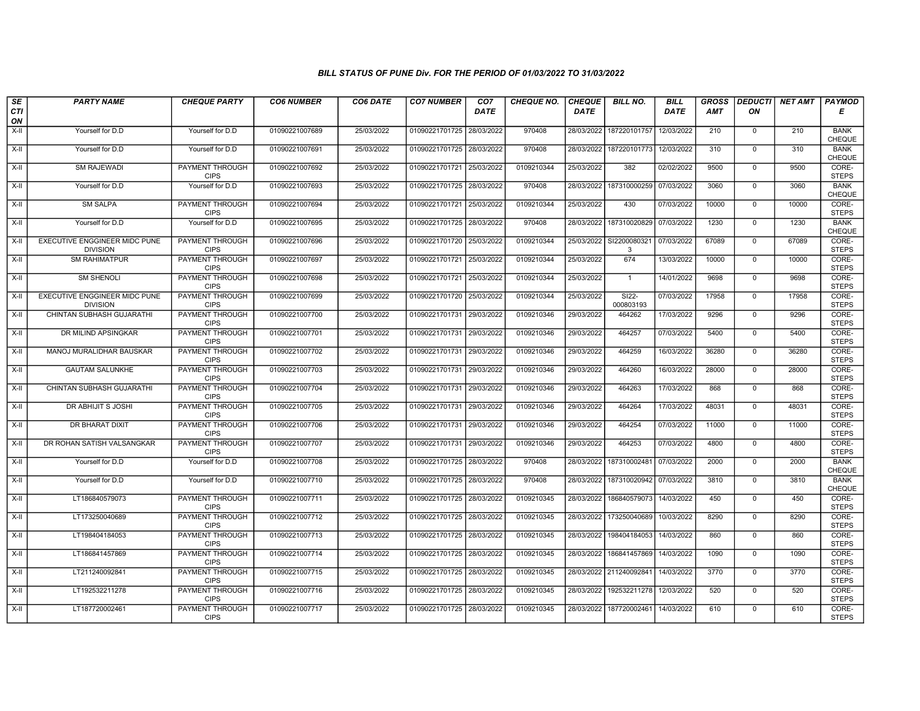# BILL STATUS OF PUNE Div. FOR THE PERIOD OF 01/03/2022 TO 31/03/2022

| SECTION | PARTY NAME | CHEQUE PARTY | CO6 NUMBER | CO6 DATE | CO7 NUMBER | CO7 DATE | CHEQUE NO. | CHEQUE DATE | BILL NO. | BILL DATE | GROSS AMT | DEDUCTION | NET AMT | PAYMODE |
|---|---|---|---|---|---|---|---|---|---|---|---|---|---|---|
| X-II | Yourself for D.D | Yourself for D.D | 01090221007689 | 25/03/2022 | 01090221701725 | 28/03/2022 | 970408 | 28/03/2022 | 187220101757 | 12/03/2022 | 210 | 0 | 210 | BANK CHEQUE |
| X-II | Yourself for D.D | Yourself for D.D | 01090221007691 | 25/03/2022 | 01090221701725 | 28/03/2022 | 970408 | 28/03/2022 | 187220101773 | 12/03/2022 | 310 | 0 | 310 | BANK CHEQUE |
| X-II | SM RAJEWADI | PAYMENT THROUGH CIPS | 01090221007692 | 25/03/2022 | 01090221701721 | 25/03/2022 | 0109210344 | 25/03/2022 | 382 | 02/02/2022 | 9500 | 0 | 9500 | CORE-STEPS |
| X-II | Yourself for D.D | Yourself for D.D | 01090221007693 | 25/03/2022 | 01090221701725 | 28/03/2022 | 970408 | 28/03/2022 | 187310000259 | 07/03/2022 | 3060 | 0 | 3060 | BANK CHEQUE |
| X-II | SM SALPA | PAYMENT THROUGH CIPS | 01090221007694 | 25/03/2022 | 01090221701721 | 25/03/2022 | 0109210344 | 25/03/2022 | 430 | 07/03/2022 | 10000 | 0 | 10000 | CORE-STEPS |
| X-II | Yourself for D.D | Yourself for D.D | 01090221007695 | 25/03/2022 | 01090221701725 | 28/03/2022 | 970408 | 28/03/2022 | 187310020829 | 07/03/2022 | 1230 | 0 | 1230 | BANK CHEQUE |
| X-II | EXECUTIVE ENGGINEER MIDC PUNE DIVISION | PAYMENT THROUGH CIPS | 01090221007696 | 25/03/2022 | 01090221701720 | 25/03/2022 | 0109210344 | 25/03/2022 | SI22000803213 | 07/03/2022 | 67089 | 0 | 67089 | CORE-STEPS |
| X-II | SM RAHIMATPUR | PAYMENT THROUGH CIPS | 01090221007697 | 25/03/2022 | 01090221701721 | 25/03/2022 | 0109210344 | 25/03/2022 | 674 | 13/03/2022 | 10000 | 0 | 10000 | CORE-STEPS |
| X-II | SM SHENOLI | PAYMENT THROUGH CIPS | 01090221007698 | 25/03/2022 | 01090221701721 | 25/03/2022 | 0109210344 | 25/03/2022 | 1 | 14/01/2022 | 9698 | 0 | 9698 | CORE-STEPS |
| X-II | EXECUTIVE ENGGINEER MIDC PUNE DIVISION | PAYMENT THROUGH CIPS | 01090221007699 | 25/03/2022 | 01090221701720 | 25/03/2022 | 0109210344 | 25/03/2022 | SI22-000803193 | 07/03/2022 | 17958 | 0 | 17958 | CORE-STEPS |
| X-II | CHINTAN SUBHASH GUJARATHI | PAYMENT THROUGH CIPS | 01090221007700 | 25/03/2022 | 01090221701731 | 29/03/2022 | 0109210346 | 29/03/2022 | 464262 | 17/03/2022 | 9296 | 0 | 9296 | CORE-STEPS |
| X-II | DR MILIND APSINGKAR | PAYMENT THROUGH CIPS | 01090221007701 | 25/03/2022 | 01090221701731 | 29/03/2022 | 0109210346 | 29/03/2022 | 464257 | 07/03/2022 | 5400 | 0 | 5400 | CORE-STEPS |
| X-II | MANOJ MURALIDHAR BAUSKAR | PAYMENT THROUGH CIPS | 01090221007702 | 25/03/2022 | 01090221701731 | 29/03/2022 | 0109210346 | 29/03/2022 | 464259 | 16/03/2022 | 36280 | 0 | 36280 | CORE-STEPS |
| X-II | GAUTAM SALUNKHE | PAYMENT THROUGH CIPS | 01090221007703 | 25/03/2022 | 01090221701731 | 29/03/2022 | 0109210346 | 29/03/2022 | 464260 | 16/03/2022 | 28000 | 0 | 28000 | CORE-STEPS |
| X-II | CHINTAN SUBHASH GUJARATHI | PAYMENT THROUGH CIPS | 01090221007704 | 25/03/2022 | 01090221701731 | 29/03/2022 | 0109210346 | 29/03/2022 | 464263 | 17/03/2022 | 868 | 0 | 868 | CORE-STEPS |
| X-II | DR ABHIJIT S JOSHI | PAYMENT THROUGH CIPS | 01090221007705 | 25/03/2022 | 01090221701731 | 29/03/2022 | 0109210346 | 29/03/2022 | 464264 | 17/03/2022 | 48031 | 0 | 48031 | CORE-STEPS |
| X-II | DR BHARAT DIXIT | PAYMENT THROUGH CIPS | 01090221007706 | 25/03/2022 | 01090221701731 | 29/03/2022 | 0109210346 | 29/03/2022 | 464254 | 07/03/2022 | 11000 | 0 | 11000 | CORE-STEPS |
| X-II | DR ROHAN SATISH VALSANGKAR | PAYMENT THROUGH CIPS | 01090221007707 | 25/03/2022 | 01090221701731 | 29/03/2022 | 0109210346 | 29/03/2022 | 464253 | 07/03/2022 | 4800 | 0 | 4800 | CORE-STEPS |
| X-II | Yourself for D.D | Yourself for D.D | 01090221007708 | 25/03/2022 | 01090221701725 | 28/03/2022 | 970408 | 28/03/2022 | 187310002481 | 07/03/2022 | 2000 | 0 | 2000 | BANK CHEQUE |
| X-II | Yourself for D.D | Yourself for D.D | 01090221007710 | 25/03/2022 | 01090221701725 | 28/03/2022 | 970408 | 28/03/2022 | 187310020942 | 07/03/2022 | 3810 | 0 | 3810 | BANK CHEQUE |
| X-II | LT186840579073 | PAYMENT THROUGH CIPS | 01090221007711 | 25/03/2022 | 01090221701725 | 28/03/2022 | 0109210345 | 28/03/2022 | 186840579073 | 14/03/2022 | 450 | 0 | 450 | CORE-STEPS |
| X-II | LT173250040689 | PAYMENT THROUGH CIPS | 01090221007712 | 25/03/2022 | 01090221701725 | 28/03/2022 | 0109210345 | 28/03/2022 | 173250040689 | 10/03/2022 | 8290 | 0 | 8290 | CORE-STEPS |
| X-II | LT198404184053 | PAYMENT THROUGH CIPS | 01090221007713 | 25/03/2022 | 01090221701725 | 28/03/2022 | 0109210345 | 28/03/2022 | 198404184053 | 14/03/2022 | 860 | 0 | 860 | CORE-STEPS |
| X-II | LT186841457869 | PAYMENT THROUGH CIPS | 01090221007714 | 25/03/2022 | 01090221701725 | 28/03/2022 | 0109210345 | 28/03/2022 | 186841457869 | 14/03/2022 | 1090 | 0 | 1090 | CORE-STEPS |
| X-II | LT211240092841 | PAYMENT THROUGH CIPS | 01090221007715 | 25/03/2022 | 01090221701725 | 28/03/2022 | 0109210345 | 28/03/2022 | 211240092841 | 14/03/2022 | 3770 | 0 | 3770 | CORE-STEPS |
| X-II | LT192532211278 | PAYMENT THROUGH CIPS | 01090221007716 | 25/03/2022 | 01090221701725 | 28/03/2022 | 0109210345 | 28/03/2022 | 192532211278 | 12/03/2022 | 520 | 0 | 520 | CORE-STEPS |
| X-II | LT187720002461 | PAYMENT THROUGH CIPS | 01090221007717 | 25/03/2022 | 01090221701725 | 28/03/2022 | 0109210345 | 28/03/2022 | 187720002461 | 14/03/2022 | 610 | 0 | 610 | CORE-STEPS |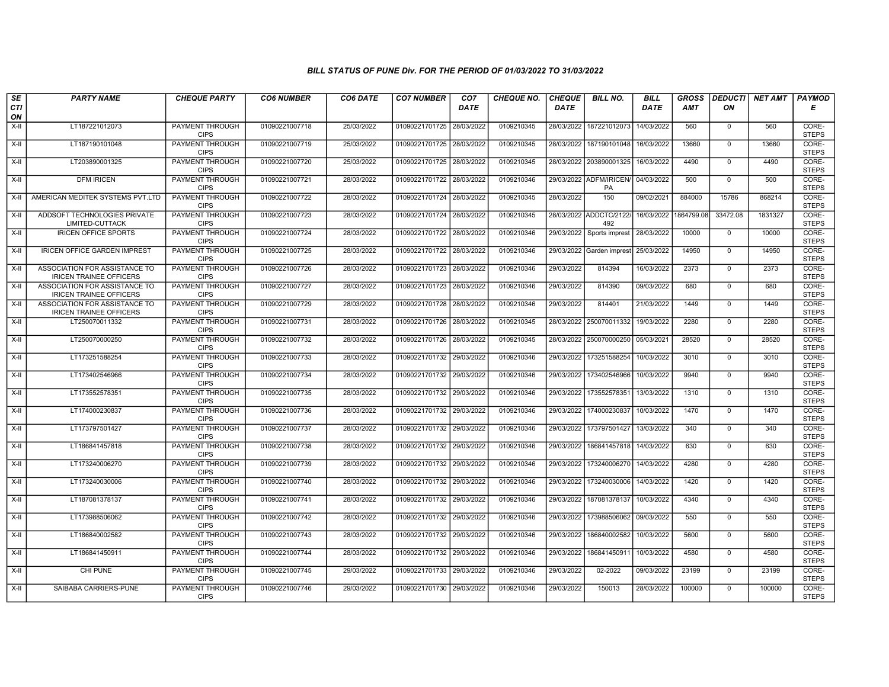## BILL STATUS OF PUNE Div. FOR THE PERIOD OF 01/03/2022 TO 31/03/2022

| SECTION | PARTY NAME | CHEQUE PARTY | CO6 NUMBER | CO6 DATE | CO7 NUMBER | CO7 DATE | CHEQUE NO. | CHEQUE DATE | BILL NO. | BILL DATE | GROSS AMT | DEDUCTION | NET AMT | PAYMODE |
|---|---|---|---|---|---|---|---|---|---|---|---|---|---|---|
| X-II | LT187221012073 | PAYMENT THROUGH CIPS | 01090221007718 | 25/03/2022 | 01090221701725 | 28/03/2022 | 0109210345 | 28/03/2022 | 187221012073 | 14/03/2022 | 560 | 0 | 560 | CORE-STEPS |
| X-II | LT187190101048 | PAYMENT THROUGH CIPS | 01090221007719 | 25/03/2022 | 01090221701725 | 28/03/2022 | 0109210345 | 28/03/2022 | 187190101048 | 16/03/2022 | 13660 | 0 | 13660 | CORE-STEPS |
| X-II | LT203890001325 | PAYMENT THROUGH CIPS | 01090221007720 | 25/03/2022 | 01090221701725 | 28/03/2022 | 0109210345 | 28/03/2022 | 203890001325 | 16/03/2022 | 4490 | 0 | 4490 | CORE-STEPS |
| X-II | DFM IRICEN | PAYMENT THROUGH CIPS | 01090221007721 | 28/03/2022 | 01090221701722 | 28/03/2022 | 0109210346 | 29/03/2022 | ADFM/IRICEN/PA | 04/03/2022 | 500 | 0 | 500 | CORE-STEPS |
| X-II | AMERICAN MEDITEK SYSTEMS PVT.LTD | PAYMENT THROUGH CIPS | 01090221007722 | 28/03/2022 | 01090221701724 | 28/03/2022 | 0109210345 | 28/03/2022 | 150 | 09/02/2021 | 884000 | 15786 | 868214 | CORE-STEPS |
| X-II | ADDSOFT TECHNOLOGIES PRIVATE LIMITED-CUTTACK | PAYMENT THROUGH CIPS | 01090221007723 | 28/03/2022 | 01090221701724 | 28/03/2022 | 0109210345 | 28/03/2022 | ADDCTC/2122/492 | 16/03/2022 | 1864799.08 | 33472.08 | 1831327 | CORE-STEPS |
| X-II | IRICEN OFFICE SPORTS | PAYMENT THROUGH CIPS | 01090221007724 | 28/03/2022 | 01090221701722 | 28/03/2022 | 0109210346 | 29/03/2022 | Sports imprest | 28/03/2022 | 10000 | 0 | 10000 | CORE-STEPS |
| X-II | IRICEN OFFICE GARDEN IMPREST | PAYMENT THROUGH CIPS | 01090221007725 | 28/03/2022 | 01090221701722 | 28/03/2022 | 0109210346 | 29/03/2022 | Garden imprest | 25/03/2022 | 14950 | 0 | 14950 | CORE-STEPS |
| X-II | ASSOCIATION FOR ASSISTANCE TO IRICEN TRAINEE OFFICERS | PAYMENT THROUGH CIPS | 01090221007726 | 28/03/2022 | 01090221701723 | 28/03/2022 | 0109210346 | 29/03/2022 | 814394 | 16/03/2022 | 2373 | 0 | 2373 | CORE-STEPS |
| X-II | ASSOCIATION FOR ASSISTANCE TO IRICEN TRAINEE OFFICERS | PAYMENT THROUGH CIPS | 01090221007727 | 28/03/2022 | 01090221701723 | 28/03/2022 | 0109210346 | 29/03/2022 | 814390 | 09/03/2022 | 680 | 0 | 680 | CORE-STEPS |
| X-II | ASSOCIATION FOR ASSISTANCE TO IRICEN TRAINEE OFFICERS | PAYMENT THROUGH CIPS | 01090221007729 | 28/03/2022 | 01090221701728 | 28/03/2022 | 0109210346 | 29/03/2022 | 814401 | 21/03/2022 | 1449 | 0 | 1449 | CORE-STEPS |
| X-II | LT250070011332 | PAYMENT THROUGH CIPS | 01090221007731 | 28/03/2022 | 01090221701726 | 28/03/2022 | 0109210345 | 28/03/2022 | 250070011332 | 19/03/2022 | 2280 | 0 | 2280 | CORE-STEPS |
| X-II | LT250070000250 | PAYMENT THROUGH CIPS | 01090221007732 | 28/03/2022 | 01090221701726 | 28/03/2022 | 0109210345 | 28/03/2022 | 250070000250 | 05/03/2021 | 28520 | 0 | 28520 | CORE-STEPS |
| X-II | LT173251588254 | PAYMENT THROUGH CIPS | 01090221007733 | 28/03/2022 | 01090221701732 | 29/03/2022 | 0109210346 | 29/03/2022 | 173251588254 | 10/03/2022 | 3010 | 0 | 3010 | CORE-STEPS |
| X-II | LT173402546966 | PAYMENT THROUGH CIPS | 01090221007734 | 28/03/2022 | 01090221701732 | 29/03/2022 | 0109210346 | 29/03/2022 | 173402546966 | 10/03/2022 | 9940 | 0 | 9940 | CORE-STEPS |
| X-II | LT173552578351 | PAYMENT THROUGH CIPS | 01090221007735 | 28/03/2022 | 01090221701732 | 29/03/2022 | 0109210346 | 29/03/2022 | 173552578351 | 13/03/2022 | 1310 | 0 | 1310 | CORE-STEPS |
| X-II | LT174000230837 | PAYMENT THROUGH CIPS | 01090221007736 | 28/03/2022 | 01090221701732 | 29/03/2022 | 0109210346 | 29/03/2022 | 174000230837 | 10/03/2022 | 1470 | 0 | 1470 | CORE-STEPS |
| X-II | LT173797501427 | PAYMENT THROUGH CIPS | 01090221007737 | 28/03/2022 | 01090221701732 | 29/03/2022 | 0109210346 | 29/03/2022 | 173797501427 | 13/03/2022 | 340 | 0 | 340 | CORE-STEPS |
| X-II | LT186841457818 | PAYMENT THROUGH CIPS | 01090221007738 | 28/03/2022 | 01090221701732 | 29/03/2022 | 0109210346 | 29/03/2022 | 186841457818 | 14/03/2022 | 630 | 0 | 630 | CORE-STEPS |
| X-II | LT173240006270 | PAYMENT THROUGH CIPS | 01090221007739 | 28/03/2022 | 01090221701732 | 29/03/2022 | 0109210346 | 29/03/2022 | 173240006270 | 14/03/2022 | 4280 | 0 | 4280 | CORE-STEPS |
| X-II | LT173240030006 | PAYMENT THROUGH CIPS | 01090221007740 | 28/03/2022 | 01090221701732 | 29/03/2022 | 0109210346 | 29/03/2022 | 173240030006 | 14/03/2022 | 1420 | 0 | 1420 | CORE-STEPS |
| X-II | LT187081378137 | PAYMENT THROUGH CIPS | 01090221007741 | 28/03/2022 | 01090221701732 | 29/03/2022 | 0109210346 | 29/03/2022 | 187081378137 | 10/03/2022 | 4340 | 0 | 4340 | CORE-STEPS |
| X-II | LT173988506062 | PAYMENT THROUGH CIPS | 01090221007742 | 28/03/2022 | 01090221701732 | 29/03/2022 | 0109210346 | 29/03/2022 | 173988506062 | 09/03/2022 | 550 | 0 | 550 | CORE-STEPS |
| X-II | LT186840002582 | PAYMENT THROUGH CIPS | 01090221007743 | 28/03/2022 | 01090221701732 | 29/03/2022 | 0109210346 | 29/03/2022 | 186840002582 | 10/03/2022 | 5600 | 0 | 5600 | CORE-STEPS |
| X-II | LT186841450911 | PAYMENT THROUGH CIPS | 01090221007744 | 28/03/2022 | 01090221701732 | 29/03/2022 | 0109210346 | 29/03/2022 | 186841450911 | 10/03/2022 | 4580 | 0 | 4580 | CORE-STEPS |
| X-II | CHI PUNE | PAYMENT THROUGH CIPS | 01090221007745 | 29/03/2022 | 01090221701733 | 29/03/2022 | 0109210346 | 29/03/2022 | 02-2022 | 09/03/2022 | 23199 | 0 | 23199 | CORE-STEPS |
| X-II | SAIBABA CARRIERS-PUNE | PAYMENT THROUGH CIPS | 01090221007746 | 29/03/2022 | 01090221701730 | 29/03/2022 | 0109210346 | 29/03/2022 | 150013 | 28/03/2022 | 100000 | 0 | 100000 | CORE-STEPS |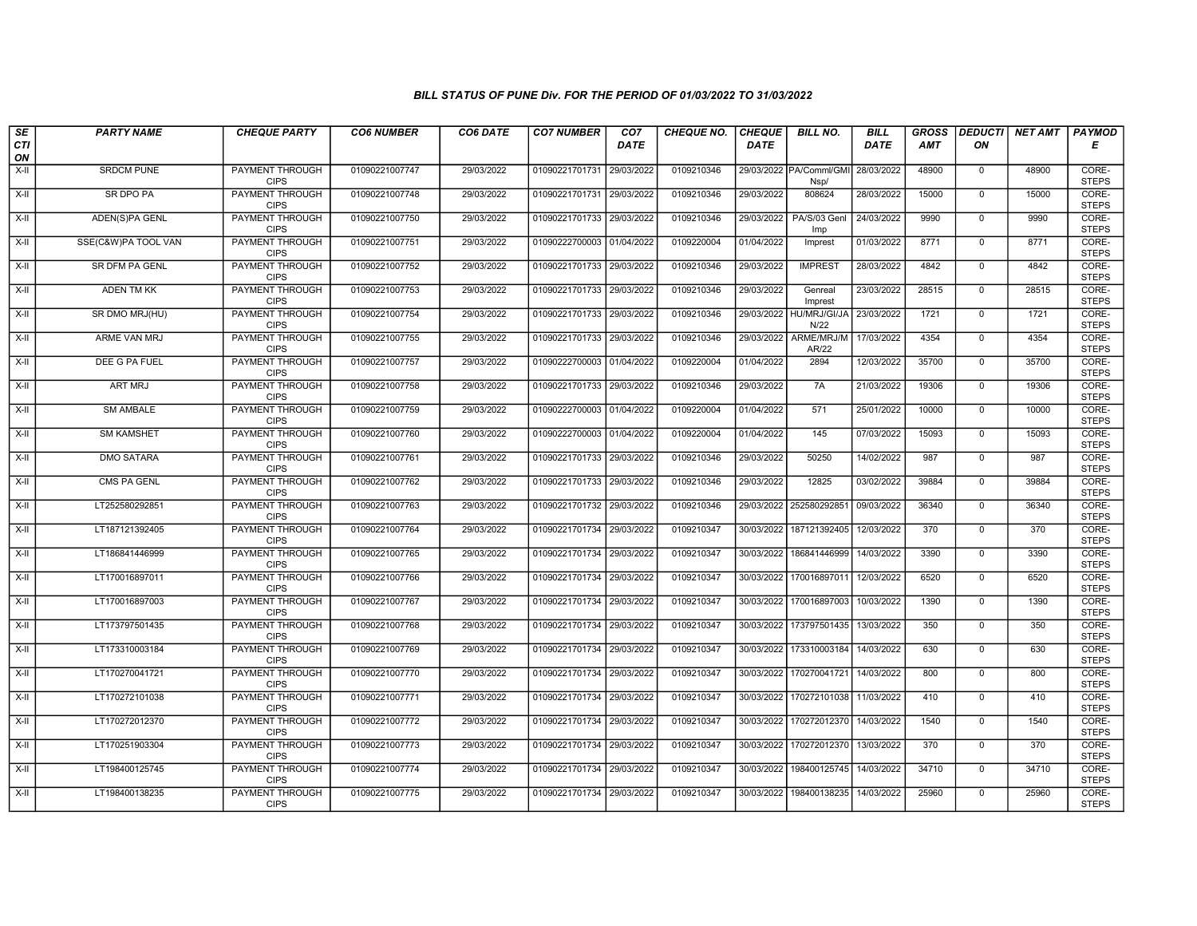### BILL STATUS OF PUNE Div. FOR THE PERIOD OF 01/03/2022 TO 31/03/2022

| SECTION | PARTY NAME | CHEQUE PARTY | CO6 NUMBER | CO6 DATE | CO7 NUMBER | CO7 DATE | CHEQUE NO. | CHEQUE DATE | BILL NO. | BILL DATE | GROSS AMT | DEDUCTION | NET AMT | PAYMODE |
|---|---|---|---|---|---|---|---|---|---|---|---|---|---|---|
| X-II | SRDCM PUNE | PAYMENT THROUGH CIPS | 01090221007747 | 29/03/2022 | 01090221701731 | 29/03/2022 | 0109210346 | 29/03/2022 | PA/Comml/GMI Nsp/ | 28/03/2022 | 48900 | 0 | 48900 | CORE-STEPS |
| X-II | SR DPO PA | PAYMENT THROUGH CIPS | 01090221007748 | 29/03/2022 | 01090221701731 | 29/03/2022 | 0109210346 | 29/03/2022 | 808624 | 28/03/2022 | 15000 | 0 | 15000 | CORE-STEPS |
| X-II | ADEN(S)PA GENL | PAYMENT THROUGH CIPS | 01090221007750 | 29/03/2022 | 01090221701733 | 29/03/2022 | 0109210346 | 29/03/2022 | PA/S/03 Genl Imp | 24/03/2022 | 9990 | 0 | 9990 | CORE-STEPS |
| X-II | SSE(C&W)PA TOOL VAN | PAYMENT THROUGH CIPS | 01090221007751 | 29/03/2022 | 01090222700003 | 01/04/2022 | 0109220004 | 01/04/2022 | Imprest | 01/03/2022 | 8771 | 0 | 8771 | CORE-STEPS |
| X-II | SR DFM PA GENL | PAYMENT THROUGH CIPS | 01090221007752 | 29/03/2022 | 01090221701733 | 29/03/2022 | 0109210346 | 29/03/2022 | IMPREST | 28/03/2022 | 4842 | 0 | 4842 | CORE-STEPS |
| X-II | ADEN TM KK | PAYMENT THROUGH CIPS | 01090221007753 | 29/03/2022 | 01090221701733 | 29/03/2022 | 0109210346 | 29/03/2022 | Genreal Imprest | 23/03/2022 | 28515 | 0 | 28515 | CORE-STEPS |
| X-II | SR DMO MRJ(HU) | PAYMENT THROUGH CIPS | 01090221007754 | 29/03/2022 | 01090221701733 | 29/03/2022 | 0109210346 | 29/03/2022 | HU/MRJ/GI/JAN/22 | 23/03/2022 | 1721 | 0 | 1721 | CORE-STEPS |
| X-II | ARME VAN MRJ | PAYMENT THROUGH CIPS | 01090221007755 | 29/03/2022 | 01090221701733 | 29/03/2022 | 0109210346 | 29/03/2022 | ARME/MRJ/MAR/22 | 17/03/2022 | 4354 | 0 | 4354 | CORE-STEPS |
| X-II | DEE G PA FUEL | PAYMENT THROUGH CIPS | 01090221007757 | 29/03/2022 | 01090222700003 | 01/04/2022 | 0109220004 | 01/04/2022 | 2894 | 12/03/2022 | 35700 | 0 | 35700 | CORE-STEPS |
| X-II | ART MRJ | PAYMENT THROUGH CIPS | 01090221007758 | 29/03/2022 | 01090221701733 | 29/03/2022 | 0109210346 | 29/03/2022 | 7A | 21/03/2022 | 19306 | 0 | 19306 | CORE-STEPS |
| X-II | SM AMBALE | PAYMENT THROUGH CIPS | 01090221007759 | 29/03/2022 | 01090222700003 | 01/04/2022 | 0109220004 | 01/04/2022 | 571 | 25/01/2022 | 10000 | 0 | 10000 | CORE-STEPS |
| X-II | SM KAMSHET | PAYMENT THROUGH CIPS | 01090221007760 | 29/03/2022 | 01090222700003 | 01/04/2022 | 0109220004 | 01/04/2022 | 145 | 07/03/2022 | 15093 | 0 | 15093 | CORE-STEPS |
| X-II | DMO SATARA | PAYMENT THROUGH CIPS | 01090221007761 | 29/03/2022 | 01090221701733 | 29/03/2022 | 0109210346 | 29/03/2022 | 50250 | 14/02/2022 | 987 | 0 | 987 | CORE-STEPS |
| X-II | CMS PA GENL | PAYMENT THROUGH CIPS | 01090221007762 | 29/03/2022 | 01090221701733 | 29/03/2022 | 0109210346 | 29/03/2022 | 12825 | 03/02/2022 | 39884 | 0 | 39884 | CORE-STEPS |
| X-II | LT252580292851 | PAYMENT THROUGH CIPS | 01090221007763 | 29/03/2022 | 01090221701732 | 29/03/2022 | 0109210346 | 29/03/2022 | 252580292851 | 09/03/2022 | 36340 | 0 | 36340 | CORE-STEPS |
| X-II | LT187121392405 | PAYMENT THROUGH CIPS | 01090221007764 | 29/03/2022 | 01090221701734 | 29/03/2022 | 0109210347 | 30/03/2022 | 187121392405 | 12/03/2022 | 370 | 0 | 370 | CORE-STEPS |
| X-II | LT186841446999 | PAYMENT THROUGH CIPS | 01090221007765 | 29/03/2022 | 01090221701734 | 29/03/2022 | 0109210347 | 30/03/2022 | 186841446999 | 14/03/2022 | 3390 | 0 | 3390 | CORE-STEPS |
| X-II | LT170016897011 | PAYMENT THROUGH CIPS | 01090221007766 | 29/03/2022 | 01090221701734 | 29/03/2022 | 0109210347 | 30/03/2022 | 170016897011 | 12/03/2022 | 6520 | 0 | 6520 | CORE-STEPS |
| X-II | LT170016897003 | PAYMENT THROUGH CIPS | 01090221007767 | 29/03/2022 | 01090221701734 | 29/03/2022 | 0109210347 | 30/03/2022 | 170016897003 | 10/03/2022 | 1390 | 0 | 1390 | CORE-STEPS |
| X-II | LT173797501435 | PAYMENT THROUGH CIPS | 01090221007768 | 29/03/2022 | 01090221701734 | 29/03/2022 | 0109210347 | 30/03/2022 | 173797501435 | 13/03/2022 | 350 | 0 | 350 | CORE-STEPS |
| X-II | LT173310003184 | PAYMENT THROUGH CIPS | 01090221007769 | 29/03/2022 | 01090221701734 | 29/03/2022 | 0109210347 | 30/03/2022 | 173310003184 | 14/03/2022 | 630 | 0 | 630 | CORE-STEPS |
| X-II | LT170270041721 | PAYMENT THROUGH CIPS | 01090221007770 | 29/03/2022 | 01090221701734 | 29/03/2022 | 0109210347 | 30/03/2022 | 170270041721 | 14/03/2022 | 800 | 0 | 800 | CORE-STEPS |
| X-II | LT170272101038 | PAYMENT THROUGH CIPS | 01090221007771 | 29/03/2022 | 01090221701734 | 29/03/2022 | 0109210347 | 30/03/2022 | 170272101038 | 11/03/2022 | 410 | 0 | 410 | CORE-STEPS |
| X-II | LT170272012370 | PAYMENT THROUGH CIPS | 01090221007772 | 29/03/2022 | 01090221701734 | 29/03/2022 | 0109210347 | 30/03/2022 | 170272012370 | 14/03/2022 | 1540 | 0 | 1540 | CORE-STEPS |
| X-II | LT170251903304 | PAYMENT THROUGH CIPS | 01090221007773 | 29/03/2022 | 01090221701734 | 29/03/2022 | 0109210347 | 30/03/2022 | 170272012370 | 13/03/2022 | 370 | 0 | 370 | CORE-STEPS |
| X-II | LT198400125745 | PAYMENT THROUGH CIPS | 01090221007774 | 29/03/2022 | 01090221701734 | 29/03/2022 | 0109210347 | 30/03/2022 | 198400125745 | 14/03/2022 | 34710 | 0 | 34710 | CORE-STEPS |
| X-II | LT198400138235 | PAYMENT THROUGH CIPS | 01090221007775 | 29/03/2022 | 01090221701734 | 29/03/2022 | 0109210347 | 30/03/2022 | 198400138235 | 14/03/2022 | 25960 | 0 | 25960 | CORE-STEPS |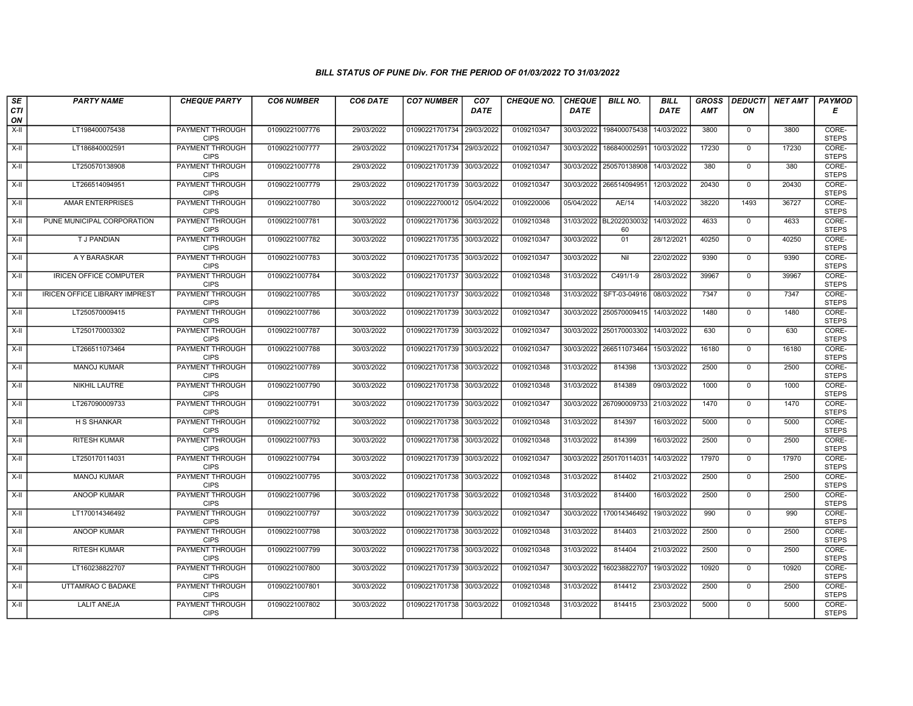## BILL STATUS OF PUNE Div. FOR THE PERIOD OF 01/03/2022 TO 31/03/2022

| SECTION | PARTY NAME | CHEQUE PARTY | CO6 NUMBER | CO6 DATE | CO7 NUMBER | CO7 DATE | CHEQUE NO. | CHEQUE DATE | BILL NO. | BILL DATE | GROSS AMT | DEDUCTION | NET AMT | PAYMODE |
|---|---|---|---|---|---|---|---|---|---|---|---|---|---|---|
| X-II | LT198400075438 | PAYMENT THROUGH CIPS | 01090221007776 | 29/03/2022 | 01090221701734 | 29/03/2022 | 0109210347 | 30/03/2022 | 198400075438 | 14/03/2022 | 3800 | 0 | 3800 | CORE-STEPS |
| X-II | LT186840002591 | PAYMENT THROUGH CIPS | 01090221007777 | 29/03/2022 | 01090221701734 | 29/03/2022 | 0109210347 | 30/03/2022 | 186840002591 | 10/03/2022 | 17230 | 0 | 17230 | CORE-STEPS |
| X-II | LT250570138908 | PAYMENT THROUGH CIPS | 01090221007778 | 29/03/2022 | 01090221701739 | 30/03/2022 | 0109210347 | 30/03/2022 | 250570138908 | 14/03/2022 | 380 | 0 | 380 | CORE-STEPS |
| X-II | LT266514094951 | PAYMENT THROUGH CIPS | 01090221007779 | 29/03/2022 | 01090221701739 | 30/03/2022 | 0109210347 | 30/03/2022 | 266514094951 | 12/03/2022 | 20430 | 0 | 20430 | CORE-STEPS |
| X-II | AMAR ENTERPRISES | PAYMENT THROUGH CIPS | 01090221007780 | 30/03/2022 | 01090222700012 | 05/04/2022 | 0109220006 | 05/04/2022 | AE/14 | 14/03/2022 | 38220 | 1493 | 36727 | CORE-STEPS |
| X-II | PUNE MUNICIPAL CORPORATION | PAYMENT THROUGH CIPS | 01090221007781 | 30/03/2022 | 01090221701736 | 30/03/2022 | 0109210348 | 31/03/2022 | BL202203003260 | 14/03/2022 | 4633 | 0 | 4633 | CORE-STEPS |
| X-II | T J PANDIAN | PAYMENT THROUGH CIPS | 01090221007782 | 30/03/2022 | 01090221701735 | 30/03/2022 | 0109210347 | 30/03/2022 | 01 | 28/12/2021 | 40250 | 0 | 40250 | CORE-STEPS |
| X-II | A Y BARASKAR | PAYMENT THROUGH CIPS | 01090221007783 | 30/03/2022 | 01090221701735 | 30/03/2022 | 0109210347 | 30/03/2022 | Nil | 22/02/2022 | 9390 | 0 | 9390 | CORE-STEPS |
| X-II | IRICEN OFFICE COMPUTER | PAYMENT THROUGH CIPS | 01090221007784 | 30/03/2022 | 01090221701737 | 30/03/2022 | 0109210348 | 31/03/2022 | C491/1-9 | 28/03/2022 | 39967 | 0 | 39967 | CORE-STEPS |
| X-II | IRICEN OFFICE LIBRARY IMPREST | PAYMENT THROUGH CIPS | 01090221007785 | 30/03/2022 | 01090221701737 | 30/03/2022 | 0109210348 | 31/03/2022 | SFT-03-04916 | 08/03/2022 | 7347 | 0 | 7347 | CORE-STEPS |
| X-II | LT250570009415 | PAYMENT THROUGH CIPS | 01090221007786 | 30/03/2022 | 01090221701739 | 30/03/2022 | 0109210347 | 30/03/2022 | 250570009415 | 14/03/2022 | 1480 | 0 | 1480 | CORE-STEPS |
| X-II | LT250170003302 | PAYMENT THROUGH CIPS | 01090221007787 | 30/03/2022 | 01090221701739 | 30/03/2022 | 0109210347 | 30/03/2022 | 250170003302 | 14/03/2022 | 630 | 0 | 630 | CORE-STEPS |
| X-II | LT266511073464 | PAYMENT THROUGH CIPS | 01090221007788 | 30/03/2022 | 01090221701739 | 30/03/2022 | 0109210347 | 30/03/2022 | 266511073464 | 15/03/2022 | 16180 | 0 | 16180 | CORE-STEPS |
| X-II | MANOJ KUMAR | PAYMENT THROUGH CIPS | 01090221007789 | 30/03/2022 | 01090221701738 | 30/03/2022 | 0109210348 | 31/03/2022 | 814398 | 13/03/2022 | 2500 | 0 | 2500 | CORE-STEPS |
| X-II | NIKHIL LAUTRE | PAYMENT THROUGH CIPS | 01090221007790 | 30/03/2022 | 01090221701738 | 30/03/2022 | 0109210348 | 31/03/2022 | 814389 | 09/03/2022 | 1000 | 0 | 1000 | CORE-STEPS |
| X-II | LT267090009733 | PAYMENT THROUGH CIPS | 01090221007791 | 30/03/2022 | 01090221701739 | 30/03/2022 | 0109210347 | 30/03/2022 | 267090009733 | 21/03/2022 | 1470 | 0 | 1470 | CORE-STEPS |
| X-II | H S SHANKAR | PAYMENT THROUGH CIPS | 01090221007792 | 30/03/2022 | 01090221701738 | 30/03/2022 | 0109210348 | 31/03/2022 | 814397 | 16/03/2022 | 5000 | 0 | 5000 | CORE-STEPS |
| X-II | RITESH KUMAR | PAYMENT THROUGH CIPS | 01090221007793 | 30/03/2022 | 01090221701738 | 30/03/2022 | 0109210348 | 31/03/2022 | 814399 | 16/03/2022 | 2500 | 0 | 2500 | CORE-STEPS |
| X-II | LT250170114031 | PAYMENT THROUGH CIPS | 01090221007794 | 30/03/2022 | 01090221701739 | 30/03/2022 | 0109210347 | 30/03/2022 | 250170114031 | 14/03/2022 | 17970 | 0 | 17970 | CORE-STEPS |
| X-II | MANOJ KUMAR | PAYMENT THROUGH CIPS | 01090221007795 | 30/03/2022 | 01090221701738 | 30/03/2022 | 0109210348 | 31/03/2022 | 814402 | 21/03/2022 | 2500 | 0 | 2500 | CORE-STEPS |
| X-II | ANOOP KUMAR | PAYMENT THROUGH CIPS | 01090221007796 | 30/03/2022 | 01090221701738 | 30/03/2022 | 0109210348 | 31/03/2022 | 814400 | 16/03/2022 | 2500 | 0 | 2500 | CORE-STEPS |
| X-II | LT170014346492 | PAYMENT THROUGH CIPS | 01090221007797 | 30/03/2022 | 01090221701739 | 30/03/2022 | 0109210347 | 30/03/2022 | 170014346492 | 19/03/2022 | 990 | 0 | 990 | CORE-STEPS |
| X-II | ANOOP KUMAR | PAYMENT THROUGH CIPS | 01090221007798 | 30/03/2022 | 01090221701738 | 30/03/2022 | 0109210348 | 31/03/2022 | 814403 | 21/03/2022 | 2500 | 0 | 2500 | CORE-STEPS |
| X-II | RITESH KUMAR | PAYMENT THROUGH CIPS | 01090221007799 | 30/03/2022 | 01090221701738 | 30/03/2022 | 0109210348 | 31/03/2022 | 814404 | 21/03/2022 | 2500 | 0 | 2500 | CORE-STEPS |
| X-II | LT160238822707 | PAYMENT THROUGH CIPS | 01090221007800 | 30/03/2022 | 01090221701739 | 30/03/2022 | 0109210347 | 30/03/2022 | 160238822707 | 19/03/2022 | 10920 | 0 | 10920 | CORE-STEPS |
| X-II | UTTAMRAO C BADAKE | PAYMENT THROUGH CIPS | 01090221007801 | 30/03/2022 | 01090221701738 | 30/03/2022 | 0109210348 | 31/03/2022 | 814412 | 23/03/2022 | 2500 | 0 | 2500 | CORE-STEPS |
| X-II | LALIT ANEJA | PAYMENT THROUGH CIPS | 01090221007802 | 30/03/2022 | 01090221701738 | 30/03/2022 | 0109210348 | 31/03/2022 | 814415 | 23/03/2022 | 5000 | 0 | 5000 | CORE-STEPS |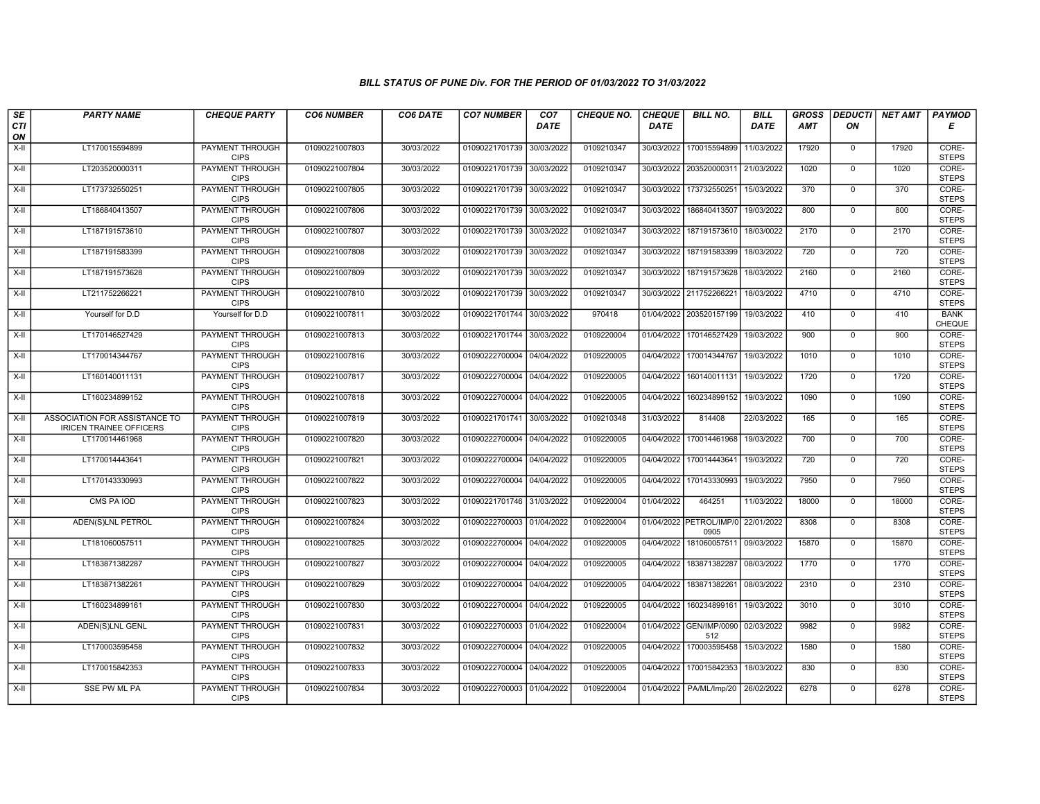## BILL STATUS OF PUNE Div. FOR THE PERIOD OF 01/03/2022 TO 31/03/2022

| SECTION | PARTY NAME | CHEQUE PARTY | CO6 NUMBER | CO6 DATE | CO7 NUMBER | CO7 DATE | CHEQUE NO. | CHEQUE DATE | BILL NO. | BILL DATE | GROSS AMT | DEDUCTION | NET AMT | PAYMODE |
|---|---|---|---|---|---|---|---|---|---|---|---|---|---|---|
| X-II | LT170015594899 | PAYMENT THROUGH CIPS | 01090221007803 | 30/03/2022 | 01090221701739 | 30/03/2022 | 0109210347 | 30/03/2022 | 170015594899 | 11/03/2022 | 17920 | 0 | 17920 | CORE-STEPS |
| X-II | LT203520000311 | PAYMENT THROUGH CIPS | 01090221007804 | 30/03/2022 | 01090221701739 | 30/03/2022 | 0109210347 | 30/03/2022 | 203520000311 | 21/03/2022 | 1020 | 0 | 1020 | CORE-STEPS |
| X-II | LT173732550251 | PAYMENT THROUGH CIPS | 01090221007805 | 30/03/2022 | 01090221701739 | 30/03/2022 | 0109210347 | 30/03/2022 | 173732550251 | 15/03/2022 | 370 | 0 | 370 | CORE-STEPS |
| X-II | LT186840413507 | PAYMENT THROUGH CIPS | 01090221007806 | 30/03/2022 | 01090221701739 | 30/03/2022 | 0109210347 | 30/03/2022 | 186840413507 | 19/03/2022 | 800 | 0 | 800 | CORE-STEPS |
| X-II | LT187191573610 | PAYMENT THROUGH CIPS | 01090221007807 | 30/03/2022 | 01090221701739 | 30/03/2022 | 0109210347 | 30/03/2022 | 187191573610 | 18/03/0022 | 2170 | 0 | 2170 | CORE-STEPS |
| X-II | LT187191583399 | PAYMENT THROUGH CIPS | 01090221007808 | 30/03/2022 | 01090221701739 | 30/03/2022 | 0109210347 | 30/03/2022 | 187191583399 | 18/03/2022 | 720 | 0 | 720 | CORE-STEPS |
| X-II | LT187191573628 | PAYMENT THROUGH CIPS | 01090221007809 | 30/03/2022 | 01090221701739 | 30/03/2022 | 0109210347 | 30/03/2022 | 187191573628 | 18/03/2022 | 2160 | 0 | 2160 | CORE-STEPS |
| X-II | LT211752266221 | PAYMENT THROUGH CIPS | 01090221007810 | 30/03/2022 | 01090221701739 | 30/03/2022 | 0109210347 | 30/03/2022 | 211752266221 | 18/03/2022 | 4710 | 0 | 4710 | CORE-STEPS |
| X-II | Yourself for D.D | Yourself for D.D | 01090221007811 | 30/03/2022 | 01090221701744 | 30/03/2022 | 970418 | 01/04/2022 | 203520157199 | 19/03/2022 | 410 | 0 | 410 | BANK CHEQUE |
| X-II | LT170146527429 | PAYMENT THROUGH CIPS | 01090221007813 | 30/03/2022 | 01090221701744 | 30/03/2022 | 0109220004 | 01/04/2022 | 170146527429 | 19/03/2022 | 900 | 0 | 900 | CORE-STEPS |
| X-II | LT170014344767 | PAYMENT THROUGH CIPS | 01090221007816 | 30/03/2022 | 01090222700004 | 04/04/2022 | 0109220005 | 04/04/2022 | 170014344767 | 19/03/2022 | 1010 | 0 | 1010 | CORE-STEPS |
| X-II | LT160140011131 | PAYMENT THROUGH CIPS | 01090221007817 | 30/03/2022 | 01090222700004 | 04/04/2022 | 0109220005 | 04/04/2022 | 160140011131 | 19/03/2022 | 1720 | 0 | 1720 | CORE-STEPS |
| X-II | LT160234899152 | PAYMENT THROUGH CIPS | 01090221007818 | 30/03/2022 | 01090222700004 | 04/04/2022 | 0109220005 | 04/04/2022 | 160234899152 | 19/03/2022 | 1090 | 0 | 1090 | CORE-STEPS |
| X-II | ASSOCIATION FOR ASSISTANCE TO IRICEN TRAINEE OFFICERS | PAYMENT THROUGH CIPS | 01090221007819 | 30/03/2022 | 01090221701741 | 30/03/2022 | 0109210348 | 31/03/2022 | 814408 | 22/03/2022 | 165 | 0 | 165 | CORE-STEPS |
| X-II | LT170014461968 | PAYMENT THROUGH CIPS | 01090221007820 | 30/03/2022 | 01090222700004 | 04/04/2022 | 0109220005 | 04/04/2022 | 170014461968 | 19/03/2022 | 700 | 0 | 700 | CORE-STEPS |
| X-II | LT170014443641 | PAYMENT THROUGH CIPS | 01090221007821 | 30/03/2022 | 01090222700004 | 04/04/2022 | 0109220005 | 04/04/2022 | 170014443641 | 19/03/2022 | 720 | 0 | 720 | CORE-STEPS |
| X-II | LT170143330993 | PAYMENT THROUGH CIPS | 01090221007822 | 30/03/2022 | 01090222700004 | 04/04/2022 | 0109220005 | 04/04/2022 | 170143330993 | 19/03/2022 | 7950 | 0 | 7950 | CORE-STEPS |
| X-II | CMS PA IOD | PAYMENT THROUGH CIPS | 01090221007823 | 30/03/2022 | 01090221701746 | 31/03/2022 | 0109220004 | 01/04/2022 | 464251 | 11/03/2022 | 18000 | 0 | 18000 | CORE-STEPS |
| X-II | ADEN(S)LNL PETROL | PAYMENT THROUGH CIPS | 01090221007824 | 30/03/2022 | 01090222700003 | 01/04/2022 | 0109220004 | 01/04/2022 | PETROL/IMP/0 0905 | 22/01/2022 | 8308 | 0 | 8308 | CORE-STEPS |
| X-II | LT181060057511 | PAYMENT THROUGH CIPS | 01090221007825 | 30/03/2022 | 01090222700004 | 04/04/2022 | 0109220005 | 04/04/2022 | 181060057511 | 09/03/2022 | 15870 | 0 | 15870 | CORE-STEPS |
| X-II | LT183871382287 | PAYMENT THROUGH CIPS | 01090221007827 | 30/03/2022 | 01090222700004 | 04/04/2022 | 0109220005 | 04/04/2022 | 183871382287 | 08/03/2022 | 1770 | 0 | 1770 | CORE-STEPS |
| X-II | LT183871382261 | PAYMENT THROUGH CIPS | 01090221007829 | 30/03/2022 | 01090222700004 | 04/04/2022 | 0109220005 | 04/04/2022 | 183871382261 | 08/03/2022 | 2310 | 0 | 2310 | CORE-STEPS |
| X-II | LT160234899161 | PAYMENT THROUGH CIPS | 01090221007830 | 30/03/2022 | 01090222700004 | 04/04/2022 | 0109220005 | 04/04/2022 | 160234899161 | 19/03/2022 | 3010 | 0 | 3010 | CORE-STEPS |
| X-II | ADEN(S)LNL GENL | PAYMENT THROUGH CIPS | 01090221007831 | 30/03/2022 | 01090222700003 | 01/04/2022 | 0109220004 | 01/04/2022 | GEN/IMP/0090 512 | 02/03/2022 | 9982 | 0 | 9982 | CORE-STEPS |
| X-II | LT170003595458 | PAYMENT THROUGH CIPS | 01090221007832 | 30/03/2022 | 01090222700004 | 04/04/2022 | 0109220005 | 04/04/2022 | 170003595458 | 15/03/2022 | 1580 | 0 | 1580 | CORE-STEPS |
| X-II | LT170015842353 | PAYMENT THROUGH CIPS | 01090221007833 | 30/03/2022 | 01090222700004 | 04/04/2022 | 0109220005 | 04/04/2022 | 170015842353 | 18/03/2022 | 830 | 0 | 830 | CORE-STEPS |
| X-II | SSE PW ML PA | PAYMENT THROUGH CIPS | 01090221007834 | 30/03/2022 | 01090222700003 | 01/04/2022 | 0109220004 | 01/04/2022 | PA/ML/Imp/20 | 26/02/2022 | 6278 | 0 | 6278 | CORE-STEPS |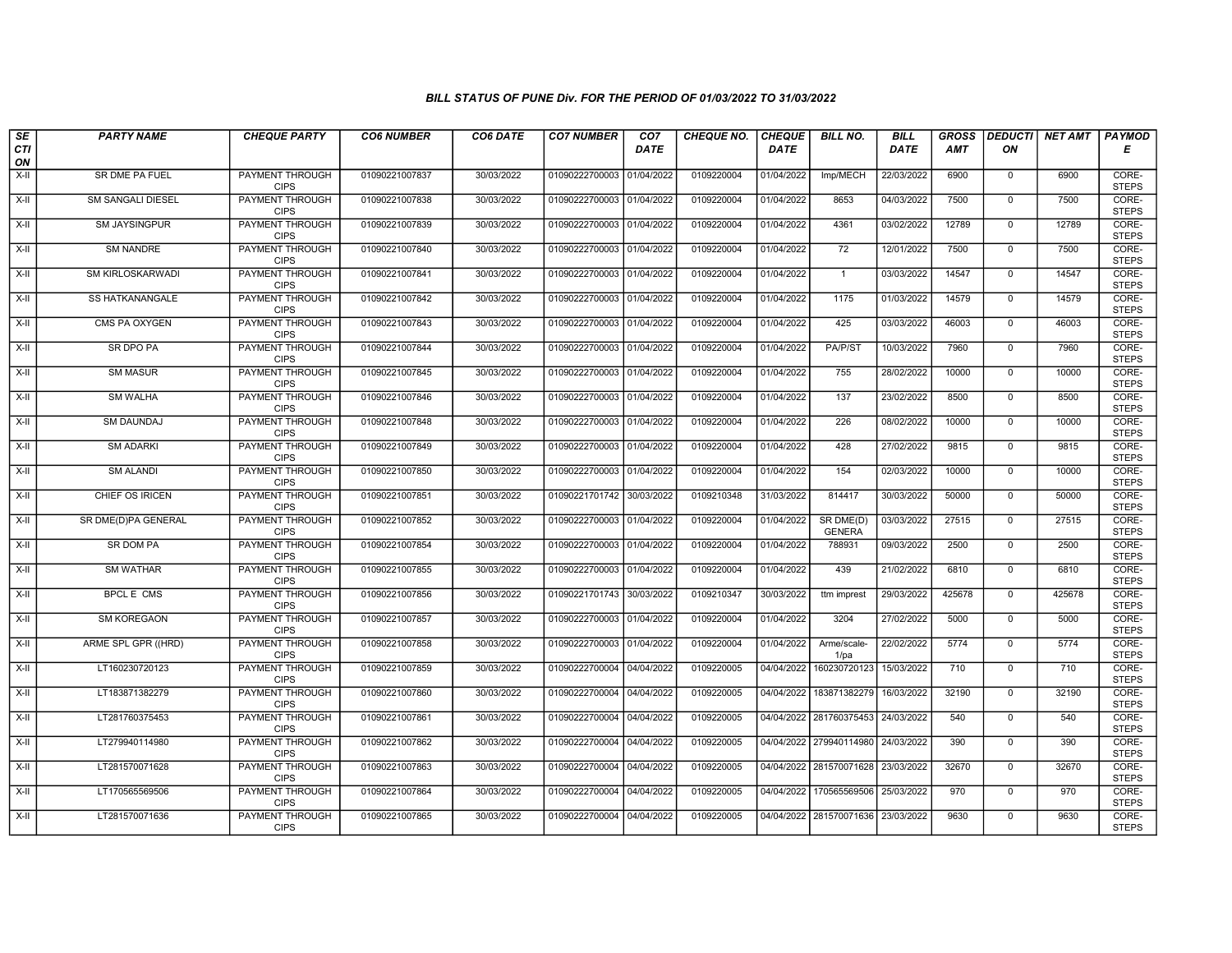### BILL STATUS OF PUNE Div. FOR THE PERIOD OF 01/03/2022 TO 31/03/2022

| SECTION | PARTY NAME | CHEQUE PARTY | CO6 NUMBER | CO6 DATE | CO7 NUMBER | CO7 DATE | CHEQUE NO. | CHEQUE DATE | BILL NO. | BILL DATE | GROSS AMT | DEDUCTION | NET AMT | PAYMODE |
|---|---|---|---|---|---|---|---|---|---|---|---|---|---|---|
| X-II | SR DME PA FUEL | PAYMENT THROUGH CIPS | 01090221007837 | 30/03/2022 | 01090222700003 | 01/04/2022 | 0109220004 | 01/04/2022 | Imp/MECH | 22/03/2022 | 6900 | 0 | 6900 | CORE-STEPS |
| X-II | SM SANGALI DIESEL | PAYMENT THROUGH CIPS | 01090221007838 | 30/03/2022 | 01090222700003 | 01/04/2022 | 0109220004 | 01/04/2022 | 8653 | 04/03/2022 | 7500 | 0 | 7500 | CORE-STEPS |
| X-II | SM JAYSINGPUR | PAYMENT THROUGH CIPS | 01090221007839 | 30/03/2022 | 01090222700003 | 01/04/2022 | 0109220004 | 01/04/2022 | 4361 | 03/02/2022 | 12789 | 0 | 12789 | CORE-STEPS |
| X-II | SM NANDRE | PAYMENT THROUGH CIPS | 01090221007840 | 30/03/2022 | 01090222700003 | 01/04/2022 | 0109220004 | 01/04/2022 | 72 | 12/01/2022 | 7500 | 0 | 7500 | CORE-STEPS |
| X-II | SM KIRLOSKARWADI | PAYMENT THROUGH CIPS | 01090221007841 | 30/03/2022 | 01090222700003 | 01/04/2022 | 0109220004 | 01/04/2022 | 1 | 03/03/2022 | 14547 | 0 | 14547 | CORE-STEPS |
| X-II | SS HATKANANGALE | PAYMENT THROUGH CIPS | 01090221007842 | 30/03/2022 | 01090222700003 | 01/04/2022 | 0109220004 | 01/04/2022 | 1175 | 01/03/2022 | 14579 | 0 | 14579 | CORE-STEPS |
| X-II | CMS PA OXYGEN | PAYMENT THROUGH CIPS | 01090221007843 | 30/03/2022 | 01090222700003 | 01/04/2022 | 0109220004 | 01/04/2022 | 425 | 03/03/2022 | 46003 | 0 | 46003 | CORE-STEPS |
| X-II | SR DPO PA | PAYMENT THROUGH CIPS | 01090221007844 | 30/03/2022 | 01090222700003 | 01/04/2022 | 0109220004 | 01/04/2022 | PA/P/ST | 10/03/2022 | 7960 | 0 | 7960 | CORE-STEPS |
| X-II | SM MASUR | PAYMENT THROUGH CIPS | 01090221007845 | 30/03/2022 | 01090222700003 | 01/04/2022 | 0109220004 | 01/04/2022 | 755 | 28/02/2022 | 10000 | 0 | 10000 | CORE-STEPS |
| X-II | SM WALHA | PAYMENT THROUGH CIPS | 01090221007846 | 30/03/2022 | 01090222700003 | 01/04/2022 | 0109220004 | 01/04/2022 | 137 | 23/02/2022 | 8500 | 0 | 8500 | CORE-STEPS |
| X-II | SM DAUNDAJ | PAYMENT THROUGH CIPS | 01090221007848 | 30/03/2022 | 01090222700003 | 01/04/2022 | 0109220004 | 01/04/2022 | 226 | 08/02/2022 | 10000 | 0 | 10000 | CORE-STEPS |
| X-II | SM ADARKI | PAYMENT THROUGH CIPS | 01090221007849 | 30/03/2022 | 01090222700003 | 01/04/2022 | 0109220004 | 01/04/2022 | 428 | 27/02/2022 | 9815 | 0 | 9815 | CORE-STEPS |
| X-II | SM ALANDI | PAYMENT THROUGH CIPS | 01090221007850 | 30/03/2022 | 01090222700003 | 01/04/2022 | 0109220004 | 01/04/2022 | 154 | 02/03/2022 | 10000 | 0 | 10000 | CORE-STEPS |
| X-II | CHIEF OS IRICEN | PAYMENT THROUGH CIPS | 01090221007851 | 30/03/2022 | 01090221701742 | 30/03/2022 | 0109210348 | 31/03/2022 | 814417 | 30/03/2022 | 50000 | 0 | 50000 | CORE-STEPS |
| X-II | SR DME(D)PA GENERAL | PAYMENT THROUGH CIPS | 01090221007852 | 30/03/2022 | 01090222700003 | 01/04/2022 | 0109220004 | 01/04/2022 | SR DME(D) GENERA | 03/03/2022 | 27515 | 0 | 27515 | CORE-STEPS |
| X-II | SR DOM PA | PAYMENT THROUGH CIPS | 01090221007854 | 30/03/2022 | 01090222700003 | 01/04/2022 | 0109220004 | 01/04/2022 | 788931 | 09/03/2022 | 2500 | 0 | 2500 | CORE-STEPS |
| X-II | SM WATHAR | PAYMENT THROUGH CIPS | 01090221007855 | 30/03/2022 | 01090222700003 | 01/04/2022 | 0109220004 | 01/04/2022 | 439 | 21/02/2022 | 6810 | 0 | 6810 | CORE-STEPS |
| X-II | BPCL E CMS | PAYMENT THROUGH CIPS | 01090221007856 | 30/03/2022 | 01090221701743 | 30/03/2022 | 0109210347 | 30/03/2022 | ttm imprest | 29/03/2022 | 425678 | 0 | 425678 | CORE-STEPS |
| X-II | SM KOREGAON | PAYMENT THROUGH CIPS | 01090221007857 | 30/03/2022 | 01090222700003 | 01/04/2022 | 0109220004 | 01/04/2022 | 3204 | 27/02/2022 | 5000 | 0 | 5000 | CORE-STEPS |
| X-II | ARME SPL GPR ((HRD) | PAYMENT THROUGH CIPS | 01090221007858 | 30/03/2022 | 01090222700003 | 01/04/2022 | 0109220004 | 01/04/2022 | Arme/scale-1/pa | 22/02/2022 | 5774 | 0 | 5774 | CORE-STEPS |
| X-II | LT160230720123 | PAYMENT THROUGH CIPS | 01090221007859 | 30/03/2022 | 01090222700004 | 04/04/2022 | 0109220005 | 04/04/2022 | 160230720123 | 15/03/2022 | 710 | 0 | 710 | CORE-STEPS |
| X-II | LT183871382279 | PAYMENT THROUGH CIPS | 01090221007860 | 30/03/2022 | 01090222700004 | 04/04/2022 | 0109220005 | 04/04/2022 | 183871382279 | 16/03/2022 | 32190 | 0 | 32190 | CORE-STEPS |
| X-II | LT281760375453 | PAYMENT THROUGH CIPS | 01090221007861 | 30/03/2022 | 01090222700004 | 04/04/2022 | 0109220005 | 04/04/2022 | 281760375453 | 24/03/2022 | 540 | 0 | 540 | CORE-STEPS |
| X-II | LT279940114980 | PAYMENT THROUGH CIPS | 01090221007862 | 30/03/2022 | 01090222700004 | 04/04/2022 | 0109220005 | 04/04/2022 | 279940114980 | 24/03/2022 | 390 | 0 | 390 | CORE-STEPS |
| X-II | LT281570071628 | PAYMENT THROUGH CIPS | 01090221007863 | 30/03/2022 | 01090222700004 | 04/04/2022 | 0109220005 | 04/04/2022 | 281570071628 | 23/03/2022 | 32670 | 0 | 32670 | CORE-STEPS |
| X-II | LT170565569506 | PAYMENT THROUGH CIPS | 01090221007864 | 30/03/2022 | 01090222700004 | 04/04/2022 | 0109220005 | 04/04/2022 | 170565569506 | 25/03/2022 | 970 | 0 | 970 | CORE-STEPS |
| X-II | LT281570071636 | PAYMENT THROUGH CIPS | 01090221007865 | 30/03/2022 | 01090222700004 | 04/04/2022 | 0109220005 | 04/04/2022 | 281570071636 | 23/03/2022 | 9630 | 0 | 9630 | CORE-STEPS |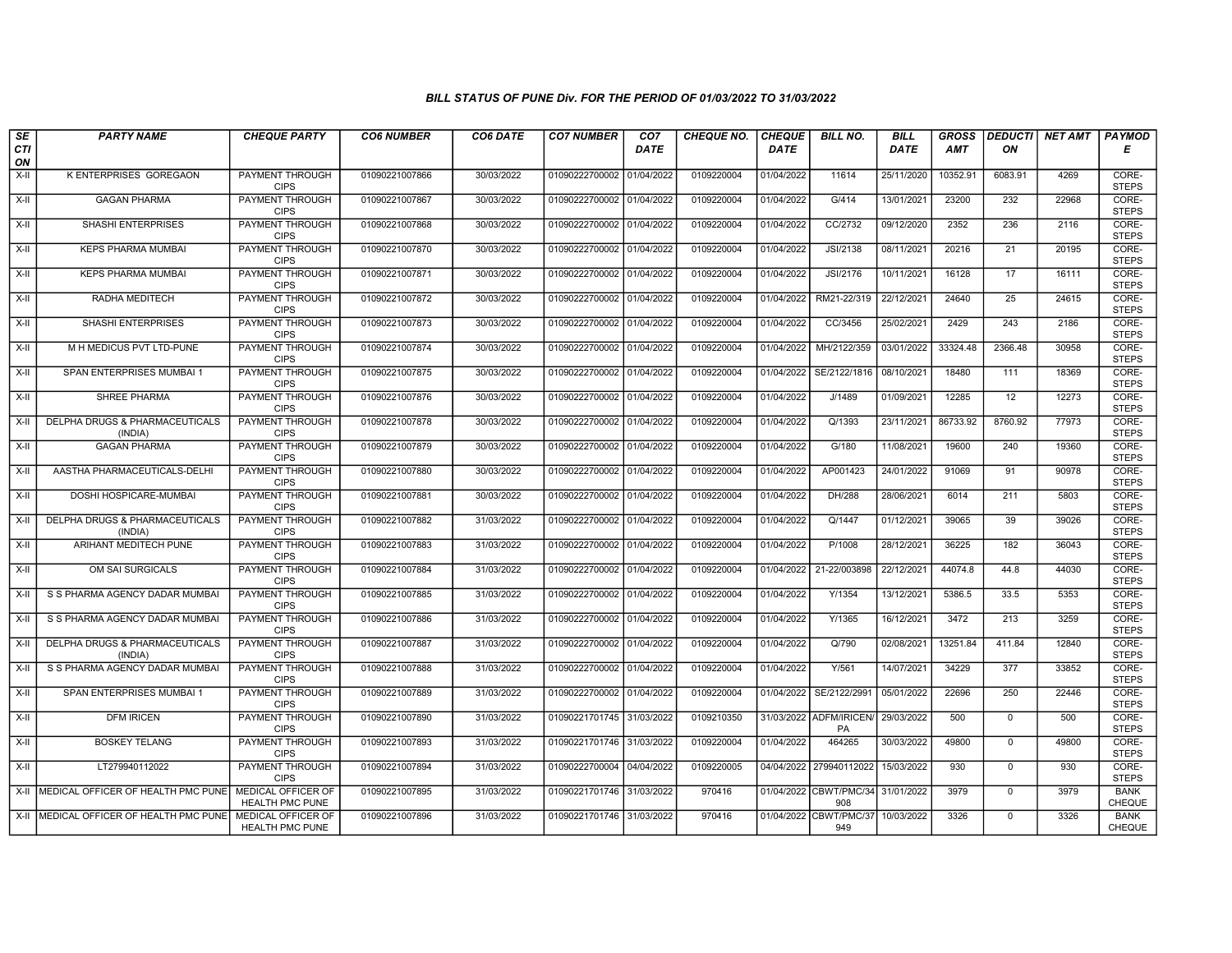### BILL STATUS OF PUNE Div. FOR THE PERIOD OF 01/03/2022 TO 31/03/2022

| SECTION | PARTY NAME | CHEQUE PARTY | CO6 NUMBER | CO6 DATE | CO7 NUMBER | CO7 DATE | CHEQUE NO. | CHEQUE DATE | BILL NO. | BILL DATE | GROSS AMT | DEDUCTION | NET AMT | PAYMODE |
|---|---|---|---|---|---|---|---|---|---|---|---|---|---|---|
| X-II | K ENTERPRISES GOREGAON | PAYMENT THROUGH CIPS | 01090221007866 | 30/03/2022 | 01090222700002 | 01/04/2022 | 0109220004 | 01/04/2022 | 11614 | 25/11/2020 | 10352.91 | 6083.91 | 4269 | CORE-STEPS |
| X-II | GAGAN PHARMA | PAYMENT THROUGH CIPS | 01090221007867 | 30/03/2022 | 01090222700002 | 01/04/2022 | 0109220004 | 01/04/2022 | G/414 | 13/01/2021 | 23200 | 232 | 22968 | CORE-STEPS |
| X-II | SHASHI ENTERPRISES | PAYMENT THROUGH CIPS | 01090221007868 | 30/03/2022 | 01090222700002 | 01/04/2022 | 0109220004 | 01/04/2022 | CC/2732 | 09/12/2020 | 2352 | 236 | 2116 | CORE-STEPS |
| X-II | KEPS PHARMA MUMBAI | PAYMENT THROUGH CIPS | 01090221007870 | 30/03/2022 | 01090222700002 | 01/04/2022 | 0109220004 | 01/04/2022 | JSI/2138 | 08/11/2021 | 20216 | 21 | 20195 | CORE-STEPS |
| X-II | KEPS PHARMA MUMBAI | PAYMENT THROUGH CIPS | 01090221007871 | 30/03/2022 | 01090222700002 | 01/04/2022 | 0109220004 | 01/04/2022 | JSI/2176 | 10/11/2021 | 16128 | 17 | 16111 | CORE-STEPS |
| X-II | RADHA MEDITECH | PAYMENT THROUGH CIPS | 01090221007872 | 30/03/2022 | 01090222700002 | 01/04/2022 | 0109220004 | 01/04/2022 | RM21-22/319 | 22/12/2021 | 24640 | 25 | 24615 | CORE-STEPS |
| X-II | SHASHI ENTERPRISES | PAYMENT THROUGH CIPS | 01090221007873 | 30/03/2022 | 01090222700002 | 01/04/2022 | 0109220004 | 01/04/2022 | CC/3456 | 25/02/2021 | 2429 | 243 | 2186 | CORE-STEPS |
| X-II | M H MEDICUS PVT LTD-PUNE | PAYMENT THROUGH CIPS | 01090221007874 | 30/03/2022 | 01090222700002 | 01/04/2022 | 0109220004 | 01/04/2022 | MH/2122/359 | 03/01/2022 | 33324.48 | 2366.48 | 30958 | CORE-STEPS |
| X-II | SPAN ENTERPRISES MUMBAI 1 | PAYMENT THROUGH CIPS | 01090221007875 | 30/03/2022 | 01090222700002 | 01/04/2022 | 0109220004 | 01/04/2022 | SE/2122/1816 | 08/10/2021 | 18480 | 111 | 18369 | CORE-STEPS |
| X-II | SHREE PHARMA | PAYMENT THROUGH CIPS | 01090221007876 | 30/03/2022 | 01090222700002 | 01/04/2022 | 0109220004 | 01/04/2022 | J/1489 | 01/09/2021 | 12285 | 12 | 12273 | CORE-STEPS |
| X-II | DELPHA DRUGS & PHARMACEUTICALS (INDIA) | PAYMENT THROUGH CIPS | 01090221007878 | 30/03/2022 | 01090222700002 | 01/04/2022 | 0109220004 | 01/04/2022 | Q/1393 | 23/11/2021 | 86733.92 | 8760.92 | 77973 | CORE-STEPS |
| X-II | GAGAN PHARMA | PAYMENT THROUGH CIPS | 01090221007879 | 30/03/2022 | 01090222700002 | 01/04/2022 | 0109220004 | 01/04/2022 | G/180 | 11/08/2021 | 19600 | 240 | 19360 | CORE-STEPS |
| X-II | AASTHA PHARMACEUTICALS-DELHI | PAYMENT THROUGH CIPS | 01090221007880 | 30/03/2022 | 01090222700002 | 01/04/2022 | 0109220004 | 01/04/2022 | AP001423 | 24/01/2022 | 91069 | 91 | 90978 | CORE-STEPS |
| X-II | DOSHI HOSPICARE-MUMBAI | PAYMENT THROUGH CIPS | 01090221007881 | 30/03/2022 | 01090222700002 | 01/04/2022 | 0109220004 | 01/04/2022 | DH/288 | 28/06/2021 | 6014 | 211 | 5803 | CORE-STEPS |
| X-II | DELPHA DRUGS & PHARMACEUTICALS (INDIA) | PAYMENT THROUGH CIPS | 01090221007882 | 31/03/2022 | 01090222700002 | 01/04/2022 | 0109220004 | 01/04/2022 | Q/1447 | 01/12/2021 | 39065 | 39 | 39026 | CORE-STEPS |
| X-II | ARIHANT MEDITECH PUNE | PAYMENT THROUGH CIPS | 01090221007883 | 31/03/2022 | 01090222700002 | 01/04/2022 | 0109220004 | 01/04/2022 | P/1008 | 28/12/2021 | 36225 | 182 | 36043 | CORE-STEPS |
| X-II | OM SAI SURGICALS | PAYMENT THROUGH CIPS | 01090221007884 | 31/03/2022 | 01090222700002 | 01/04/2022 | 0109220004 | 01/04/2022 | 21-22/003898 | 22/12/2021 | 44074.8 | 44.8 | 44030 | CORE-STEPS |
| X-II | S S PHARMA AGENCY DADAR MUMBAI | PAYMENT THROUGH CIPS | 01090221007885 | 31/03/2022 | 01090222700002 | 01/04/2022 | 0109220004 | 01/04/2022 | Y/1354 | 13/12/2021 | 5386.5 | 33.5 | 5353 | CORE-STEPS |
| X-II | S S PHARMA AGENCY DADAR MUMBAI | PAYMENT THROUGH CIPS | 01090221007886 | 31/03/2022 | 01090222700002 | 01/04/2022 | 0109220004 | 01/04/2022 | Y/1365 | 16/12/2021 | 3472 | 213 | 3259 | CORE-STEPS |
| X-II | DELPHA DRUGS & PHARMACEUTICALS (INDIA) | PAYMENT THROUGH CIPS | 01090221007887 | 31/03/2022 | 01090222700002 | 01/04/2022 | 0109220004 | 01/04/2022 | Q/790 | 02/08/2021 | 13251.84 | 411.84 | 12840 | CORE-STEPS |
| X-II | S S PHARMA AGENCY DADAR MUMBAI | PAYMENT THROUGH CIPS | 01090221007888 | 31/03/2022 | 01090222700002 | 01/04/2022 | 0109220004 | 01/04/2022 | Y/561 | 14/07/2021 | 34229 | 377 | 33852 | CORE-STEPS |
| X-II | SPAN ENTERPRISES MUMBAI 1 | PAYMENT THROUGH CIPS | 01090221007889 | 31/03/2022 | 01090222700002 | 01/04/2022 | 0109220004 | 01/04/2022 | SE/2122/2991 | 05/01/2022 | 22696 | 250 | 22446 | CORE-STEPS |
| X-II | DFM IRICEN | PAYMENT THROUGH CIPS | 01090221007890 | 31/03/2022 | 01090221701745 | 31/03/2022 | 0109210350 | 31/03/2022 | ADFM/IRICEN/PA | 29/03/2022 | 500 | 0 | 500 | CORE-STEPS |
| X-II | BOSKEY TELANG | PAYMENT THROUGH CIPS | 01090221007893 | 31/03/2022 | 01090221701746 | 31/03/2022 | 0109220004 | 01/04/2022 | 464265 | 30/03/2022 | 49800 | 0 | 49800 | CORE-STEPS |
| X-II | LT279940112022 | PAYMENT THROUGH CIPS | 01090221007894 | 31/03/2022 | 01090222700004 | 04/04/2022 | 0109220005 | 04/04/2022 | 279940112022 | 15/03/2022 | 930 | 0 | 930 | CORE-STEPS |
| X-II | MEDICAL OFFICER OF HEALTH PMC PUNE | MEDICAL OFFICER OF HEALTH PMC PUNE | 01090221007895 | 31/03/2022 | 01090221701746 | 31/03/2022 | 970416 | 01/04/2022 | CBWT/PMC/34908 | 31/01/2022 | 3979 | 0 | 3979 | BANK CHEQUE |
| X-II | MEDICAL OFFICER OF HEALTH PMC PUNE | MEDICAL OFFICER OF HEALTH PMC PUNE | 01090221007896 | 31/03/2022 | 01090221701746 | 31/03/2022 | 970416 | 01/04/2022 | CBWT/PMC/37949 | 10/03/2022 | 3326 | 0 | 3326 | BANK CHEQUE |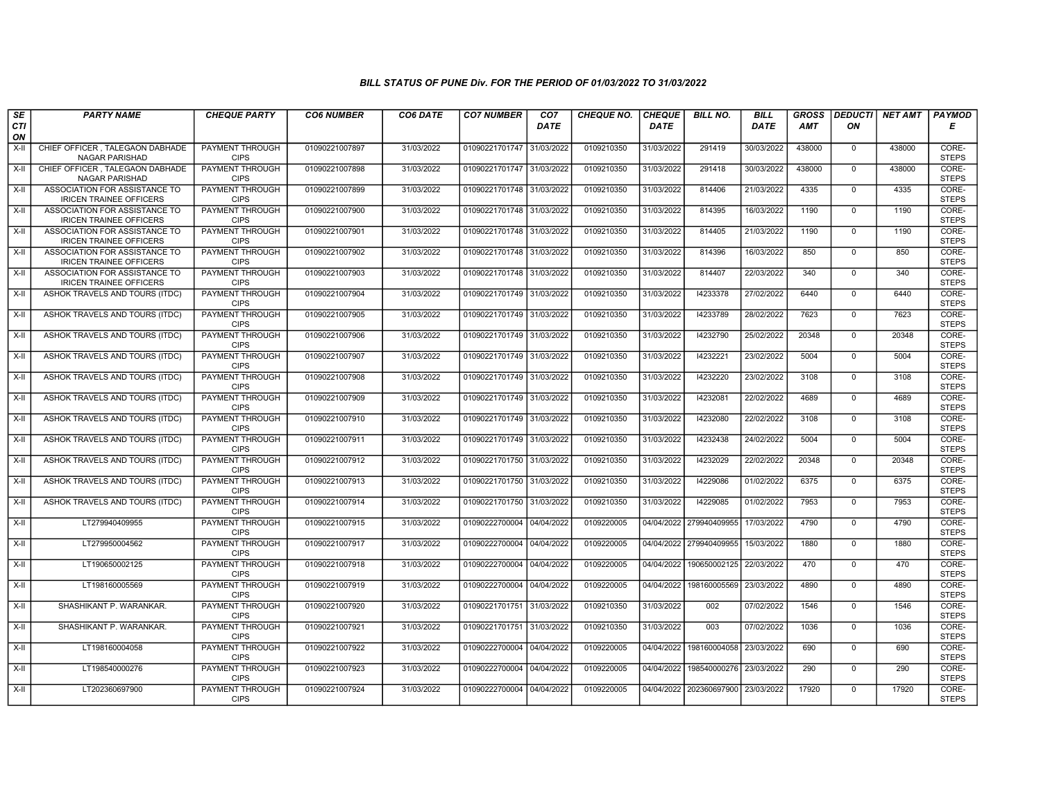# BILL STATUS OF PUNE Div. FOR THE PERIOD OF 01/03/2022 TO 31/03/2022

| SECTION | PARTY NAME | CHEQUE PARTY | CO6 NUMBER | CO6 DATE | CO7 NUMBER | CO7 DATE | CHEQUE NO. | CHEQUE DATE | BILL NO. | BILL DATE | GROSS AMT | DEDUCTION | NET AMT | PAYMODE |
|---|---|---|---|---|---|---|---|---|---|---|---|---|---|---|
| X-II | CHIEF OFFICER , TALEGAON DABHADE NAGAR PARISHAD | PAYMENT THROUGH CIPS | 01090221007897 | 31/03/2022 | 01090221701747 | 31/03/2022 | 0109210350 | 31/03/2022 | 291419 | 30/03/2022 | 438000 | 0 | 438000 | CORE-STEPS |
| X-II | CHIEF OFFICER , TALEGAON DABHADE NAGAR PARISHAD | PAYMENT THROUGH CIPS | 01090221007898 | 31/03/2022 | 01090221701747 | 31/03/2022 | 0109210350 | 31/03/2022 | 291418 | 30/03/2022 | 438000 | 0 | 438000 | CORE-STEPS |
| X-II | ASSOCIATION FOR ASSISTANCE TO IRICEN TRAINEE OFFICERS | PAYMENT THROUGH CIPS | 01090221007899 | 31/03/2022 | 01090221701748 | 31/03/2022 | 0109210350 | 31/03/2022 | 814406 | 21/03/2022 | 4335 | 0 | 4335 | CORE-STEPS |
| X-II | ASSOCIATION FOR ASSISTANCE TO IRICEN TRAINEE OFFICERS | PAYMENT THROUGH CIPS | 01090221007900 | 31/03/2022 | 01090221701748 | 31/03/2022 | 0109210350 | 31/03/2022 | 814395 | 16/03/2022 | 1190 | 0 | 1190 | CORE-STEPS |
| X-II | ASSOCIATION FOR ASSISTANCE TO IRICEN TRAINEE OFFICERS | PAYMENT THROUGH CIPS | 01090221007901 | 31/03/2022 | 01090221701748 | 31/03/2022 | 0109210350 | 31/03/2022 | 814405 | 21/03/2022 | 1190 | 0 | 1190 | CORE-STEPS |
| X-II | ASSOCIATION FOR ASSISTANCE TO IRICEN TRAINEE OFFICERS | PAYMENT THROUGH CIPS | 01090221007902 | 31/03/2022 | 01090221701748 | 31/03/2022 | 0109210350 | 31/03/2022 | 814396 | 16/03/2022 | 850 | 0 | 850 | CORE-STEPS |
| X-II | ASSOCIATION FOR ASSISTANCE TO IRICEN TRAINEE OFFICERS | PAYMENT THROUGH CIPS | 01090221007903 | 31/03/2022 | 01090221701748 | 31/03/2022 | 0109210350 | 31/03/2022 | 814407 | 22/03/2022 | 340 | 0 | 340 | CORE-STEPS |
| X-II | ASHOK TRAVELS AND TOURS (ITDC) | PAYMENT THROUGH CIPS | 01090221007904 | 31/03/2022 | 01090221701749 | 31/03/2022 | 0109210350 | 31/03/2022 | I4233378 | 27/02/2022 | 6440 | 0 | 6440 | CORE-STEPS |
| X-II | ASHOK TRAVELS AND TOURS (ITDC) | PAYMENT THROUGH CIPS | 01090221007905 | 31/03/2022 | 01090221701749 | 31/03/2022 | 0109210350 | 31/03/2022 | I4233789 | 28/02/2022 | 7623 | 0 | 7623 | CORE-STEPS |
| X-II | ASHOK TRAVELS AND TOURS (ITDC) | PAYMENT THROUGH CIPS | 01090221007906 | 31/03/2022 | 01090221701749 | 31/03/2022 | 0109210350 | 31/03/2022 | I4232790 | 25/02/2022 | 20348 | 0 | 20348 | CORE-STEPS |
| X-II | ASHOK TRAVELS AND TOURS (ITDC) | PAYMENT THROUGH CIPS | 01090221007907 | 31/03/2022 | 01090221701749 | 31/03/2022 | 0109210350 | 31/03/2022 | I4232221 | 23/02/2022 | 5004 | 0 | 5004 | CORE-STEPS |
| X-II | ASHOK TRAVELS AND TOURS (ITDC) | PAYMENT THROUGH CIPS | 01090221007908 | 31/03/2022 | 01090221701749 | 31/03/2022 | 0109210350 | 31/03/2022 | I4232220 | 23/02/2022 | 3108 | 0 | 3108 | CORE-STEPS |
| X-II | ASHOK TRAVELS AND TOURS (ITDC) | PAYMENT THROUGH CIPS | 01090221007909 | 31/03/2022 | 01090221701749 | 31/03/2022 | 0109210350 | 31/03/2022 | I4232081 | 22/02/2022 | 4689 | 0 | 4689 | CORE-STEPS |
| X-II | ASHOK TRAVELS AND TOURS (ITDC) | PAYMENT THROUGH CIPS | 01090221007910 | 31/03/2022 | 01090221701749 | 31/03/2022 | 0109210350 | 31/03/2022 | I4232080 | 22/02/2022 | 3108 | 0 | 3108 | CORE-STEPS |
| X-II | ASHOK TRAVELS AND TOURS (ITDC) | PAYMENT THROUGH CIPS | 01090221007911 | 31/03/2022 | 01090221701749 | 31/03/2022 | 0109210350 | 31/03/2022 | I4232438 | 24/02/2022 | 5004 | 0 | 5004 | CORE-STEPS |
| X-II | ASHOK TRAVELS AND TOURS (ITDC) | PAYMENT THROUGH CIPS | 01090221007912 | 31/03/2022 | 01090221701750 | 31/03/2022 | 0109210350 | 31/03/2022 | I4232029 | 22/02/2022 | 20348 | 0 | 20348 | CORE-STEPS |
| X-II | ASHOK TRAVELS AND TOURS (ITDC) | PAYMENT THROUGH CIPS | 01090221007913 | 31/03/2022 | 01090221701750 | 31/03/2022 | 0109210350 | 31/03/2022 | I4229086 | 01/02/2022 | 6375 | 0 | 6375 | CORE-STEPS |
| X-II | ASHOK TRAVELS AND TOURS (ITDC) | PAYMENT THROUGH CIPS | 01090221007914 | 31/03/2022 | 01090221701750 | 31/03/2022 | 0109210350 | 31/03/2022 | I4229085 | 01/02/2022 | 7953 | 0 | 7953 | CORE-STEPS |
| X-II | LT279940409955 | PAYMENT THROUGH CIPS | 01090221007915 | 31/03/2022 | 01090222700004 | 04/04/2022 | 0109220005 | 04/04/2022 | 279940409955 | 17/03/2022 | 4790 | 0 | 4790 | CORE-STEPS |
| X-II | LT279950004562 | PAYMENT THROUGH CIPS | 01090221007917 | 31/03/2022 | 01090222700004 | 04/04/2022 | 0109220005 | 04/04/2022 | 279940409955 | 15/03/2022 | 1880 | 0 | 1880 | CORE-STEPS |
| X-II | LT190650002125 | PAYMENT THROUGH CIPS | 01090221007918 | 31/03/2022 | 01090222700004 | 04/04/2022 | 0109220005 | 04/04/2022 | 190650002125 | 22/03/2022 | 470 | 0 | 470 | CORE-STEPS |
| X-II | LT198160005569 | PAYMENT THROUGH CIPS | 01090221007919 | 31/03/2022 | 01090222700004 | 04/04/2022 | 0109220005 | 04/04/2022 | 198160005569 | 23/03/2022 | 4890 | 0 | 4890 | CORE-STEPS |
| X-II | SHASHIKANT P. WARANKAR. | PAYMENT THROUGH CIPS | 01090221007920 | 31/03/2022 | 01090221701751 | 31/03/2022 | 0109210350 | 31/03/2022 | 002 | 07/02/2022 | 1546 | 0 | 1546 | CORE-STEPS |
| X-II | SHASHIKANT P. WARANKAR. | PAYMENT THROUGH CIPS | 01090221007921 | 31/03/2022 | 01090221701751 | 31/03/2022 | 0109210350 | 31/03/2022 | 003 | 07/02/2022 | 1036 | 0 | 1036 | CORE-STEPS |
| X-II | LT198160004058 | PAYMENT THROUGH CIPS | 01090221007922 | 31/03/2022 | 01090222700004 | 04/04/2022 | 0109220005 | 04/04/2022 | 198160004058 | 23/03/2022 | 690 | 0 | 690 | CORE-STEPS |
| X-II | LT198540000276 | PAYMENT THROUGH CIPS | 01090221007923 | 31/03/2022 | 01090222700004 | 04/04/2022 | 0109220005 | 04/04/2022 | 198540000276 | 23/03/2022 | 290 | 0 | 290 | CORE-STEPS |
| X-II | LT202360697900 | PAYMENT THROUGH CIPS | 01090221007924 | 31/03/2022 | 01090222700004 | 04/04/2022 | 0109220005 | 04/04/2022 | 202360697900 | 23/03/2022 | 17920 | 0 | 17920 | CORE-STEPS |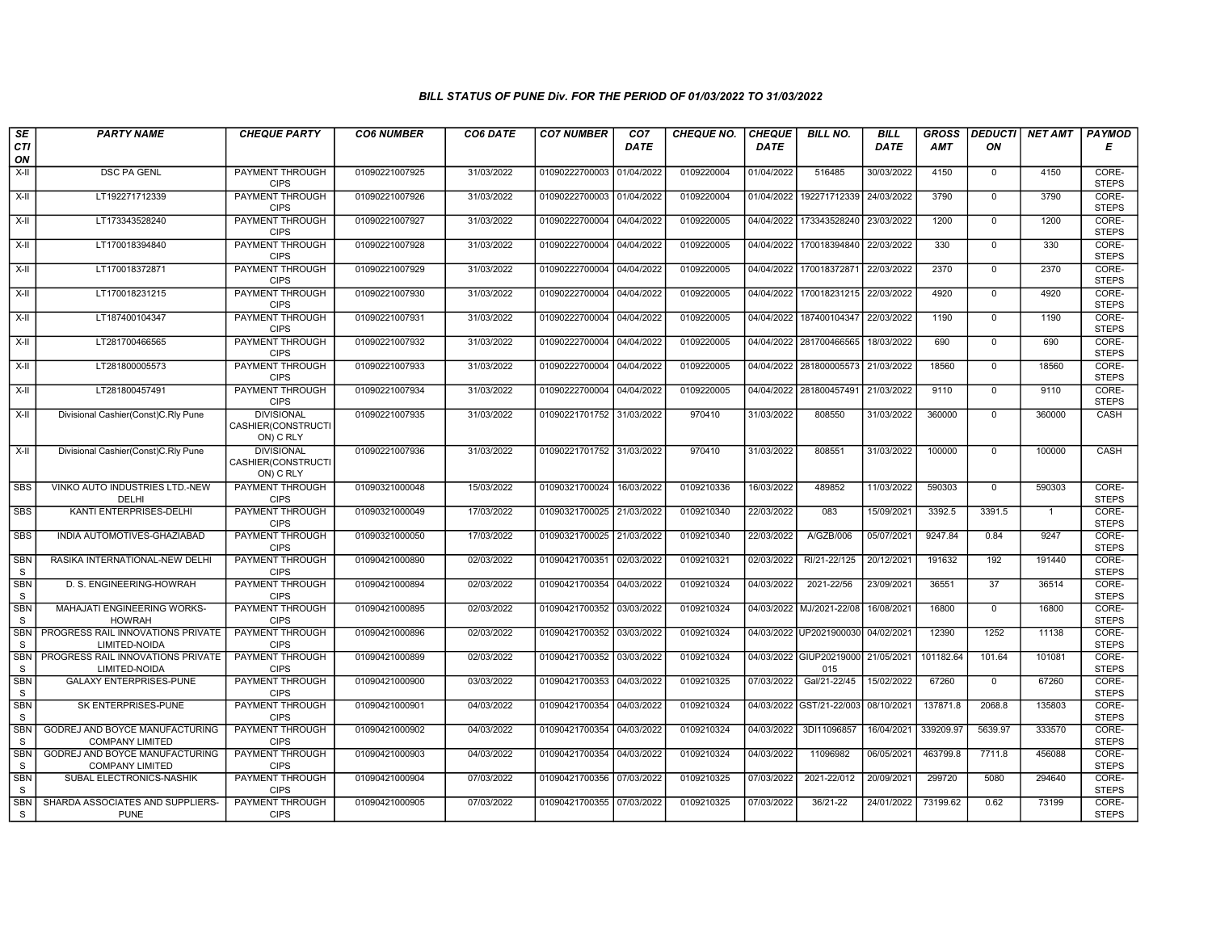## BILL STATUS OF PUNE Div. FOR THE PERIOD OF 01/03/2022 TO 31/03/2022

| SECTION | PARTY NAME | CHEQUE PARTY | CO6 NUMBER | CO6 DATE | CO7 NUMBER | CO7 DATE | CHEQUE NO. | CHEQUE DATE | BILL NO. | BILL DATE | GROSS AMT | DEDUCTION | NET AMT | PAYMODE |
|---|---|---|---|---|---|---|---|---|---|---|---|---|---|---|
| X-II | DSC PA GENL | PAYMENT THROUGH CIPS | 01090221007925 | 31/03/2022 | 01090222700003 | 01/04/2022 | 0109220004 | 01/04/2022 | 516485 | 30/03/2022 | 4150 | 0 | 4150 | CORE-STEPS |
| X-II | LT192271712339 | PAYMENT THROUGH CIPS | 01090221007926 | 31/03/2022 | 01090222700003 | 01/04/2022 | 0109220004 | 01/04/2022 | 192271712339 | 24/03/2022 | 3790 | 0 | 3790 | CORE-STEPS |
| X-II | LT173343528240 | PAYMENT THROUGH CIPS | 01090221007927 | 31/03/2022 | 01090222700004 | 04/04/2022 | 0109220005 | 04/04/2022 | 173343528240 | 23/03/2022 | 1200 | 0 | 1200 | CORE-STEPS |
| X-II | LT170018394840 | PAYMENT THROUGH CIPS | 01090221007928 | 31/03/2022 | 01090222700004 | 04/04/2022 | 0109220005 | 04/04/2022 | 170018394840 | 22/03/2022 | 330 | 0 | 330 | CORE-STEPS |
| X-II | LT170018372871 | PAYMENT THROUGH CIPS | 01090221007929 | 31/03/2022 | 01090222700004 | 04/04/2022 | 0109220005 | 04/04/2022 | 170018372871 | 22/03/2022 | 2370 | 0 | 2370 | CORE-STEPS |
| X-II | LT170018231215 | PAYMENT THROUGH CIPS | 01090221007930 | 31/03/2022 | 01090222700004 | 04/04/2022 | 0109220005 | 04/04/2022 | 170018231215 | 22/03/2022 | 4920 | 0 | 4920 | CORE-STEPS |
| X-II | LT187400104347 | PAYMENT THROUGH CIPS | 01090221007931 | 31/03/2022 | 01090222700004 | 04/04/2022 | 0109220005 | 04/04/2022 | 187400104347 | 22/03/2022 | 1190 | 0 | 1190 | CORE-STEPS |
| X-II | LT281700466565 | PAYMENT THROUGH CIPS | 01090221007932 | 31/03/2022 | 01090222700004 | 04/04/2022 | 0109220005 | 04/04/2022 | 281700466565 | 18/03/2022 | 690 | 0 | 690 | CORE-STEPS |
| X-II | LT281800005573 | PAYMENT THROUGH CIPS | 01090221007933 | 31/03/2022 | 01090222700004 | 04/04/2022 | 0109220005 | 04/04/2022 | 281800005573 | 21/03/2022 | 18560 | 0 | 18560 | CORE-STEPS |
| X-II | LT281800457491 | PAYMENT THROUGH CIPS | 01090221007934 | 31/03/2022 | 01090222700004 | 04/04/2022 | 0109220005 | 04/04/2022 | 281800457491 | 21/03/2022 | 9110 | 0 | 9110 | CORE-STEPS |
| X-II | Divisional Cashier(Const)C.Rly Pune | DIVISIONAL CASHIER(CONSTRUCTION) C RLY | 01090221007935 | 31/03/2022 | 01090221701752 | 31/03/2022 | 970410 | 31/03/2022 | 808550 | 31/03/2022 | 360000 | 0 | 360000 | CASH |
| X-II | Divisional Cashier(Const)C.Rly Pune | DIVISIONAL CASHIER(CONSTRUCTION) C RLY | 01090221007936 | 31/03/2022 | 01090221701752 | 31/03/2022 | 970410 | 31/03/2022 | 808551 | 31/03/2022 | 100000 | 0 | 100000 | CASH |
| SBS | VINKO AUTO INDUSTRIES LTD.-NEW DELHI | PAYMENT THROUGH CIPS | 01090321000048 | 15/03/2022 | 01090321700024 | 16/03/2022 | 0109210336 | 16/03/2022 | 489852 | 11/03/2022 | 590303 | 0 | 590303 | CORE-STEPS |
| SBS | KANTI ENTERPRISES-DELHI | PAYMENT THROUGH CIPS | 01090321000049 | 17/03/2022 | 01090321700025 | 21/03/2022 | 0109210340 | 22/03/2022 | 083 | 15/09/2021 | 3392.5 | 3391.5 | 1 | CORE-STEPS |
| SBS | INDIA AUTOMOTIVES-GHAZIABAD | PAYMENT THROUGH CIPS | 01090321000050 | 17/03/2022 | 01090321700025 | 21/03/2022 | 0109210340 | 22/03/2022 | A/GZB/006 | 05/07/2021 | 9247.84 | 0.84 | 9247 | CORE-STEPS |
| SBNS | RASIKA INTERNATIONAL-NEW DELHI | PAYMENT THROUGH CIPS | 01090421000890 | 02/03/2022 | 01090421700351 | 02/03/2022 | 0109210321 | 02/03/2022 | RI/21-22/125 | 20/12/2021 | 191632 | 192 | 191440 | CORE-STEPS |
| SBNS | D. S. ENGINEERING-HOWRAH | PAYMENT THROUGH CIPS | 01090421000894 | 02/03/2022 | 01090421700354 | 04/03/2022 | 0109210324 | 04/03/2022 | 2021-22/56 | 23/09/2021 | 36551 | 37 | 36514 | CORE-STEPS |
| SBNS | MAHAJATI ENGINEERING WORKS-HOWRAH | PAYMENT THROUGH CIPS | 01090421000895 | 02/03/2022 | 01090421700352 | 03/03/2022 | 0109210324 | 04/03/2022 | MJ/2021-22/08 | 16/08/2021 | 16800 | 0 | 16800 | CORE-STEPS |
| SBNS | PROGRESS RAIL INNOVATIONS PRIVATE LIMITED-NOIDA | PAYMENT THROUGH CIPS | 01090421000896 | 02/03/2022 | 01090421700352 | 03/03/2022 | 0109210324 | 04/03/2022 | UP2021900030 | 04/02/2021 | 12390 | 1252 | 11138 | CORE-STEPS |
| SBNS | PROGRESS RAIL INNOVATIONS PRIVATE LIMITED-NOIDA | PAYMENT THROUGH CIPS | 01090421000899 | 02/03/2022 | 01090421700352 | 03/03/2022 | 0109210324 | 04/03/2022 | GIUP20219000015 | 21/05/2021 | 101182.64 | 101.64 | 101081 | CORE-STEPS |
| SBNS | GALAXY ENTERPRISES-PUNE | PAYMENT THROUGH CIPS | 01090421000900 | 03/03/2022 | 01090421700353 | 04/03/2022 | 0109210325 | 07/03/2022 | Gal/21-22/45 | 15/02/2022 | 67260 | 0 | 67260 | CORE-STEPS |
| SBNS | SK ENTERPRISES-PUNE | PAYMENT THROUGH CIPS | 01090421000901 | 04/03/2022 | 01090421700354 | 04/03/2022 | 0109210324 | 04/03/2022 | GST/21-22/003 | 08/10/2021 | 137871.8 | 2068.8 | 135803 | CORE-STEPS |
| SBNS | GODREJ AND BOYCE MANUFACTURING COMPANY LIMITED | PAYMENT THROUGH CIPS | 01090421000902 | 04/03/2022 | 01090421700354 | 04/03/2022 | 0109210324 | 04/03/2022 | 3DI11096857 | 16/04/2021 | 339209.97 | 5639.97 | 333570 | CORE-STEPS |
| SBNS | GODREJ AND BOYCE MANUFACTURING COMPANY LIMITED | PAYMENT THROUGH CIPS | 01090421000903 | 04/03/2022 | 01090421700354 | 04/03/2022 | 0109210324 | 04/03/2022 | 11096982 | 06/05/2021 | 463799.8 | 7711.8 | 456088 | CORE-STEPS |
| SBNS | SUBAL ELECTRONICS-NASHIK | PAYMENT THROUGH CIPS | 01090421000904 | 07/03/2022 | 01090421700356 | 07/03/2022 | 0109210325 | 07/03/2022 | 2021-22/012 | 20/09/2021 | 299720 | 5080 | 294640 | CORE-STEPS |
| SBNS | SHARDA ASSOCIATES AND SUPPLIERS-PUNE | PAYMENT THROUGH CIPS | 01090421000905 | 07/03/2022 | 01090421700355 | 07/03/2022 | 0109210325 | 07/03/2022 | 36/21-22 | 24/01/2022 | 73199.62 | 0.62 | 73199 | CORE-STEPS |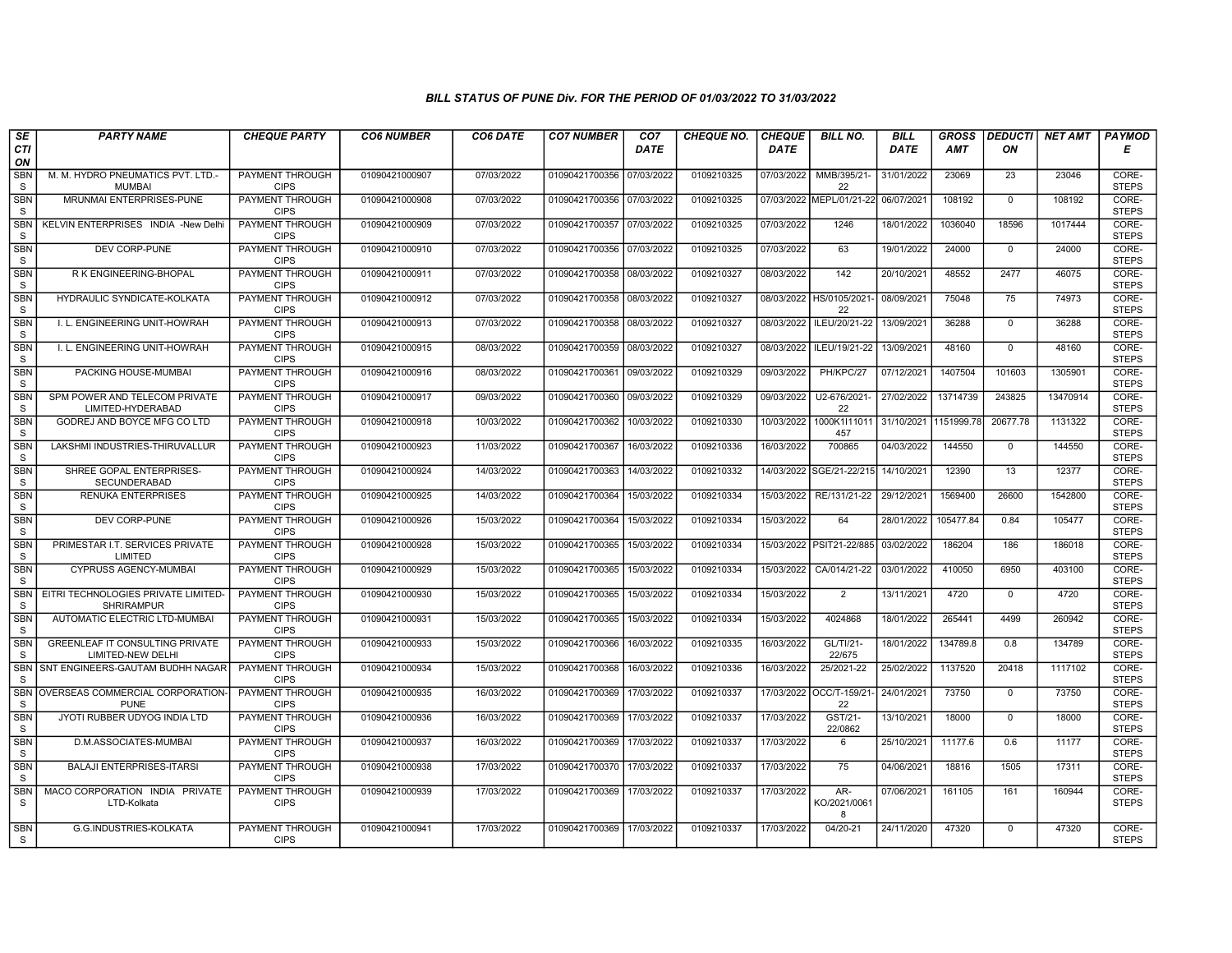### BILL STATUS OF PUNE Div. FOR THE PERIOD OF 01/03/2022 TO 31/03/2022

| SECTION | PARTY NAME | CHEQUE PARTY | CO6 NUMBER | CO6 DATE | CO7 NUMBER | CO7 DATE | CHEQUE NO. | CHEQUE DATE | BILL NO. | BILL DATE | GROSS AMT | DEDUCTION | NET AMT | PAYMODE |
|---|---|---|---|---|---|---|---|---|---|---|---|---|---|---|
| SBNS | M. M. HYDRO PNEUMATICS PVT. LTD.-MUMBAI | PAYMENT THROUGH CIPS | 01090421000907 | 07/03/2022 | 01090421700356 | 07/03/2022 | 0109210325 | 07/03/2022 | MMB/395/21-22 | 31/01/2022 | 23069 | 23 | 23046 | CORE-STEPS |
| SBNS | MRUNMAI ENTERPRISES-PUNE | PAYMENT THROUGH CIPS | 01090421000908 | 07/03/2022 | 01090421700356 | 07/03/2022 | 0109210325 | 07/03/2022 | MEPL/01/21-22 | 06/07/2021 | 108192 | 0 | 108192 | CORE-STEPS |
| SBNS | KELVIN ENTERPRISES INDIA -New Delhi | PAYMENT THROUGH CIPS | 01090421000909 | 07/03/2022 | 01090421700357 | 07/03/2022 | 0109210325 | 07/03/2022 | 1246 | 18/01/2022 | 1036040 | 18596 | 1017444 | CORE-STEPS |
| SBNS | DEV CORP-PUNE | PAYMENT THROUGH CIPS | 01090421000910 | 07/03/2022 | 01090421700356 | 07/03/2022 | 0109210325 | 07/03/2022 | 63 | 19/01/2022 | 24000 | 0 | 24000 | CORE-STEPS |
| SBNS | R K ENGINEERING-BHOPAL | PAYMENT THROUGH CIPS | 01090421000911 | 07/03/2022 | 01090421700358 | 08/03/2022 | 0109210327 | 08/03/2022 | 142 | 20/10/2021 | 48552 | 2477 | 46075 | CORE-STEPS |
| SBNS | HYDRAULIC SYNDICATE-KOLKATA | PAYMENT THROUGH CIPS | 01090421000912 | 07/03/2022 | 01090421700358 | 08/03/2022 | 0109210327 | 08/03/2022 | HS/0105/2021-22 | 08/09/2021 | 75048 | 75 | 74973 | CORE-STEPS |
| SBNS | I. L. ENGINEERING UNIT-HOWRAH | PAYMENT THROUGH CIPS | 01090421000913 | 07/03/2022 | 01090421700358 | 08/03/2022 | 0109210327 | 08/03/2022 | ILEU/20/21-22 | 13/09/2021 | 36288 | 0 | 36288 | CORE-STEPS |
| SBNS | I. L. ENGINEERING UNIT-HOWRAH | PAYMENT THROUGH CIPS | 01090421000915 | 08/03/2022 | 01090421700359 | 08/03/2022 | 0109210327 | 08/03/2022 | ILEU/19/21-22 | 13/09/2021 | 48160 | 0 | 48160 | CORE-STEPS |
| SBNS | PACKING HOUSE-MUMBAI | PAYMENT THROUGH CIPS | 01090421000916 | 08/03/2022 | 01090421700361 | 09/03/2022 | 0109210329 | 09/03/2022 | PH/KPC/27 | 07/12/2021 | 1407504 | 101603 | 1305901 | CORE-STEPS |
| SBNS | SPM POWER AND TELECOM PRIVATE LIMITED-HYDERABAD | PAYMENT THROUGH CIPS | 01090421000917 | 09/03/2022 | 01090421700360 | 09/03/2022 | 0109210329 | 09/03/2022 | U2-676/2021-22 | 27/02/2022 | 13714739 | 243825 | 13470914 | CORE-STEPS |
| SBNS | GODREJ AND BOYCE MFG CO LTD | PAYMENT THROUGH CIPS | 01090421000918 | 10/03/2022 | 01090421700362 | 10/03/2022 | 0109210330 | 10/03/2022 | 1000K1I11011457 | 31/10/2021 | 1151999.78 | 20677.78 | 1131322 | CORE-STEPS |
| SBNS | LAKSHMI INDUSTRIES-THIRUVALLUR | PAYMENT THROUGH CIPS | 01090421000923 | 11/03/2022 | 01090421700367 | 16/03/2022 | 0109210336 | 16/03/2022 | 700865 | 04/03/2022 | 144550 | 0 | 144550 | CORE-STEPS |
| SBNS | SHREE GOPAL ENTERPRISES-SECUNDERABAD | PAYMENT THROUGH CIPS | 01090421000924 | 14/03/2022 | 01090421700363 | 14/03/2022 | 0109210332 | 14/03/2022 | SGE/21-22/215 | 14/10/2021 | 12390 | 13 | 12377 | CORE-STEPS |
| SBNS | RENUKA ENTERPRISES | PAYMENT THROUGH CIPS | 01090421000925 | 14/03/2022 | 01090421700364 | 15/03/2022 | 0109210334 | 15/03/2022 | RE/131/21-22 | 29/12/2021 | 1569400 | 26600 | 1542800 | CORE-STEPS |
| SBNS | DEV CORP-PUNE | PAYMENT THROUGH CIPS | 01090421000926 | 15/03/2022 | 01090421700364 | 15/03/2022 | 0109210334 | 15/03/2022 | 64 | 28/01/2022 | 105477.84 | 0.84 | 105477 | CORE-STEPS |
| SBNS | PRIMESTAR I.T. SERVICES PRIVATE LIMITED | PAYMENT THROUGH CIPS | 01090421000928 | 15/03/2022 | 01090421700365 | 15/03/2022 | 0109210334 | 15/03/2022 | PSIT21-22/885 | 03/02/2022 | 186204 | 186 | 186018 | CORE-STEPS |
| SBNS | CYPRUSS AGENCY-MUMBAI | PAYMENT THROUGH CIPS | 01090421000929 | 15/03/2022 | 01090421700365 | 15/03/2022 | 0109210334 | 15/03/2022 | CA/014/21-22 | 03/01/2022 | 410050 | 6950 | 403100 | CORE-STEPS |
| SBNS | EITRI TECHNOLOGIES PRIVATE LIMITED-SHRIRAMPUR | PAYMENT THROUGH CIPS | 01090421000930 | 15/03/2022 | 01090421700365 | 15/03/2022 | 0109210334 | 15/03/2022 | 2 | 13/11/2021 | 4720 | 0 | 4720 | CORE-STEPS |
| SBNS | AUTOMATIC ELECTRIC LTD-MUMBAI | PAYMENT THROUGH CIPS | 01090421000931 | 15/03/2022 | 01090421700365 | 15/03/2022 | 0109210334 | 15/03/2022 | 4024868 | 18/01/2022 | 265441 | 4499 | 260942 | CORE-STEPS |
| SBNS | GREENLEAF IT CONSULTING PRIVATE LIMITED-NEW DELHI | PAYMENT THROUGH CIPS | 01090421000933 | 15/03/2022 | 01090421700366 | 16/03/2022 | 0109210335 | 16/03/2022 | GL/TI/21-22/675 | 18/01/2022 | 134789.8 | 0.8 | 134789 | CORE-STEPS |
| SBNS | SNT ENGINEERS-GAUTAM BUDHH NAGAR | PAYMENT THROUGH CIPS | 01090421000934 | 15/03/2022 | 01090421700368 | 16/03/2022 | 0109210336 | 16/03/2022 | 25/2021-22 | 25/02/2022 | 1137520 | 20418 | 1117102 | CORE-STEPS |
| SBNS | OVERSEAS COMMERCIAL CORPORATION-PUNE | PAYMENT THROUGH CIPS | 01090421000935 | 16/03/2022 | 01090421700369 | 17/03/2022 | 0109210337 | 17/03/2022 | OCC/T-159/21-22 | 24/01/2021 | 73750 | 0 | 73750 | CORE-STEPS |
| SBNS | JYOTI RUBBER UDYOG INDIA LTD | PAYMENT THROUGH CIPS | 01090421000936 | 16/03/2022 | 01090421700369 | 17/03/2022 | 0109210337 | 17/03/2022 | GST/21-22/0862 | 13/10/2021 | 18000 | 0 | 18000 | CORE-STEPS |
| SBNS | D.M.ASSOCIATES-MUMBAI | PAYMENT THROUGH CIPS | 01090421000937 | 16/03/2022 | 01090421700369 | 17/03/2022 | 0109210337 | 17/03/2022 | 6 | 25/10/2021 | 11177.6 | 0.6 | 11177 | CORE-STEPS |
| SBNS | BALAJI ENTERPRISES-ITARSI | PAYMENT THROUGH CIPS | 01090421000938 | 17/03/2022 | 01090421700370 | 17/03/2022 | 0109210337 | 17/03/2022 | 75 | 04/06/2021 | 18816 | 1505 | 17311 | CORE-STEPS |
| SBNS | MACO CORPORATION INDIA PRIVATE LTD-Kolkata | PAYMENT THROUGH CIPS | 01090421000939 | 17/03/2022 | 01090421700369 | 17/03/2022 | 0109210337 | 17/03/2022 | AR-KO/2021/00618 | 07/06/2021 | 161105 | 161 | 160944 | CORE-STEPS |
| SBNS | G.G.INDUSTRIES-KOLKATA | PAYMENT THROUGH CIPS | 01090421000941 | 17/03/2022 | 01090421700369 | 17/03/2022 | 0109210337 | 17/03/2022 | 04/20-21 | 24/11/2020 | 47320 | 0 | 47320 | CORE-STEPS |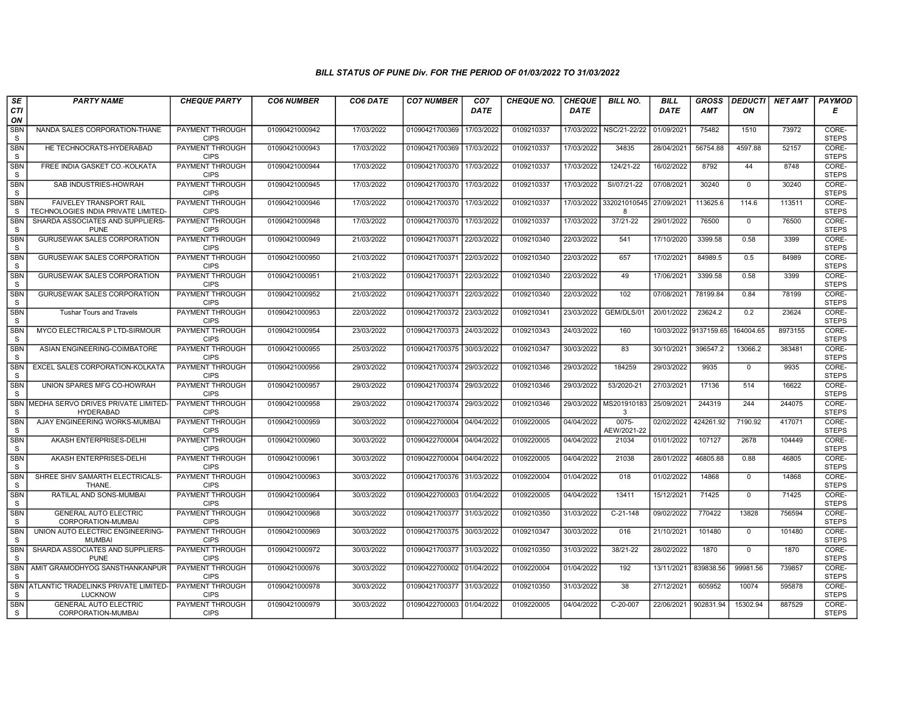# BILL STATUS OF PUNE Div. FOR THE PERIOD OF 01/03/2022 TO 31/03/2022

| SECTION | PARTY NAME | CHEQUE PARTY | CO6 NUMBER | CO6 DATE | CO7 NUMBER | CO7 DATE | CHEQUE NO. | CHEQUE DATE | BILL NO. | BILL DATE | GROSS AMT | DEDUCTION | NET AMT | PAYMODE |
|---|---|---|---|---|---|---|---|---|---|---|---|---|---|---|
| SBNS | NANDA SALES CORPORATION-THANE | PAYMENT THROUGH CIPS | 01090421000942 | 17/03/2022 | 01090421700369 | 17/03/2022 | 0109210337 | 17/03/2022 | NSC/21-22/22 | 01/09/2021 | 75482 | 1510 | 73972 | CORE-STEPS |
| SBNS | HE TECHNOCRATS-HYDERABAD | PAYMENT THROUGH CIPS | 01090421000943 | 17/03/2022 | 01090421700369 | 17/03/2022 | 0109210337 | 17/03/2022 | 34835 | 28/04/2021 | 56754.88 | 4597.88 | 52157 | CORE-STEPS |
| SBNS | FREE INDIA GASKET CO.-KOLKATA | PAYMENT THROUGH CIPS | 01090421000944 | 17/03/2022 | 01090421700370 | 17/03/2022 | 0109210337 | 17/03/2022 | 124/21-22 | 16/02/2022 | 8792 | 44 | 8748 | CORE-STEPS |
| SBNS | SAB INDUSTRIES-HOWRAH | PAYMENT THROUGH CIPS | 01090421000945 | 17/03/2022 | 01090421700370 | 17/03/2022 | 0109210337 | 17/03/2022 | SI/07/21-22 | 07/08/2021 | 30240 | 0 | 30240 | CORE-STEPS |
| SBNS | FAIVELEY TRANSPORT RAIL TECHNOLOGIES INDIA PRIVATE LIMITED- | PAYMENT THROUGH CIPS | 01090421000946 | 17/03/2022 | 01090421700370 | 17/03/2022 | 0109210337 | 17/03/2022 | 3320210105458 | 27/09/2021 | 113625.6 | 114.6 | 113511 | CORE-STEPS |
| SBNS | SHARDA ASSOCIATES AND SUPPLIERS-PUNE | PAYMENT THROUGH CIPS | 01090421000948 | 17/03/2022 | 01090421700370 | 17/03/2022 | 0109210337 | 17/03/2022 | 37/21-22 | 29/01/2022 | 76500 | 0 | 76500 | CORE-STEPS |
| SBNS | GURUSEWAK SALES CORPORATION | PAYMENT THROUGH CIPS | 01090421000949 | 21/03/2022 | 01090421700371 | 22/03/2022 | 0109210340 | 22/03/2022 | 541 | 17/10/2020 | 3399.58 | 0.58 | 3399 | CORE-STEPS |
| SBNS | GURUSEWAK SALES CORPORATION | PAYMENT THROUGH CIPS | 01090421000950 | 21/03/2022 | 01090421700371 | 22/03/2022 | 0109210340 | 22/03/2022 | 657 | 17/02/2021 | 84989.5 | 0.5 | 84989 | CORE-STEPS |
| SBNS | GURUSEWAK SALES CORPORATION | PAYMENT THROUGH CIPS | 01090421000951 | 21/03/2022 | 01090421700371 | 22/03/2022 | 0109210340 | 22/03/2022 | 49 | 17/06/2021 | 3399.58 | 0.58 | 3399 | CORE-STEPS |
| SBNS | GURUSEWAK SALES CORPORATION | PAYMENT THROUGH CIPS | 01090421000952 | 21/03/2022 | 01090421700371 | 22/03/2022 | 0109210340 | 22/03/2022 | 102 | 07/08/2021 | 78199.84 | 0.84 | 78199 | CORE-STEPS |
| SBNS | Tushar Tours and Travels | PAYMENT THROUGH CIPS | 01090421000953 | 22/03/2022 | 01090421700372 | 23/03/2022 | 0109210341 | 23/03/2022 | GEM/DLS/01 | 20/01/2022 | 23624.2 | 0.2 | 23624 | CORE-STEPS |
| SBNS | MYCO ELECTRICALS P LTD-SIRMOUR | PAYMENT THROUGH CIPS | 01090421000954 | 23/03/2022 | 01090421700373 | 24/03/2022 | 0109210343 | 24/03/2022 | 160 | 10/03/2022 | 9137159.65 | 164004.65 | 8973155 | CORE-STEPS |
| SBNS | ASIAN ENGINEERING-COIMBATORE | PAYMENT THROUGH CIPS | 01090421000955 | 25/03/2022 | 01090421700375 | 30/03/2022 | 0109210347 | 30/03/2022 | 83 | 30/10/2021 | 396547.2 | 13066.2 | 383481 | CORE-STEPS |
| SBNS | EXCEL SALES CORPORATION-KOLKATA | PAYMENT THROUGH CIPS | 01090421000956 | 29/03/2022 | 01090421700374 | 29/03/2022 | 0109210346 | 29/03/2022 | 184259 | 29/03/2022 | 9935 | 0 | 9935 | CORE-STEPS |
| SBNS | UNION SPARES MFG CO-HOWRAH | PAYMENT THROUGH CIPS | 01090421000957 | 29/03/2022 | 01090421700374 | 29/03/2022 | 0109210346 | 29/03/2022 | 53/2020-21 | 27/03/2021 | 17136 | 514 | 16622 | CORE-STEPS |
| SBNS | MEDHA SERVO DRIVES PRIVATE LIMITED-HYDERABAD | PAYMENT THROUGH CIPS | 01090421000958 | 29/03/2022 | 01090421700374 | 29/03/2022 | 0109210346 | 29/03/2022 | MS2019101833 | 25/09/2021 | 244319 | 244 | 244075 | CORE-STEPS |
| SBNS | AJAY ENGINEERING WORKS-MUMBAI | PAYMENT THROUGH CIPS | 01090421000959 | 30/03/2022 | 01090422700004 | 04/04/2022 | 0109220005 | 04/04/2022 | 0075-AEW/2021-22 | 02/02/2022 | 424261.92 | 7190.92 | 417071 | CORE-STEPS |
| SBNS | AKASH ENTERPRISES-DELHI | PAYMENT THROUGH CIPS | 01090421000960 | 30/03/2022 | 01090422700004 | 04/04/2022 | 0109220005 | 04/04/2022 | 21034 | 01/01/2022 | 107127 | 2678 | 104449 | CORE-STEPS |
| SBNS | AKASH ENTERPRISES-DELHI | PAYMENT THROUGH CIPS | 01090421000961 | 30/03/2022 | 01090422700004 | 04/04/2022 | 0109220005 | 04/04/2022 | 21038 | 28/01/2022 | 46805.88 | 0.88 | 46805 | CORE-STEPS |
| SBNS | SHREE SHIV SAMARTH ELECTRICALS-THANE. | PAYMENT THROUGH CIPS | 01090421000963 | 30/03/2022 | 01090421700376 | 31/03/2022 | 0109220004 | 01/04/2022 | 018 | 01/02/2022 | 14868 | 0 | 14868 | CORE-STEPS |
| SBNS | RATILAL AND SONS-MUMBAI | PAYMENT THROUGH CIPS | 01090421000964 | 30/03/2022 | 01090422700003 | 01/04/2022 | 0109220005 | 04/04/2022 | 13411 | 15/12/2021 | 71425 | 0 | 71425 | CORE-STEPS |
| SBNS | GENERAL AUTO ELECTRIC CORPORATION-MUMBAI | PAYMENT THROUGH CIPS | 01090421000968 | 30/03/2022 | 01090421700377 | 31/03/2022 | 0109210350 | 31/03/2022 | C-21-148 | 09/02/2022 | 770422 | 13828 | 756594 | CORE-STEPS |
| SBNS | UNION AUTO ELECTRIC ENGINEERING-MUMBAI | PAYMENT THROUGH CIPS | 01090421000969 | 30/03/2022 | 01090421700375 | 30/03/2022 | 0109210347 | 30/03/2022 | 016 | 21/10/2021 | 101480 | 0 | 101480 | CORE-STEPS |
| SBNS | SHARDA ASSOCIATES AND SUPPLIERS-PUNE | PAYMENT THROUGH CIPS | 01090421000972 | 30/03/2022 | 01090421700377 | 31/03/2022 | 0109210350 | 31/03/2022 | 38/21-22 | 28/02/2022 | 1870 | 0 | 1870 | CORE-STEPS |
| SBNS | AMIT GRAMODHYOG SANSTHANKANPUR | PAYMENT THROUGH CIPS | 01090421000976 | 30/03/2022 | 01090422700002 | 01/04/2022 | 0109220004 | 01/04/2022 | 192 | 13/11/2021 | 839838.56 | 99981.56 | 739857 | CORE-STEPS |
| SBNS | ATLANTIC TRADELINKS PRIVATE LIMITED-LUCKNOW | PAYMENT THROUGH CIPS | 01090421000978 | 30/03/2022 | 01090421700377 | 31/03/2022 | 0109210350 | 31/03/2022 | 38 | 27/12/2021 | 605952 | 10074 | 595878 | CORE-STEPS |
| SBNS | GENERAL AUTO ELECTRIC CORPORATION-MUMBAI | PAYMENT THROUGH CIPS | 01090421000979 | 30/03/2022 | 01090422700003 | 01/04/2022 | 0109220005 | 04/04/2022 | C-20-007 | 22/06/2021 | 902831.94 | 15302.94 | 887529 | CORE-STEPS |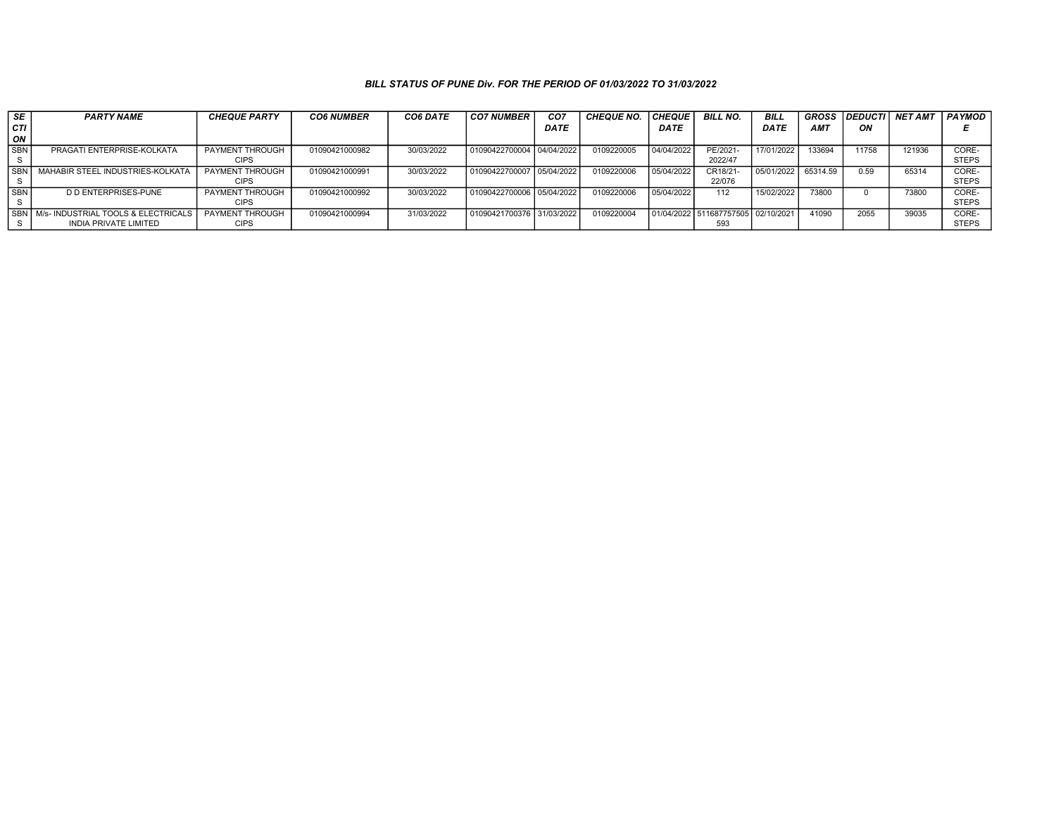### BILL STATUS OF PUNE Div. FOR THE PERIOD OF 01/03/2022 TO 31/03/2022

| SECTION | PARTY NAME | CHEQUE PARTY | CO6 NUMBER | CO6 DATE | CO7 NUMBER | CO7 DATE | CHEQUE NO. | CHEQUE DATE | BILL NO. | BILL DATE | GROSS AMT | DEDUCTION | NET AMT | PAYMODE |
|---|---|---|---|---|---|---|---|---|---|---|---|---|---|---|
| SBNS | PRAGATI ENTERPRISE-KOLKATA | PAYMENT THROUGH CIPS | 01090421000982 | 30/03/2022 | 01090422700004 | 04/04/2022 | 0109220005 | 04/04/2022 | PE/2021-2022/47 | 17/01/2022 | 133694 | 11758 | 121936 | CORE-STEPS |
| SBNS | MAHABIR STEEL INDUSTRIES-KOLKATA | PAYMENT THROUGH CIPS | 01090421000991 | 30/03/2022 | 01090422700007 | 05/04/2022 | 0109220006 | 05/04/2022 | CR18/21-22/076 | 05/01/2022 | 65314.59 | 0.59 | 65314 | CORE-STEPS |
| SBNS | D D ENTERPRISES-PUNE | PAYMENT THROUGH CIPS | 01090421000992 | 30/03/2022 | 01090422700006 | 05/04/2022 | 0109220006 | 05/04/2022 | 112 | 15/02/2022 | 73800 | 0 | 73800 | CORE-STEPS |
| SBNS | M/s- INDUSTRIAL TOOLS & ELECTRICALS INDIA PRIVATE LIMITED | PAYMENT THROUGH CIPS | 01090421000994 | 31/03/2022 | 01090421700376 | 31/03/2022 | 0109220004 | 01/04/2022 | 511687757505593 | 02/10/2021 | 41090 | 2055 | 39035 | CORE-STEPS |